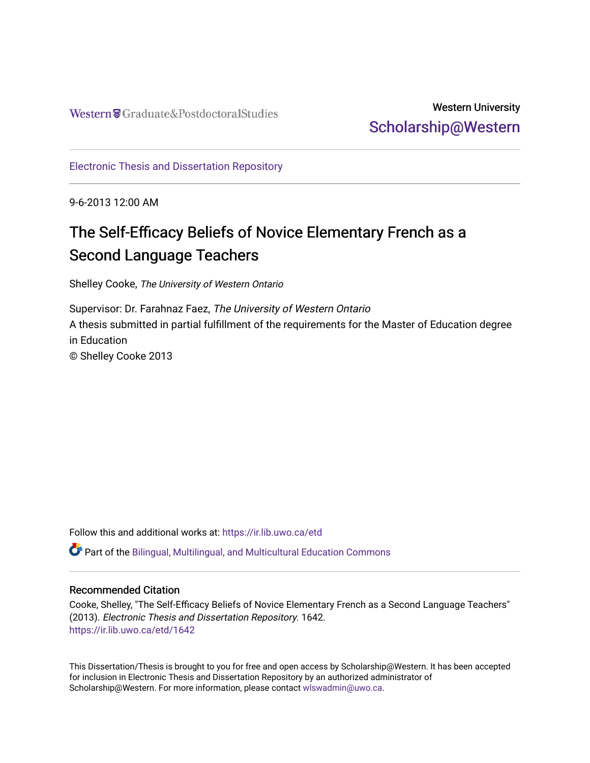Western Graduate&PostdoctoralStudies

Western University
Scholarship@Western

Electronic Thesis and Dissertation Repository

9-6-2013 12:00 AM

# The Self-Efficacy Beliefs of Novice Elementary French as a Second Language Teachers

Shelley Cooke, *The University of Western Ontario*

Supervisor: Dr. Farahnaz Faez, *The University of Western Ontario*
A thesis submitted in partial fulfillment of the requirements for the Master of Education degree in Education
© Shelley Cooke 2013

Follow this and additional works at: https://ir.lib.uwo.ca/etd

Part of the Bilingual, Multilingual, and Multicultural Education Commons

## Recommended Citation

Cooke, Shelley, "The Self-Efficacy Beliefs of Novice Elementary French as a Second Language Teachers" (2013). *Electronic Thesis and Dissertation Repository*. 1642.
https://ir.lib.uwo.ca/etd/1642

This Dissertation/Thesis is brought to you for free and open access by Scholarship@Western. It has been accepted for inclusion in Electronic Thesis and Dissertation Repository by an authorized administrator of Scholarship@Western. For more information, please contact wlswadmin@uwo.ca.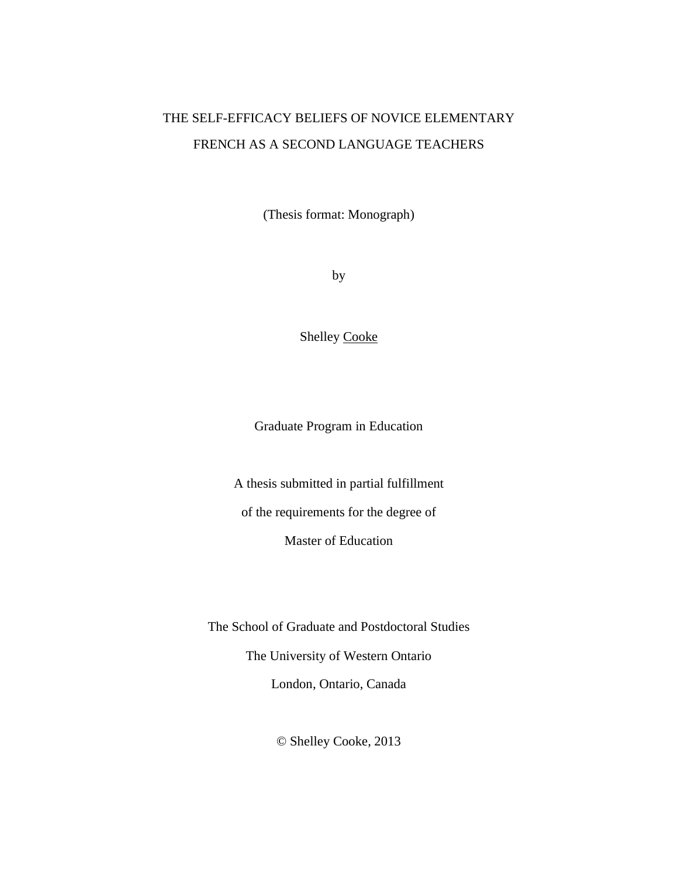# THE SELF-EFFICACY BELIEFS OF NOVICE ELEMENTARY FRENCH AS A SECOND LANGUAGE TEACHERS

(Thesis format: Monograph)

by

Shelley Cooke

Graduate Program in Education

A thesis submitted in partial fulfillment

of the requirements for the degree of

Master of Education

The School of Graduate and Postdoctoral Studies

The University of Western Ontario

London, Ontario, Canada

© Shelley Cooke, 2013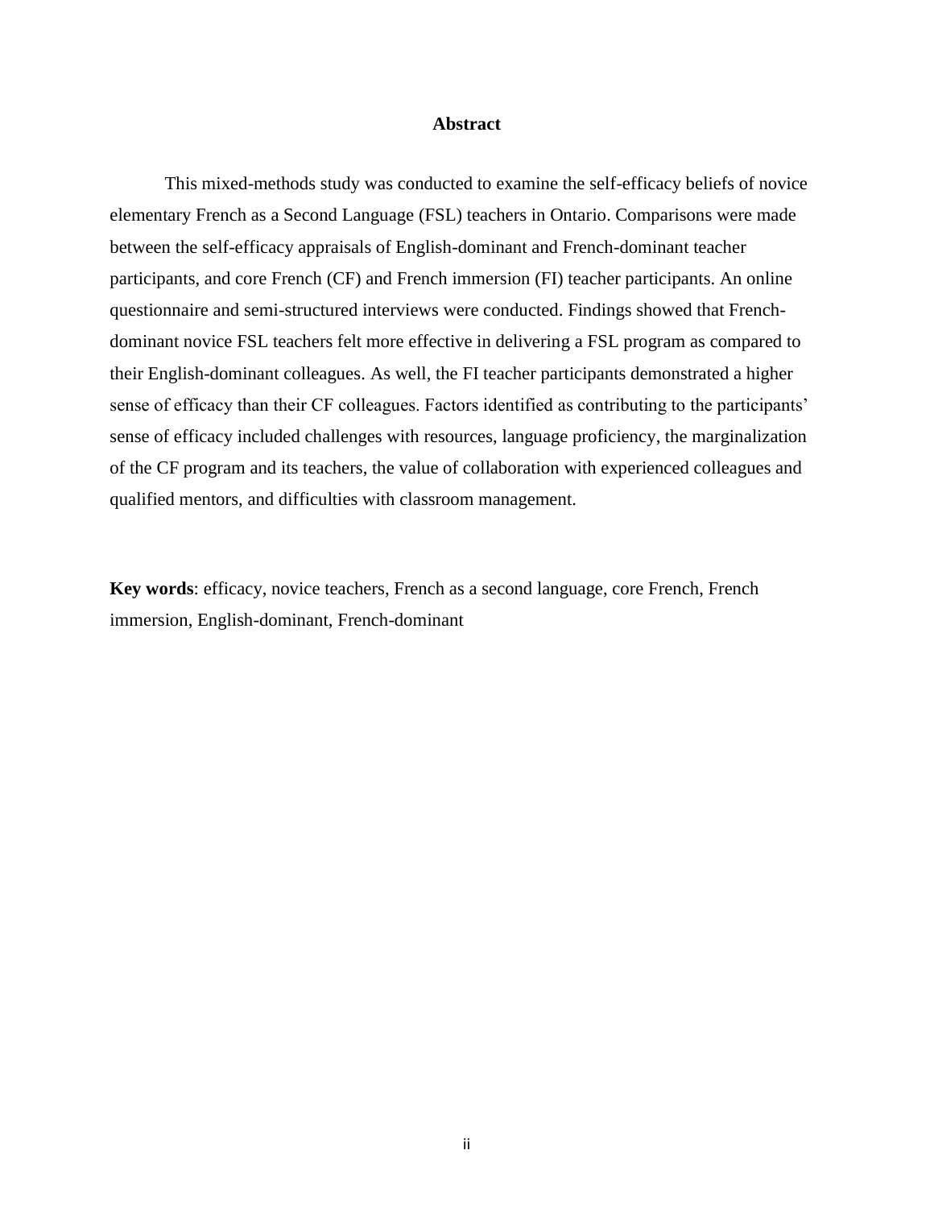# Abstract

This mixed-methods study was conducted to examine the self-efficacy beliefs of novice elementary French as a Second Language (FSL) teachers in Ontario. Comparisons were made between the self-efficacy appraisals of English-dominant and French-dominant teacher participants, and core French (CF) and French immersion (FI) teacher participants. An online questionnaire and semi-structured interviews were conducted. Findings showed that French-dominant novice FSL teachers felt more effective in delivering a FSL program as compared to their English-dominant colleagues. As well, the FI teacher participants demonstrated a higher sense of efficacy than their CF colleagues. Factors identified as contributing to the participants' sense of efficacy included challenges with resources, language proficiency, the marginalization of the CF program and its teachers, the value of collaboration with experienced colleagues and qualified mentors, and difficulties with classroom management.

**Key words**: efficacy, novice teachers, French as a second language, core French, French immersion, English-dominant, French-dominant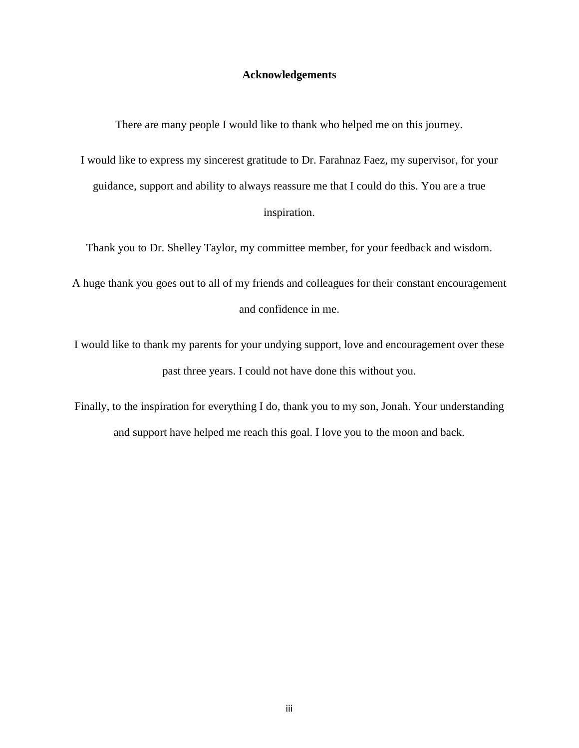# Acknowledgements

There are many people I would like to thank who helped me on this journey.

I would like to express my sincerest gratitude to Dr. Farahnaz Faez, my supervisor, for your guidance, support and ability to always reassure me that I could do this. You are a true inspiration.

Thank you to Dr. Shelley Taylor, my committee member, for your feedback and wisdom.

A huge thank you goes out to all of my friends and colleagues for their constant encouragement and confidence in me.

I would like to thank my parents for your undying support, love and encouragement over these past three years. I could not have done this without you.

Finally, to the inspiration for everything I do, thank you to my son, Jonah. Your understanding and support have helped me reach this goal. I love you to the moon and back.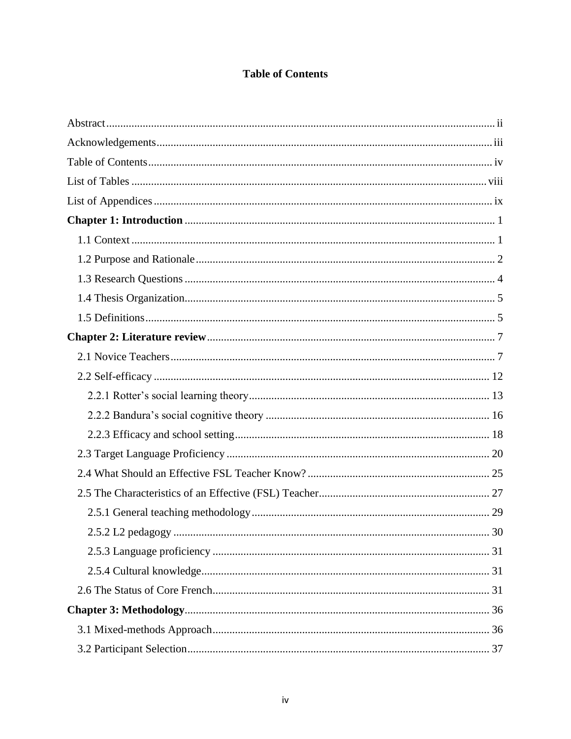# Table of Contents

Abstract ii
Acknowledgements iii
Table of Contents iv
List of Tables viii
List of Appendices ix

**Chapter 1: Introduction** 1
- 1.1 Context 1
- 1.2 Purpose and Rationale 2
- 1.3 Research Questions 4
- 1.4 Thesis Organization 5
- 1.5 Definitions 5

**Chapter 2: Literature review** 7
- 2.1 Novice Teachers 7
- 2.2 Self-efficacy 12
  - 2.2.1 Rotter's social learning theory 13
  - 2.2.2 Bandura's social cognitive theory 16
  - 2.2.3 Efficacy and school setting 18
- 2.3 Target Language Proficiency 20
- 2.4 What Should an Effective FSL Teacher Know? 25
- 2.5 The Characteristics of an Effective (FSL) Teacher 27
  - 2.5.1 General teaching methodology 29
  - 2.5.2 L2 pedagogy 30
  - 2.5.3 Language proficiency 31
  - 2.5.4 Cultural knowledge 31
- 2.6 The Status of Core French 31

**Chapter 3: Methodology** 36
- 3.1 Mixed-methods Approach 36
- 3.2 Participant Selection 37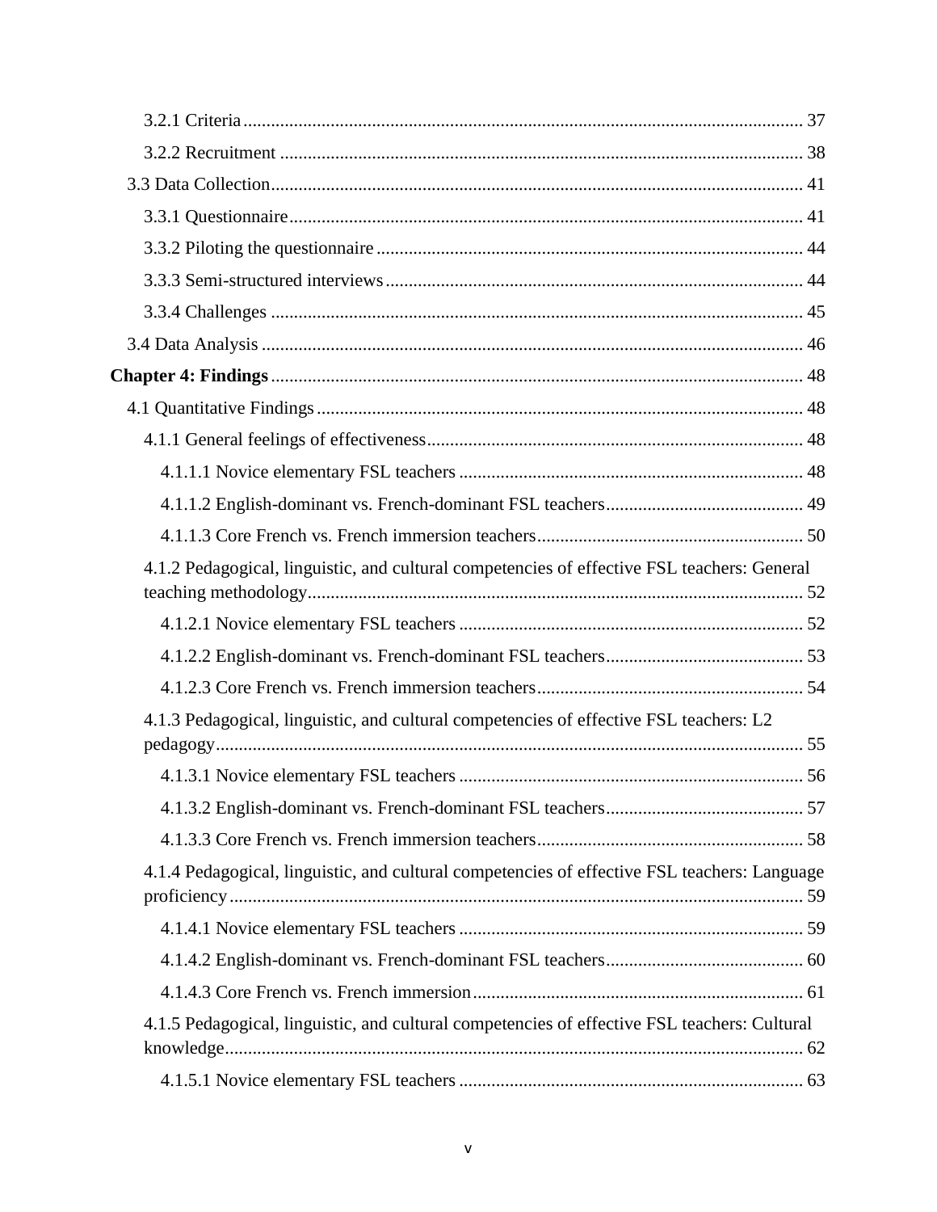3.2.1 Criteria ........................................................................................................................ 37

3.2.2 Recruitment ................................................................................................................. 38

3.3 Data Collection.................................................................................................................. 41

3.3.1 Questionnaire.............................................................................................................. 41

3.3.2 Piloting the questionnaire ........................................................................................... 44

3.3.3 Semi-structured interviews ......................................................................................... 44

3.3.4 Challenges .................................................................................................................. 45

3.4 Data Analysis .................................................................................................................... 46

**Chapter 4: Findings** ................................................................................................................... 48

4.1 Quantitative Findings ........................................................................................................ 48

4.1.1 General feelings of effectiveness................................................................................ 48

4.1.1.1 Novice elementary FSL teachers .......................................................................... 48

4.1.1.2 English-dominant vs. French-dominant FSL teachers........................................... 49

4.1.1.3 Core French vs. French immersion teachers......................................................... 50

4.1.2 Pedagogical, linguistic, and cultural competencies of effective FSL teachers: General teaching methodology........................................................................................................... 52

4.1.2.1 Novice elementary FSL teachers .......................................................................... 52

4.1.2.2 English-dominant vs. French-dominant FSL teachers........................................... 53

4.1.2.3 Core French vs. French immersion teachers......................................................... 54

4.1.3 Pedagogical, linguistic, and cultural competencies of effective FSL teachers: L2 pedagogy............................................................................................................................. 55

4.1.3.1 Novice elementary FSL teachers .......................................................................... 56

4.1.3.2 English-dominant vs. French-dominant FSL teachers........................................... 57

4.1.3.3 Core French vs. French immersion teachers......................................................... 58

4.1.4 Pedagogical, linguistic, and cultural competencies of effective FSL teachers: Language proficiency........................................................................................................................... 59

4.1.4.1 Novice elementary FSL teachers .......................................................................... 59

4.1.4.2 English-dominant vs. French-dominant FSL teachers........................................... 60

4.1.4.3 Core French vs. French immersion....................................................................... 61

4.1.5 Pedagogical, linguistic, and cultural competencies of effective FSL teachers: Cultural knowledge............................................................................................................................ 62

4.1.5.1 Novice elementary FSL teachers .......................................................................... 63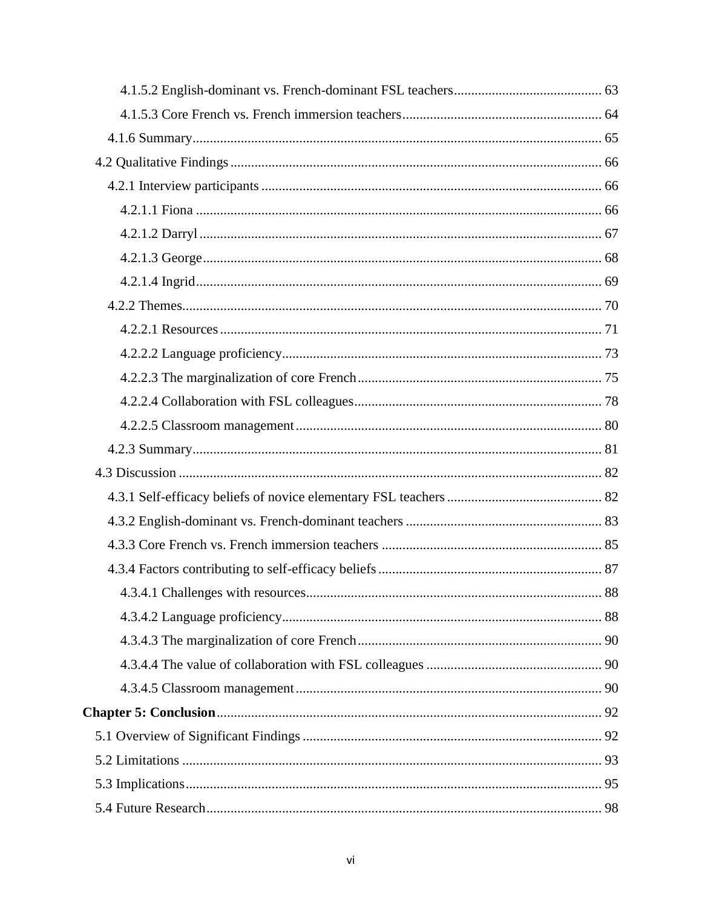4.1.5.2 English-dominant vs. French-dominant FSL teachers .......... 63

4.1.5.3 Core French vs. French immersion teachers .......... 64

4.1.6 Summary .......... 65

4.2 Qualitative Findings .......... 66

4.2.1 Interview participants .......... 66

4.2.1.1 Fiona .......... 66

4.2.1.2 Darryl .......... 67

4.2.1.3 George .......... 68

4.2.1.4 Ingrid .......... 69

4.2.2 Themes .......... 70

4.2.2.1 Resources .......... 71

4.2.2.2 Language proficiency .......... 73

4.2.2.3 The marginalization of core French .......... 75

4.2.2.4 Collaboration with FSL colleagues .......... 78

4.2.2.5 Classroom management .......... 80

4.2.3 Summary .......... 81

4.3 Discussion .......... 82

4.3.1 Self-efficacy beliefs of novice elementary FSL teachers .......... 82

4.3.2 English-dominant vs. French-dominant teachers .......... 83

4.3.3 Core French vs. French immersion teachers .......... 85

4.3.4 Factors contributing to self-efficacy beliefs .......... 87

4.3.4.1 Challenges with resources .......... 88

4.3.4.2 Language proficiency .......... 88

4.3.4.3 The marginalization of core French .......... 90

4.3.4.4 The value of collaboration with FSL colleagues .......... 90

4.3.4.5 Classroom management .......... 90

**Chapter 5: Conclusion** .......... 92

5.1 Overview of Significant Findings .......... 92

5.2 Limitations .......... 93

5.3 Implications .......... 95

5.4 Future Research .......... 98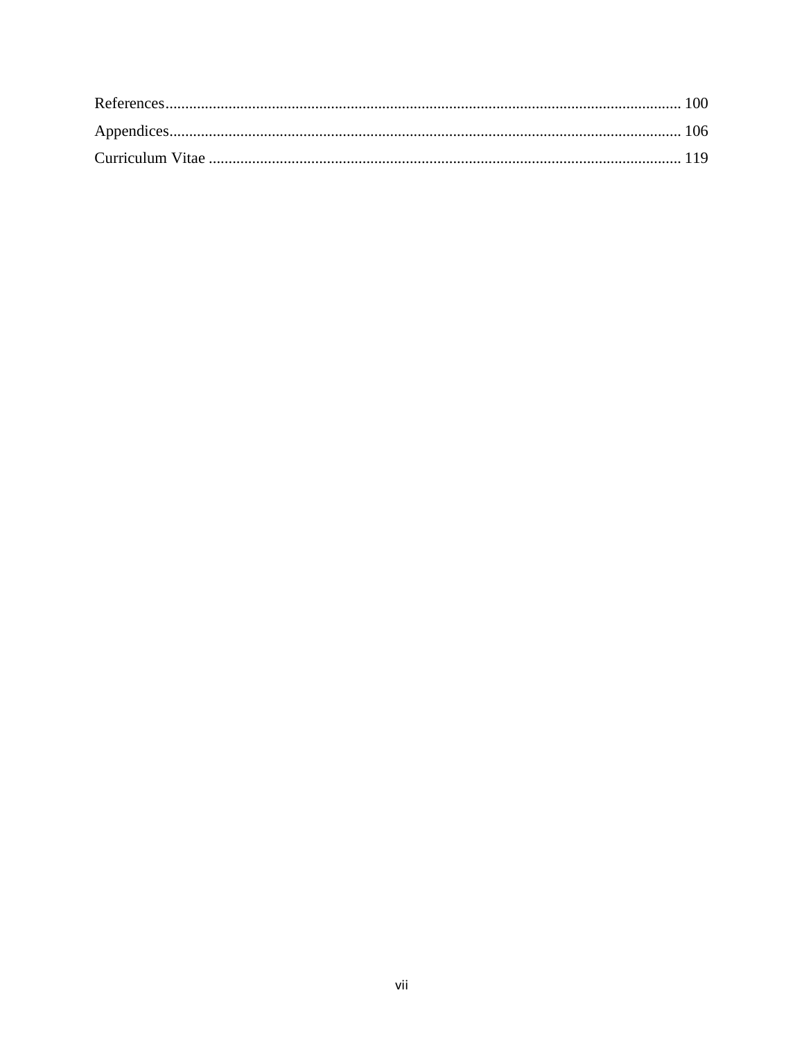References ........................................................................................................................ 100
Appendices ....................................................................................................................... 106
Curriculum Vitae ............................................................................................................. 119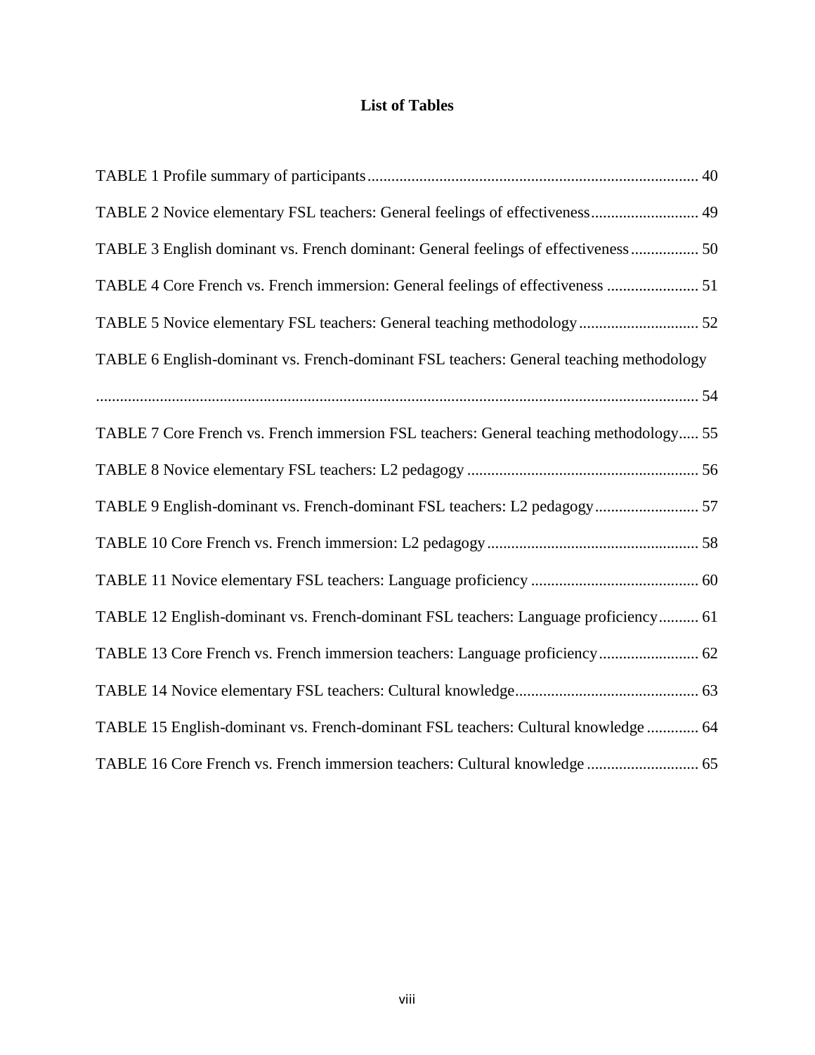# List of Tables

TABLE 1 Profile summary of participants .......... 40

TABLE 2 Novice elementary FSL teachers: General feelings of effectiveness .......... 49

TABLE 3 English dominant vs. French dominant: General feelings of effectiveness .......... 50

TABLE 4 Core French vs. French immersion: General feelings of effectiveness .......... 51

TABLE 5 Novice elementary FSL teachers: General teaching methodology .......... 52

TABLE 6 English-dominant vs. French-dominant FSL teachers: General teaching methodology .......... 54

TABLE 7 Core French vs. French immersion FSL teachers: General teaching methodology .......... 55

TABLE 8 Novice elementary FSL teachers: L2 pedagogy .......... 56

TABLE 9 English-dominant vs. French-dominant FSL teachers: L2 pedagogy .......... 57

TABLE 10 Core French vs. French immersion: L2 pedagogy .......... 58

TABLE 11 Novice elementary FSL teachers: Language proficiency .......... 60

TABLE 12 English-dominant vs. French-dominant FSL teachers: Language proficiency .......... 61

TABLE 13 Core French vs. French immersion teachers: Language proficiency .......... 62

TABLE 14 Novice elementary FSL teachers: Cultural knowledge .......... 63

TABLE 15 English-dominant vs. French-dominant FSL teachers: Cultural knowledge .......... 64

TABLE 16 Core French vs. French immersion teachers: Cultural knowledge .......... 65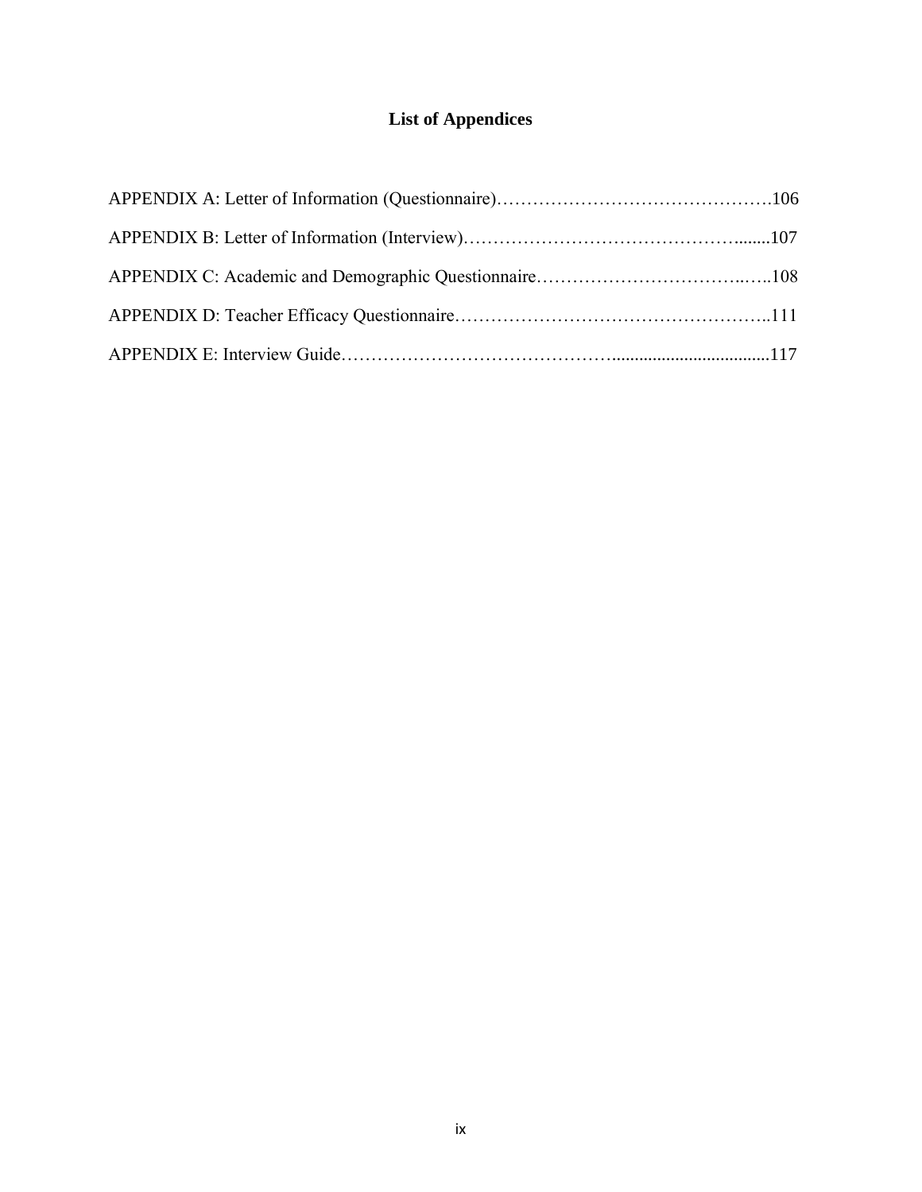# List of Appendices

APPENDIX A: Letter of Information (Questionnaire)……………………………………….106

APPENDIX B: Letter of Information (Interview)……………………………………........107

APPENDIX C: Academic and Demographic Questionnaire……………………………..…..108

APPENDIX D: Teacher Efficacy Questionnaire……………………………………………..111

APPENDIX E: Interview Guide…………………………………….................................117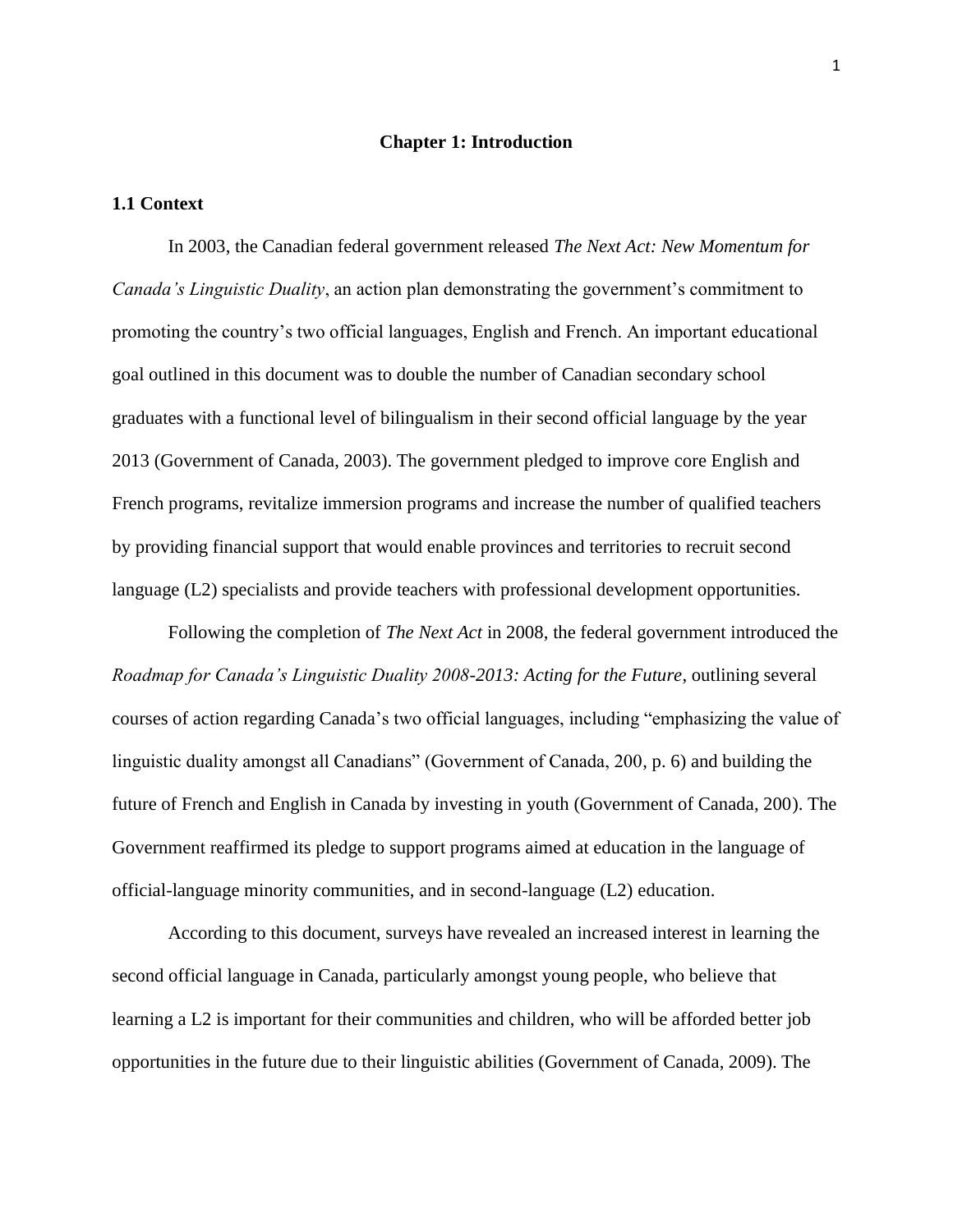# Chapter 1: Introduction

## 1.1 Context

In 2003, the Canadian federal government released *The Next Act: New Momentum for Canada's Linguistic Duality*, an action plan demonstrating the government's commitment to promoting the country's two official languages, English and French. An important educational goal outlined in this document was to double the number of Canadian secondary school graduates with a functional level of bilingualism in their second official language by the year 2013 (Government of Canada, 2003). The government pledged to improve core English and French programs, revitalize immersion programs and increase the number of qualified teachers by providing financial support that would enable provinces and territories to recruit second language (L2) specialists and provide teachers with professional development opportunities.

Following the completion of *The Next Act* in 2008, the federal government introduced the *Roadmap for Canada's Linguistic Duality 2008-2013: Acting for the Future*, outlining several courses of action regarding Canada's two official languages, including "emphasizing the value of linguistic duality amongst all Canadians" (Government of Canada, 200, p. 6) and building the future of French and English in Canada by investing in youth (Government of Canada, 200). The Government reaffirmed its pledge to support programs aimed at education in the language of official-language minority communities, and in second-language (L2) education.

According to this document, surveys have revealed an increased interest in learning the second official language in Canada, particularly amongst young people, who believe that learning a L2 is important for their communities and children, who will be afforded better job opportunities in the future due to their linguistic abilities (Government of Canada, 2009). The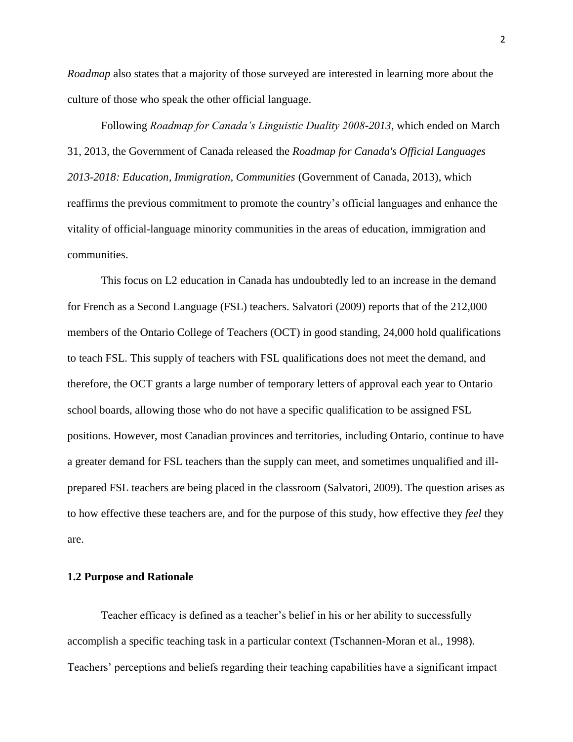*Roadmap* also states that a majority of those surveyed are interested in learning more about the culture of those who speak the other official language.

Following *Roadmap for Canada's Linguistic Duality 2008-2013*, which ended on March 31, 2013, the Government of Canada released the *Roadmap for Canada's Official Languages 2013-2018: Education, Immigration, Communities* (Government of Canada, 2013), which reaffirms the previous commitment to promote the country's official languages and enhance the vitality of official-language minority communities in the areas of education, immigration and communities.

This focus on L2 education in Canada has undoubtedly led to an increase in the demand for French as a Second Language (FSL) teachers. Salvatori (2009) reports that of the 212,000 members of the Ontario College of Teachers (OCT) in good standing, 24,000 hold qualifications to teach FSL. This supply of teachers with FSL qualifications does not meet the demand, and therefore, the OCT grants a large number of temporary letters of approval each year to Ontario school boards, allowing those who do not have a specific qualification to be assigned FSL positions. However, most Canadian provinces and territories, including Ontario, continue to have a greater demand for FSL teachers than the supply can meet, and sometimes unqualified and ill-prepared FSL teachers are being placed in the classroom (Salvatori, 2009). The question arises as to how effective these teachers are, and for the purpose of this study, how effective they *feel* they are.

### 1.2 Purpose and Rationale

Teacher efficacy is defined as a teacher's belief in his or her ability to successfully accomplish a specific teaching task in a particular context (Tschannen-Moran et al., 1998). Teachers' perceptions and beliefs regarding their teaching capabilities have a significant impact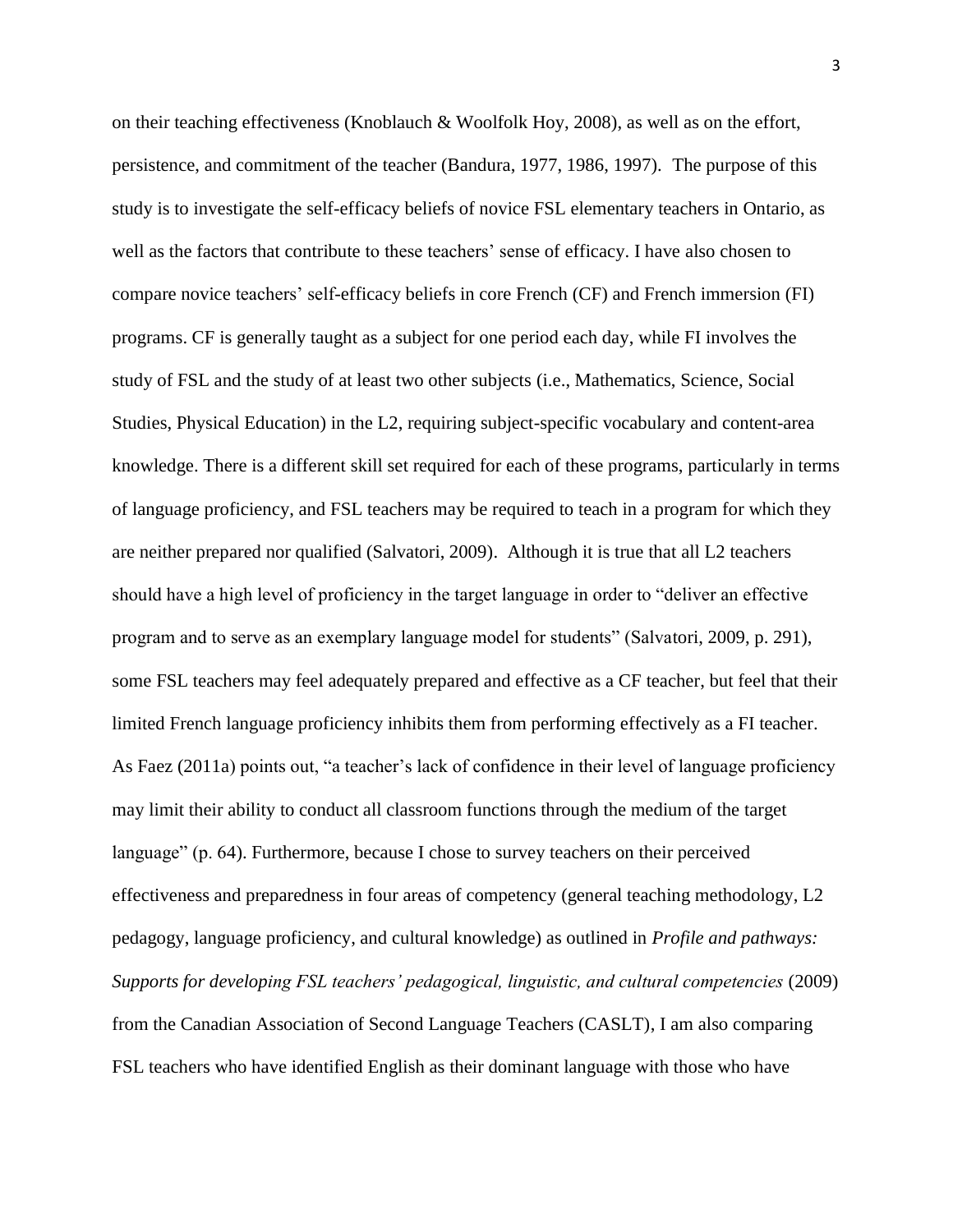on their teaching effectiveness (Knoblauch & Woolfolk Hoy, 2008), as well as on the effort, persistence, and commitment of the teacher (Bandura, 1977, 1986, 1997). The purpose of this study is to investigate the self-efficacy beliefs of novice FSL elementary teachers in Ontario, as well as the factors that contribute to these teachers' sense of efficacy. I have also chosen to compare novice teachers' self-efficacy beliefs in core French (CF) and French immersion (FI) programs. CF is generally taught as a subject for one period each day, while FI involves the study of FSL and the study of at least two other subjects (i.e., Mathematics, Science, Social Studies, Physical Education) in the L2, requiring subject-specific vocabulary and content-area knowledge. There is a different skill set required for each of these programs, particularly in terms of language proficiency, and FSL teachers may be required to teach in a program for which they are neither prepared nor qualified (Salvatori, 2009). Although it is true that all L2 teachers should have a high level of proficiency in the target language in order to "deliver an effective program and to serve as an exemplary language model for students" (Salvatori, 2009, p. 291), some FSL teachers may feel adequately prepared and effective as a CF teacher, but feel that their limited French language proficiency inhibits them from performing effectively as a FI teacher. As Faez (2011a) points out, "a teacher's lack of confidence in their level of language proficiency may limit their ability to conduct all classroom functions through the medium of the target language" (p. 64). Furthermore, because I chose to survey teachers on their perceived effectiveness and preparedness in four areas of competency (general teaching methodology, L2 pedagogy, language proficiency, and cultural knowledge) as outlined in *Profile and pathways: Supports for developing FSL teachers' pedagogical, linguistic, and cultural competencies* (2009) from the Canadian Association of Second Language Teachers (CASLT), I am also comparing FSL teachers who have identified English as their dominant language with those who have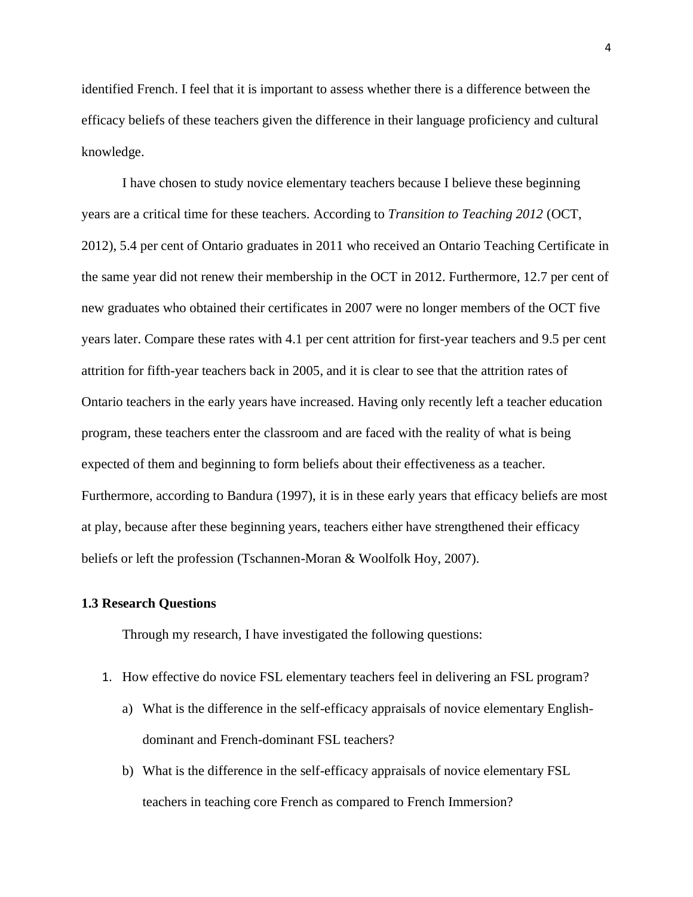identified French. I feel that it is important to assess whether there is a difference between the efficacy beliefs of these teachers given the difference in their language proficiency and cultural knowledge.

I have chosen to study novice elementary teachers because I believe these beginning years are a critical time for these teachers. According to *Transition to Teaching 2012* (OCT, 2012), 5.4 per cent of Ontario graduates in 2011 who received an Ontario Teaching Certificate in the same year did not renew their membership in the OCT in 2012. Furthermore, 12.7 per cent of new graduates who obtained their certificates in 2007 were no longer members of the OCT five years later. Compare these rates with 4.1 per cent attrition for first-year teachers and 9.5 per cent attrition for fifth-year teachers back in 2005, and it is clear to see that the attrition rates of Ontario teachers in the early years have increased. Having only recently left a teacher education program, these teachers enter the classroom and are faced with the reality of what is being expected of them and beginning to form beliefs about their effectiveness as a teacher. Furthermore, according to Bandura (1997), it is in these early years that efficacy beliefs are most at play, because after these beginning years, teachers either have strengthened their efficacy beliefs or left the profession (Tschannen-Moran & Woolfolk Hoy, 2007).

### 1.3 Research Questions

Through my research, I have investigated the following questions:

1. How effective do novice FSL elementary teachers feel in delivering an FSL program?
    a) What is the difference in the self-efficacy appraisals of novice elementary English-dominant and French-dominant FSL teachers?
    b) What is the difference in the self-efficacy appraisals of novice elementary FSL teachers in teaching core French as compared to French Immersion?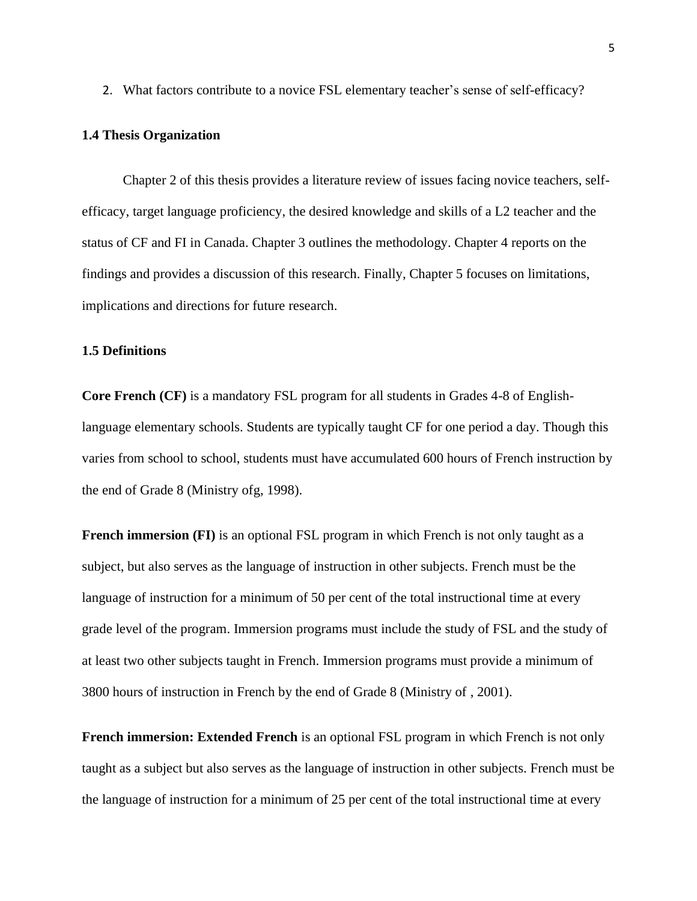2. What factors contribute to a novice FSL elementary teacher's sense of self-efficacy?

### 1.4 Thesis Organization

Chapter 2 of this thesis provides a literature review of issues facing novice teachers, self-efficacy, target language proficiency, the desired knowledge and skills of a L2 teacher and the status of CF and FI in Canada. Chapter 3 outlines the methodology. Chapter 4 reports on the findings and provides a discussion of this research. Finally, Chapter 5 focuses on limitations, implications and directions for future research.

### 1.5 Definitions

**Core French (CF)** is a mandatory FSL program for all students in Grades 4-8 of English-language elementary schools. Students are typically taught CF for one period a day. Though this varies from school to school, students must have accumulated 600 hours of French instruction by the end of Grade 8 (Ministry ofg, 1998).

**French immersion (FI)** is an optional FSL program in which French is not only taught as a subject, but also serves as the language of instruction in other subjects. French must be the language of instruction for a minimum of 50 per cent of the total instructional time at every grade level of the program. Immersion programs must include the study of FSL and the study of at least two other subjects taught in French. Immersion programs must provide a minimum of 3800 hours of instruction in French by the end of Grade 8 (Ministry of , 2001).

**French immersion: Extended French** is an optional FSL program in which French is not only taught as a subject but also serves as the language of instruction in other subjects. French must be the language of instruction for a minimum of 25 per cent of the total instructional time at every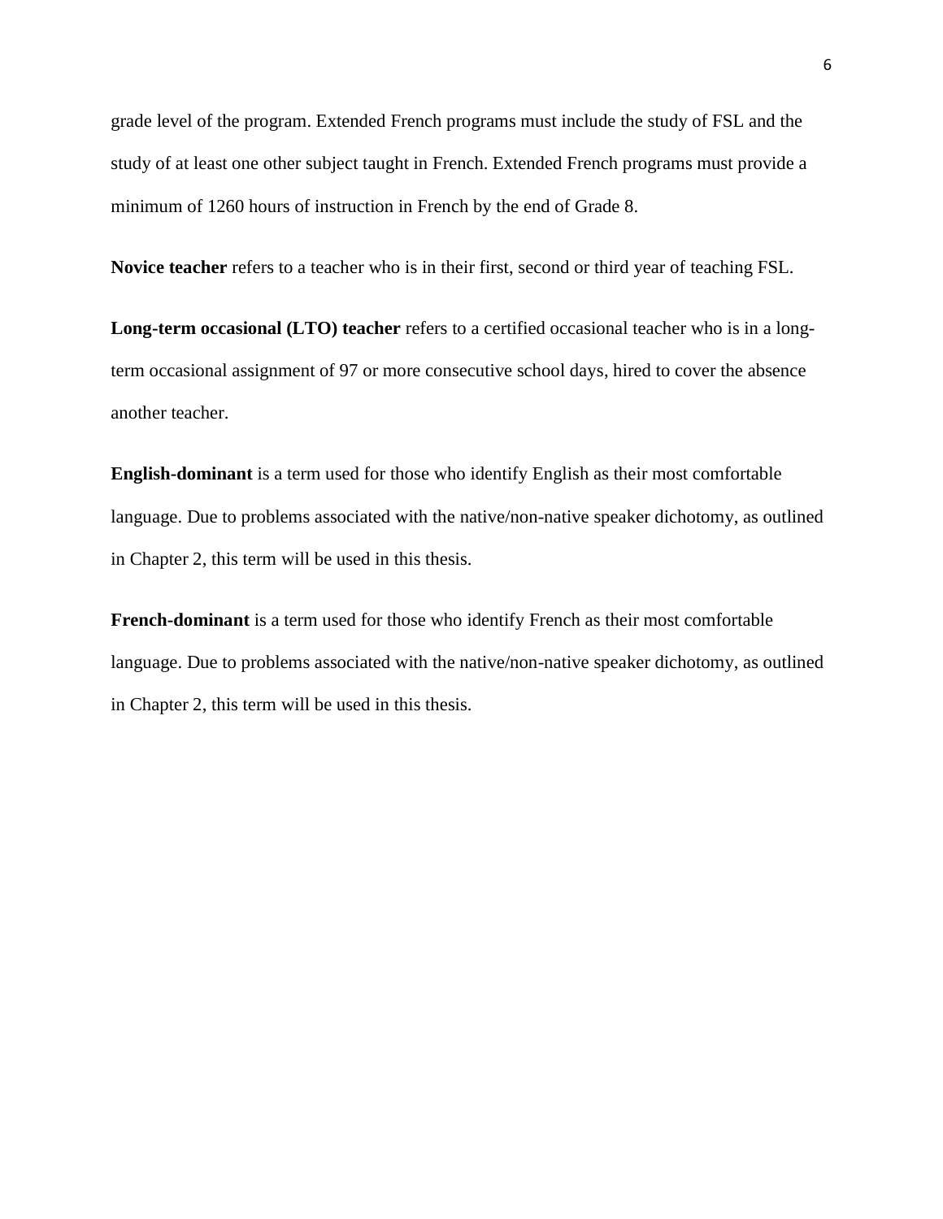grade level of the program. Extended French programs must include the study of FSL and the study of at least one other subject taught in French. Extended French programs must provide a minimum of 1260 hours of instruction in French by the end of Grade 8.

**Novice teacher** refers to a teacher who is in their first, second or third year of teaching FSL.

**Long-term occasional (LTO) teacher** refers to a certified occasional teacher who is in a long-term occasional assignment of 97 or more consecutive school days, hired to cover the absence another teacher.

**English-dominant** is a term used for those who identify English as their most comfortable language. Due to problems associated with the native/non-native speaker dichotomy, as outlined in Chapter 2, this term will be used in this thesis.

**French-dominant** is a term used for those who identify French as their most comfortable language. Due to problems associated with the native/non-native speaker dichotomy, as outlined in Chapter 2, this term will be used in this thesis.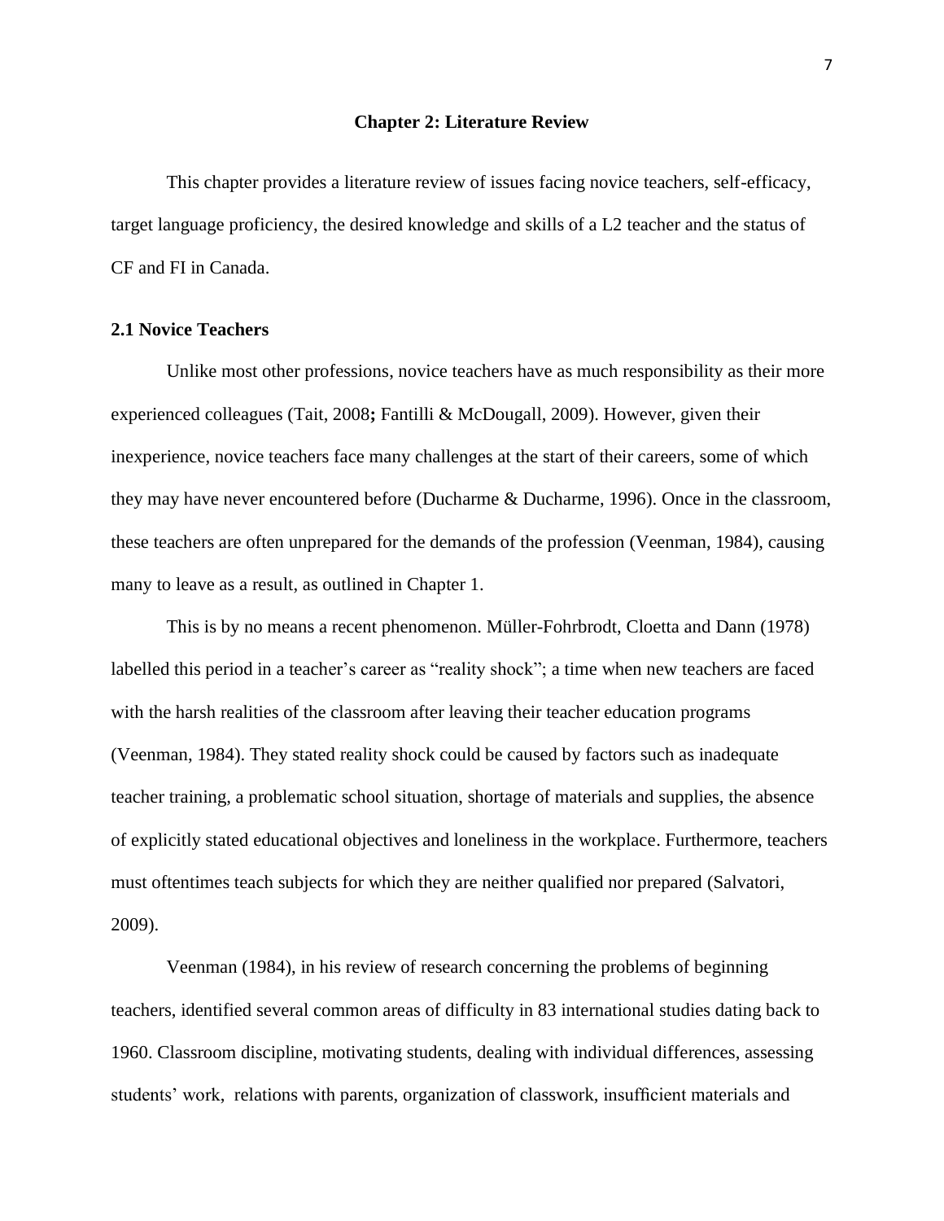## Chapter 2: Literature Review

This chapter provides a literature review of issues facing novice teachers, self-efficacy, target language proficiency, the desired knowledge and skills of a L2 teacher and the status of CF and FI in Canada.

### 2.1 Novice Teachers

Unlike most other professions, novice teachers have as much responsibility as their more experienced colleagues (Tait, 2008**;** Fantilli & McDougall, 2009). However, given their inexperience, novice teachers face many challenges at the start of their careers, some of which they may have never encountered before (Ducharme & Ducharme, 1996). Once in the classroom, these teachers are often unprepared for the demands of the profession (Veenman, 1984), causing many to leave as a result, as outlined in Chapter 1.

This is by no means a recent phenomenon. Müller-Fohrbrodt, Cloetta and Dann (1978) labelled this period in a teacher's career as "reality shock"; a time when new teachers are faced with the harsh realities of the classroom after leaving their teacher education programs (Veenman, 1984). They stated reality shock could be caused by factors such as inadequate teacher training, a problematic school situation, shortage of materials and supplies, the absence of explicitly stated educational objectives and loneliness in the workplace. Furthermore, teachers must oftentimes teach subjects for which they are neither qualified nor prepared (Salvatori, 2009).

Veenman (1984), in his review of research concerning the problems of beginning teachers, identified several common areas of difficulty in 83 international studies dating back to 1960. Classroom discipline, motivating students, dealing with individual differences, assessing students' work, relations with parents, organization of classwork, insufficient materials and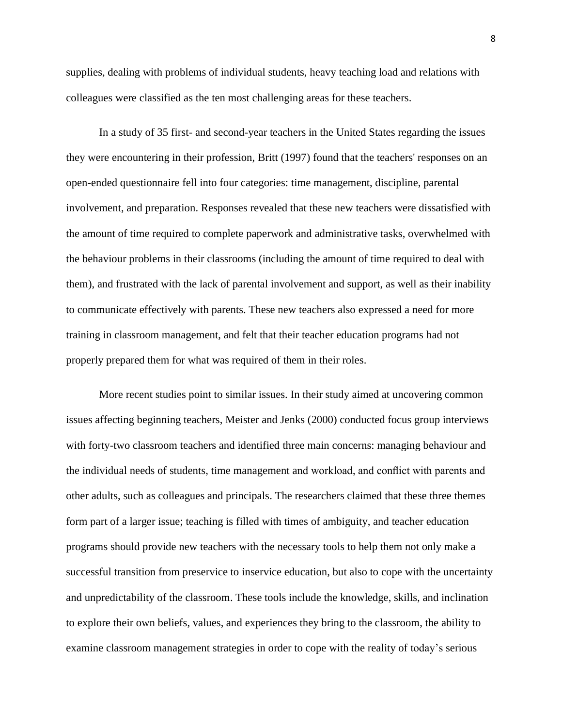supplies, dealing with problems of individual students, heavy teaching load and relations with colleagues were classified as the ten most challenging areas for these teachers.

In a study of 35 first- and second-year teachers in the United States regarding the issues they were encountering in their profession, Britt (1997) found that the teachers' responses on an open-ended questionnaire fell into four categories: time management, discipline, parental involvement, and preparation. Responses revealed that these new teachers were dissatisfied with the amount of time required to complete paperwork and administrative tasks, overwhelmed with the behaviour problems in their classrooms (including the amount of time required to deal with them), and frustrated with the lack of parental involvement and support, as well as their inability to communicate effectively with parents. These new teachers also expressed a need for more training in classroom management, and felt that their teacher education programs had not properly prepared them for what was required of them in their roles.

More recent studies point to similar issues. In their study aimed at uncovering common issues affecting beginning teachers, Meister and Jenks (2000) conducted focus group interviews with forty-two classroom teachers and identified three main concerns: managing behaviour and the individual needs of students, time management and workload, and conflict with parents and other adults, such as colleagues and principals. The researchers claimed that these three themes form part of a larger issue; teaching is filled with times of ambiguity, and teacher education programs should provide new teachers with the necessary tools to help them not only make a successful transition from preservice to inservice education, but also to cope with the uncertainty and unpredictability of the classroom. These tools include the knowledge, skills, and inclination to explore their own beliefs, values, and experiences they bring to the classroom, the ability to examine classroom management strategies in order to cope with the reality of today's serious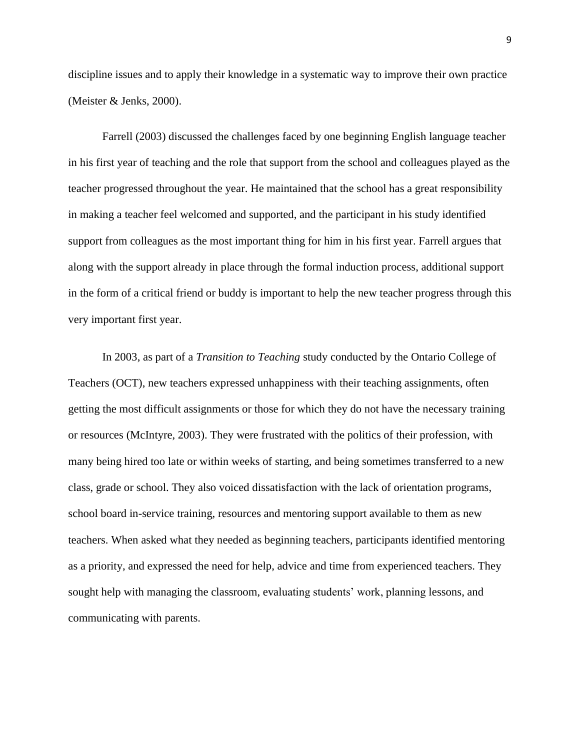discipline issues and to apply their knowledge in a systematic way to improve their own practice (Meister & Jenks, 2000).

Farrell (2003) discussed the challenges faced by one beginning English language teacher in his first year of teaching and the role that support from the school and colleagues played as the teacher progressed throughout the year. He maintained that the school has a great responsibility in making a teacher feel welcomed and supported, and the participant in his study identified support from colleagues as the most important thing for him in his first year. Farrell argues that along with the support already in place through the formal induction process, additional support in the form of a critical friend or buddy is important to help the new teacher progress through this very important first year.

In 2003, as part of a *Transition to Teaching* study conducted by the Ontario College of Teachers (OCT), new teachers expressed unhappiness with their teaching assignments, often getting the most difficult assignments or those for which they do not have the necessary training or resources (McIntyre, 2003). They were frustrated with the politics of their profession, with many being hired too late or within weeks of starting, and being sometimes transferred to a new class, grade or school. They also voiced dissatisfaction with the lack of orientation programs, school board in-service training, resources and mentoring support available to them as new teachers. When asked what they needed as beginning teachers, participants identified mentoring as a priority, and expressed the need for help, advice and time from experienced teachers. They sought help with managing the classroom, evaluating students' work, planning lessons, and communicating with parents.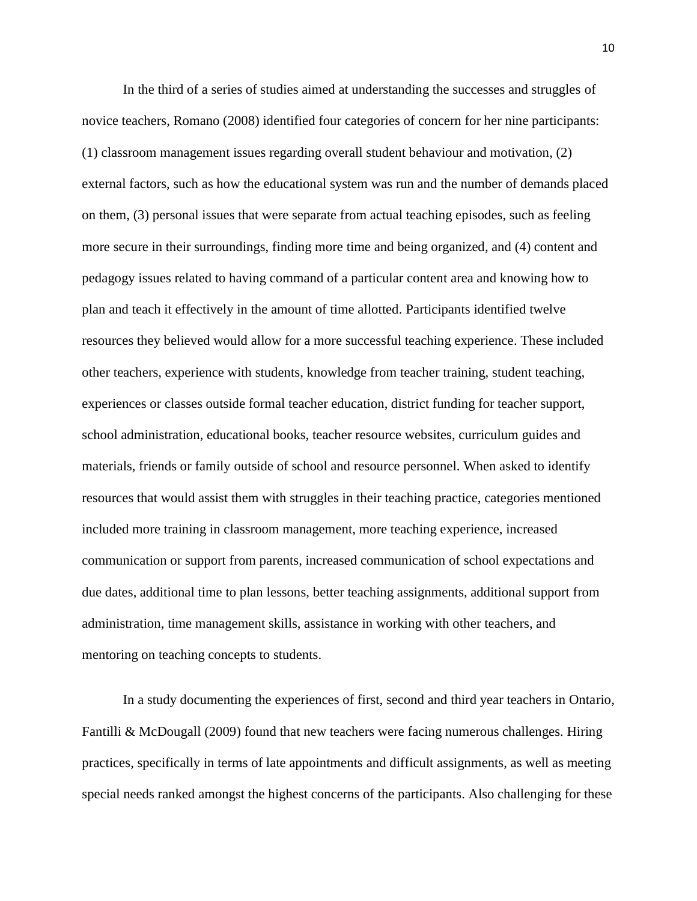In the third of a series of studies aimed at understanding the successes and struggles of novice teachers, Romano (2008) identified four categories of concern for her nine participants: (1) classroom management issues regarding overall student behaviour and motivation, (2) external factors, such as how the educational system was run and the number of demands placed on them, (3) personal issues that were separate from actual teaching episodes, such as feeling more secure in their surroundings, finding more time and being organized, and (4) content and pedagogy issues related to having command of a particular content area and knowing how to plan and teach it effectively in the amount of time allotted. Participants identified twelve resources they believed would allow for a more successful teaching experience. These included other teachers, experience with students, knowledge from teacher training, student teaching, experiences or classes outside formal teacher education, district funding for teacher support, school administration, educational books, teacher resource websites, curriculum guides and materials, friends or family outside of school and resource personnel. When asked to identify resources that would assist them with struggles in their teaching practice, categories mentioned included more training in classroom management, more teaching experience, increased communication or support from parents, increased communication of school expectations and due dates, additional time to plan lessons, better teaching assignments, additional support from administration, time management skills, assistance in working with other teachers, and mentoring on teaching concepts to students.

In a study documenting the experiences of first, second and third year teachers in Ontario, Fantilli & McDougall (2009) found that new teachers were facing numerous challenges. Hiring practices, specifically in terms of late appointments and difficult assignments, as well as meeting special needs ranked amongst the highest concerns of the participants. Also challenging for these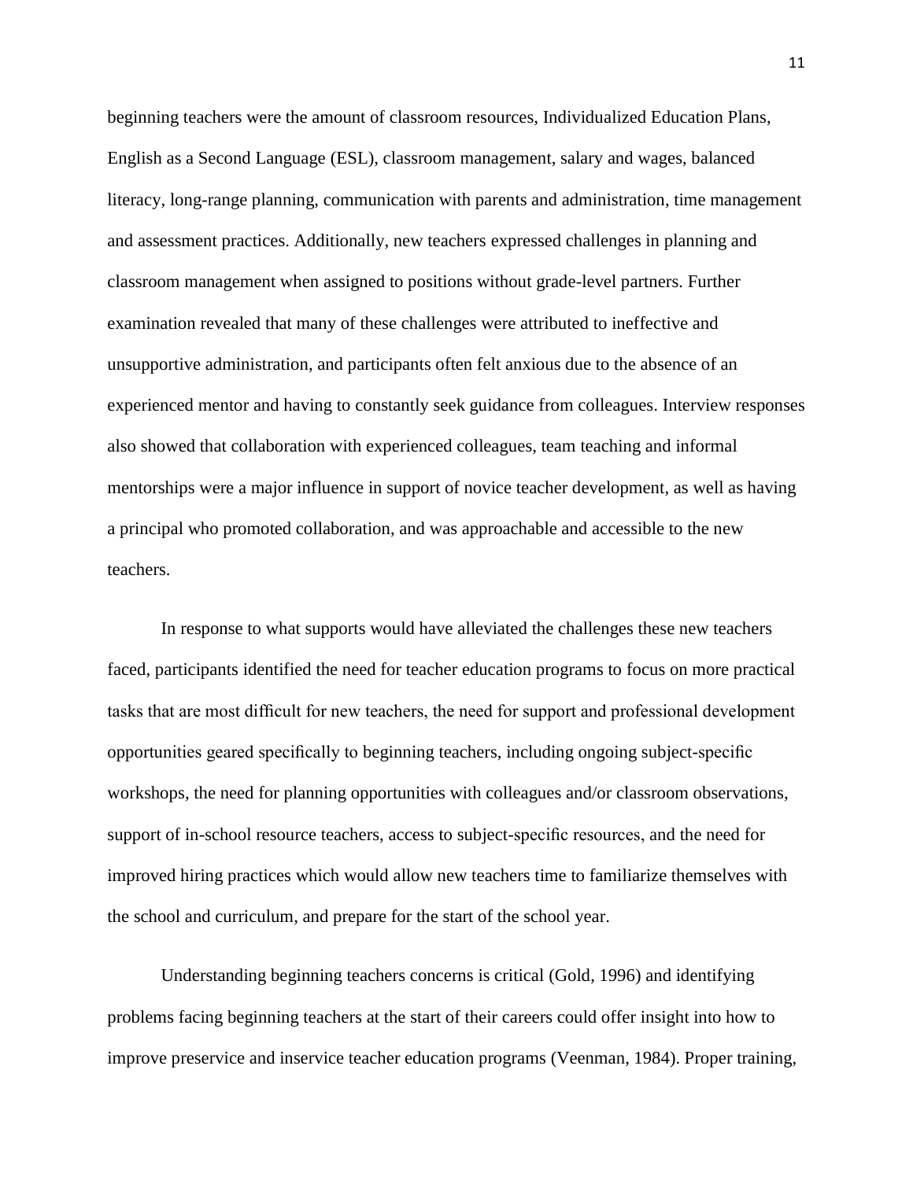beginning teachers were the amount of classroom resources, Individualized Education Plans, English as a Second Language (ESL), classroom management, salary and wages, balanced literacy, long-range planning, communication with parents and administration, time management and assessment practices. Additionally, new teachers expressed challenges in planning and classroom management when assigned to positions without grade-level partners. Further examination revealed that many of these challenges were attributed to ineffective and unsupportive administration, and participants often felt anxious due to the absence of an experienced mentor and having to constantly seek guidance from colleagues. Interview responses also showed that collaboration with experienced colleagues, team teaching and informal mentorships were a major influence in support of novice teacher development, as well as having a principal who promoted collaboration, and was approachable and accessible to the new teachers.

In response to what supports would have alleviated the challenges these new teachers faced, participants identified the need for teacher education programs to focus on more practical tasks that are most difficult for new teachers, the need for support and professional development opportunities geared specifically to beginning teachers, including ongoing subject-specific workshops, the need for planning opportunities with colleagues and/or classroom observations, support of in-school resource teachers, access to subject-specific resources, and the need for improved hiring practices which would allow new teachers time to familiarize themselves with the school and curriculum, and prepare for the start of the school year.

Understanding beginning teachers concerns is critical (Gold, 1996) and identifying problems facing beginning teachers at the start of their careers could offer insight into how to improve preservice and inservice teacher education programs (Veenman, 1984). Proper training,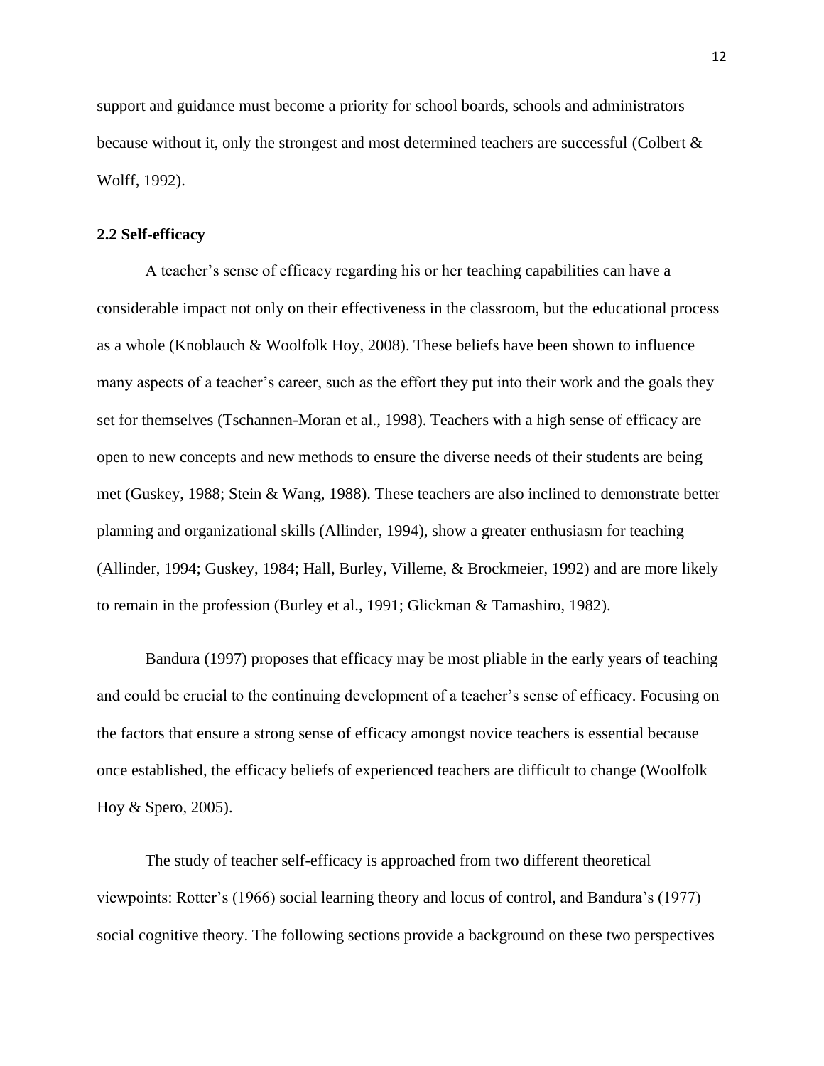support and guidance must become a priority for school boards, schools and administrators because without it, only the strongest and most determined teachers are successful (Colbert & Wolff, 1992).

## 2.2 Self-efficacy

A teacher's sense of efficacy regarding his or her teaching capabilities can have a considerable impact not only on their effectiveness in the classroom, but the educational process as a whole (Knoblauch & Woolfolk Hoy, 2008). These beliefs have been shown to influence many aspects of a teacher's career, such as the effort they put into their work and the goals they set for themselves (Tschannen-Moran et al., 1998). Teachers with a high sense of efficacy are open to new concepts and new methods to ensure the diverse needs of their students are being met (Guskey, 1988; Stein & Wang, 1988). These teachers are also inclined to demonstrate better planning and organizational skills (Allinder, 1994), show a greater enthusiasm for teaching (Allinder, 1994; Guskey, 1984; Hall, Burley, Villeme, & Brockmeier, 1992) and are more likely to remain in the profession (Burley et al., 1991; Glickman & Tamashiro, 1982).

Bandura (1997) proposes that efficacy may be most pliable in the early years of teaching and could be crucial to the continuing development of a teacher's sense of efficacy. Focusing on the factors that ensure a strong sense of efficacy amongst novice teachers is essential because once established, the efficacy beliefs of experienced teachers are difficult to change (Woolfolk Hoy & Spero, 2005).

The study of teacher self-efficacy is approached from two different theoretical viewpoints: Rotter's (1966) social learning theory and locus of control, and Bandura's (1977) social cognitive theory. The following sections provide a background on these two perspectives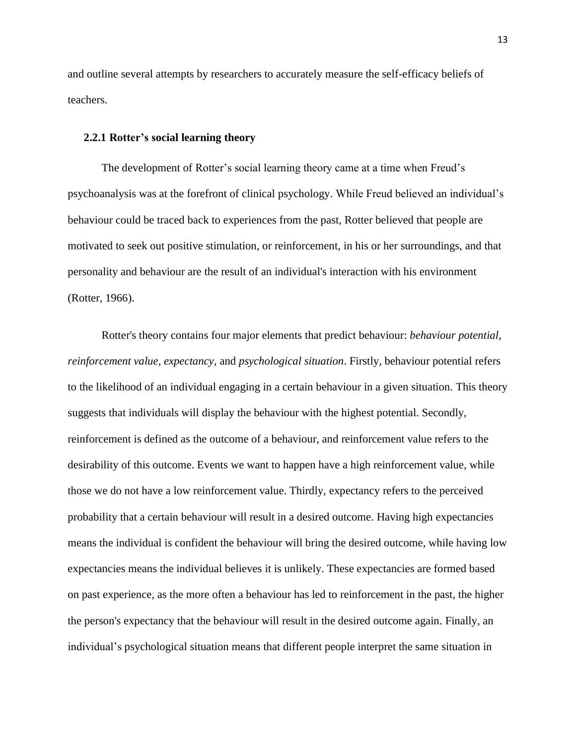and outline several attempts by researchers to accurately measure the self-efficacy beliefs of teachers.

### 2.2.1 Rotter's social learning theory

The development of Rotter's social learning theory came at a time when Freud's psychoanalysis was at the forefront of clinical psychology. While Freud believed an individual's behaviour could be traced back to experiences from the past, Rotter believed that people are motivated to seek out positive stimulation, or reinforcement, in his or her surroundings, and that personality and behaviour are the result of an individual's interaction with his environment (Rotter, 1966).

Rotter's theory contains four major elements that predict behaviour: *behaviour potential, reinforcement value, expectancy,* and *psychological situation*. Firstly, behaviour potential refers to the likelihood of an individual engaging in a certain behaviour in a given situation. This theory suggests that individuals will display the behaviour with the highest potential. Secondly, reinforcement is defined as the outcome of a behaviour, and reinforcement value refers to the desirability of this outcome. Events we want to happen have a high reinforcement value, while those we do not have a low reinforcement value. Thirdly, expectancy refers to the perceived probability that a certain behaviour will result in a desired outcome. Having high expectancies means the individual is confident the behaviour will bring the desired outcome, while having low expectancies means the individual believes it is unlikely. These expectancies are formed based on past experience, as the more often a behaviour has led to reinforcement in the past, the higher the person's expectancy that the behaviour will result in the desired outcome again. Finally, an individual's psychological situation means that different people interpret the same situation in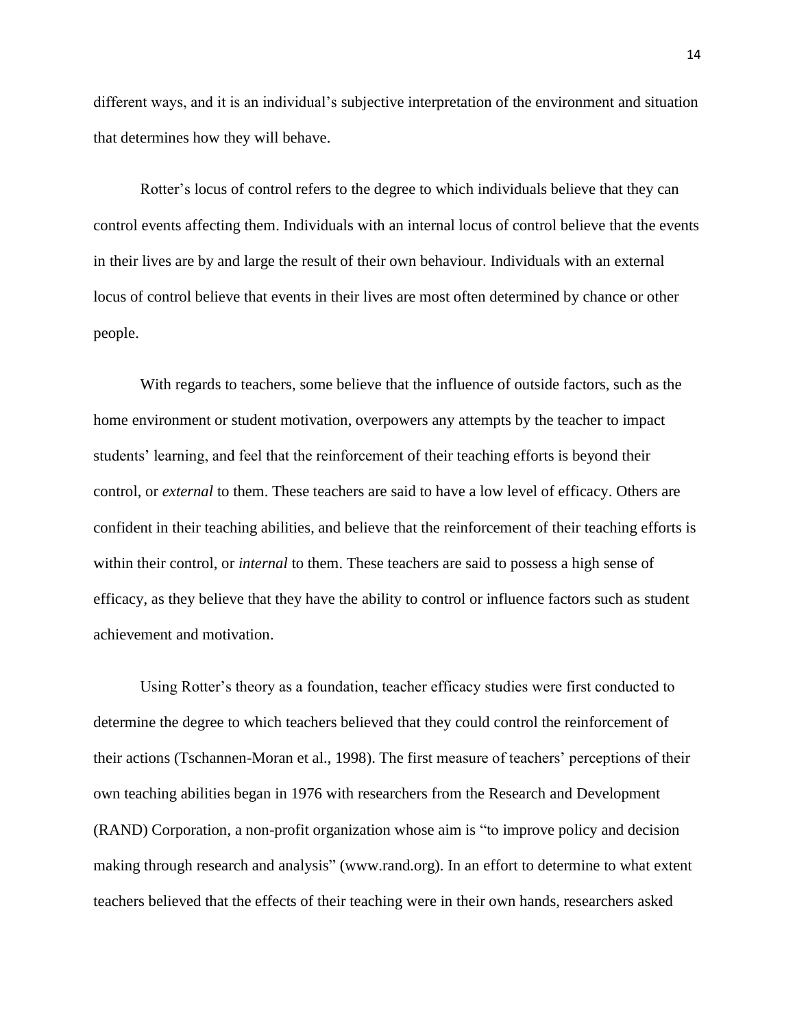different ways, and it is an individual's subjective interpretation of the environment and situation that determines how they will behave.

Rotter's locus of control refers to the degree to which individuals believe that they can control events affecting them. Individuals with an internal locus of control believe that the events in their lives are by and large the result of their own behaviour. Individuals with an external locus of control believe that events in their lives are most often determined by chance or other people.

With regards to teachers, some believe that the influence of outside factors, such as the home environment or student motivation, overpowers any attempts by the teacher to impact students' learning, and feel that the reinforcement of their teaching efforts is beyond their control, or *external* to them. These teachers are said to have a low level of efficacy. Others are confident in their teaching abilities, and believe that the reinforcement of their teaching efforts is within their control, or *internal* to them. These teachers are said to possess a high sense of efficacy, as they believe that they have the ability to control or influence factors such as student achievement and motivation.

Using Rotter's theory as a foundation, teacher efficacy studies were first conducted to determine the degree to which teachers believed that they could control the reinforcement of their actions (Tschannen-Moran et al., 1998). The first measure of teachers' perceptions of their own teaching abilities began in 1976 with researchers from the Research and Development (RAND) Corporation, a non-profit organization whose aim is "to improve policy and decision making through research and analysis" (www.rand.org). In an effort to determine to what extent teachers believed that the effects of their teaching were in their own hands, researchers asked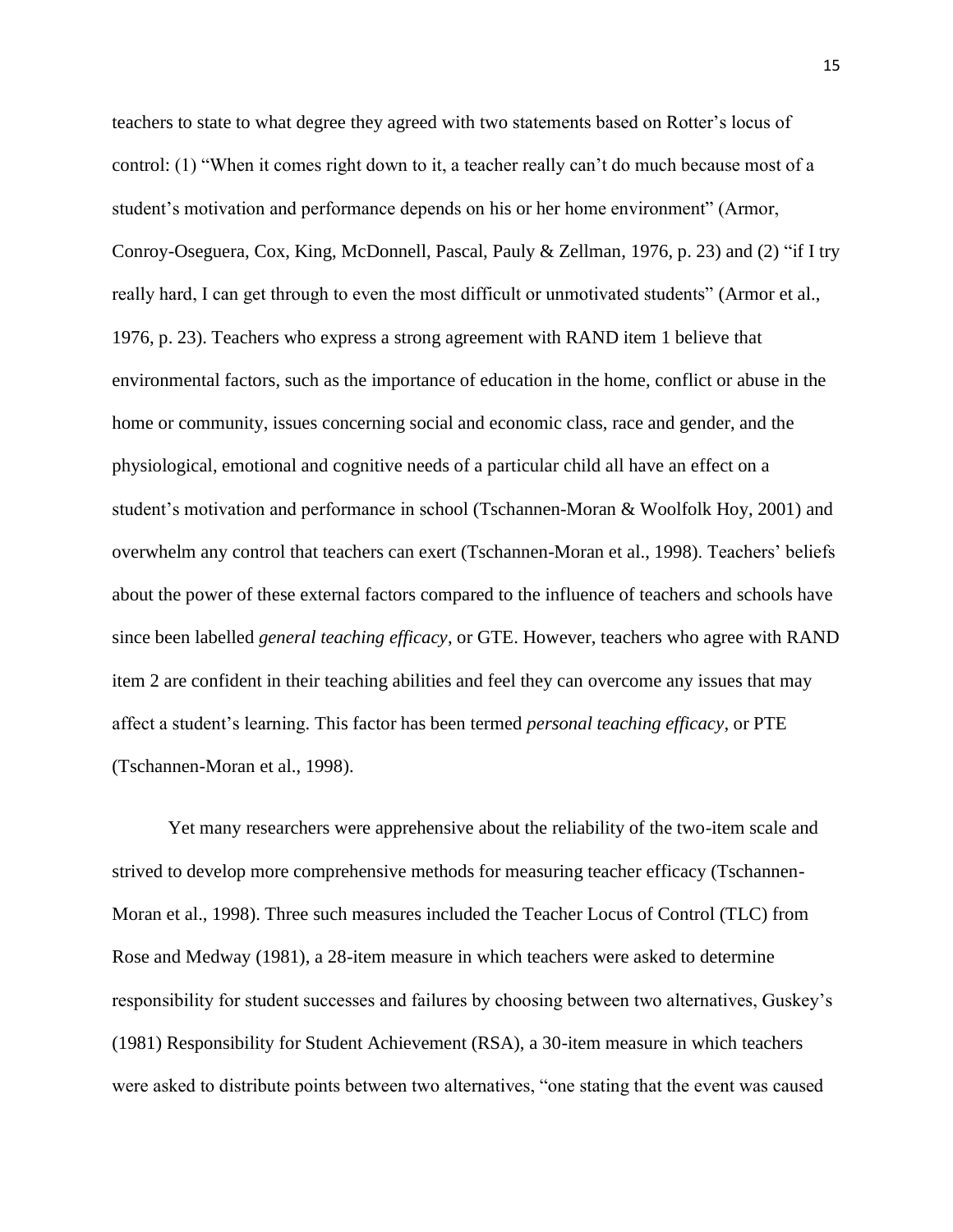teachers to state to what degree they agreed with two statements based on Rotter's locus of control: (1) "When it comes right down to it, a teacher really can't do much because most of a student's motivation and performance depends on his or her home environment" (Armor, Conroy-Oseguera, Cox, King, McDonnell, Pascal, Pauly & Zellman, 1976, p. 23) and (2) "if I try really hard, I can get through to even the most difficult or unmotivated students" (Armor et al., 1976, p. 23). Teachers who express a strong agreement with RAND item 1 believe that environmental factors, such as the importance of education in the home, conflict or abuse in the home or community, issues concerning social and economic class, race and gender, and the physiological, emotional and cognitive needs of a particular child all have an effect on a student's motivation and performance in school (Tschannen-Moran & Woolfolk Hoy, 2001) and overwhelm any control that teachers can exert (Tschannen-Moran et al., 1998). Teachers' beliefs about the power of these external factors compared to the influence of teachers and schools have since been labelled *general teaching efficacy*, or GTE. However, teachers who agree with RAND item 2 are confident in their teaching abilities and feel they can overcome any issues that may affect a student's learning. This factor has been termed *personal teaching efficacy*, or PTE (Tschannen-Moran et al., 1998).

Yet many researchers were apprehensive about the reliability of the two-item scale and strived to develop more comprehensive methods for measuring teacher efficacy (Tschannen-Moran et al., 1998). Three such measures included the Teacher Locus of Control (TLC) from Rose and Medway (1981), a 28-item measure in which teachers were asked to determine responsibility for student successes and failures by choosing between two alternatives, Guskey's (1981) Responsibility for Student Achievement (RSA), a 30-item measure in which teachers were asked to distribute points between two alternatives, "one stating that the event was caused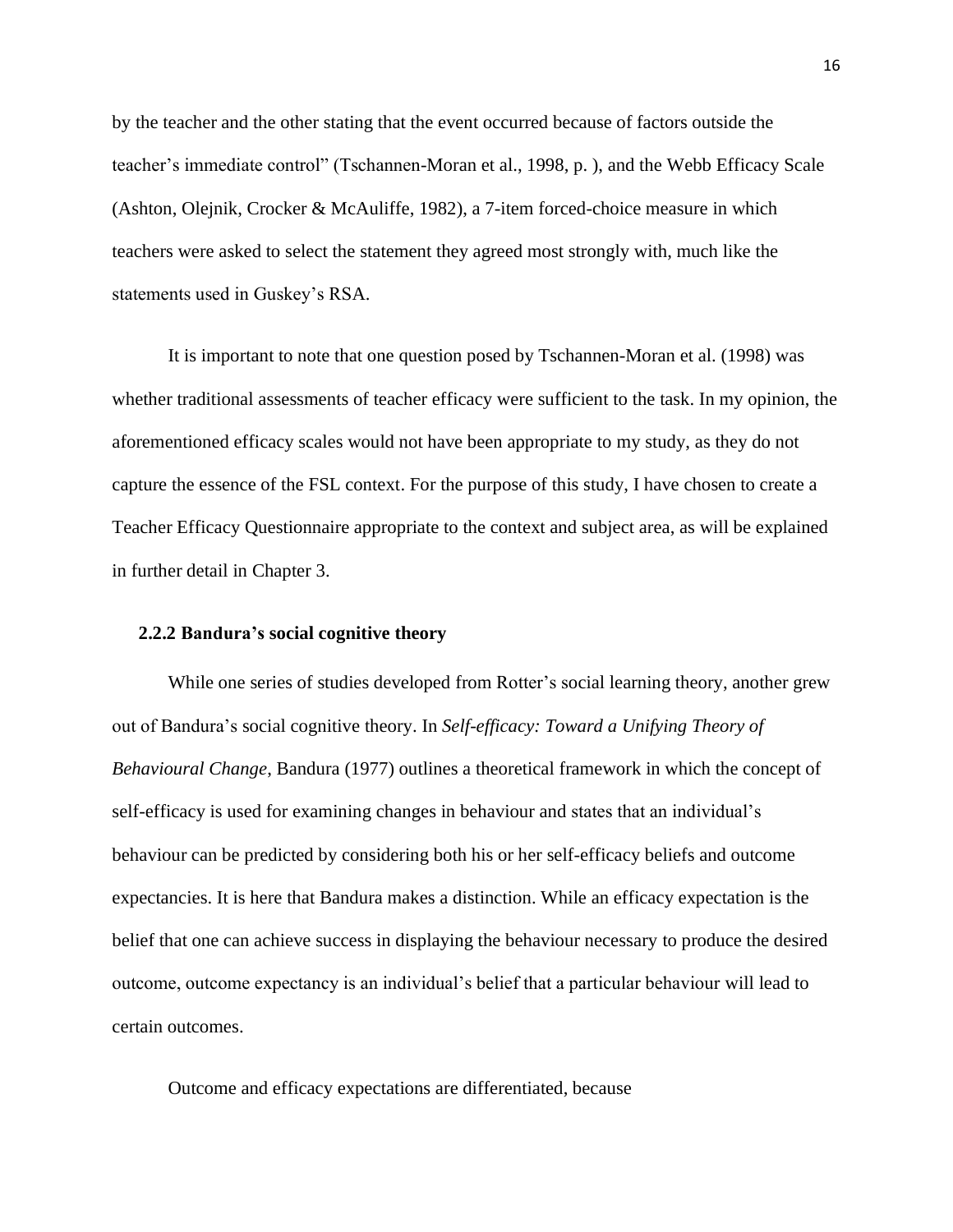by the teacher and the other stating that the event occurred because of factors outside the teacher's immediate control" (Tschannen-Moran et al., 1998, p. ), and the Webb Efficacy Scale (Ashton, Olejnik, Crocker & McAuliffe, 1982), a 7-item forced-choice measure in which teachers were asked to select the statement they agreed most strongly with, much like the statements used in Guskey's RSA.

It is important to note that one question posed by Tschannen-Moran et al. (1998) was whether traditional assessments of teacher efficacy were sufficient to the task. In my opinion, the aforementioned efficacy scales would not have been appropriate to my study, as they do not capture the essence of the FSL context. For the purpose of this study, I have chosen to create a Teacher Efficacy Questionnaire appropriate to the context and subject area, as will be explained in further detail in Chapter 3.

### 2.2.2 Bandura's social cognitive theory

While one series of studies developed from Rotter's social learning theory, another grew out of Bandura's social cognitive theory. In *Self-efficacy: Toward a Unifying Theory of Behavioural Change*, Bandura (1977) outlines a theoretical framework in which the concept of self-efficacy is used for examining changes in behaviour and states that an individual's behaviour can be predicted by considering both his or her self-efficacy beliefs and outcome expectancies. It is here that Bandura makes a distinction. While an efficacy expectation is the belief that one can achieve success in displaying the behaviour necessary to produce the desired outcome, outcome expectancy is an individual's belief that a particular behaviour will lead to certain outcomes.

Outcome and efficacy expectations are differentiated, because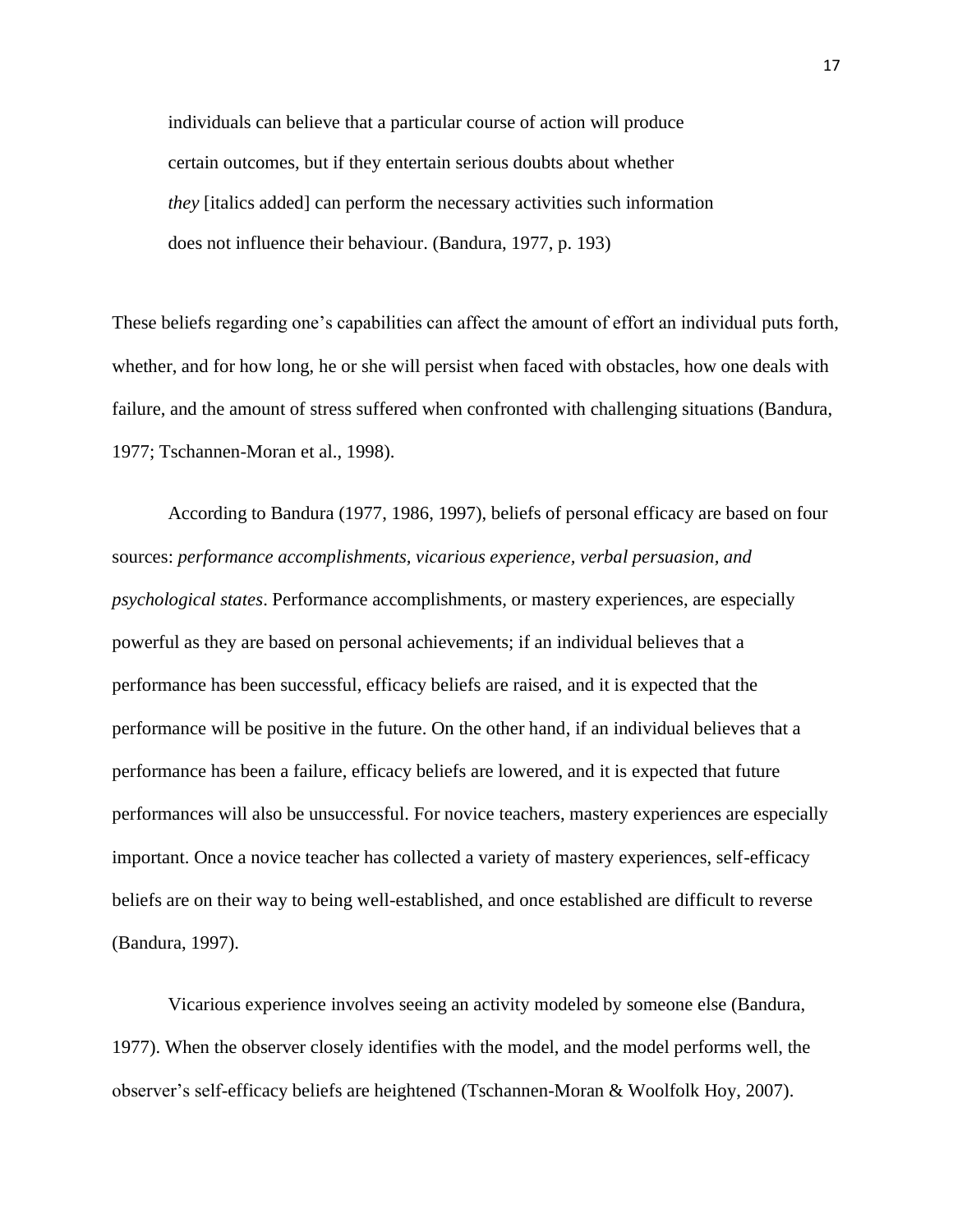> individuals can believe that a particular course of action will produce certain outcomes, but if they entertain serious doubts about whether *they* [italics added] can perform the necessary activities such information does not influence their behaviour. (Bandura, 1977, p. 193)

These beliefs regarding one's capabilities can affect the amount of effort an individual puts forth, whether, and for how long, he or she will persist when faced with obstacles, how one deals with failure, and the amount of stress suffered when confronted with challenging situations (Bandura, 1977; Tschannen-Moran et al., 1998).

According to Bandura (1977, 1986, 1997), beliefs of personal efficacy are based on four sources: *performance accomplishments, vicarious experience, verbal persuasion, and psychological states*. Performance accomplishments, or mastery experiences, are especially powerful as they are based on personal achievements; if an individual believes that a performance has been successful, efficacy beliefs are raised, and it is expected that the performance will be positive in the future. On the other hand, if an individual believes that a performance has been a failure, efficacy beliefs are lowered, and it is expected that future performances will also be unsuccessful. For novice teachers, mastery experiences are especially important. Once a novice teacher has collected a variety of mastery experiences, self-efficacy beliefs are on their way to being well-established, and once established are difficult to reverse (Bandura, 1997).

Vicarious experience involves seeing an activity modeled by someone else (Bandura, 1977). When the observer closely identifies with the model, and the model performs well, the observer's self-efficacy beliefs are heightened (Tschannen-Moran & Woolfolk Hoy, 2007).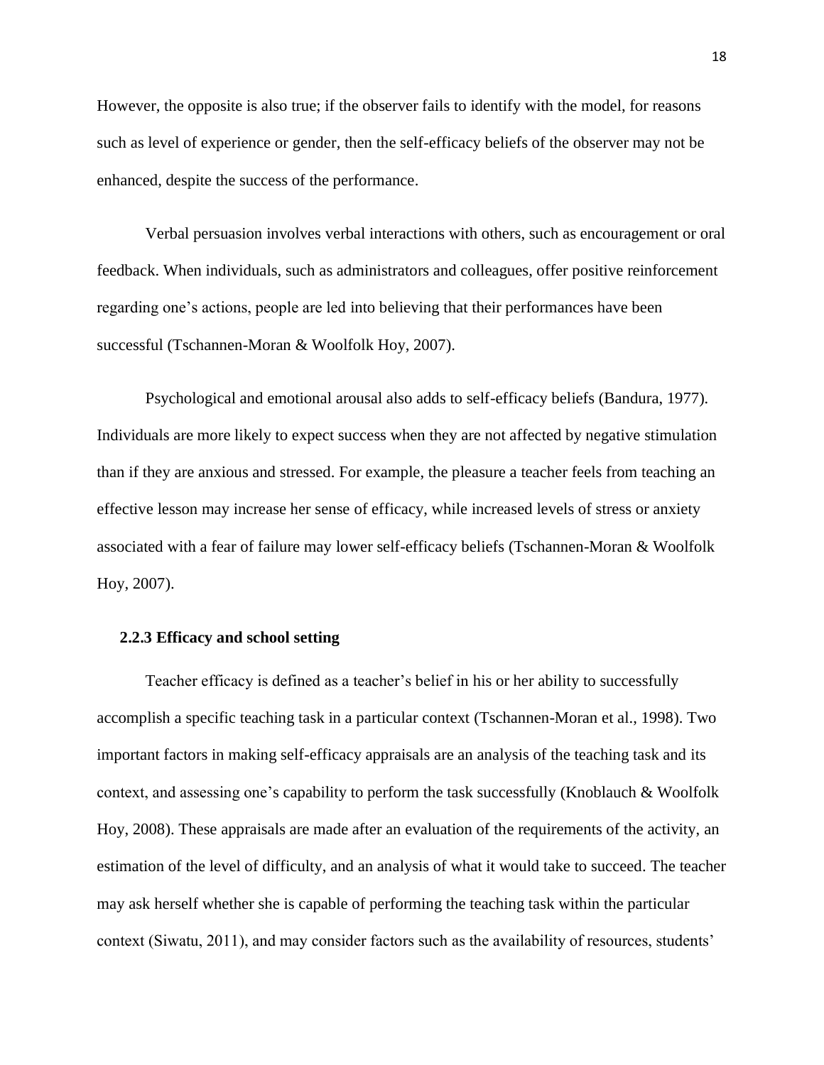However, the opposite is also true; if the observer fails to identify with the model, for reasons such as level of experience or gender, then the self-efficacy beliefs of the observer may not be enhanced, despite the success of the performance.

Verbal persuasion involves verbal interactions with others, such as encouragement or oral feedback. When individuals, such as administrators and colleagues, offer positive reinforcement regarding one's actions, people are led into believing that their performances have been successful (Tschannen-Moran & Woolfolk Hoy, 2007).

Psychological and emotional arousal also adds to self-efficacy beliefs (Bandura, 1977). Individuals are more likely to expect success when they are not affected by negative stimulation than if they are anxious and stressed. For example, the pleasure a teacher feels from teaching an effective lesson may increase her sense of efficacy, while increased levels of stress or anxiety associated with a fear of failure may lower self-efficacy beliefs (Tschannen-Moran & Woolfolk Hoy, 2007).

### 2.2.3 Efficacy and school setting

Teacher efficacy is defined as a teacher's belief in his or her ability to successfully accomplish a specific teaching task in a particular context (Tschannen-Moran et al., 1998). Two important factors in making self-efficacy appraisals are an analysis of the teaching task and its context, and assessing one's capability to perform the task successfully (Knoblauch & Woolfolk Hoy, 2008). These appraisals are made after an evaluation of the requirements of the activity, an estimation of the level of difficulty, and an analysis of what it would take to succeed. The teacher may ask herself whether she is capable of performing the teaching task within the particular context (Siwatu, 2011), and may consider factors such as the availability of resources, students'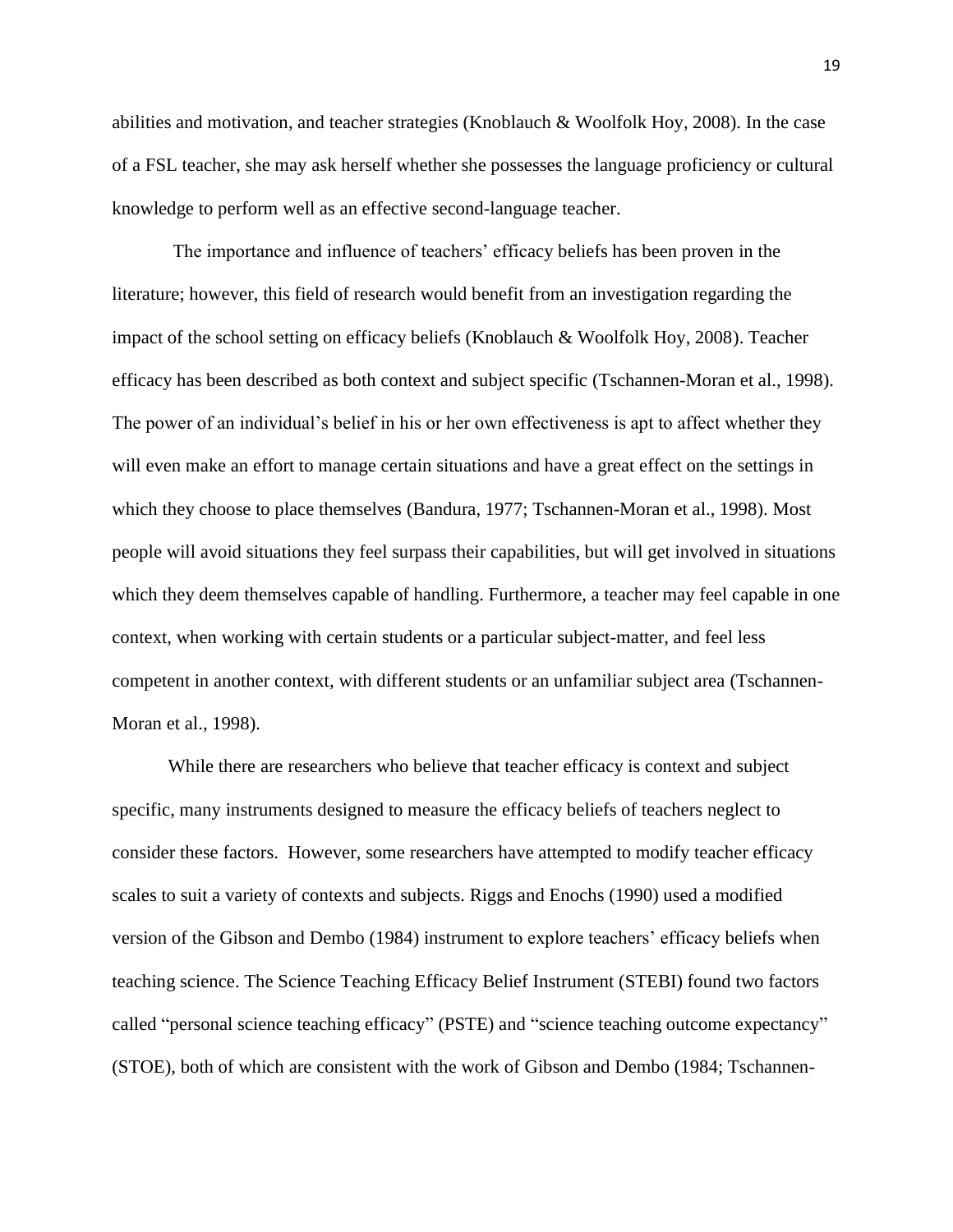abilities and motivation, and teacher strategies (Knoblauch & Woolfolk Hoy, 2008). In the case of a FSL teacher, she may ask herself whether she possesses the language proficiency or cultural knowledge to perform well as an effective second-language teacher.

The importance and influence of teachers' efficacy beliefs has been proven in the literature; however, this field of research would benefit from an investigation regarding the impact of the school setting on efficacy beliefs (Knoblauch & Woolfolk Hoy, 2008). Teacher efficacy has been described as both context and subject specific (Tschannen-Moran et al., 1998). The power of an individual's belief in his or her own effectiveness is apt to affect whether they will even make an effort to manage certain situations and have a great effect on the settings in which they choose to place themselves (Bandura, 1977; Tschannen-Moran et al., 1998). Most people will avoid situations they feel surpass their capabilities, but will get involved in situations which they deem themselves capable of handling. Furthermore, a teacher may feel capable in one context, when working with certain students or a particular subject-matter, and feel less competent in another context, with different students or an unfamiliar subject area (Tschannen-Moran et al., 1998).

While there are researchers who believe that teacher efficacy is context and subject specific, many instruments designed to measure the efficacy beliefs of teachers neglect to consider these factors. However, some researchers have attempted to modify teacher efficacy scales to suit a variety of contexts and subjects. Riggs and Enochs (1990) used a modified version of the Gibson and Dembo (1984) instrument to explore teachers' efficacy beliefs when teaching science. The Science Teaching Efficacy Belief Instrument (STEBI) found two factors called "personal science teaching efficacy" (PSTE) and "science teaching outcome expectancy" (STOE), both of which are consistent with the work of Gibson and Dembo (1984; Tschannen-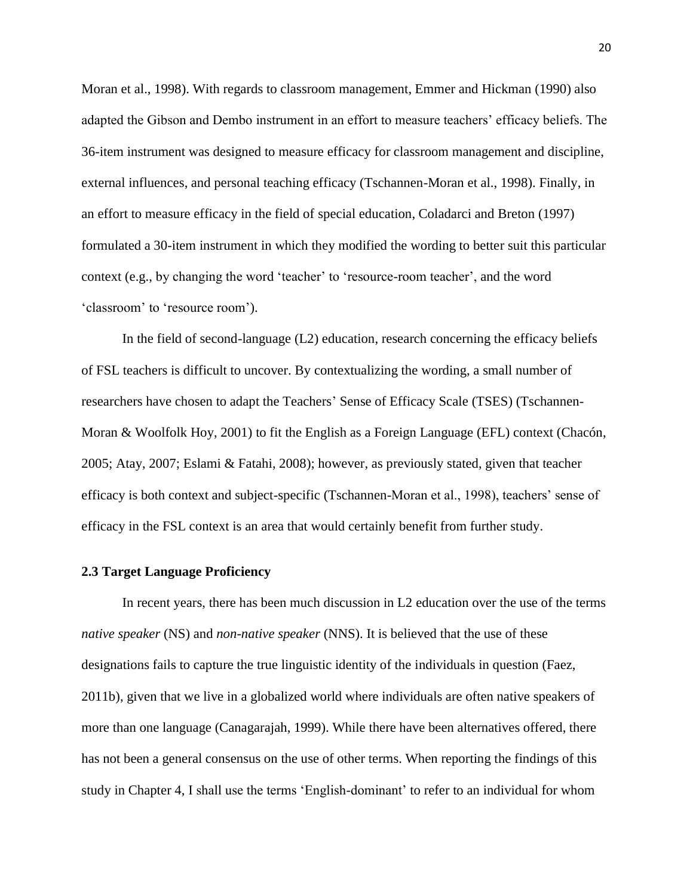Moran et al., 1998). With regards to classroom management, Emmer and Hickman (1990) also adapted the Gibson and Dembo instrument in an effort to measure teachers' efficacy beliefs. The 36-item instrument was designed to measure efficacy for classroom management and discipline, external influences, and personal teaching efficacy (Tschannen-Moran et al., 1998). Finally, in an effort to measure efficacy in the field of special education, Coladarci and Breton (1997) formulated a 30-item instrument in which they modified the wording to better suit this particular context (e.g., by changing the word 'teacher' to 'resource-room teacher', and the word 'classroom' to 'resource room').

In the field of second-language (L2) education, research concerning the efficacy beliefs of FSL teachers is difficult to uncover. By contextualizing the wording, a small number of researchers have chosen to adapt the Teachers' Sense of Efficacy Scale (TSES) (Tschannen-Moran & Woolfolk Hoy, 2001) to fit the English as a Foreign Language (EFL) context (Chacón, 2005; Atay, 2007; Eslami & Fatahi, 2008); however, as previously stated, given that teacher efficacy is both context and subject-specific (Tschannen-Moran et al., 1998), teachers' sense of efficacy in the FSL context is an area that would certainly benefit from further study.

## 2.3 Target Language Proficiency

In recent years, there has been much discussion in L2 education over the use of the terms *native speaker* (NS) and *non-native speaker* (NNS). It is believed that the use of these designations fails to capture the true linguistic identity of the individuals in question (Faez, 2011b), given that we live in a globalized world where individuals are often native speakers of more than one language (Canagarajah, 1999). While there have been alternatives offered, there has not been a general consensus on the use of other terms. When reporting the findings of this study in Chapter 4, I shall use the terms 'English-dominant' to refer to an individual for whom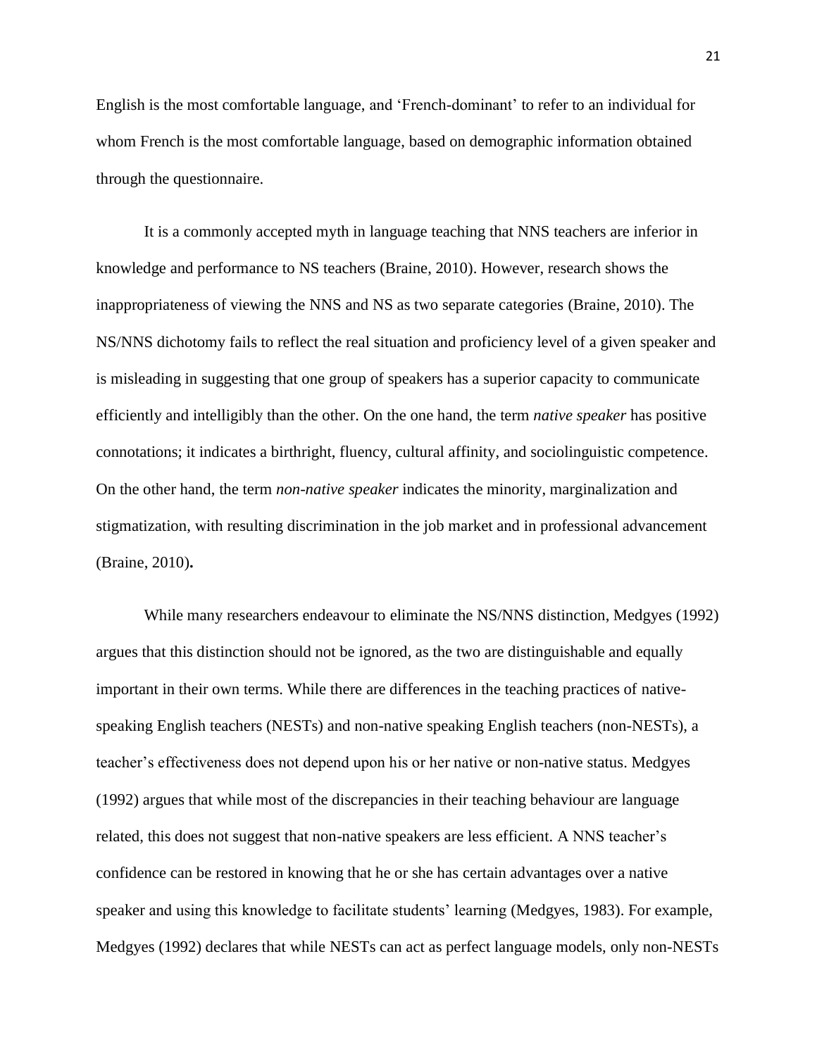English is the most comfortable language, and 'French-dominant' to refer to an individual for whom French is the most comfortable language, based on demographic information obtained through the questionnaire.

It is a commonly accepted myth in language teaching that NNS teachers are inferior in knowledge and performance to NS teachers (Braine, 2010). However, research shows the inappropriateness of viewing the NNS and NS as two separate categories (Braine, 2010). The NS/NNS dichotomy fails to reflect the real situation and proficiency level of a given speaker and is misleading in suggesting that one group of speakers has a superior capacity to communicate efficiently and intelligibly than the other. On the one hand, the term *native speaker* has positive connotations; it indicates a birthright, fluency, cultural affinity, and sociolinguistic competence. On the other hand, the term *non-native speaker* indicates the minority, marginalization and stigmatization, with resulting discrimination in the job market and in professional advancement (Braine, 2010)**.**

While many researchers endeavour to eliminate the NS/NNS distinction, Medgyes (1992) argues that this distinction should not be ignored, as the two are distinguishable and equally important in their own terms. While there are differences in the teaching practices of native-speaking English teachers (NESTs) and non-native speaking English teachers (non-NESTs), a teacher's effectiveness does not depend upon his or her native or non-native status. Medgyes (1992) argues that while most of the discrepancies in their teaching behaviour are language related, this does not suggest that non-native speakers are less efficient. A NNS teacher's confidence can be restored in knowing that he or she has certain advantages over a native speaker and using this knowledge to facilitate students' learning (Medgyes, 1983). For example, Medgyes (1992) declares that while NESTs can act as perfect language models, only non-NESTs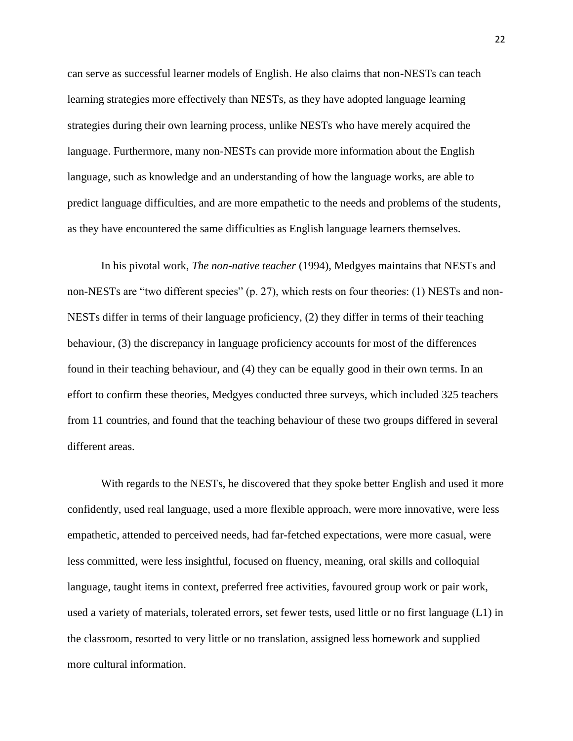can serve as successful learner models of English. He also claims that non-NESTs can teach learning strategies more effectively than NESTs, as they have adopted language learning strategies during their own learning process, unlike NESTs who have merely acquired the language. Furthermore, many non-NESTs can provide more information about the English language, such as knowledge and an understanding of how the language works, are able to predict language difficulties, and are more empathetic to the needs and problems of the students, as they have encountered the same difficulties as English language learners themselves.

In his pivotal work, *The non-native teacher* (1994), Medgyes maintains that NESTs and non-NESTs are "two different species" (p. 27), which rests on four theories: (1) NESTs and non-NESTs differ in terms of their language proficiency, (2) they differ in terms of their teaching behaviour, (3) the discrepancy in language proficiency accounts for most of the differences found in their teaching behaviour, and (4) they can be equally good in their own terms. In an effort to confirm these theories, Medgyes conducted three surveys, which included 325 teachers from 11 countries, and found that the teaching behaviour of these two groups differed in several different areas.

With regards to the NESTs, he discovered that they spoke better English and used it more confidently, used real language, used a more flexible approach, were more innovative, were less empathetic, attended to perceived needs, had far-fetched expectations, were more casual, were less committed, were less insightful, focused on fluency, meaning, oral skills and colloquial language, taught items in context, preferred free activities, favoured group work or pair work, used a variety of materials, tolerated errors, set fewer tests, used little or no first language (L1) in the classroom, resorted to very little or no translation, assigned less homework and supplied more cultural information.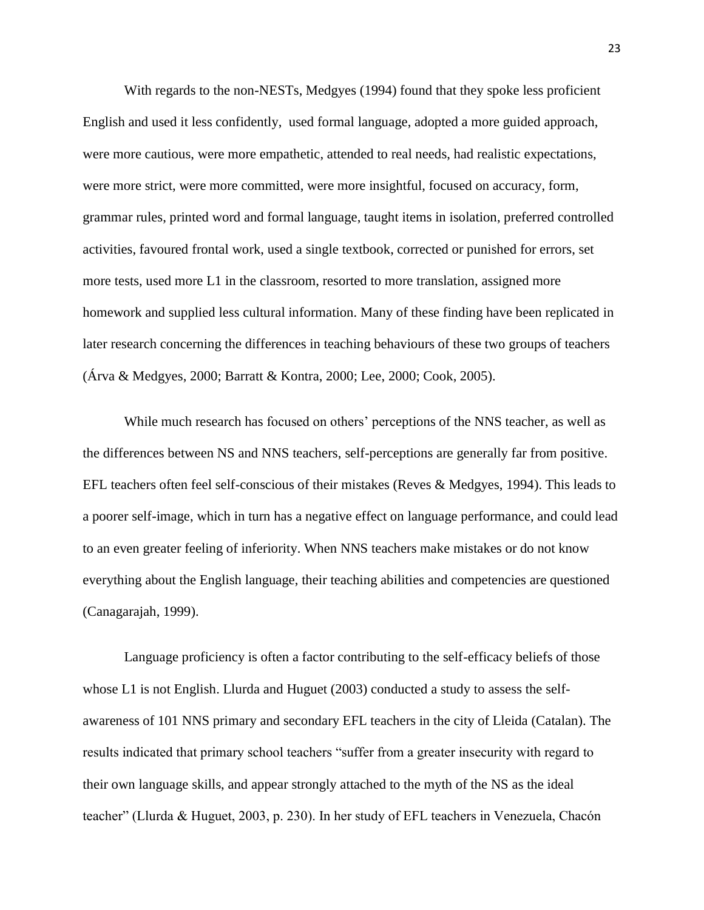With regards to the non-NESTs, Medgyes (1994) found that they spoke less proficient English and used it less confidently,  used formal language, adopted a more guided approach, were more cautious, were more empathetic, attended to real needs, had realistic expectations, were more strict, were more committed, were more insightful, focused on accuracy, form, grammar rules, printed word and formal language, taught items in isolation, preferred controlled activities, favoured frontal work, used a single textbook, corrected or punished for errors, set more tests, used more L1 in the classroom, resorted to more translation, assigned more homework and supplied less cultural information. Many of these finding have been replicated in later research concerning the differences in teaching behaviours of these two groups of teachers (Árva & Medgyes, 2000; Barratt & Kontra, 2000; Lee, 2000; Cook, 2005).

While much research has focused on others' perceptions of the NNS teacher, as well as the differences between NS and NNS teachers, self-perceptions are generally far from positive. EFL teachers often feel self-conscious of their mistakes (Reves & Medgyes, 1994). This leads to a poorer self-image, which in turn has a negative effect on language performance, and could lead to an even greater feeling of inferiority. When NNS teachers make mistakes or do not know everything about the English language, their teaching abilities and competencies are questioned (Canagarajah, 1999).

Language proficiency is often a factor contributing to the self-efficacy beliefs of those whose L1 is not English. Llurda and Huguet (2003) conducted a study to assess the self-awareness of 101 NNS primary and secondary EFL teachers in the city of Lleida (Catalan). The results indicated that primary school teachers "suffer from a greater insecurity with regard to their own language skills, and appear strongly attached to the myth of the NS as the ideal teacher" (Llurda & Huguet, 2003, p. 230). In her study of EFL teachers in Venezuela, Chacón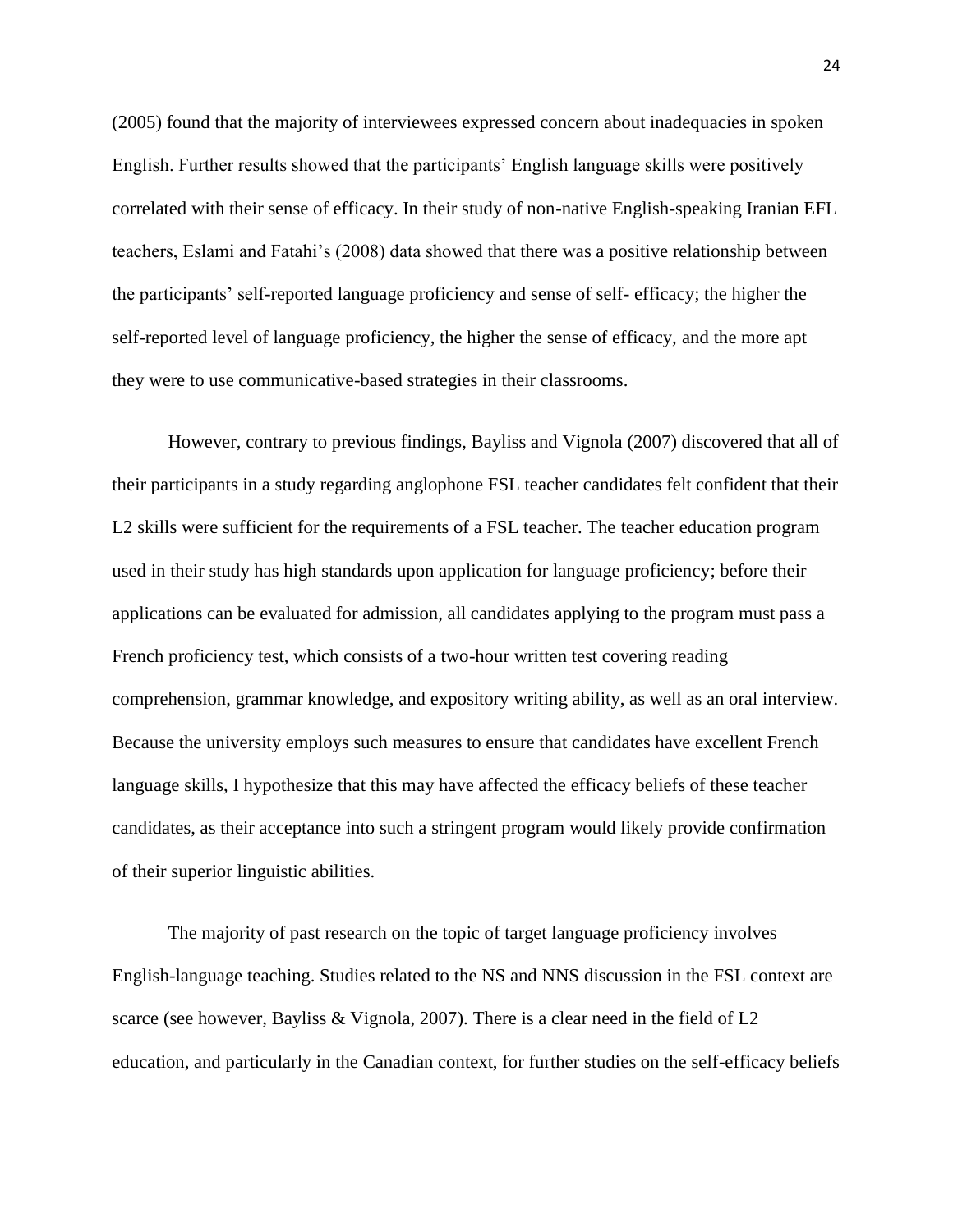(2005) found that the majority of interviewees expressed concern about inadequacies in spoken English. Further results showed that the participants' English language skills were positively correlated with their sense of efficacy. In their study of non-native English-speaking Iranian EFL teachers, Eslami and Fatahi's (2008) data showed that there was a positive relationship between the participants' self-reported language proficiency and sense of self- efficacy; the higher the self-reported level of language proficiency, the higher the sense of efficacy, and the more apt they were to use communicative-based strategies in their classrooms.

However, contrary to previous findings, Bayliss and Vignola (2007) discovered that all of their participants in a study regarding anglophone FSL teacher candidates felt confident that their L2 skills were sufficient for the requirements of a FSL teacher. The teacher education program used in their study has high standards upon application for language proficiency; before their applications can be evaluated for admission, all candidates applying to the program must pass a French proficiency test, which consists of a two-hour written test covering reading comprehension, grammar knowledge, and expository writing ability, as well as an oral interview. Because the university employs such measures to ensure that candidates have excellent French language skills, I hypothesize that this may have affected the efficacy beliefs of these teacher candidates, as their acceptance into such a stringent program would likely provide confirmation of their superior linguistic abilities.

The majority of past research on the topic of target language proficiency involves English-language teaching. Studies related to the NS and NNS discussion in the FSL context are scarce (see however, Bayliss & Vignola, 2007). There is a clear need in the field of L2 education, and particularly in the Canadian context, for further studies on the self-efficacy beliefs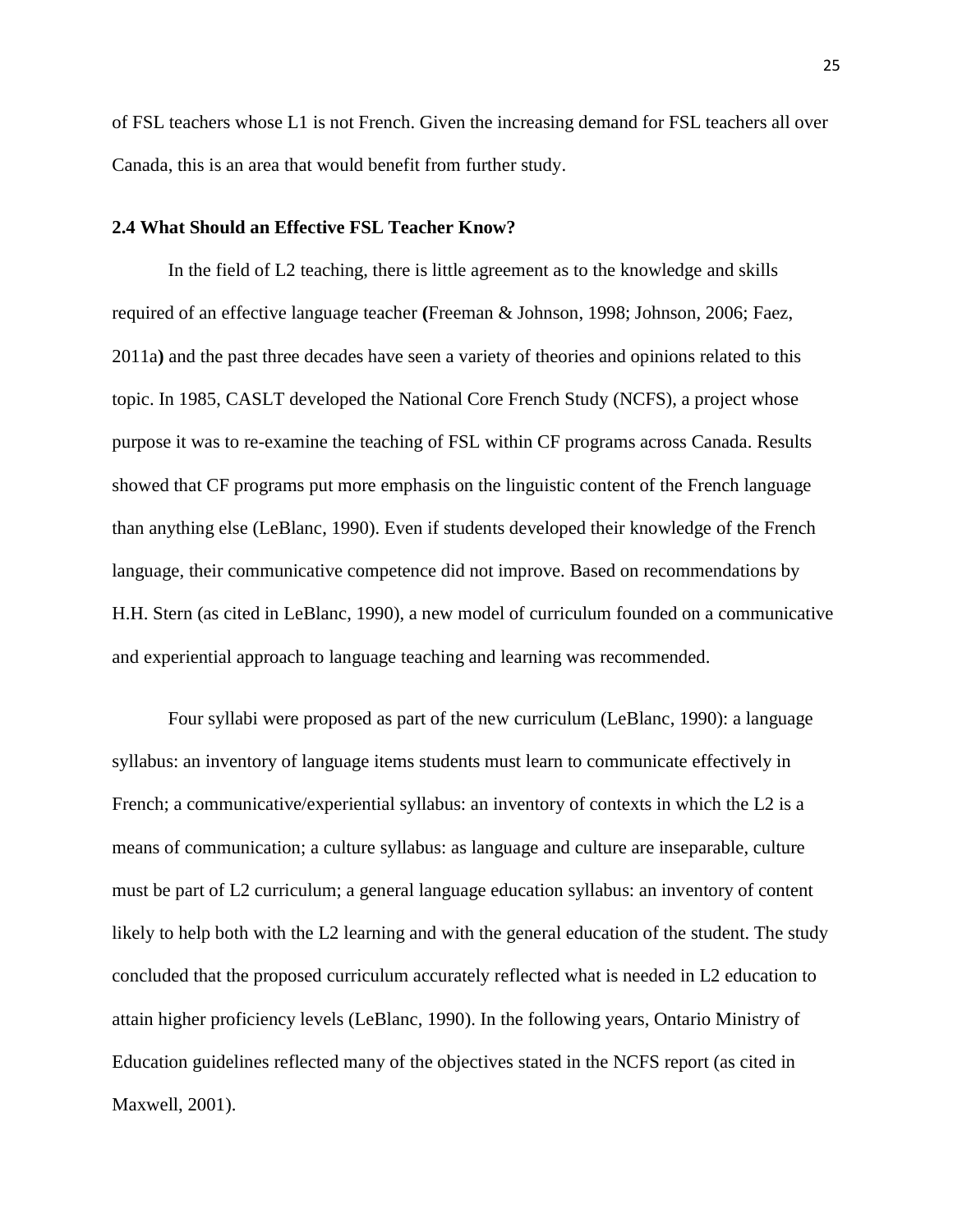of FSL teachers whose L1 is not French. Given the increasing demand for FSL teachers all over Canada, this is an area that would benefit from further study.

## 2.4 What Should an Effective FSL Teacher Know?

In the field of L2 teaching, there is little agreement as to the knowledge and skills required of an effective language teacher **(**Freeman & Johnson, 1998; Johnson, 2006; Faez, 2011a**)** and the past three decades have seen a variety of theories and opinions related to this topic. In 1985, CASLT developed the National Core French Study (NCFS), a project whose purpose it was to re-examine the teaching of FSL within CF programs across Canada. Results showed that CF programs put more emphasis on the linguistic content of the French language than anything else (LeBlanc, 1990). Even if students developed their knowledge of the French language, their communicative competence did not improve. Based on recommendations by H.H. Stern (as cited in LeBlanc, 1990), a new model of curriculum founded on a communicative and experiential approach to language teaching and learning was recommended.

Four syllabi were proposed as part of the new curriculum (LeBlanc, 1990): a language syllabus: an inventory of language items students must learn to communicate effectively in French; a communicative/experiential syllabus: an inventory of contexts in which the L2 is a means of communication; a culture syllabus: as language and culture are inseparable, culture must be part of L2 curriculum; a general language education syllabus: an inventory of content likely to help both with the L2 learning and with the general education of the student. The study concluded that the proposed curriculum accurately reflected what is needed in L2 education to attain higher proficiency levels (LeBlanc, 1990). In the following years, Ontario Ministry of Education guidelines reflected many of the objectives stated in the NCFS report (as cited in Maxwell, 2001).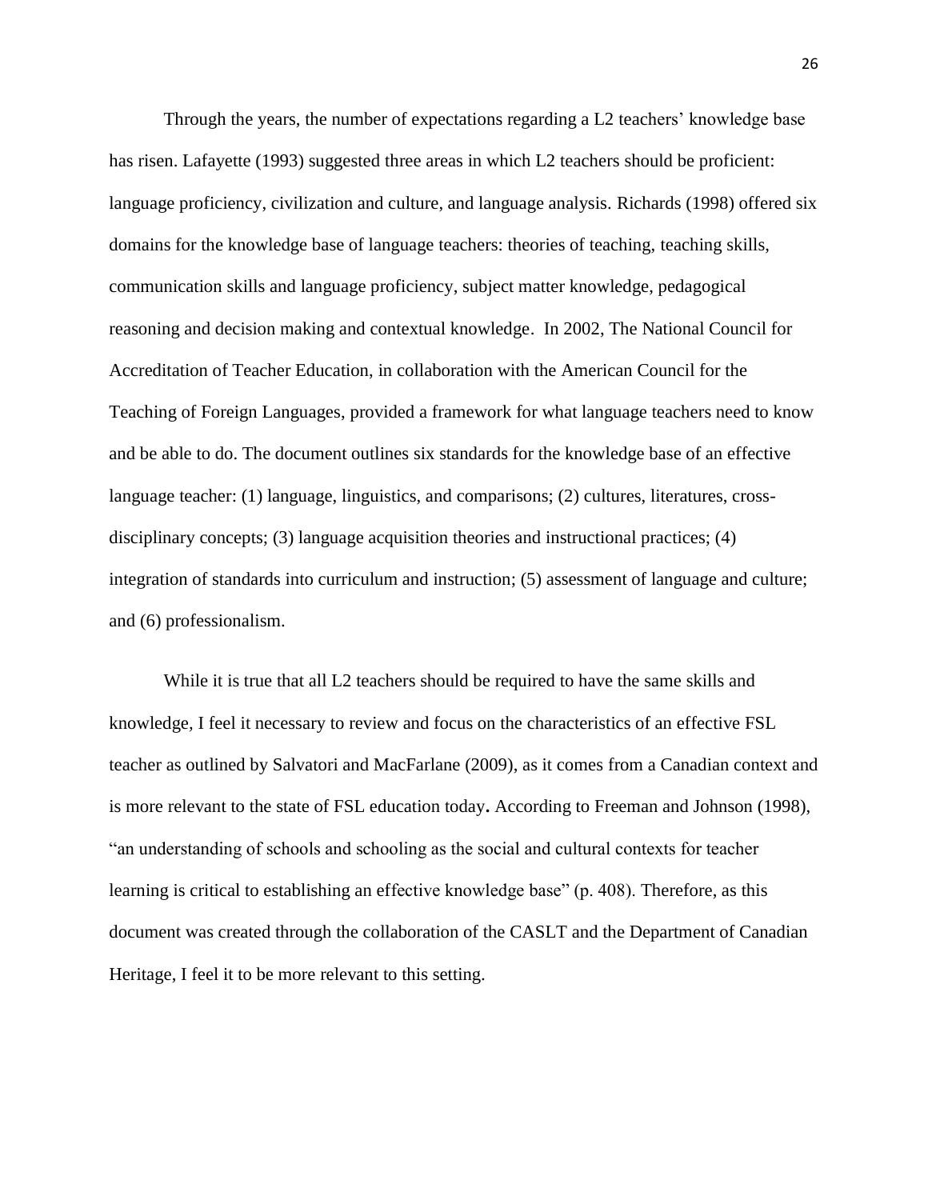Through the years, the number of expectations regarding a L2 teachers' knowledge base has risen. Lafayette (1993) suggested three areas in which L2 teachers should be proficient: language proficiency, civilization and culture, and language analysis. Richards (1998) offered six domains for the knowledge base of language teachers: theories of teaching, teaching skills, communication skills and language proficiency, subject matter knowledge, pedagogical reasoning and decision making and contextual knowledge. In 2002, The National Council for Accreditation of Teacher Education, in collaboration with the American Council for the Teaching of Foreign Languages, provided a framework for what language teachers need to know and be able to do. The document outlines six standards for the knowledge base of an effective language teacher: (1) language, linguistics, and comparisons; (2) cultures, literatures, cross-disciplinary concepts; (3) language acquisition theories and instructional practices; (4) integration of standards into curriculum and instruction; (5) assessment of language and culture; and (6) professionalism.

While it is true that all L2 teachers should be required to have the same skills and knowledge, I feel it necessary to review and focus on the characteristics of an effective FSL teacher as outlined by Salvatori and MacFarlane (2009), as it comes from a Canadian context and is more relevant to the state of FSL education today**.** According to Freeman and Johnson (1998), "an understanding of schools and schooling as the social and cultural contexts for teacher learning is critical to establishing an effective knowledge base" (p. 408). Therefore, as this document was created through the collaboration of the CASLT and the Department of Canadian Heritage, I feel it to be more relevant to this setting.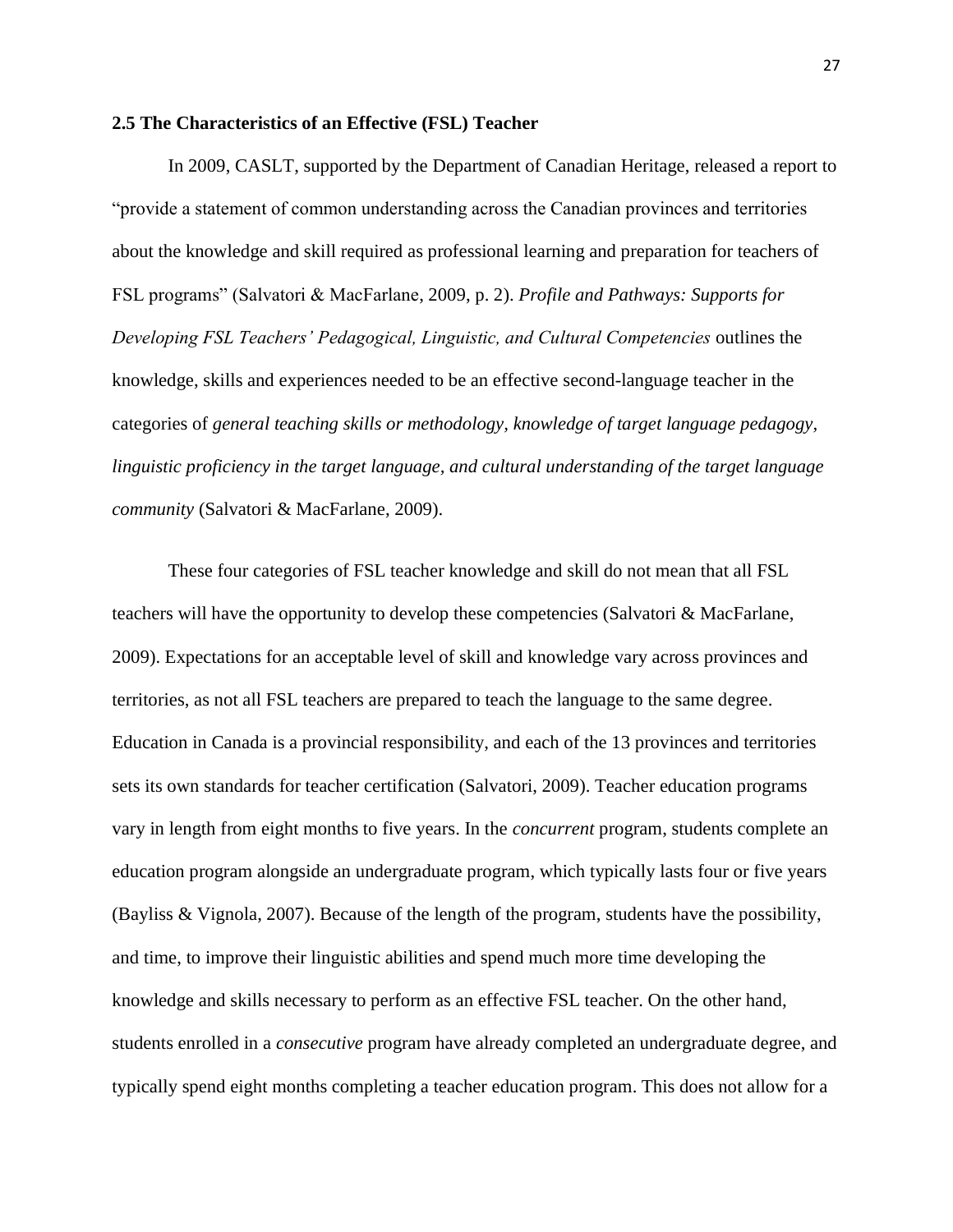## 2.5 The Characteristics of an Effective (FSL) Teacher

In 2009, CASLT, supported by the Department of Canadian Heritage, released a report to "provide a statement of common understanding across the Canadian provinces and territories about the knowledge and skill required as professional learning and preparation for teachers of FSL programs" (Salvatori & MacFarlane, 2009, p. 2). *Profile and Pathways: Supports for Developing FSL Teachers' Pedagogical, Linguistic, and Cultural Competencies* outlines the knowledge, skills and experiences needed to be an effective second-language teacher in the categories of *general teaching skills or methodology, knowledge of target language pedagogy, linguistic proficiency in the target language, and cultural understanding of the target language community* (Salvatori & MacFarlane, 2009).

These four categories of FSL teacher knowledge and skill do not mean that all FSL teachers will have the opportunity to develop these competencies (Salvatori & MacFarlane, 2009). Expectations for an acceptable level of skill and knowledge vary across provinces and territories, as not all FSL teachers are prepared to teach the language to the same degree. Education in Canada is a provincial responsibility, and each of the 13 provinces and territories sets its own standards for teacher certification (Salvatori, 2009). Teacher education programs vary in length from eight months to five years. In the *concurrent* program, students complete an education program alongside an undergraduate program, which typically lasts four or five years (Bayliss & Vignola, 2007). Because of the length of the program, students have the possibility, and time, to improve their linguistic abilities and spend much more time developing the knowledge and skills necessary to perform as an effective FSL teacher. On the other hand, students enrolled in a *consecutive* program have already completed an undergraduate degree, and typically spend eight months completing a teacher education program. This does not allow for a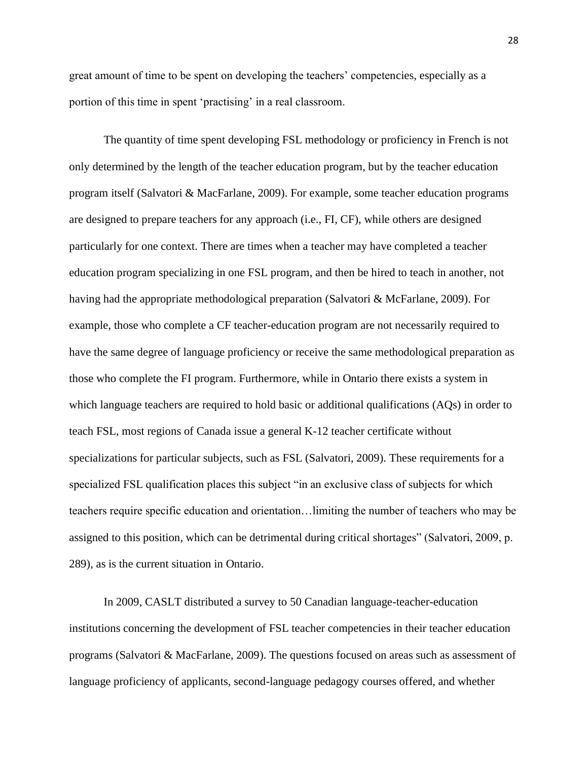great amount of time to be spent on developing the teachers' competencies, especially as a portion of this time in spent 'practising' in a real classroom.

The quantity of time spent developing FSL methodology or proficiency in French is not only determined by the length of the teacher education program, but by the teacher education program itself (Salvatori & MacFarlane, 2009). For example, some teacher education programs are designed to prepare teachers for any approach (i.e., FI, CF), while others are designed particularly for one context. There are times when a teacher may have completed a teacher education program specializing in one FSL program, and then be hired to teach in another, not having had the appropriate methodological preparation (Salvatori & McFarlane, 2009). For example, those who complete a CF teacher-education program are not necessarily required to have the same degree of language proficiency or receive the same methodological preparation as those who complete the FI program. Furthermore, while in Ontario there exists a system in which language teachers are required to hold basic or additional qualifications (AQs) in order to teach FSL, most regions of Canada issue a general K-12 teacher certificate without specializations for particular subjects, such as FSL (Salvatori, 2009). These requirements for a specialized FSL qualification places this subject "in an exclusive class of subjects for which teachers require specific education and orientation…limiting the number of teachers who may be assigned to this position, which can be detrimental during critical shortages" (Salvatori, 2009, p. 289), as is the current situation in Ontario.

In 2009, CASLT distributed a survey to 50 Canadian language-teacher-education institutions concerning the development of FSL teacher competencies in their teacher education programs (Salvatori & MacFarlane, 2009). The questions focused on areas such as assessment of language proficiency of applicants, second-language pedagogy courses offered, and whether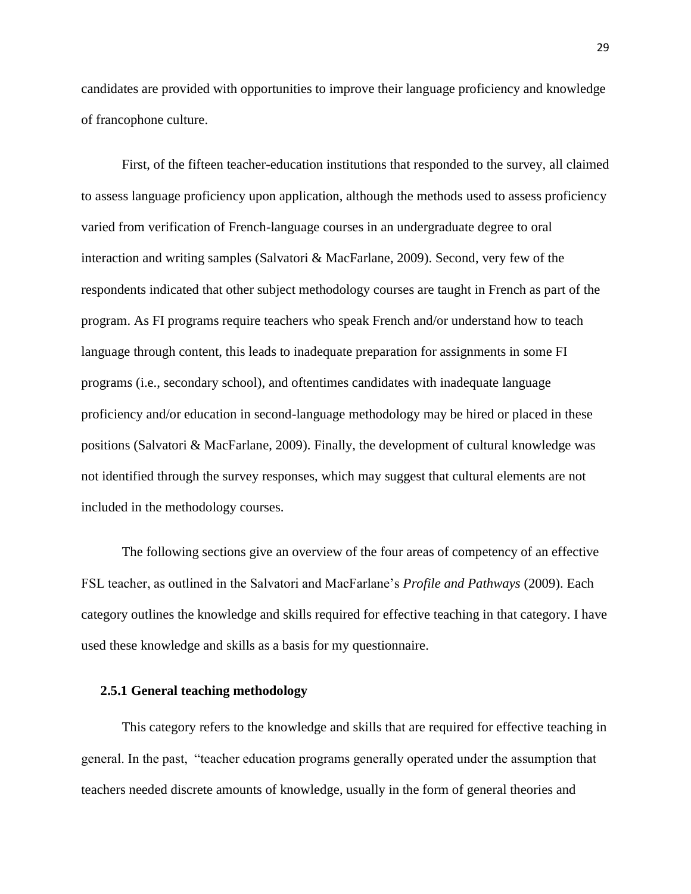candidates are provided with opportunities to improve their language proficiency and knowledge of francophone culture.

First, of the fifteen teacher-education institutions that responded to the survey, all claimed to assess language proficiency upon application, although the methods used to assess proficiency varied from verification of French-language courses in an undergraduate degree to oral interaction and writing samples (Salvatori & MacFarlane, 2009). Second, very few of the respondents indicated that other subject methodology courses are taught in French as part of the program. As FI programs require teachers who speak French and/or understand how to teach language through content, this leads to inadequate preparation for assignments in some FI programs (i.e., secondary school), and oftentimes candidates with inadequate language proficiency and/or education in second-language methodology may be hired or placed in these positions (Salvatori & MacFarlane, 2009). Finally, the development of cultural knowledge was not identified through the survey responses, which may suggest that cultural elements are not included in the methodology courses.

The following sections give an overview of the four areas of competency of an effective FSL teacher, as outlined in the Salvatori and MacFarlane's *Profile and Pathways* (2009). Each category outlines the knowledge and skills required for effective teaching in that category. I have used these knowledge and skills as a basis for my questionnaire.

### 2.5.1 General teaching methodology

This category refers to the knowledge and skills that are required for effective teaching in general. In the past, "teacher education programs generally operated under the assumption that teachers needed discrete amounts of knowledge, usually in the form of general theories and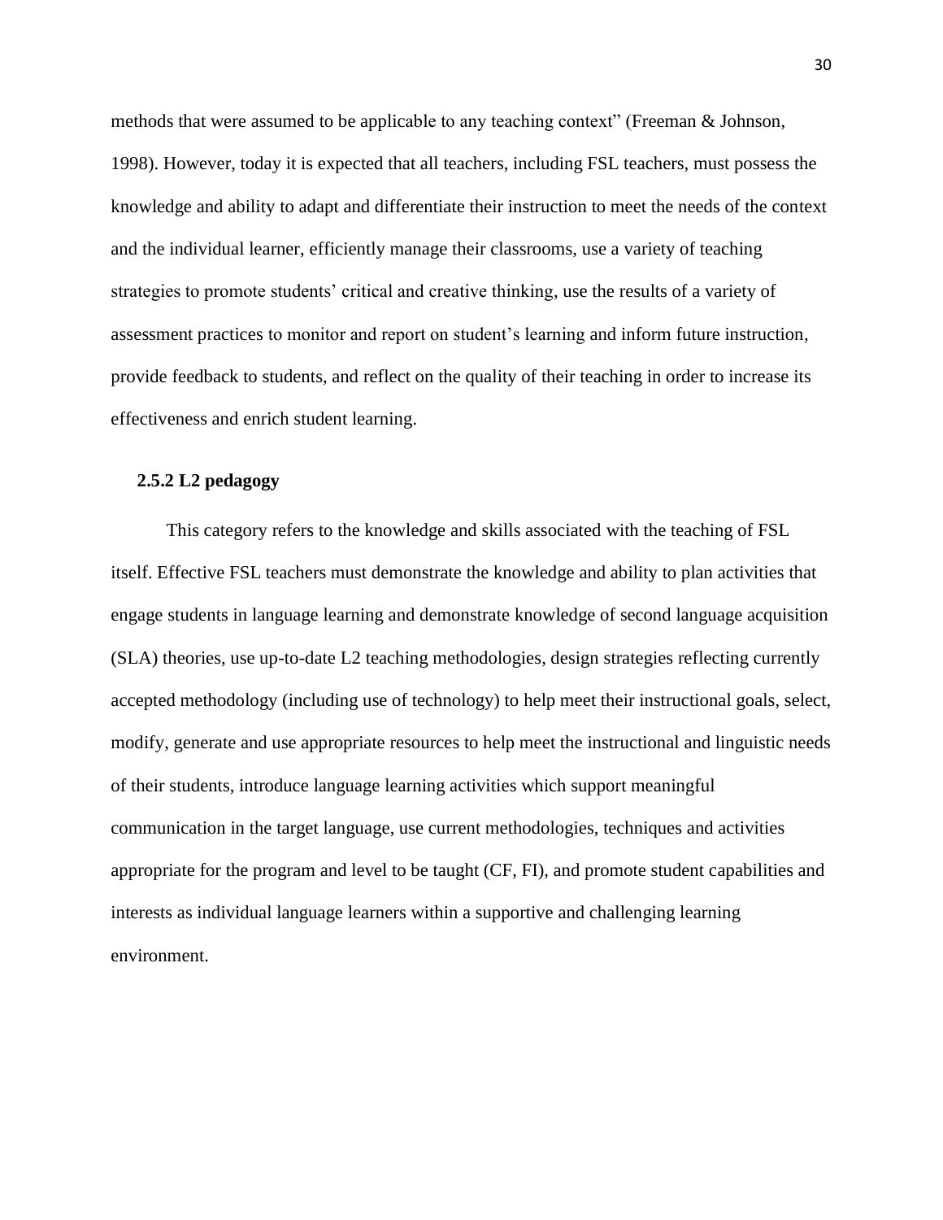methods that were assumed to be applicable to any teaching context" (Freeman & Johnson, 1998). However, today it is expected that all teachers, including FSL teachers, must possess the knowledge and ability to adapt and differentiate their instruction to meet the needs of the context and the individual learner, efficiently manage their classrooms, use a variety of teaching strategies to promote students' critical and creative thinking, use the results of a variety of assessment practices to monitor and report on student's learning and inform future instruction, provide feedback to students, and reflect on the quality of their teaching in order to increase its effectiveness and enrich student learning.

### 2.5.2 L2 pedagogy

This category refers to the knowledge and skills associated with the teaching of FSL itself. Effective FSL teachers must demonstrate the knowledge and ability to plan activities that engage students in language learning and demonstrate knowledge of second language acquisition (SLA) theories, use up-to-date L2 teaching methodologies, design strategies reflecting currently accepted methodology (including use of technology) to help meet their instructional goals, select, modify, generate and use appropriate resources to help meet the instructional and linguistic needs of their students, introduce language learning activities which support meaningful communication in the target language, use current methodologies, techniques and activities appropriate for the program and level to be taught (CF, FI), and promote student capabilities and interests as individual language learners within a supportive and challenging learning environment.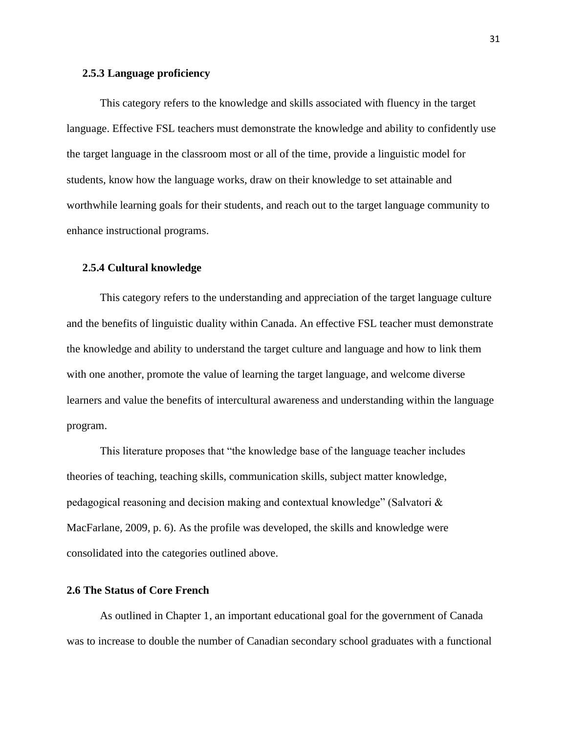### 2.5.3 Language proficiency

This category refers to the knowledge and skills associated with fluency in the target language. Effective FSL teachers must demonstrate the knowledge and ability to confidently use the target language in the classroom most or all of the time, provide a linguistic model for students, know how the language works, draw on their knowledge to set attainable and worthwhile learning goals for their students, and reach out to the target language community to enhance instructional programs.

### 2.5.4 Cultural knowledge

This category refers to the understanding and appreciation of the target language culture and the benefits of linguistic duality within Canada. An effective FSL teacher must demonstrate the knowledge and ability to understand the target culture and language and how to link them with one another, promote the value of learning the target language, and welcome diverse learners and value the benefits of intercultural awareness and understanding within the language program.

This literature proposes that “the knowledge base of the language teacher includes theories of teaching, teaching skills, communication skills, subject matter knowledge, pedagogical reasoning and decision making and contextual knowledge” (Salvatori & MacFarlane, 2009, p. 6). As the profile was developed, the skills and knowledge were consolidated into the categories outlined above.

## 2.6 The Status of Core French

As outlined in Chapter 1, an important educational goal for the government of Canada was to increase to double the number of Canadian secondary school graduates with a functional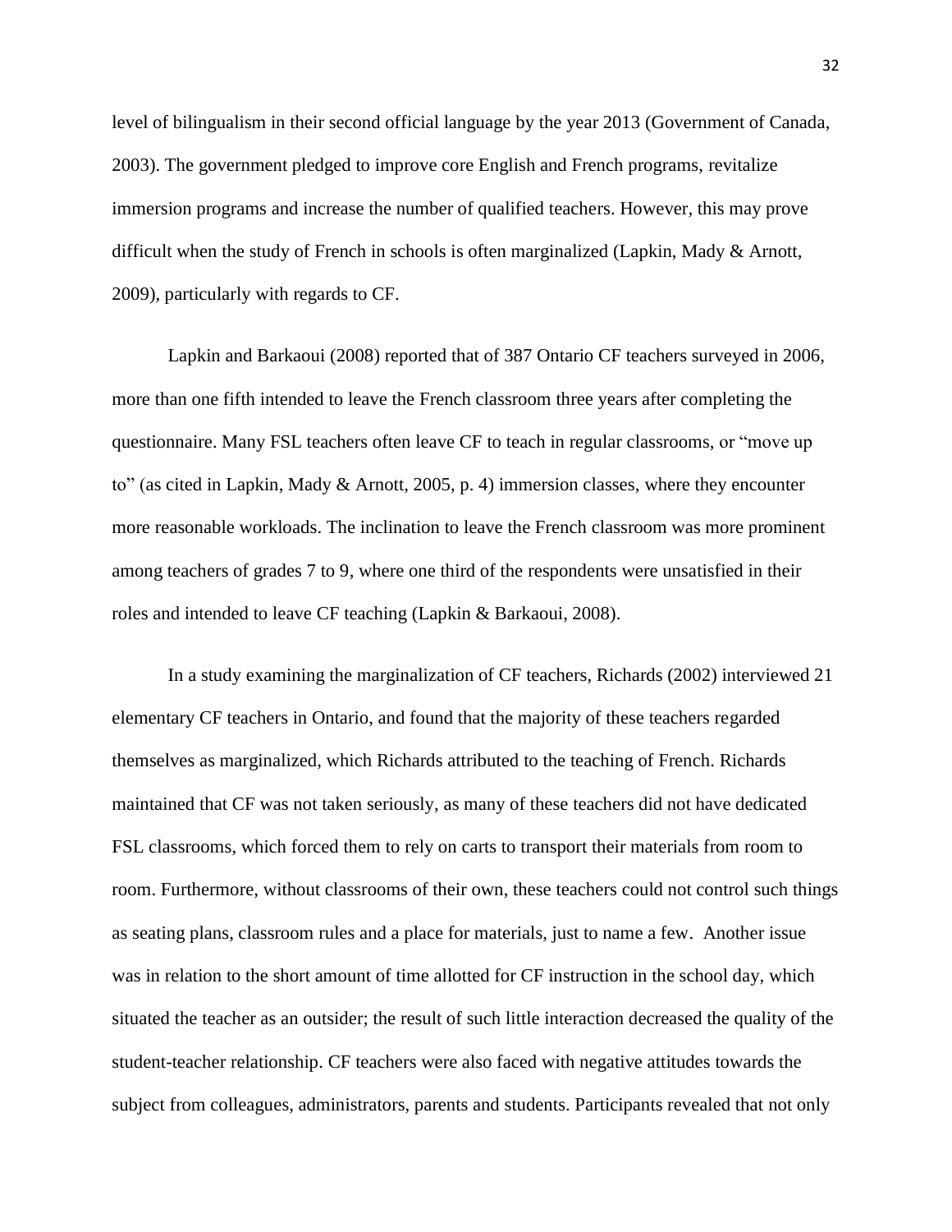level of bilingualism in their second official language by the year 2013 (Government of Canada, 2003). The government pledged to improve core English and French programs, revitalize immersion programs and increase the number of qualified teachers. However, this may prove difficult when the study of French in schools is often marginalized (Lapkin, Mady & Arnott, 2009), particularly with regards to CF.

Lapkin and Barkaoui (2008) reported that of 387 Ontario CF teachers surveyed in 2006, more than one fifth intended to leave the French classroom three years after completing the questionnaire. Many FSL teachers often leave CF to teach in regular classrooms, or "move up to" (as cited in Lapkin, Mady & Arnott, 2005, p. 4) immersion classes, where they encounter more reasonable workloads. The inclination to leave the French classroom was more prominent among teachers of grades 7 to 9, where one third of the respondents were unsatisfied in their roles and intended to leave CF teaching (Lapkin & Barkaoui, 2008).

In a study examining the marginalization of CF teachers, Richards (2002) interviewed 21 elementary CF teachers in Ontario, and found that the majority of these teachers regarded themselves as marginalized, which Richards attributed to the teaching of French. Richards maintained that CF was not taken seriously, as many of these teachers did not have dedicated FSL classrooms, which forced them to rely on carts to transport their materials from room to room. Furthermore, without classrooms of their own, these teachers could not control such things as seating plans, classroom rules and a place for materials, just to name a few. Another issue was in relation to the short amount of time allotted for CF instruction in the school day, which situated the teacher as an outsider; the result of such little interaction decreased the quality of the student-teacher relationship. CF teachers were also faced with negative attitudes towards the subject from colleagues, administrators, parents and students. Participants revealed that not only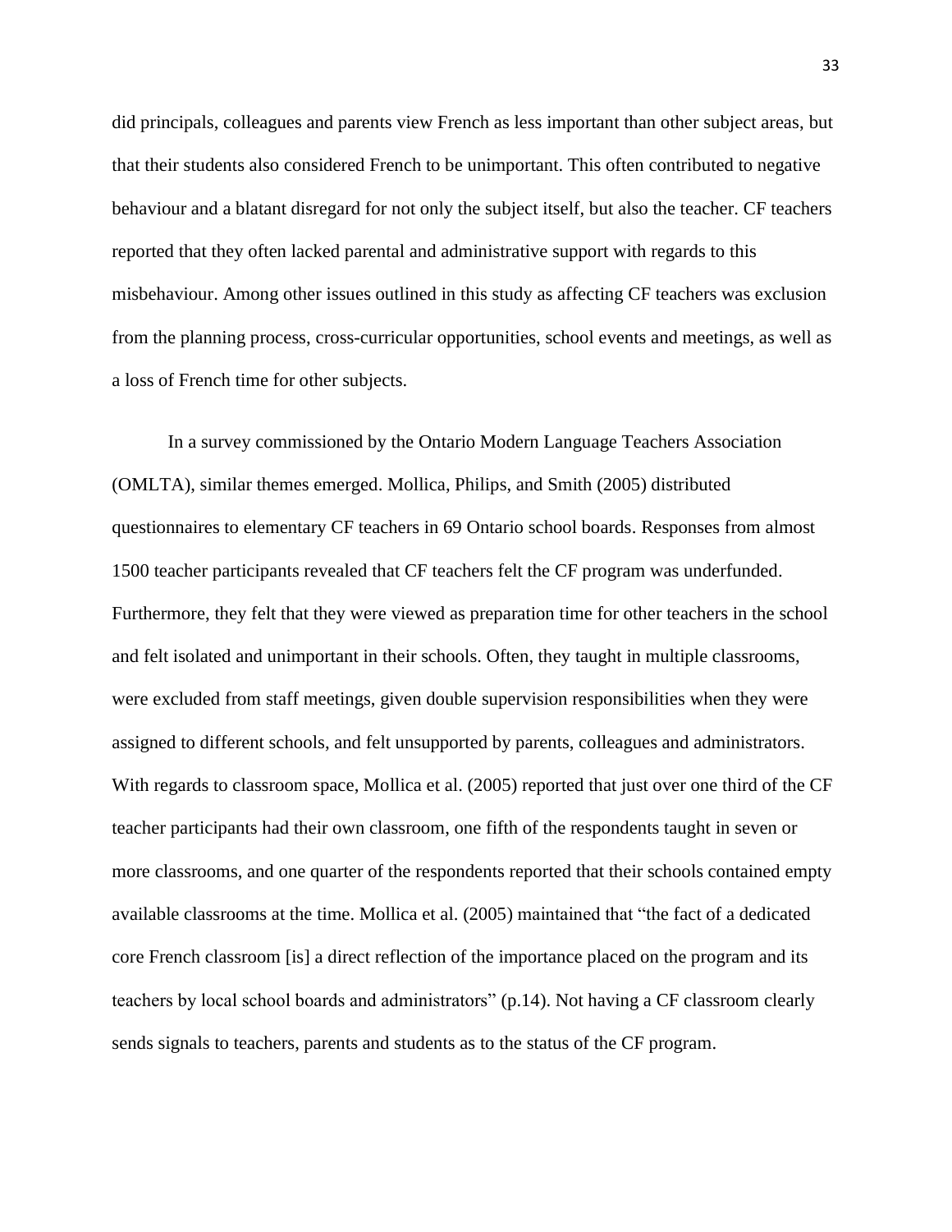did principals, colleagues and parents view French as less important than other subject areas, but that their students also considered French to be unimportant. This often contributed to negative behaviour and a blatant disregard for not only the subject itself, but also the teacher. CF teachers reported that they often lacked parental and administrative support with regards to this misbehaviour. Among other issues outlined in this study as affecting CF teachers was exclusion from the planning process, cross-curricular opportunities, school events and meetings, as well as a loss of French time for other subjects.

In a survey commissioned by the Ontario Modern Language Teachers Association (OMLTA), similar themes emerged. Mollica, Philips, and Smith (2005) distributed questionnaires to elementary CF teachers in 69 Ontario school boards. Responses from almost 1500 teacher participants revealed that CF teachers felt the CF program was underfunded. Furthermore, they felt that they were viewed as preparation time for other teachers in the school and felt isolated and unimportant in their schools. Often, they taught in multiple classrooms, were excluded from staff meetings, given double supervision responsibilities when they were assigned to different schools, and felt unsupported by parents, colleagues and administrators. With regards to classroom space, Mollica et al. (2005) reported that just over one third of the CF teacher participants had their own classroom, one fifth of the respondents taught in seven or more classrooms, and one quarter of the respondents reported that their schools contained empty available classrooms at the time. Mollica et al. (2005) maintained that "the fact of a dedicated core French classroom [is] a direct reflection of the importance placed on the program and its teachers by local school boards and administrators" (p.14). Not having a CF classroom clearly sends signals to teachers, parents and students as to the status of the CF program.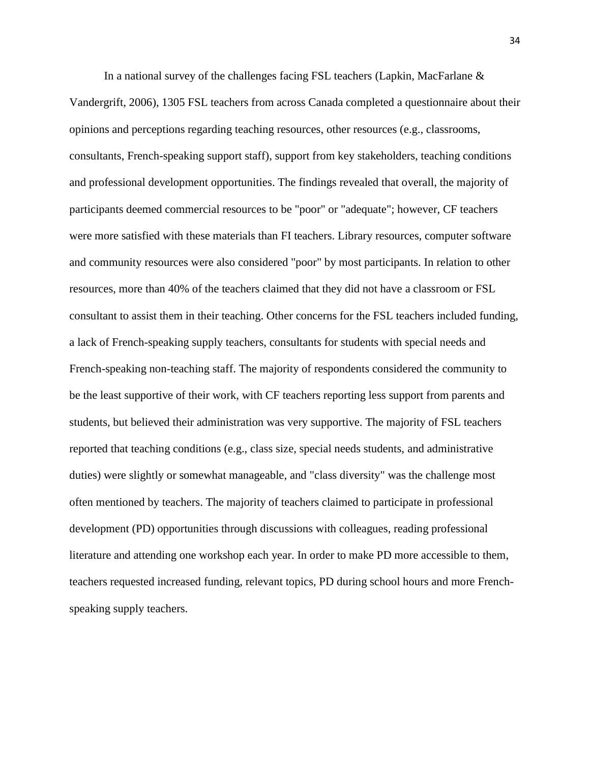In a national survey of the challenges facing FSL teachers (Lapkin, MacFarlane & Vandergrift, 2006), 1305 FSL teachers from across Canada completed a questionnaire about their opinions and perceptions regarding teaching resources, other resources (e.g., classrooms, consultants, French-speaking support staff), support from key stakeholders, teaching conditions and professional development opportunities. The findings revealed that overall, the majority of participants deemed commercial resources to be "poor" or "adequate"; however, CF teachers were more satisfied with these materials than FI teachers. Library resources, computer software and community resources were also considered "poor" by most participants. In relation to other resources, more than 40% of the teachers claimed that they did not have a classroom or FSL consultant to assist them in their teaching. Other concerns for the FSL teachers included funding, a lack of French-speaking supply teachers, consultants for students with special needs and French-speaking non-teaching staff. The majority of respondents considered the community to be the least supportive of their work, with CF teachers reporting less support from parents and students, but believed their administration was very supportive. The majority of FSL teachers reported that teaching conditions (e.g., class size, special needs students, and administrative duties) were slightly or somewhat manageable, and "class diversity" was the challenge most often mentioned by teachers. The majority of teachers claimed to participate in professional development (PD) opportunities through discussions with colleagues, reading professional literature and attending one workshop each year. In order to make PD more accessible to them, teachers requested increased funding, relevant topics, PD during school hours and more French-speaking supply teachers.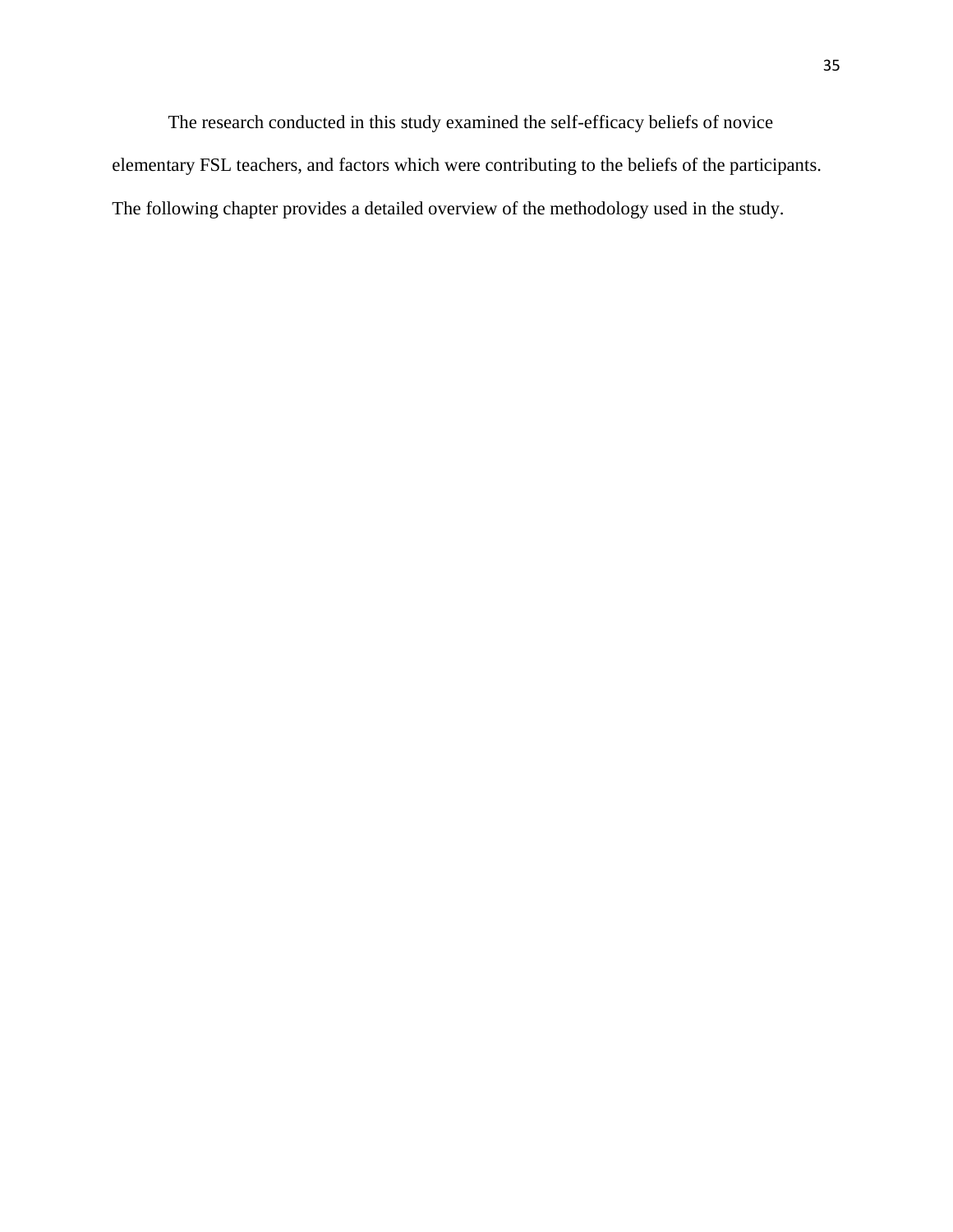The research conducted in this study examined the self-efficacy beliefs of novice elementary FSL teachers, and factors which were contributing to the beliefs of the participants. The following chapter provides a detailed overview of the methodology used in the study.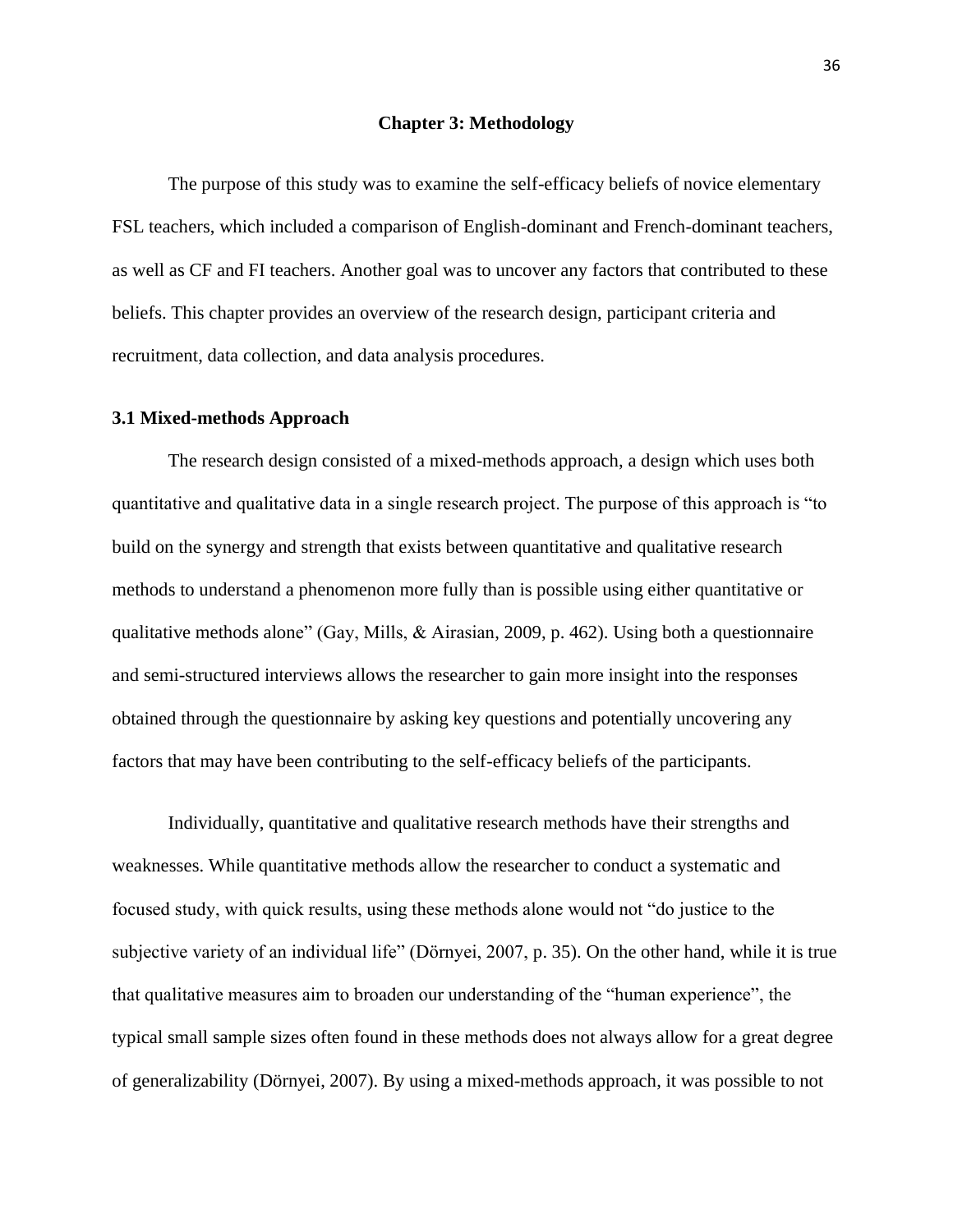# Chapter 3: Methodology

The purpose of this study was to examine the self-efficacy beliefs of novice elementary FSL teachers, which included a comparison of English-dominant and French-dominant teachers, as well as CF and FI teachers. Another goal was to uncover any factors that contributed to these beliefs. This chapter provides an overview of the research design, participant criteria and recruitment, data collection, and data analysis procedures.

## 3.1 Mixed-methods Approach

The research design consisted of a mixed-methods approach, a design which uses both quantitative and qualitative data in a single research project. The purpose of this approach is "to build on the synergy and strength that exists between quantitative and qualitative research methods to understand a phenomenon more fully than is possible using either quantitative or qualitative methods alone" (Gay, Mills, & Airasian, 2009, p. 462). Using both a questionnaire and semi-structured interviews allows the researcher to gain more insight into the responses obtained through the questionnaire by asking key questions and potentially uncovering any factors that may have been contributing to the self-efficacy beliefs of the participants.

Individually, quantitative and qualitative research methods have their strengths and weaknesses. While quantitative methods allow the researcher to conduct a systematic and focused study, with quick results, using these methods alone would not "do justice to the subjective variety of an individual life" (Dörnyei, 2007, p. 35). On the other hand, while it is true that qualitative measures aim to broaden our understanding of the "human experience", the typical small sample sizes often found in these methods does not always allow for a great degree of generalizability (Dörnyei, 2007). By using a mixed-methods approach, it was possible to not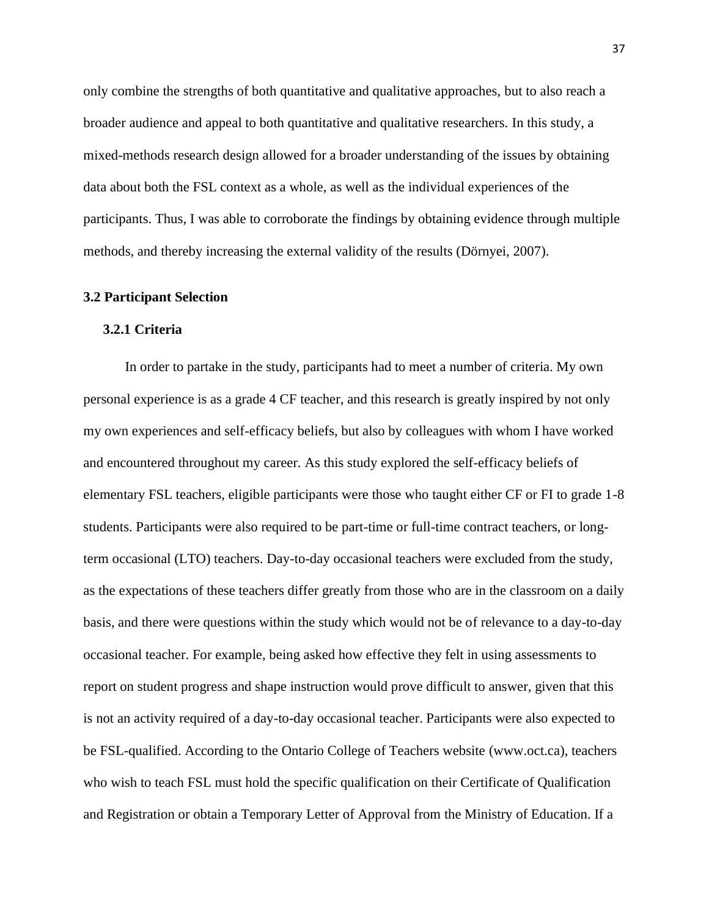only combine the strengths of both quantitative and qualitative approaches, but to also reach a broader audience and appeal to both quantitative and qualitative researchers. In this study, a mixed-methods research design allowed for a broader understanding of the issues by obtaining data about both the FSL context as a whole, as well as the individual experiences of the participants. Thus, I was able to corroborate the findings by obtaining evidence through multiple methods, and thereby increasing the external validity of the results (Dörnyei, 2007).

## 3.2 Participant Selection

### 3.2.1 Criteria

In order to partake in the study, participants had to meet a number of criteria. My own personal experience is as a grade 4 CF teacher, and this research is greatly inspired by not only my own experiences and self-efficacy beliefs, but also by colleagues with whom I have worked and encountered throughout my career. As this study explored the self-efficacy beliefs of elementary FSL teachers, eligible participants were those who taught either CF or FI to grade 1-8 students. Participants were also required to be part-time or full-time contract teachers, or long-term occasional (LTO) teachers. Day-to-day occasional teachers were excluded from the study, as the expectations of these teachers differ greatly from those who are in the classroom on a daily basis, and there were questions within the study which would not be of relevance to a day-to-day occasional teacher. For example, being asked how effective they felt in using assessments to report on student progress and shape instruction would prove difficult to answer, given that this is not an activity required of a day-to-day occasional teacher. Participants were also expected to be FSL-qualified. According to the Ontario College of Teachers website (www.oct.ca), teachers who wish to teach FSL must hold the specific qualification on their Certificate of Qualification and Registration or obtain a Temporary Letter of Approval from the Ministry of Education. If a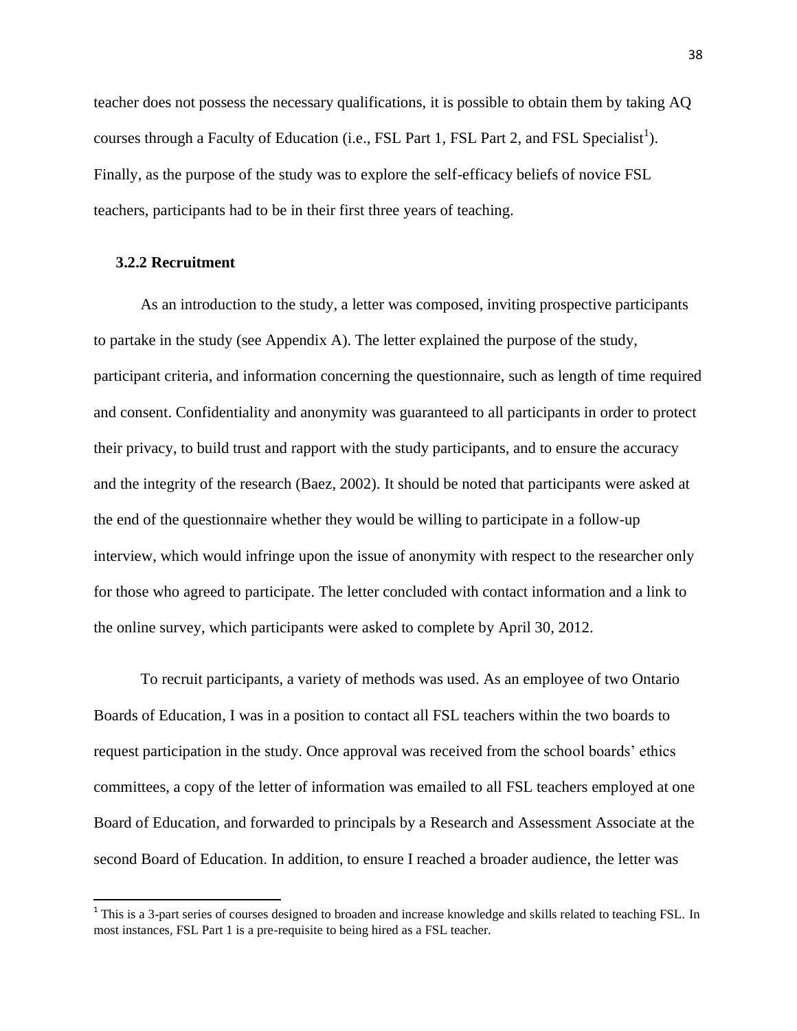teacher does not possess the necessary qualifications, it is possible to obtain them by taking AQ courses through a Faculty of Education (i.e., FSL Part 1, FSL Part 2, and FSL Specialist[1]). Finally, as the purpose of the study was to explore the self-efficacy beliefs of novice FSL teachers, participants had to be in their first three years of teaching.

### 3.2.2 Recruitment

As an introduction to the study, a letter was composed, inviting prospective participants to partake in the study (see Appendix A). The letter explained the purpose of the study, participant criteria, and information concerning the questionnaire, such as length of time required and consent. Confidentiality and anonymity was guaranteed to all participants in order to protect their privacy, to build trust and rapport with the study participants, and to ensure the accuracy and the integrity of the research (Baez, 2002). It should be noted that participants were asked at the end of the questionnaire whether they would be willing to participate in a follow-up interview, which would infringe upon the issue of anonymity with respect to the researcher only for those who agreed to participate. The letter concluded with contact information and a link to the online survey, which participants were asked to complete by April 30, 2012.

To recruit participants, a variety of methods was used. As an employee of two Ontario Boards of Education, I was in a position to contact all FSL teachers within the two boards to request participation in the study. Once approval was received from the school boards' ethics committees, a copy of the letter of information was emailed to all FSL teachers employed at one Board of Education, and forwarded to principals by a Research and Assessment Associate at the second Board of Education. In addition, to ensure I reached a broader audience, the letter was

[1] This is a 3-part series of courses designed to broaden and increase knowledge and skills related to teaching FSL. In most instances, FSL Part 1 is a pre-requisite to being hired as a FSL teacher.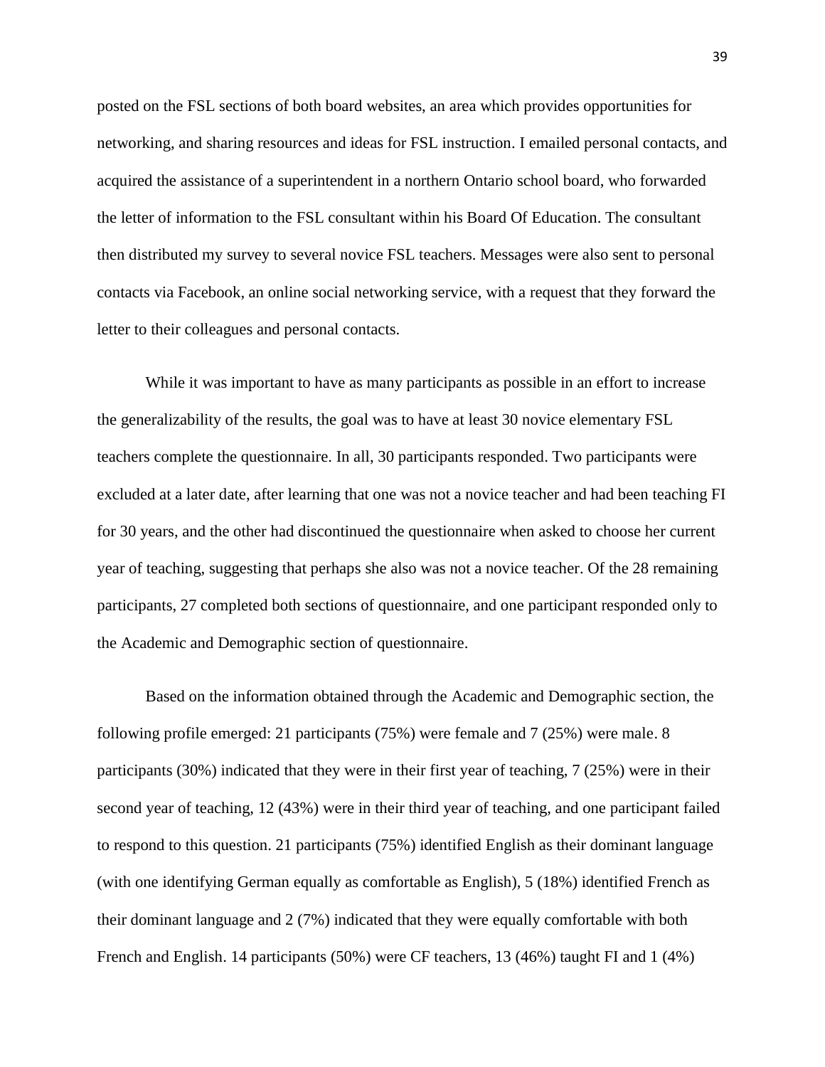posted on the FSL sections of both board websites, an area which provides opportunities for networking, and sharing resources and ideas for FSL instruction. I emailed personal contacts, and acquired the assistance of a superintendent in a northern Ontario school board, who forwarded the letter of information to the FSL consultant within his Board Of Education. The consultant then distributed my survey to several novice FSL teachers. Messages were also sent to personal contacts via Facebook, an online social networking service, with a request that they forward the letter to their colleagues and personal contacts.

While it was important to have as many participants as possible in an effort to increase the generalizability of the results, the goal was to have at least 30 novice elementary FSL teachers complete the questionnaire. In all, 30 participants responded. Two participants were excluded at a later date, after learning that one was not a novice teacher and had been teaching FI for 30 years, and the other had discontinued the questionnaire when asked to choose her current year of teaching, suggesting that perhaps she also was not a novice teacher. Of the 28 remaining participants, 27 completed both sections of questionnaire, and one participant responded only to the Academic and Demographic section of questionnaire.

Based on the information obtained through the Academic and Demographic section, the following profile emerged: 21 participants (75%) were female and 7 (25%) were male. 8 participants (30%) indicated that they were in their first year of teaching, 7 (25%) were in their second year of teaching, 12 (43%) were in their third year of teaching, and one participant failed to respond to this question. 21 participants (75%) identified English as their dominant language (with one identifying German equally as comfortable as English), 5 (18%) identified French as their dominant language and 2 (7%) indicated that they were equally comfortable with both French and English. 14 participants (50%) were CF teachers, 13 (46%) taught FI and 1 (4%)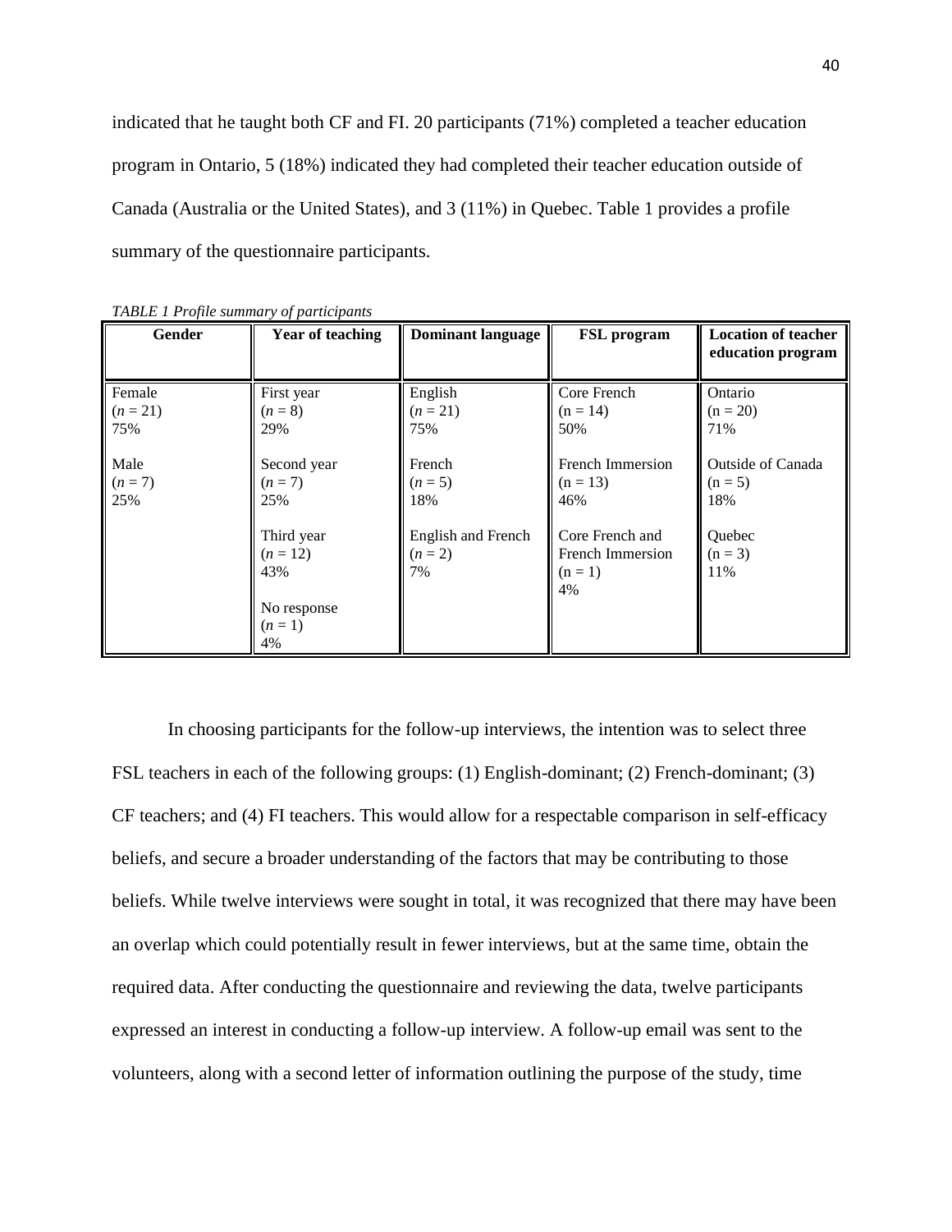indicated that he taught both CF and FI. 20 participants (71%) completed a teacher education program in Ontario, 5 (18%) indicated they had completed their teacher education outside of Canada (Australia or the United States), and 3 (11%) in Quebec. Table 1 provides a profile summary of the questionnaire participants.

*TABLE 1 Profile summary of participants*

| Gender | Year of teaching | Dominant language | FSL program | Location of teacher education program |
|---|---|---|---|---|
| Female<br>(*n* = 21)<br>75% | First year<br>(*n* = 8)<br>29% | English<br>(*n* = 21)<br>75% | Core French<br>(n = 14)<br>50% | Ontario<br>(n = 20)<br>71% |
| Male<br>(*n* = 7)<br>25% | Second year<br>(*n* = 7)<br>25% | French<br>(*n* = 5)<br>18% | French Immersion<br>(n = 13)<br>46% | Outside of Canada<br>(n = 5)<br>18% |
| | Third year<br>(*n* = 12)<br>43% | English and French<br>(*n* = 2)<br>7% | Core French and French Immersion<br>(n = 1)<br>4% | Quebec<br>(n = 3)<br>11% |
| | No response<br>(*n* = 1)<br>4% | | | |

In choosing participants for the follow-up interviews, the intention was to select three FSL teachers in each of the following groups: (1) English-dominant; (2) French-dominant; (3) CF teachers; and (4) FI teachers. This would allow for a respectable comparison in self-efficacy beliefs, and secure a broader understanding of the factors that may be contributing to those beliefs. While twelve interviews were sought in total, it was recognized that there may have been an overlap which could potentially result in fewer interviews, but at the same time, obtain the required data. After conducting the questionnaire and reviewing the data, twelve participants expressed an interest in conducting a follow-up interview. A follow-up email was sent to the volunteers, along with a second letter of information outlining the purpose of the study, time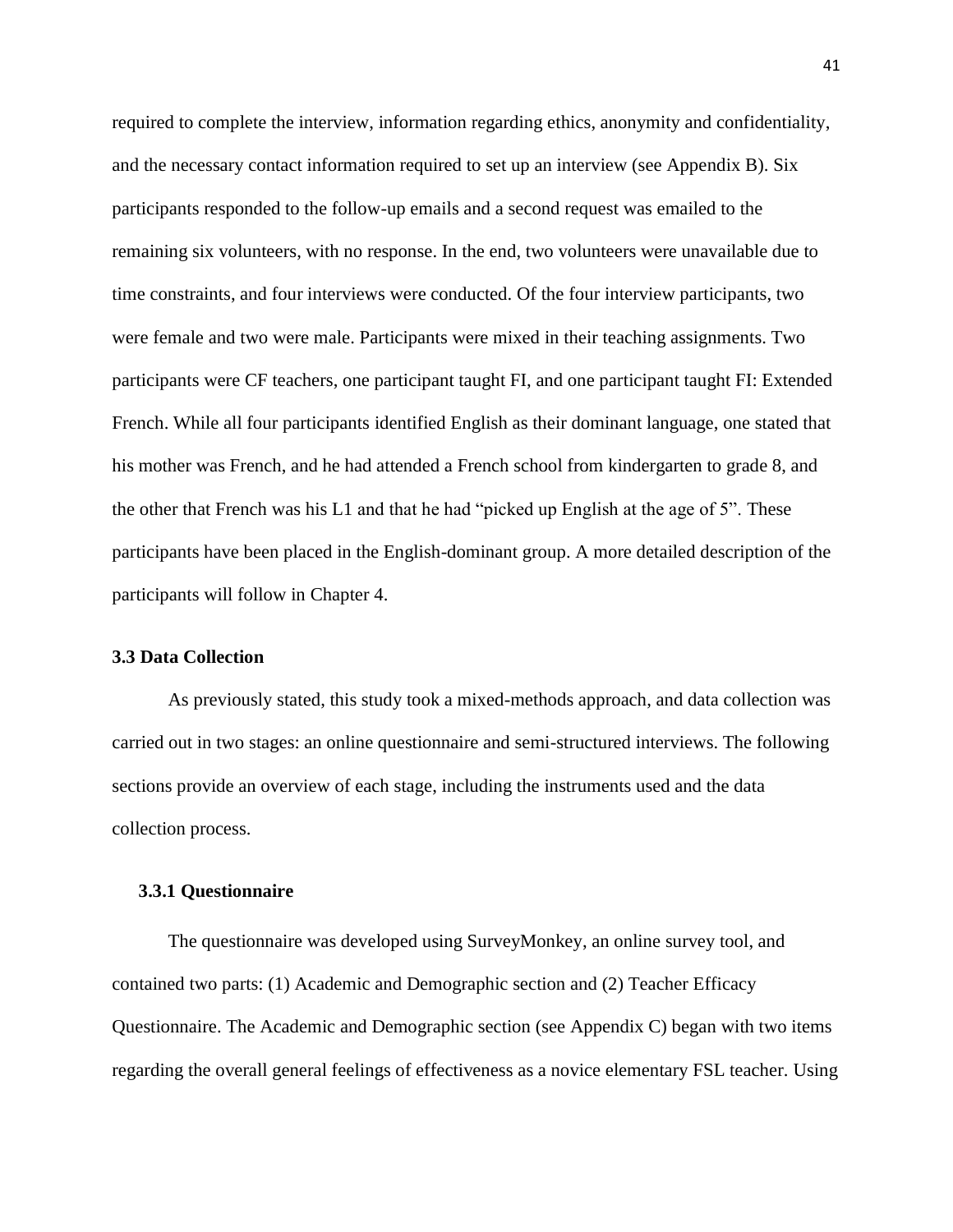required to complete the interview, information regarding ethics, anonymity and confidentiality, and the necessary contact information required to set up an interview (see Appendix B). Six participants responded to the follow-up emails and a second request was emailed to the remaining six volunteers, with no response. In the end, two volunteers were unavailable due to time constraints, and four interviews were conducted. Of the four interview participants, two were female and two were male. Participants were mixed in their teaching assignments. Two participants were CF teachers, one participant taught FI, and one participant taught FI: Extended French. While all four participants identified English as their dominant language, one stated that his mother was French, and he had attended a French school from kindergarten to grade 8, and the other that French was his L1 and that he had "picked up English at the age of 5". These participants have been placed in the English-dominant group. A more detailed description of the participants will follow in Chapter 4.

### 3.3 Data Collection

As previously stated, this study took a mixed-methods approach, and data collection was carried out in two stages: an online questionnaire and semi-structured interviews. The following sections provide an overview of each stage, including the instruments used and the data collection process.

#### 3.3.1 Questionnaire

The questionnaire was developed using SurveyMonkey, an online survey tool, and contained two parts: (1) Academic and Demographic section and (2) Teacher Efficacy Questionnaire. The Academic and Demographic section (see Appendix C) began with two items regarding the overall general feelings of effectiveness as a novice elementary FSL teacher. Using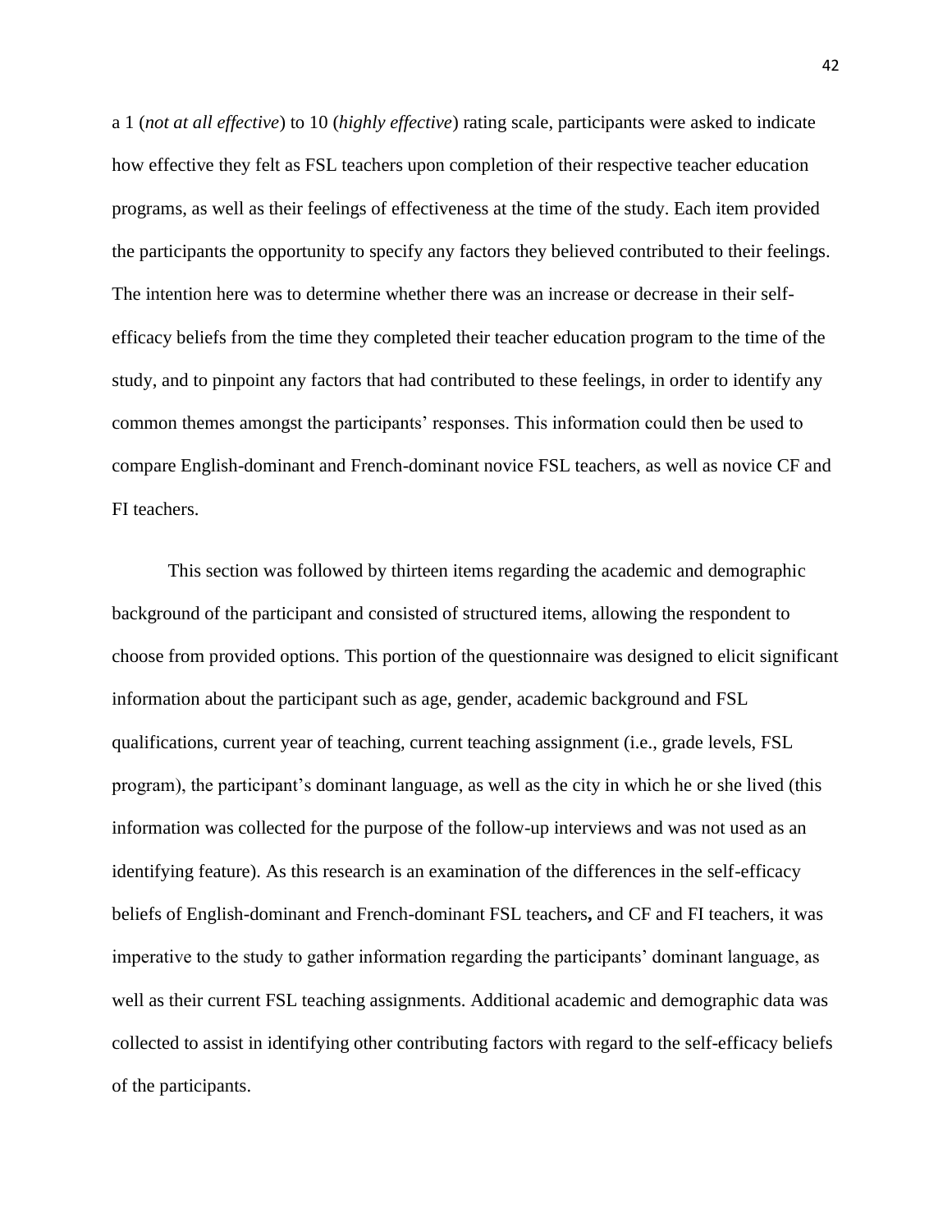a 1 (*not at all effective*) to 10 (*highly effective*) rating scale, participants were asked to indicate how effective they felt as FSL teachers upon completion of their respective teacher education programs, as well as their feelings of effectiveness at the time of the study. Each item provided the participants the opportunity to specify any factors they believed contributed to their feelings. The intention here was to determine whether there was an increase or decrease in their self-efficacy beliefs from the time they completed their teacher education program to the time of the study, and to pinpoint any factors that had contributed to these feelings, in order to identify any common themes amongst the participants' responses. This information could then be used to compare English-dominant and French-dominant novice FSL teachers, as well as novice CF and FI teachers.

This section was followed by thirteen items regarding the academic and demographic background of the participant and consisted of structured items, allowing the respondent to choose from provided options. This portion of the questionnaire was designed to elicit significant information about the participant such as age, gender, academic background and FSL qualifications, current year of teaching, current teaching assignment (i.e., grade levels, FSL program), the participant's dominant language, as well as the city in which he or she lived (this information was collected for the purpose of the follow-up interviews and was not used as an identifying feature). As this research is an examination of the differences in the self-efficacy beliefs of English-dominant and French-dominant FSL teachers**,** and CF and FI teachers, it was imperative to the study to gather information regarding the participants' dominant language, as well as their current FSL teaching assignments. Additional academic and demographic data was collected to assist in identifying other contributing factors with regard to the self-efficacy beliefs of the participants.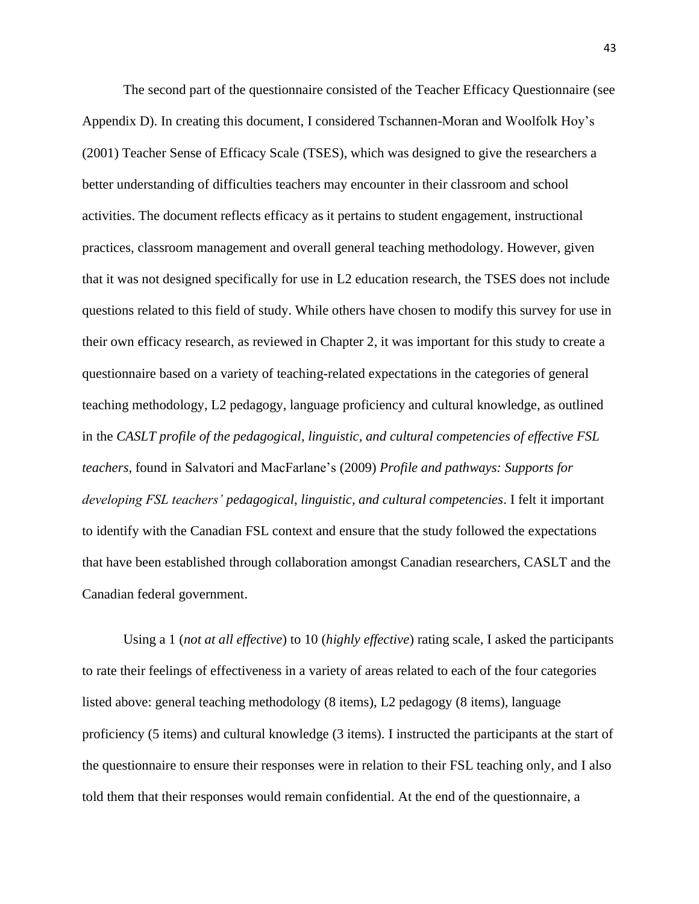The second part of the questionnaire consisted of the Teacher Efficacy Questionnaire (see Appendix D). In creating this document, I considered Tschannen-Moran and Woolfolk Hoy's (2001) Teacher Sense of Efficacy Scale (TSES), which was designed to give the researchers a better understanding of difficulties teachers may encounter in their classroom and school activities. The document reflects efficacy as it pertains to student engagement, instructional practices, classroom management and overall general teaching methodology. However, given that it was not designed specifically for use in L2 education research, the TSES does not include questions related to this field of study. While others have chosen to modify this survey for use in their own efficacy research, as reviewed in Chapter 2, it was important for this study to create a questionnaire based on a variety of teaching-related expectations in the categories of general teaching methodology, L2 pedagogy, language proficiency and cultural knowledge, as outlined in the *CASLT profile of the pedagogical, linguistic, and cultural competencies of effective FSL teachers*, found in Salvatori and MacFarlane's (2009) *Profile and pathways: Supports for developing FSL teachers' pedagogical, linguistic, and cultural competencies*. I felt it important to identify with the Canadian FSL context and ensure that the study followed the expectations that have been established through collaboration amongst Canadian researchers, CASLT and the Canadian federal government.

Using a 1 (*not at all effective*) to 10 (*highly effective*) rating scale, I asked the participants to rate their feelings of effectiveness in a variety of areas related to each of the four categories listed above: general teaching methodology (8 items), L2 pedagogy (8 items), language proficiency (5 items) and cultural knowledge (3 items). I instructed the participants at the start of the questionnaire to ensure their responses were in relation to their FSL teaching only, and I also told them that their responses would remain confidential. At the end of the questionnaire, a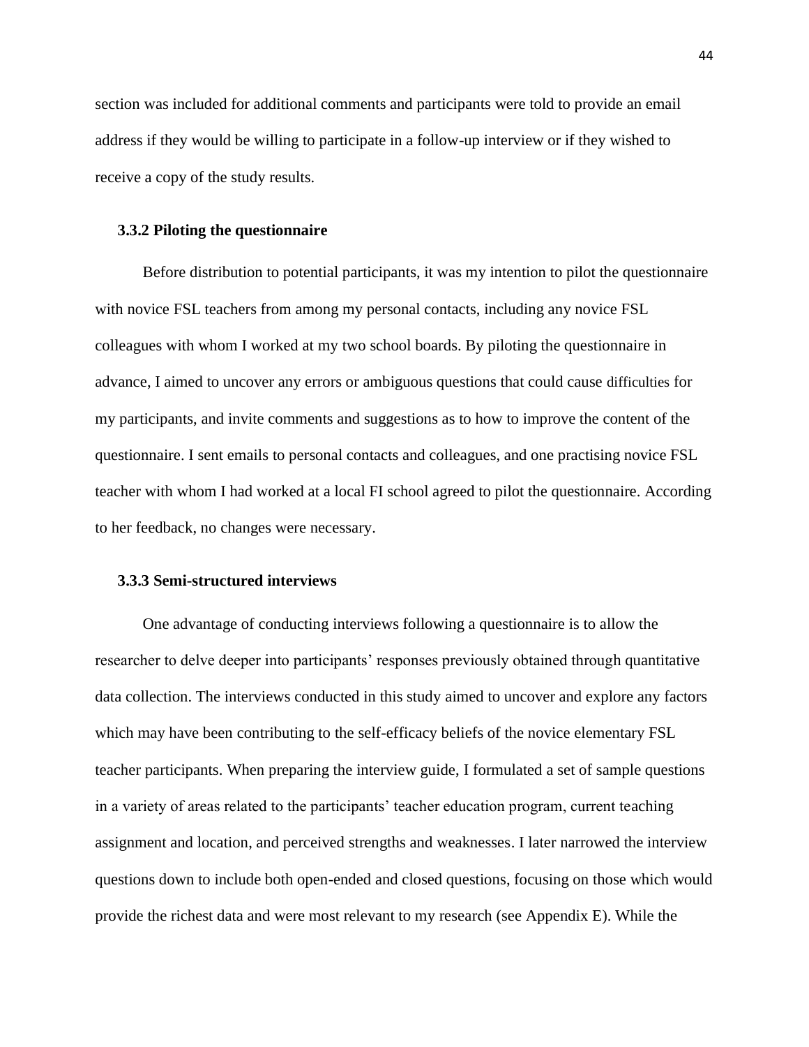section was included for additional comments and participants were told to provide an email address if they would be willing to participate in a follow-up interview or if they wished to receive a copy of the study results.

### 3.3.2 Piloting the questionnaire

Before distribution to potential participants, it was my intention to pilot the questionnaire with novice FSL teachers from among my personal contacts, including any novice FSL colleagues with whom I worked at my two school boards. By piloting the questionnaire in advance, I aimed to uncover any errors or ambiguous questions that could cause difficulties for my participants, and invite comments and suggestions as to how to improve the content of the questionnaire. I sent emails to personal contacts and colleagues, and one practising novice FSL teacher with whom I had worked at a local FI school agreed to pilot the questionnaire. According to her feedback, no changes were necessary.

### 3.3.3 Semi-structured interviews

One advantage of conducting interviews following a questionnaire is to allow the researcher to delve deeper into participants' responses previously obtained through quantitative data collection. The interviews conducted in this study aimed to uncover and explore any factors which may have been contributing to the self-efficacy beliefs of the novice elementary FSL teacher participants. When preparing the interview guide, I formulated a set of sample questions in a variety of areas related to the participants' teacher education program, current teaching assignment and location, and perceived strengths and weaknesses. I later narrowed the interview questions down to include both open-ended and closed questions, focusing on those which would provide the richest data and were most relevant to my research (see Appendix E). While the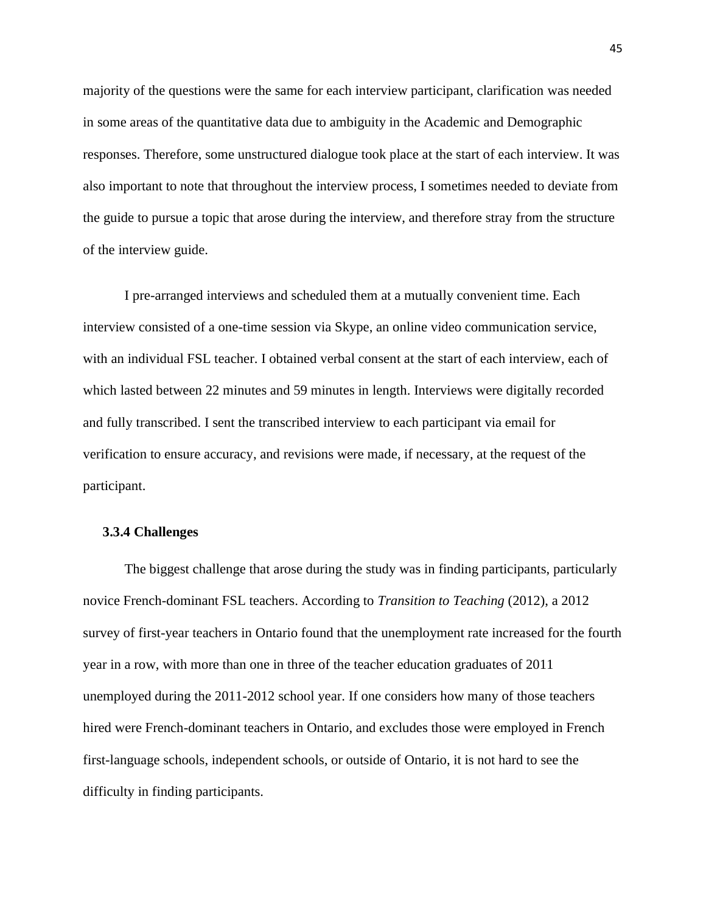majority of the questions were the same for each interview participant, clarification was needed in some areas of the quantitative data due to ambiguity in the Academic and Demographic responses. Therefore, some unstructured dialogue took place at the start of each interview. It was also important to note that throughout the interview process, I sometimes needed to deviate from the guide to pursue a topic that arose during the interview, and therefore stray from the structure of the interview guide.

I pre-arranged interviews and scheduled them at a mutually convenient time. Each interview consisted of a one-time session via Skype, an online video communication service, with an individual FSL teacher. I obtained verbal consent at the start of each interview, each of which lasted between 22 minutes and 59 minutes in length. Interviews were digitally recorded and fully transcribed. I sent the transcribed interview to each participant via email for verification to ensure accuracy, and revisions were made, if necessary, at the request of the participant.

### 3.3.4 Challenges

The biggest challenge that arose during the study was in finding participants, particularly novice French-dominant FSL teachers. According to *Transition to Teaching* (2012), a 2012 survey of first-year teachers in Ontario found that the unemployment rate increased for the fourth year in a row, with more than one in three of the teacher education graduates of 2011 unemployed during the 2011-2012 school year. If one considers how many of those teachers hired were French-dominant teachers in Ontario, and excludes those were employed in French first-language schools, independent schools, or outside of Ontario, it is not hard to see the difficulty in finding participants.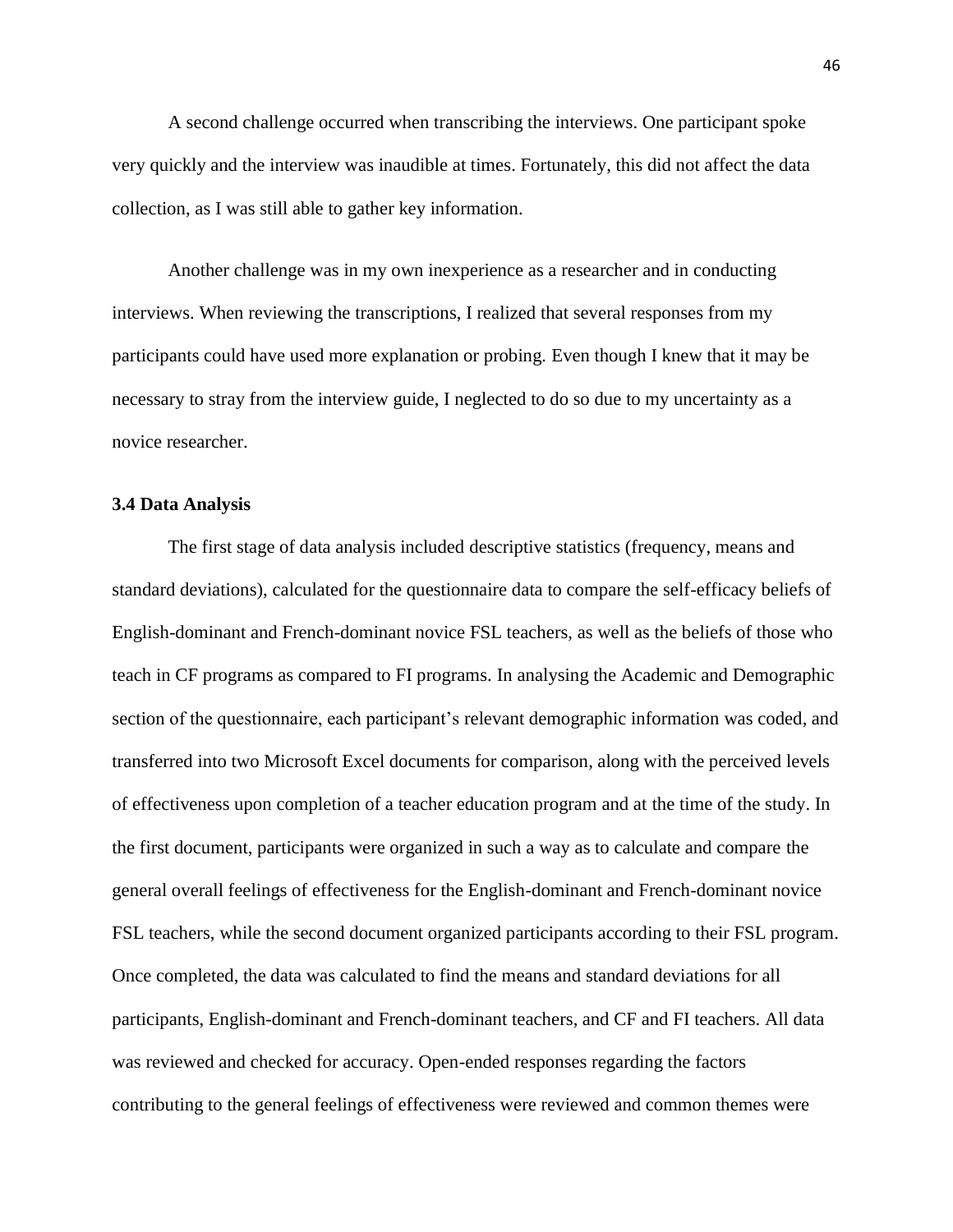A second challenge occurred when transcribing the interviews. One participant spoke very quickly and the interview was inaudible at times. Fortunately, this did not affect the data collection, as I was still able to gather key information.

Another challenge was in my own inexperience as a researcher and in conducting interviews. When reviewing the transcriptions, I realized that several responses from my participants could have used more explanation or probing. Even though I knew that it may be necessary to stray from the interview guide, I neglected to do so due to my uncertainty as a novice researcher.

### 3.4 Data Analysis

The first stage of data analysis included descriptive statistics (frequency, means and standard deviations), calculated for the questionnaire data to compare the self-efficacy beliefs of English-dominant and French-dominant novice FSL teachers, as well as the beliefs of those who teach in CF programs as compared to FI programs. In analysing the Academic and Demographic section of the questionnaire, each participant's relevant demographic information was coded, and transferred into two Microsoft Excel documents for comparison, along with the perceived levels of effectiveness upon completion of a teacher education program and at the time of the study. In the first document, participants were organized in such a way as to calculate and compare the general overall feelings of effectiveness for the English-dominant and French-dominant novice FSL teachers, while the second document organized participants according to their FSL program. Once completed, the data was calculated to find the means and standard deviations for all participants, English-dominant and French-dominant teachers, and CF and FI teachers. All data was reviewed and checked for accuracy. Open-ended responses regarding the factors contributing to the general feelings of effectiveness were reviewed and common themes were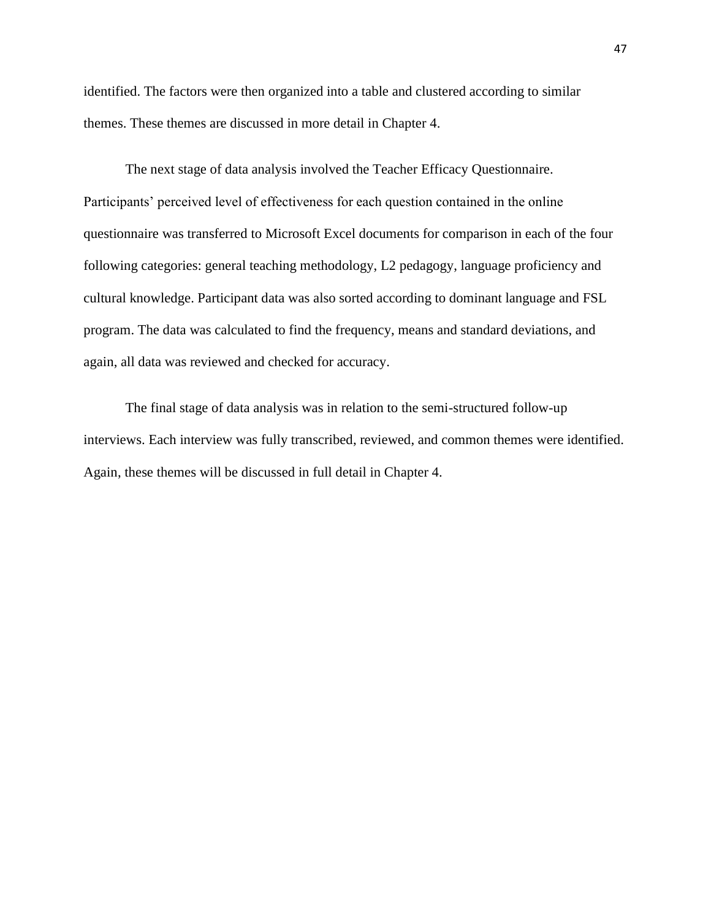identified. The factors were then organized into a table and clustered according to similar themes. These themes are discussed in more detail in Chapter 4.

The next stage of data analysis involved the Teacher Efficacy Questionnaire. Participants' perceived level of effectiveness for each question contained in the online questionnaire was transferred to Microsoft Excel documents for comparison in each of the four following categories: general teaching methodology, L2 pedagogy, language proficiency and cultural knowledge. Participant data was also sorted according to dominant language and FSL program. The data was calculated to find the frequency, means and standard deviations, and again, all data was reviewed and checked for accuracy.

The final stage of data analysis was in relation to the semi-structured follow-up interviews. Each interview was fully transcribed, reviewed, and common themes were identified. Again, these themes will be discussed in full detail in Chapter 4.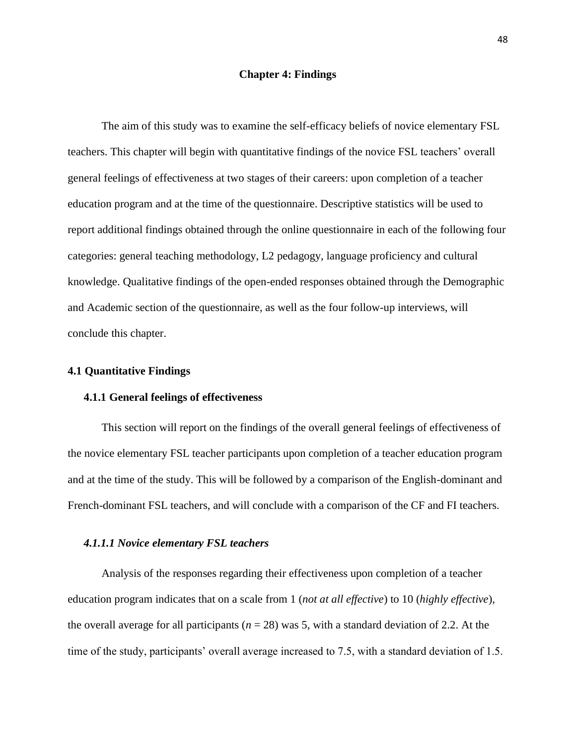# Chapter 4: Findings

The aim of this study was to examine the self-efficacy beliefs of novice elementary FSL teachers. This chapter will begin with quantitative findings of the novice FSL teachers' overall general feelings of effectiveness at two stages of their careers: upon completion of a teacher education program and at the time of the questionnaire. Descriptive statistics will be used to report additional findings obtained through the online questionnaire in each of the following four categories: general teaching methodology, L2 pedagogy, language proficiency and cultural knowledge. Qualitative findings of the open-ended responses obtained through the Demographic and Academic section of the questionnaire, as well as the four follow-up interviews, will conclude this chapter.

## 4.1 Quantitative Findings

### 4.1.1 General feelings of effectiveness

This section will report on the findings of the overall general feelings of effectiveness of the novice elementary FSL teacher participants upon completion of a teacher education program and at the time of the study. This will be followed by a comparison of the English-dominant and French-dominant FSL teachers, and will conclude with a comparison of the CF and FI teachers.

#### *4.1.1.1 Novice elementary FSL teachers*

Analysis of the responses regarding their effectiveness upon completion of a teacher education program indicates that on a scale from 1 (*not at all effective*) to 10 (*highly effective*), the overall average for all participants ($n$ = 28) was 5, with a standard deviation of 2.2. At the time of the study, participants' overall average increased to 7.5, with a standard deviation of 1.5.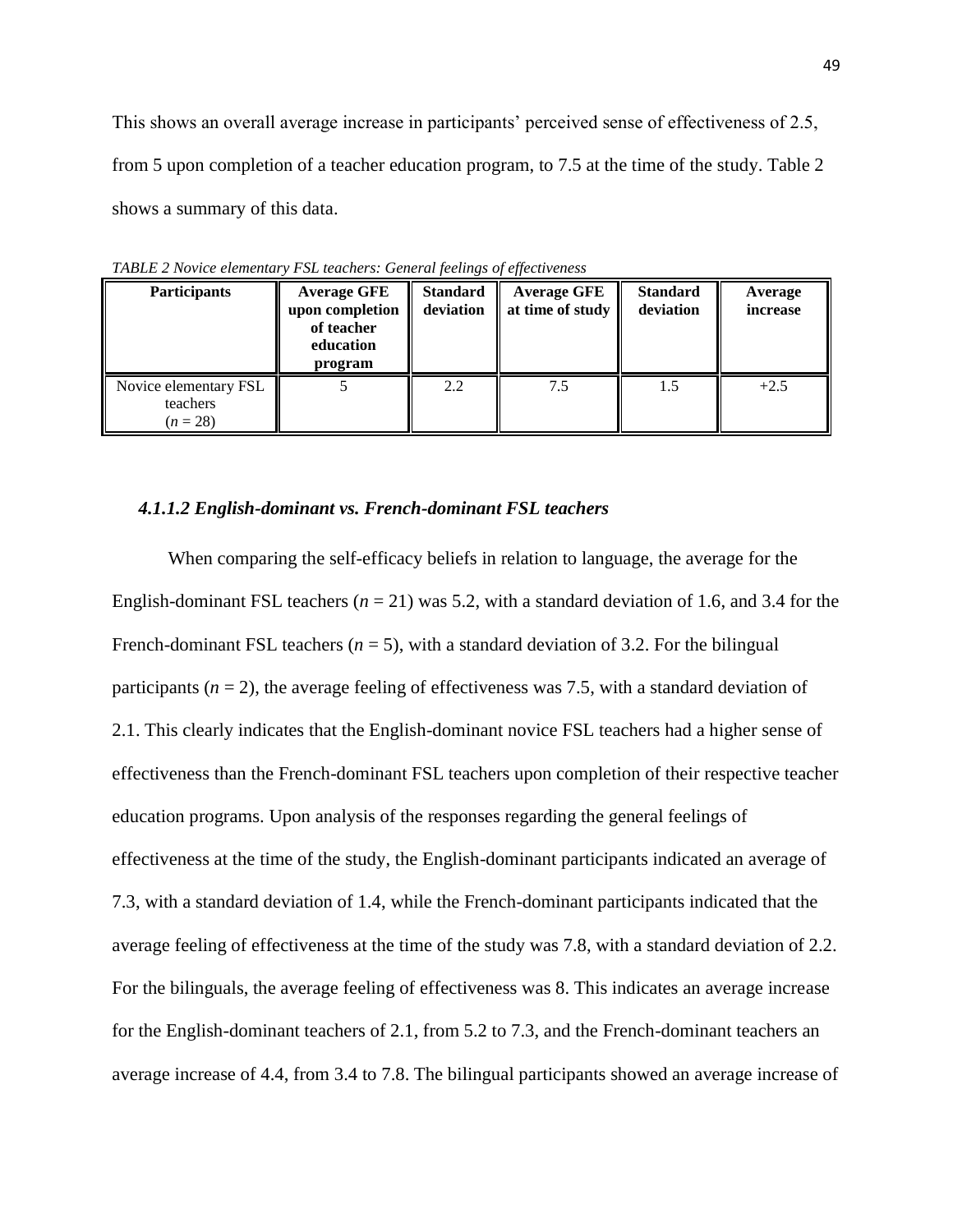This shows an overall average increase in participants' perceived sense of effectiveness of 2.5, from 5 upon completion of a teacher education program, to 7.5 at the time of the study. Table 2 shows a summary of this data.

*TABLE 2 Novice elementary FSL teachers: General feelings of effectiveness*

| **Participants** | **Average GFE upon completion of teacher education program** | **Standard deviation** | **Average GFE at time of study** | **Standard deviation** | **Average increase** |
|---|---|---|---|---|---|
| Novice elementary FSL teachers (*n* = 28) | 5 | 2.2 | 7.5 | 1.5 | +2.5 |

#### *4.1.1.2 English-dominant vs. French-dominant FSL teachers*

When comparing the self-efficacy beliefs in relation to language, the average for the English-dominant FSL teachers (*n* = 21) was 5.2, with a standard deviation of 1.6, and 3.4 for the French-dominant FSL teachers (*n* = 5), with a standard deviation of 3.2. For the bilingual participants (*n* = 2), the average feeling of effectiveness was 7.5, with a standard deviation of 2.1. This clearly indicates that the English-dominant novice FSL teachers had a higher sense of effectiveness than the French-dominant FSL teachers upon completion of their respective teacher education programs. Upon analysis of the responses regarding the general feelings of effectiveness at the time of the study, the English-dominant participants indicated an average of 7.3, with a standard deviation of 1.4, while the French-dominant participants indicated that the average feeling of effectiveness at the time of the study was 7.8, with a standard deviation of 2.2. For the bilinguals, the average feeling of effectiveness was 8. This indicates an average increase for the English-dominant teachers of 2.1, from 5.2 to 7.3, and the French-dominant teachers an average increase of 4.4, from 3.4 to 7.8. The bilingual participants showed an average increase of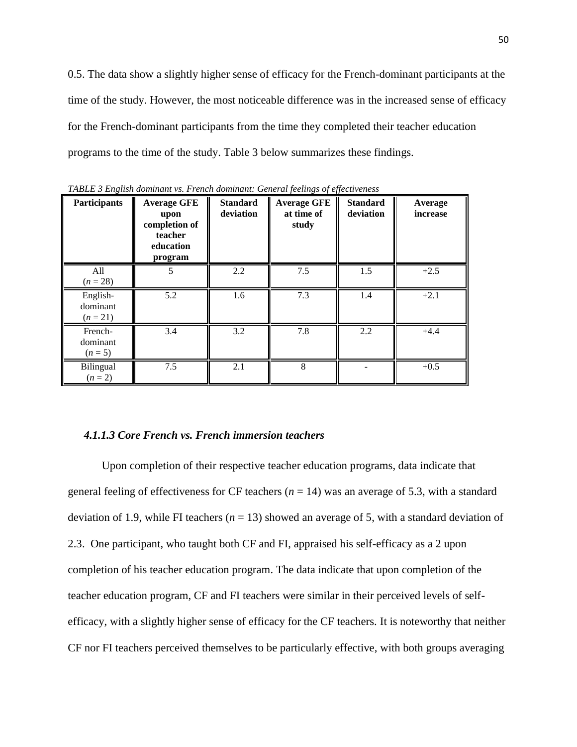0.5. The data show a slightly higher sense of efficacy for the French-dominant participants at the time of the study. However, the most noticeable difference was in the increased sense of efficacy for the French-dominant participants from the time they completed their teacher education programs to the time of the study. Table 3 below summarizes these findings.

*TABLE 3 English dominant vs. French dominant: General feelings of effectiveness*

| Participants | Average GFE upon completion of teacher education program | Standard deviation | Average GFE at time of study | Standard deviation | Average increase |
|---|---|---|---|---|---|
| All ($n$ = 28) | 5 | 2.2 | 7.5 | 1.5 | +2.5 |
| English-dominant ($n$ = 21) | 5.2 | 1.6 | 7.3 | 1.4 | +2.1 |
| French-dominant ($n$ = 5) | 3.4 | 3.2 | 7.8 | 2.2 | +4.4 |
| Bilingual ($n$ = 2) | 7.5 | 2.1 | 8 | - | +0.5 |

#### *4.1.1.3 Core French vs. French immersion teachers*

Upon completion of their respective teacher education programs, data indicate that general feeling of effectiveness for CF teachers ($n$ = 14) was an average of 5.3, with a standard deviation of 1.9, while FI teachers ($n$ = 13) showed an average of 5, with a standard deviation of 2.3. One participant, who taught both CF and FI, appraised his self-efficacy as a 2 upon completion of his teacher education program. The data indicate that upon completion of the teacher education program, CF and FI teachers were similar in their perceived levels of self-efficacy, with a slightly higher sense of efficacy for the CF teachers. It is noteworthy that neither CF nor FI teachers perceived themselves to be particularly effective, with both groups averaging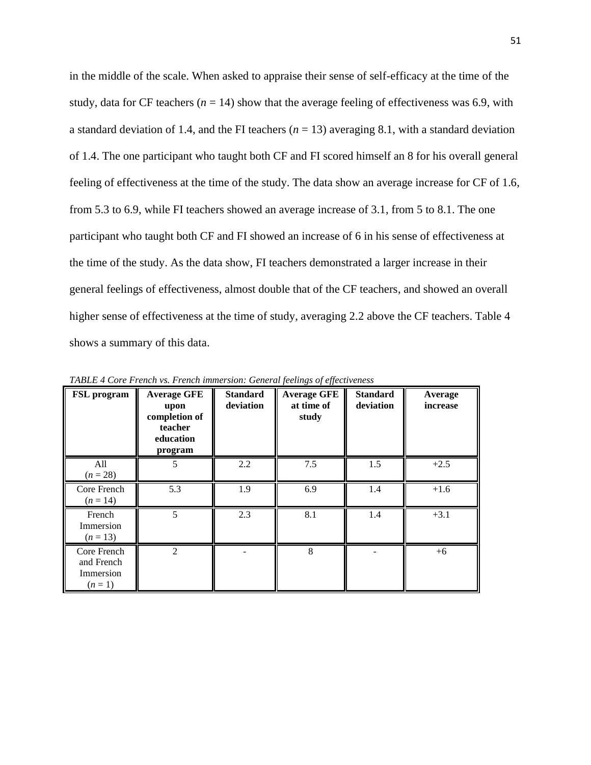in the middle of the scale. When asked to appraise their sense of self-efficacy at the time of the study, data for CF teachers ($n$ = 14) show that the average feeling of effectiveness was 6.9, with a standard deviation of 1.4, and the FI teachers ($n$ = 13) averaging 8.1, with a standard deviation of 1.4. The one participant who taught both CF and FI scored himself an 8 for his overall general feeling of effectiveness at the time of the study. The data show an average increase for CF of 1.6, from 5.3 to 6.9, while FI teachers showed an average increase of 3.1, from 5 to 8.1. The one participant who taught both CF and FI showed an increase of 6 in his sense of effectiveness at the time of the study. As the data show, FI teachers demonstrated a larger increase in their general feelings of effectiveness, almost double that of the CF teachers, and showed an overall higher sense of effectiveness at the time of study, averaging 2.2 above the CF teachers. Table 4 shows a summary of this data.

*TABLE 4 Core French vs. French immersion: General feelings of effectiveness*

| FSL program | Average GFE upon completion of teacher education program | Standard deviation | Average GFE at time of study | Standard deviation | Average increase |
|---|---|---|---|---|---|
| All ($n$ = 28) | 5 | 2.2 | 7.5 | 1.5 | +2.5 |
| Core French ($n$ = 14) | 5.3 | 1.9 | 6.9 | 1.4 | +1.6 |
| French Immersion ($n$ = 13) | 5 | 2.3 | 8.1 | 1.4 | +3.1 |
| Core French and French Immersion ($n$ = 1) | 2 | - | 8 | - | +6 |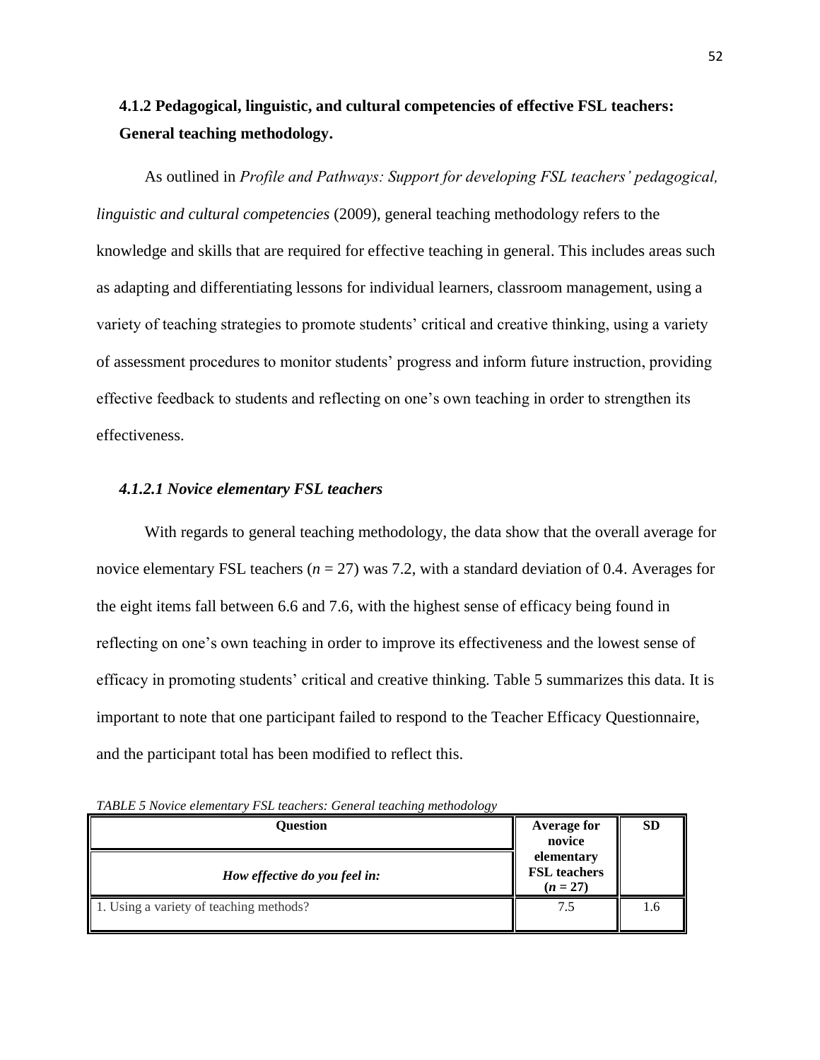### 4.1.2 Pedagogical, linguistic, and cultural competencies of effective FSL teachers: General teaching methodology.

As outlined in *Profile and Pathways: Support for developing FSL teachers' pedagogical, linguistic and cultural competencies* (2009), general teaching methodology refers to the knowledge and skills that are required for effective teaching in general. This includes areas such as adapting and differentiating lessons for individual learners, classroom management, using a variety of teaching strategies to promote students' critical and creative thinking, using a variety of assessment procedures to monitor students' progress and inform future instruction, providing effective feedback to students and reflecting on one's own teaching in order to strengthen its effectiveness.

#### *4.1.2.1 Novice elementary FSL teachers*

With regards to general teaching methodology, the data show that the overall average for novice elementary FSL teachers ($n$ = 27) was 7.2, with a standard deviation of 0.4. Averages for the eight items fall between 6.6 and 7.6, with the highest sense of efficacy being found in reflecting on one's own teaching in order to improve its effectiveness and the lowest sense of efficacy in promoting students' critical and creative thinking. Table 5 summarizes this data. It is important to note that one participant failed to respond to the Teacher Efficacy Questionnaire, and the participant total has been modified to reflect this.

*TABLE 5 Novice elementary FSL teachers: General teaching methodology*

| Question | Average for novice elementary FSL teachers ($n$ = 27) | SD |
|---|---|---|
| ***How effective do you feel in:*** | | |
| 1. Using a variety of teaching methods? | 7.5 | 1.6 |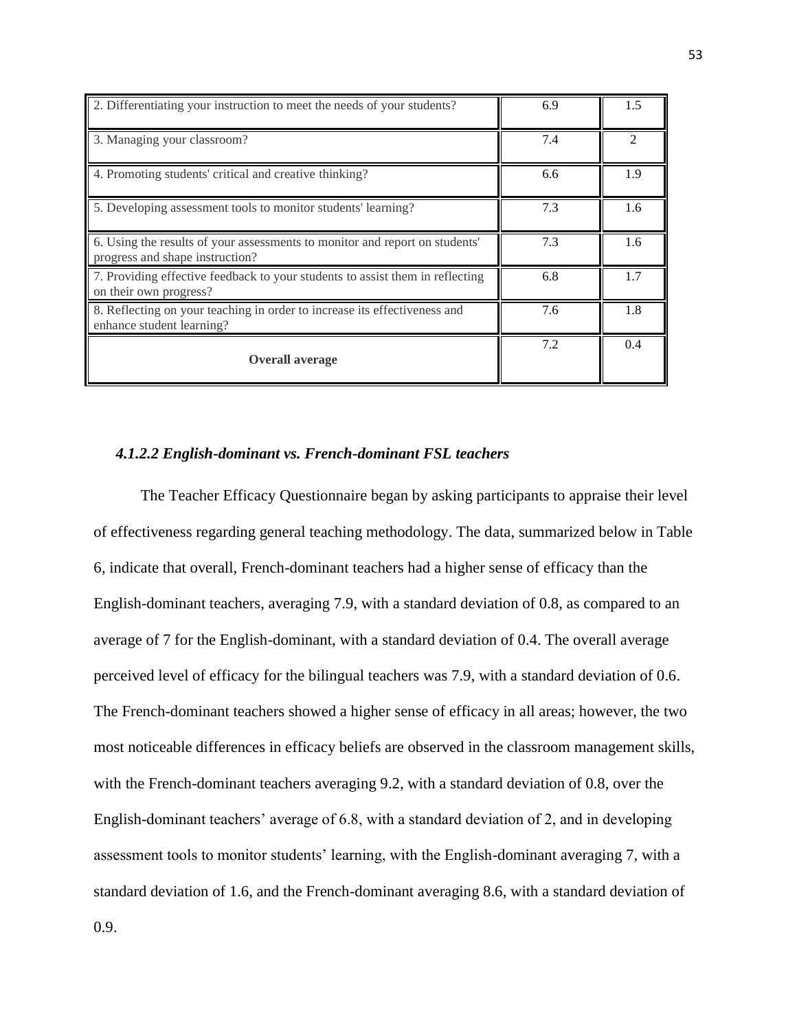| | | |
|---|---|---|
| 2. Differentiating your instruction to meet the needs of your students? | 6.9 | 1.5 |
| 3. Managing your classroom? | 7.4 | 2 |
| 4. Promoting students' critical and creative thinking? | 6.6 | 1.9 |
| 5. Developing assessment tools to monitor students' learning? | 7.3 | 1.6 |
| 6. Using the results of your assessments to monitor and report on students' progress and shape instruction? | 7.3 | 1.6 |
| 7. Providing effective feedback to your students to assist them in reflecting on their own progress? | 6.8 | 1.7 |
| 8. Reflecting on your teaching in order to increase its effectiveness and enhance student learning? | 7.6 | 1.8 |
| **Overall average** | 7.2 | 0.4 |

#### *4.1.2.2 English-dominant vs. French-dominant FSL teachers*

The Teacher Efficacy Questionnaire began by asking participants to appraise their level of effectiveness regarding general teaching methodology. The data, summarized below in Table 6, indicate that overall, French-dominant teachers had a higher sense of efficacy than the English-dominant teachers, averaging 7.9, with a standard deviation of 0.8, as compared to an average of 7 for the English-dominant, with a standard deviation of 0.4. The overall average perceived level of efficacy for the bilingual teachers was 7.9, with a standard deviation of 0.6. The French-dominant teachers showed a higher sense of efficacy in all areas; however, the two most noticeable differences in efficacy beliefs are observed in the classroom management skills, with the French-dominant teachers averaging 9.2, with a standard deviation of 0.8, over the English-dominant teachers' average of 6.8, with a standard deviation of 2, and in developing assessment tools to monitor students' learning, with the English-dominant averaging 7, with a standard deviation of 1.6, and the French-dominant averaging 8.6, with a standard deviation of 0.9.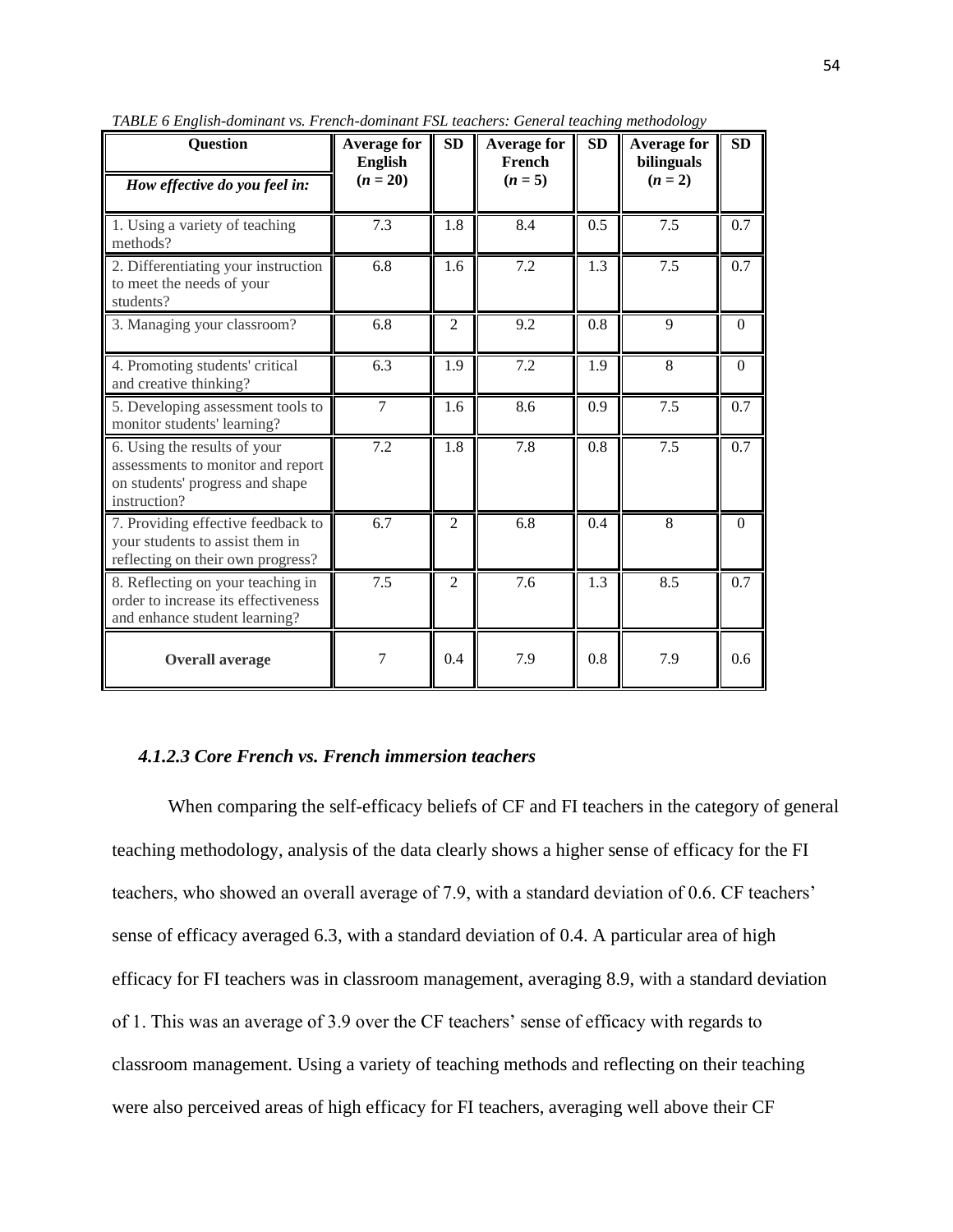*TABLE 6 English-dominant vs. French-dominant FSL teachers: General teaching methodology*

| Question<br>*How effective do you feel in:* | Average for English ($n = 20$) | SD | Average for French ($n = 5$) | SD | Average for bilinguals ($n = 2$) | SD |
|---|---|---|---|---|---|---|
| 1. Using a variety of teaching methods? | 7.3 | 1.8 | 8.4 | 0.5 | 7.5 | 0.7 |
| 2. Differentiating your instruction to meet the needs of your students? | 6.8 | 1.6 | 7.2 | 1.3 | 7.5 | 0.7 |
| 3. Managing your classroom? | 6.8 | 2 | 9.2 | 0.8 | 9 | 0 |
| 4. Promoting students' critical and creative thinking? | 6.3 | 1.9 | 7.2 | 1.9 | 8 | 0 |
| 5. Developing assessment tools to monitor students' learning? | 7 | 1.6 | 8.6 | 0.9 | 7.5 | 0.7 |
| 6. Using the results of your assessments to monitor and report on students' progress and shape instruction? | 7.2 | 1.8 | 7.8 | 0.8 | 7.5 | 0.7 |
| 7. Providing effective feedback to your students to assist them in reflecting on their own progress? | 6.7 | 2 | 6.8 | 0.4 | 8 | 0 |
| 8. Reflecting on your teaching in order to increase its effectiveness and enhance student learning? | 7.5 | 2 | 7.6 | 1.3 | 8.5 | 0.7 |
| **Overall average** | 7 | 0.4 | 7.9 | 0.8 | 7.9 | 0.6 |

#### *4.1.2.3 Core French vs. French immersion teachers*

When comparing the self-efficacy beliefs of CF and FI teachers in the category of general teaching methodology, analysis of the data clearly shows a higher sense of efficacy for the FI teachers, who showed an overall average of 7.9, with a standard deviation of 0.6. CF teachers' sense of efficacy averaged 6.3, with a standard deviation of 0.4. A particular area of high efficacy for FI teachers was in classroom management, averaging 8.9, with a standard deviation of 1. This was an average of 3.9 over the CF teachers' sense of efficacy with regards to classroom management. Using a variety of teaching methods and reflecting on their teaching were also perceived areas of high efficacy for FI teachers, averaging well above their CF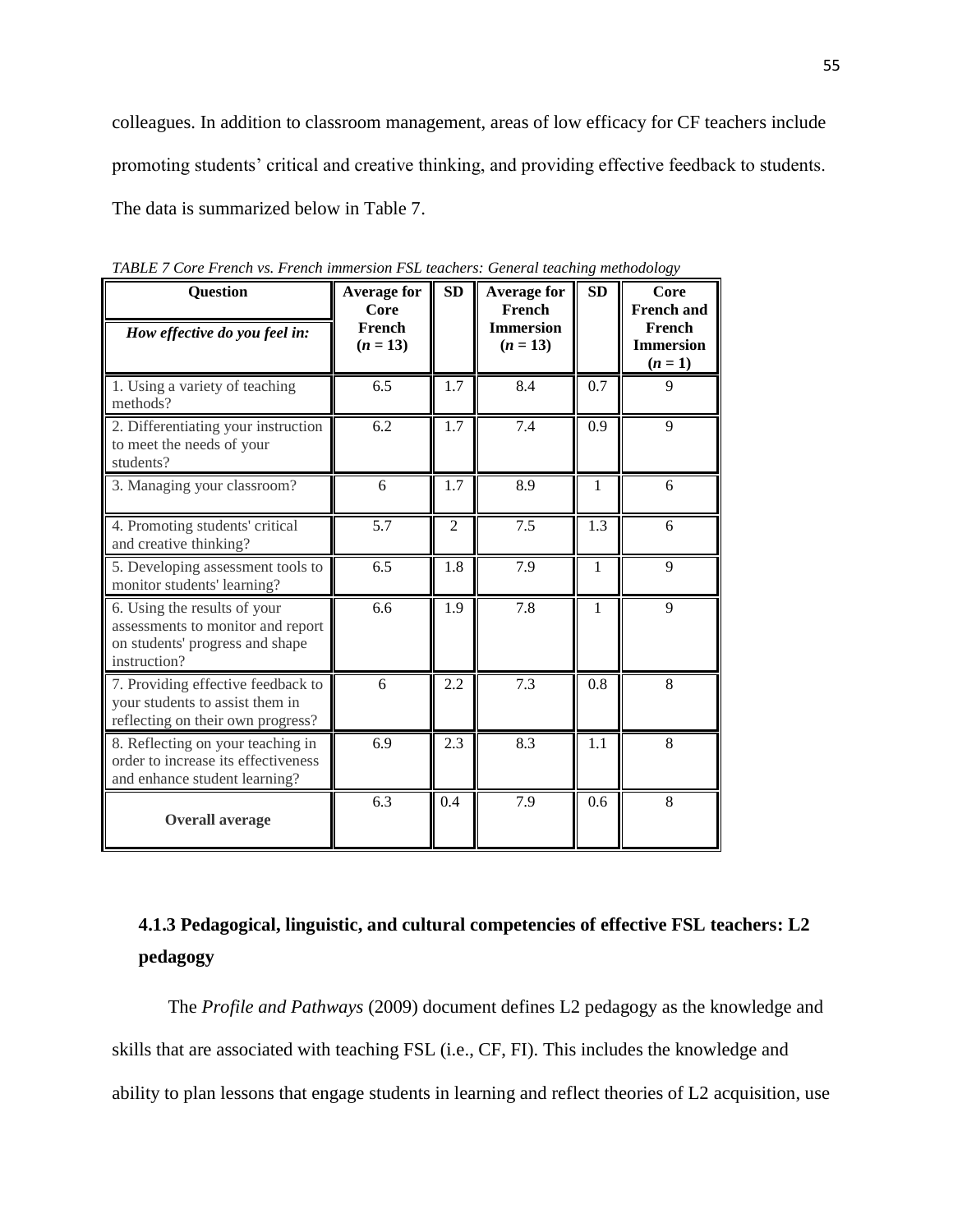colleagues. In addition to classroom management, areas of low efficacy for CF teachers include promoting students' critical and creative thinking, and providing effective feedback to students. The data is summarized below in Table 7.

*TABLE 7 Core French vs. French immersion FSL teachers: General teaching methodology*

| **Question**<br>***How effective do you feel in:*** | **Average for Core French ($n$ = 13)** | **SD** | **Average for French Immersion ($n$ = 13)** | **SD** | **Core French and French Immersion ($n$ = 1)** |
|---|---|---|---|---|---|
| 1. Using a variety of teaching methods? | 6.5 | 1.7 | 8.4 | 0.7 | 9 |
| 2. Differentiating your instruction to meet the needs of your students? | 6.2 | 1.7 | 7.4 | 0.9 | 9 |
| 3. Managing your classroom? | 6 | 1.7 | 8.9 | 1 | 6 |
| 4. Promoting students' critical and creative thinking? | 5.7 | 2 | 7.5 | 1.3 | 6 |
| 5. Developing assessment tools to monitor students' learning? | 6.5 | 1.8 | 7.9 | 1 | 9 |
| 6. Using the results of your assessments to monitor and report on students' progress and shape instruction? | 6.6 | 1.9 | 7.8 | 1 | 9 |
| 7. Providing effective feedback to your students to assist them in reflecting on their own progress? | 6 | 2.2 | 7.3 | 0.8 | 8 |
| 8. Reflecting on your teaching in order to increase its effectiveness and enhance student learning? | 6.9 | 2.3 | 8.3 | 1.1 | 8 |
| **Overall average** | 6.3 | 0.4 | 7.9 | 0.6 | 8 |

### 4.1.3 Pedagogical, linguistic, and cultural competencies of effective FSL teachers: L2 pedagogy

The *Profile and Pathways* (2009) document defines L2 pedagogy as the knowledge and skills that are associated with teaching FSL (i.e., CF, FI). This includes the knowledge and ability to plan lessons that engage students in learning and reflect theories of L2 acquisition, use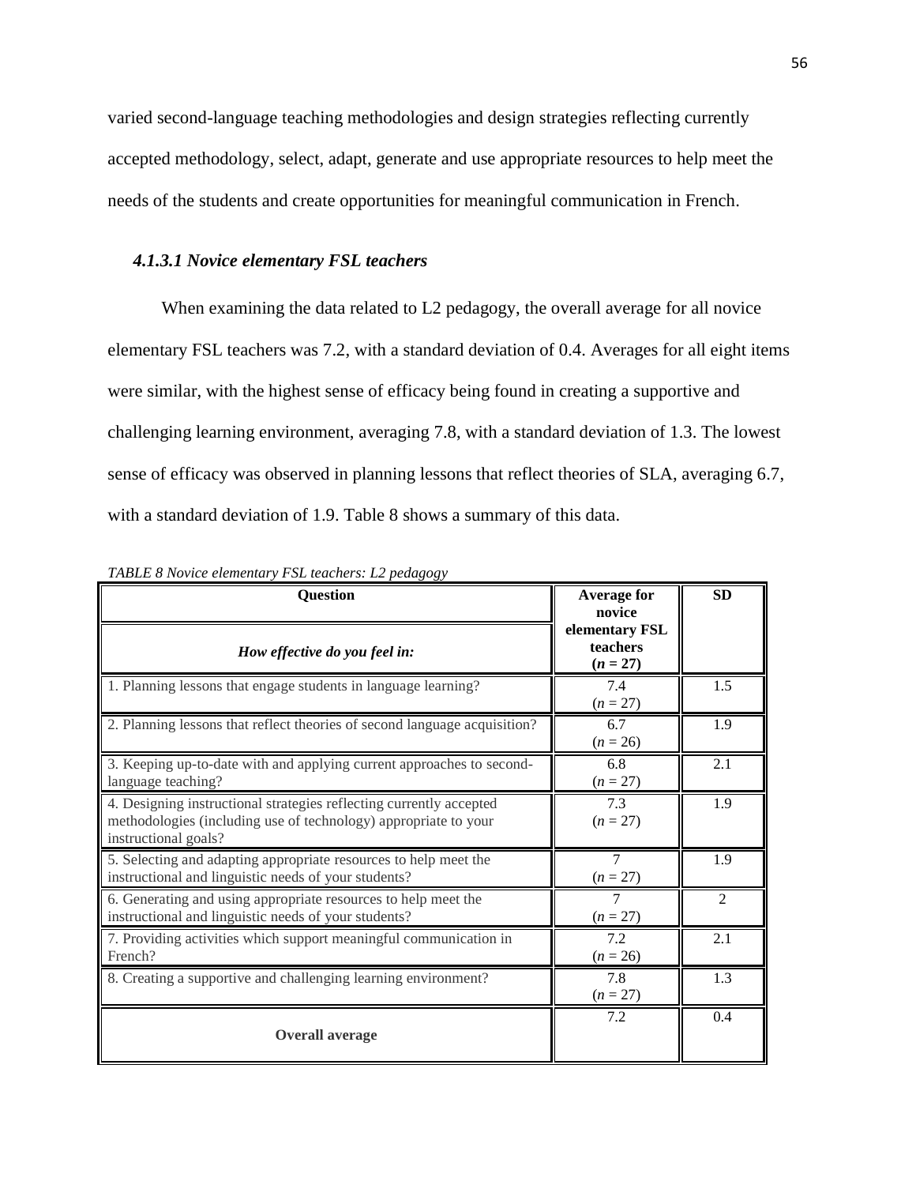varied second-language teaching methodologies and design strategies reflecting currently accepted methodology, select, adapt, generate and use appropriate resources to help meet the needs of the students and create opportunities for meaningful communication in French.

#### *4.1.3.1 Novice elementary FSL teachers*

When examining the data related to L2 pedagogy, the overall average for all novice elementary FSL teachers was 7.2, with a standard deviation of 0.4. Averages for all eight items were similar, with the highest sense of efficacy being found in creating a supportive and challenging learning environment, averaging 7.8, with a standard deviation of 1.3. The lowest sense of efficacy was observed in planning lessons that reflect theories of SLA, averaging 6.7, with a standard deviation of 1.9. Table 8 shows a summary of this data.

*TABLE 8 Novice elementary FSL teachers: L2 pedagogy*

| **Question**<br>***How effective do you feel in:*** | **Average for novice elementary FSL teachers ($n$ = 27)** | **SD** |
|---|---|---|
| 1. Planning lessons that engage students in language learning? | 7.4 ($n$ = 27) | 1.5 |
| 2. Planning lessons that reflect theories of second language acquisition? | 6.7 ($n$ = 26) | 1.9 |
| 3. Keeping up-to-date with and applying current approaches to second-language teaching? | 6.8 ($n$ = 27) | 2.1 |
| 4. Designing instructional strategies reflecting currently accepted methodologies (including use of technology) appropriate to your instructional goals? | 7.3 ($n$ = 27) | 1.9 |
| 5. Selecting and adapting appropriate resources to help meet the instructional and linguistic needs of your students? | 7 ($n$ = 27) | 1.9 |
| 6. Generating and using appropriate resources to help meet the instructional and linguistic needs of your students? | 7 ($n$ = 27) | 2 |
| 7. Providing activities which support meaningful communication in French? | 7.2 ($n$ = 26) | 2.1 |
| 8. Creating a supportive and challenging learning environment? | 7.8 ($n$ = 27) | 1.3 |
| **Overall average** | 7.2 | 0.4 |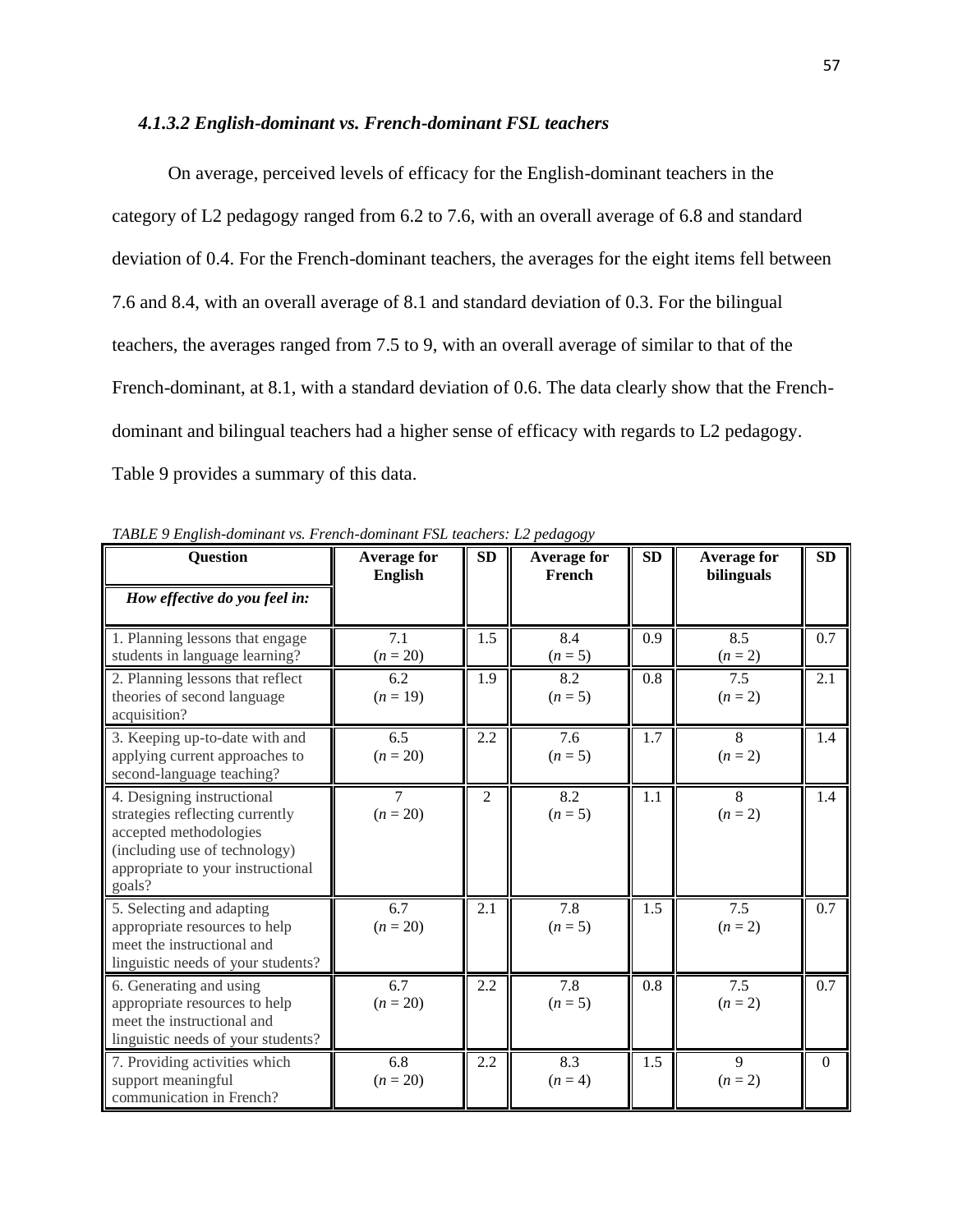#### *4.1.3.2 English-dominant vs. French-dominant FSL teachers*

On average, perceived levels of efficacy for the English-dominant teachers in the category of L2 pedagogy ranged from 6.2 to 7.6, with an overall average of 6.8 and standard deviation of 0.4. For the French-dominant teachers, the averages for the eight items fell between 7.6 and 8.4, with an overall average of 8.1 and standard deviation of 0.3. For the bilingual teachers, the averages ranged from 7.5 to 9, with an overall average of similar to that of the French-dominant, at 8.1, with a standard deviation of 0.6. The data clearly show that the French-dominant and bilingual teachers had a higher sense of efficacy with regards to L2 pedagogy. Table 9 provides a summary of this data.

*TABLE 9 English-dominant vs. French-dominant FSL teachers: L2 pedagogy*

| **Question**<br>***How effective do you feel in:*** | **Average for English** | **SD** | **Average for French** | **SD** | **Average for bilinguals** | **SD** |
|---|---|---|---|---|---|---|
| 1. Planning lessons that engage students in language learning? | 7.1 (*n* = 20) | 1.5 | 8.4 (*n* = 5) | 0.9 | 8.5 (*n* = 2) | 0.7 |
| 2. Planning lessons that reflect theories of second language acquisition? | 6.2 (*n* = 19) | 1.9 | 8.2 (*n* = 5) | 0.8 | 7.5 (*n* = 2) | 2.1 |
| 3. Keeping up-to-date with and applying current approaches to second-language teaching? | 6.5 (*n* = 20) | 2.2 | 7.6 (*n* = 5) | 1.7 | 8 (*n* = 2) | 1.4 |
| 4. Designing instructional strategies reflecting currently accepted methodologies (including use of technology) appropriate to your instructional goals? | 7 (*n* = 20) | 2 | 8.2 (*n* = 5) | 1.1 | 8 (*n* = 2) | 1.4 |
| 5. Selecting and adapting appropriate resources to help meet the instructional and linguistic needs of your students? | 6.7 (*n* = 20) | 2.1 | 7.8 (*n* = 5) | 1.5 | 7.5 (*n* = 2) | 0.7 |
| 6. Generating and using appropriate resources to help meet the instructional and linguistic needs of your students? | 6.7 (*n* = 20) | 2.2 | 7.8 (*n* = 5) | 0.8 | 7.5 (*n* = 2) | 0.7 |
| 7. Providing activities which support meaningful communication in French? | 6.8 (*n* = 20) | 2.2 | 8.3 (*n* = 4) | 1.5 | 9 (*n* = 2) | 0 |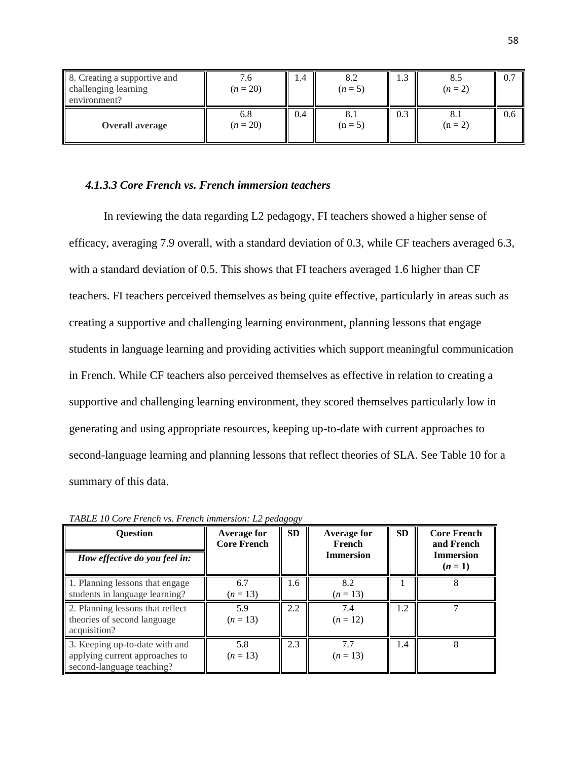| 8. Creating a supportive and challenging learning environment? | 7.6 ($n$ = 20) | 1.4 | 8.2 ($n$ = 5) | 1.3 | 8.5 ($n$ = 2) | 0.7 |
|---|---|---|---|---|---|---|
| **Overall average** | 6.8 ($n$ = 20) | 0.4 | 8.1 (n = 5) | 0.3 | 8.1 (n = 2) | 0.6 |

### *4.1.3.3 Core French vs. French immersion teachers*

In reviewing the data regarding L2 pedagogy, FI teachers showed a higher sense of efficacy, averaging 7.9 overall, with a standard deviation of 0.3, while CF teachers averaged 6.3, with a standard deviation of 0.5. This shows that FI teachers averaged 1.6 higher than CF teachers. FI teachers perceived themselves as being quite effective, particularly in areas such as creating a supportive and challenging learning environment, planning lessons that engage students in language learning and providing activities which support meaningful communication in French. While CF teachers also perceived themselves as effective in relation to creating a supportive and challenging learning environment, they scored themselves particularly low in generating and using appropriate resources, keeping up-to-date with current approaches to second-language learning and planning lessons that reflect theories of SLA. See Table 10 for a summary of this data.

*TABLE 10 Core French vs. French immersion: L2 pedagogy*

| **Question** *How effective do you feel in:* | **Average for Core French** | **SD** | **Average for French Immersion** | **SD** | **Core French and French Immersion ($n$ = 1)** |
|---|---|---|---|---|---|
| 1. Planning lessons that engage students in language learning? | 6.7 ($n$ = 13) | 1.6 | 8.2 ($n$ = 13) | 1 | 8 |
| 2. Planning lessons that reflect theories of second language acquisition? | 5.9 ($n$ = 13) | 2.2 | 7.4 ($n$ = 12) | 1.2 | 7 |
| 3. Keeping up-to-date with and applying current approaches to second-language teaching? | 5.8 ($n$ = 13) | 2.3 | 7.7 ($n$ = 13) | 1.4 | 8 |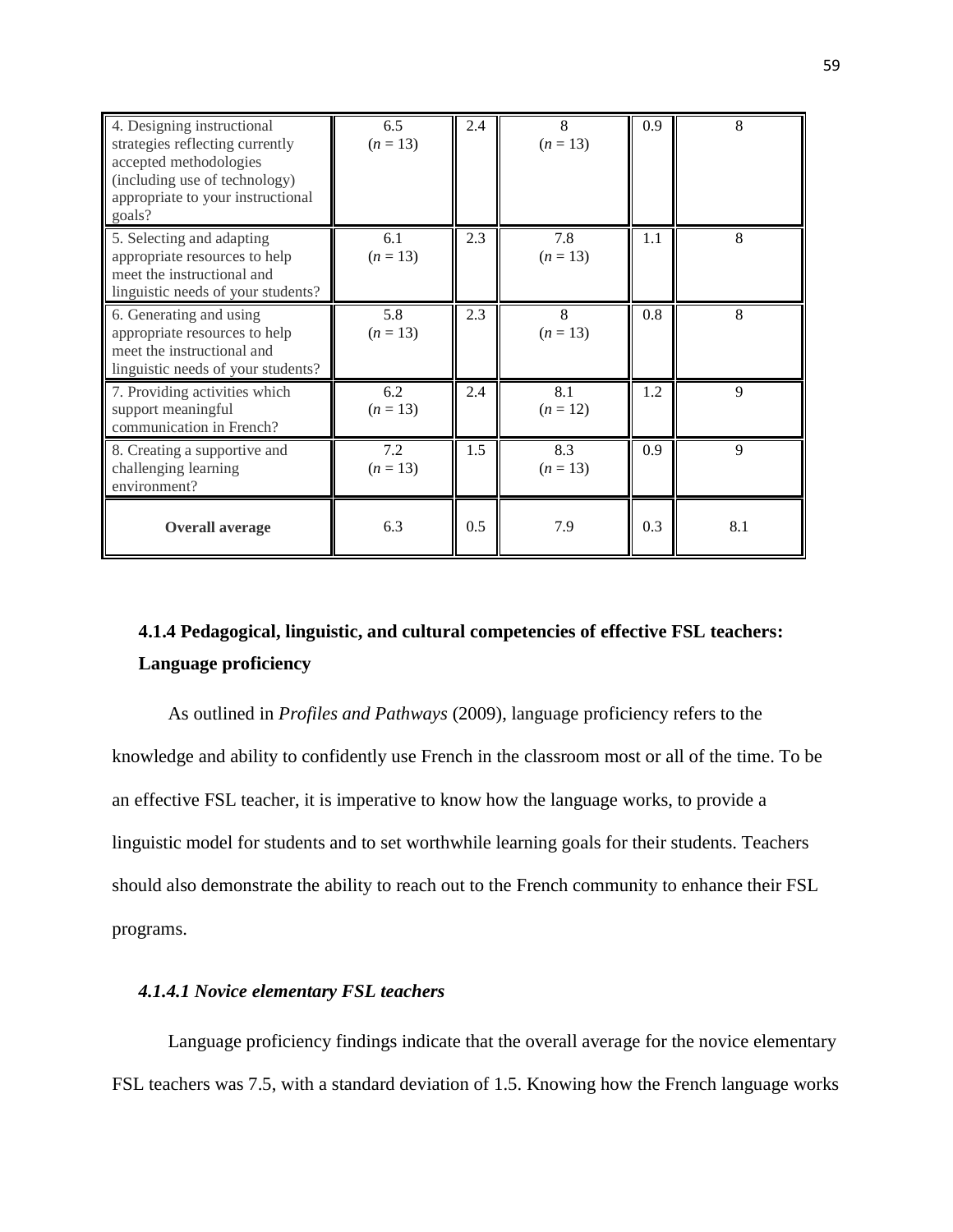| | | | | | |
|---|---|---|---|---|---|
| 4. Designing instructional strategies reflecting currently accepted methodologies (including use of technology) appropriate to your instructional goals? | 6.5 ($n$ = 13) | 2.4 | 8 ($n$ = 13) | 0.9 | 8 |
| 5. Selecting and adapting appropriate resources to help meet the instructional and linguistic needs of your students? | 6.1 ($n$ = 13) | 2.3 | 7.8 ($n$ = 13) | 1.1 | 8 |
| 6. Generating and using appropriate resources to help meet the instructional and linguistic needs of your students? | 5.8 ($n$ = 13) | 2.3 | 8 ($n$ = 13) | 0.8 | 8 |
| 7. Providing activities which support meaningful communication in French? | 6.2 ($n$ = 13) | 2.4 | 8.1 ($n$ = 12) | 1.2 | 9 |
| 8. Creating a supportive and challenging learning environment? | 7.2 ($n$ = 13) | 1.5 | 8.3 ($n$ = 13) | 0.9 | 9 |
| **Overall average** | 6.3 | 0.5 | 7.9 | 0.3 | 8.1 |

### 4.1.4 Pedagogical, linguistic, and cultural competencies of effective FSL teachers: Language proficiency

As outlined in *Profiles and Pathways* (2009), language proficiency refers to the knowledge and ability to confidently use French in the classroom most or all of the time. To be an effective FSL teacher, it is imperative to know how the language works, to provide a linguistic model for students and to set worthwhile learning goals for their students. Teachers should also demonstrate the ability to reach out to the French community to enhance their FSL programs.

#### *4.1.4.1 Novice elementary FSL teachers*

Language proficiency findings indicate that the overall average for the novice elementary FSL teachers was 7.5, with a standard deviation of 1.5. Knowing how the French language works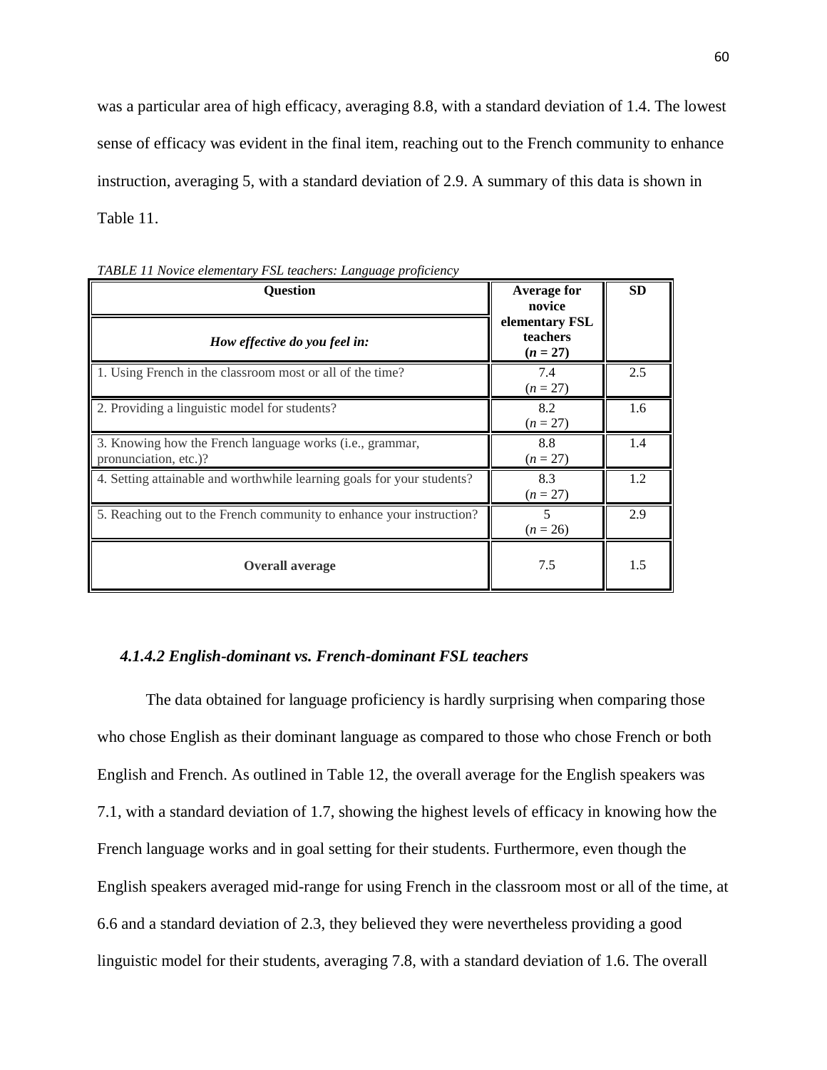was a particular area of high efficacy, averaging 8.8, with a standard deviation of 1.4. The lowest sense of efficacy was evident in the final item, reaching out to the French community to enhance instruction, averaging 5, with a standard deviation of 2.9. A summary of this data is shown in Table 11.

*TABLE 11 Novice elementary FSL teachers: Language proficiency*

| **Question** | **Average for novice elementary FSL teachers (*n* = 27)** | **SD** |
|---|---|---|
| ***How effective do you feel in:*** | | |
| 1. Using French in the classroom most or all of the time? | 7.4 (*n* = 27) | 2.5 |
| 2. Providing a linguistic model for students? | 8.2 (*n* = 27) | 1.6 |
| 3. Knowing how the French language works (i.e., grammar, pronunciation, etc.)? | 8.8 (*n* = 27) | 1.4 |
| 4. Setting attainable and worthwhile learning goals for your students? | 8.3 (*n* = 27) | 1.2 |
| 5. Reaching out to the French community to enhance your instruction? | 5 (*n* = 26) | 2.9 |
| **Overall average** | 7.5 | 1.5 |

#### *4.1.4.2 English-dominant vs. French-dominant FSL teachers*

The data obtained for language proficiency is hardly surprising when comparing those who chose English as their dominant language as compared to those who chose French or both English and French. As outlined in Table 12, the overall average for the English speakers was 7.1, with a standard deviation of 1.7, showing the highest levels of efficacy in knowing how the French language works and in goal setting for their students. Furthermore, even though the English speakers averaged mid-range for using French in the classroom most or all of the time, at 6.6 and a standard deviation of 2.3, they believed they were nevertheless providing a good linguistic model for their students, averaging 7.8, with a standard deviation of 1.6. The overall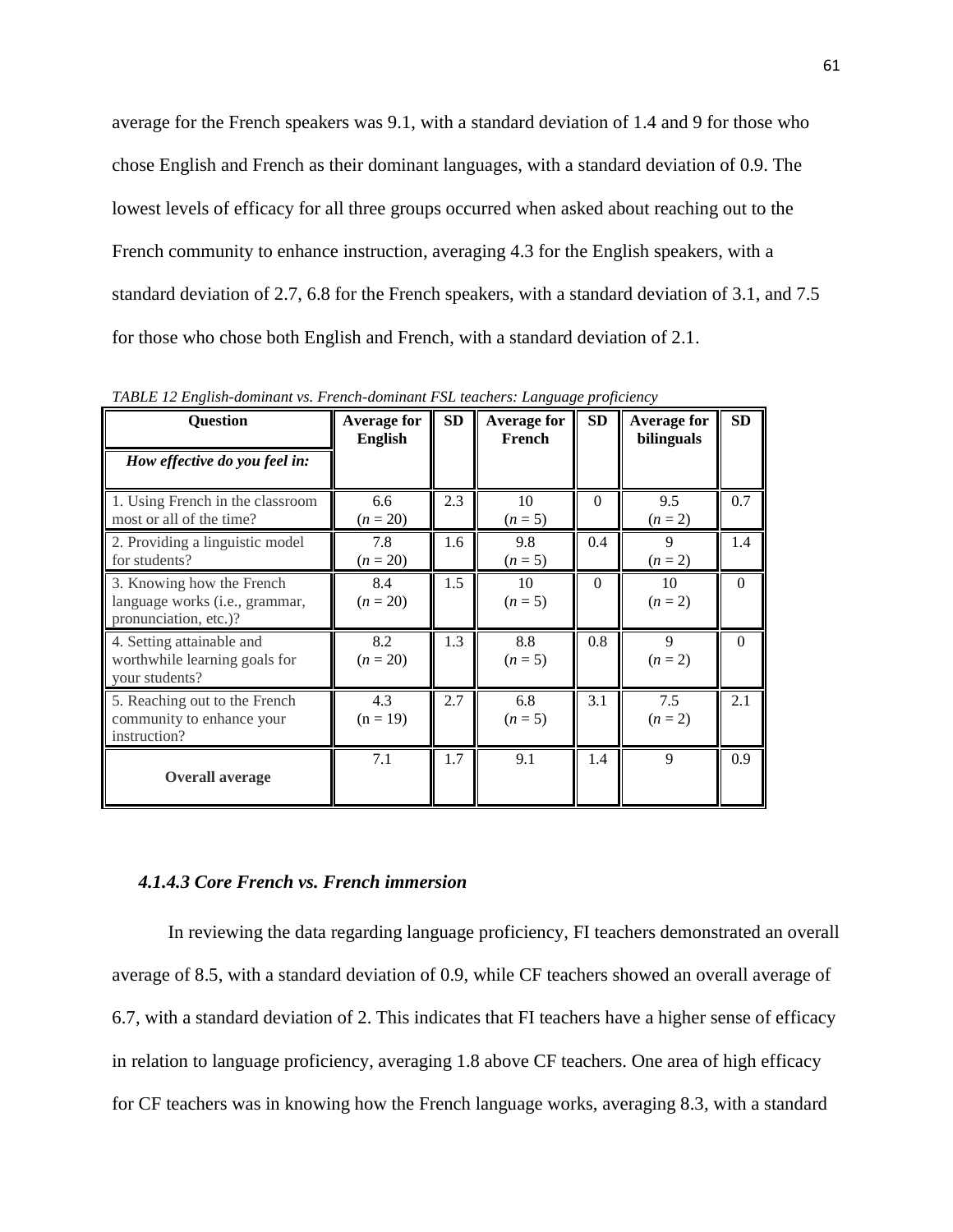average for the French speakers was 9.1, with a standard deviation of 1.4 and 9 for those who chose English and French as their dominant languages, with a standard deviation of 0.9. The lowest levels of efficacy for all three groups occurred when asked about reaching out to the French community to enhance instruction, averaging 4.3 for the English speakers, with a standard deviation of 2.7, 6.8 for the French speakers, with a standard deviation of 3.1, and 7.5 for those who chose both English and French, with a standard deviation of 2.1.

*TABLE 12 English-dominant vs. French-dominant FSL teachers: Language proficiency*

| **Question** *How effective do you feel in:* | **Average for English** | **SD** | **Average for French** | **SD** | **Average for bilinguals** | **SD** |
|---|---|---|---|---|---|---|
| 1. Using French in the classroom most or all of the time? | 6.6 (*n* = 20) | 2.3 | 10 (*n* = 5) | 0 | 9.5 (*n* = 2) | 0.7 |
| 2. Providing a linguistic model for students? | 7.8 (*n* = 20) | 1.6 | 9.8 (*n* = 5) | 0.4 | 9 (*n* = 2) | 1.4 |
| 3. Knowing how the French language works (i.e., grammar, pronunciation, etc.)? | 8.4 (*n* = 20) | 1.5 | 10 (*n* = 5) | 0 | 10 (*n* = 2) | 0 |
| 4. Setting attainable and worthwhile learning goals for your students? | 8.2 (*n* = 20) | 1.3 | 8.8 (*n* = 5) | 0.8 | 9 (*n* = 2) | 0 |
| 5. Reaching out to the French community to enhance your instruction? | 4.3 (n = 19) | 2.7 | 6.8 (*n* = 5) | 3.1 | 7.5 (*n* = 2) | 2.1 |
| **Overall average** | 7.1 | 1.7 | 9.1 | 1.4 | 9 | 0.9 |

#### *4.1.4.3 Core French vs. French immersion*

In reviewing the data regarding language proficiency, FI teachers demonstrated an overall average of 8.5, with a standard deviation of 0.9, while CF teachers showed an overall average of 6.7, with a standard deviation of 2. This indicates that FI teachers have a higher sense of efficacy in relation to language proficiency, averaging 1.8 above CF teachers. One area of high efficacy for CF teachers was in knowing how the French language works, averaging 8.3, with a standard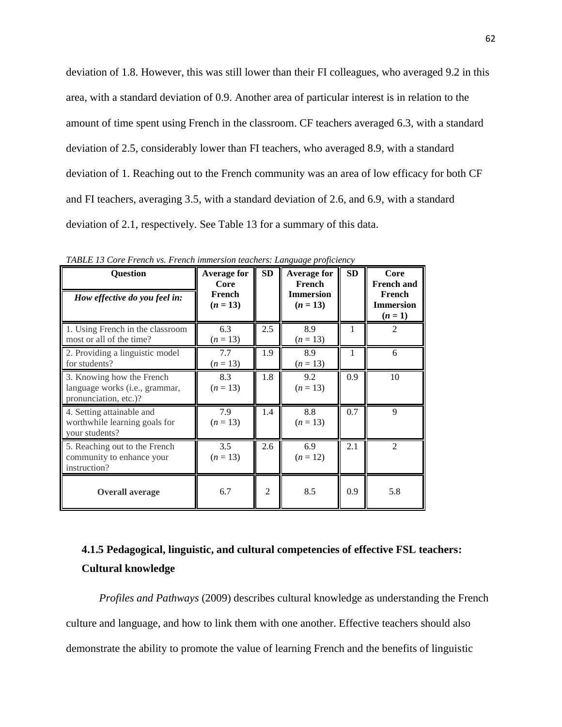deviation of 1.8. However, this was still lower than their FI colleagues, who averaged 9.2 in this area, with a standard deviation of 0.9. Another area of particular interest is in relation to the amount of time spent using French in the classroom. CF teachers averaged 6.3, with a standard deviation of 2.5, considerably lower than FI teachers, who averaged 8.9, with a standard deviation of 1. Reaching out to the French community was an area of low efficacy for both CF and FI teachers, averaging 3.5, with a standard deviation of 2.6, and 6.9, with a standard deviation of 2.1, respectively. See Table 13 for a summary of this data.

*TABLE 13 Core French vs. French immersion teachers: Language proficiency*

| **Question** | **Average for Core French ($n$ = 13)** | **SD** | **Average for French Immersion ($n$ = 13)** | **SD** | **Core French and French Immersion ($n$ = 1)** |
|---|---|---|---|---|---|
| ***How effective do you feel in:*** | | | | | |
| 1. Using French in the classroom most or all of the time? | 6.3 ($n$ = 13) | 2.5 | 8.9 ($n$ = 13) | 1 | 2 |
| 2. Providing a linguistic model for students? | 7.7 ($n$ = 13) | 1.9 | 8.9 ($n$ = 13) | 1 | 6 |
| 3. Knowing how the French language works (i.e., grammar, pronunciation, etc.)? | 8.3 ($n$ = 13) | 1.8 | 9.2 ($n$ = 13) | 0.9 | 10 |
| 4. Setting attainable and worthwhile learning goals for your students? | 7.9 ($n$ = 13) | 1.4 | 8.8 ($n$ = 13) | 0.7 | 9 |
| 5. Reaching out to the French community to enhance your instruction? | 3.5 ($n$ = 13) | 2.6 | 6.9 ($n$ = 12) | 2.1 | 2 |
| **Overall average** | 6.7 | 2 | 8.5 | 0.9 | 5.8 |

### 4.1.5 Pedagogical, linguistic, and cultural competencies of effective FSL teachers: Cultural knowledge

*Profiles and Pathways* (2009) describes cultural knowledge as understanding the French culture and language, and how to link them with one another. Effective teachers should also demonstrate the ability to promote the value of learning French and the benefits of linguistic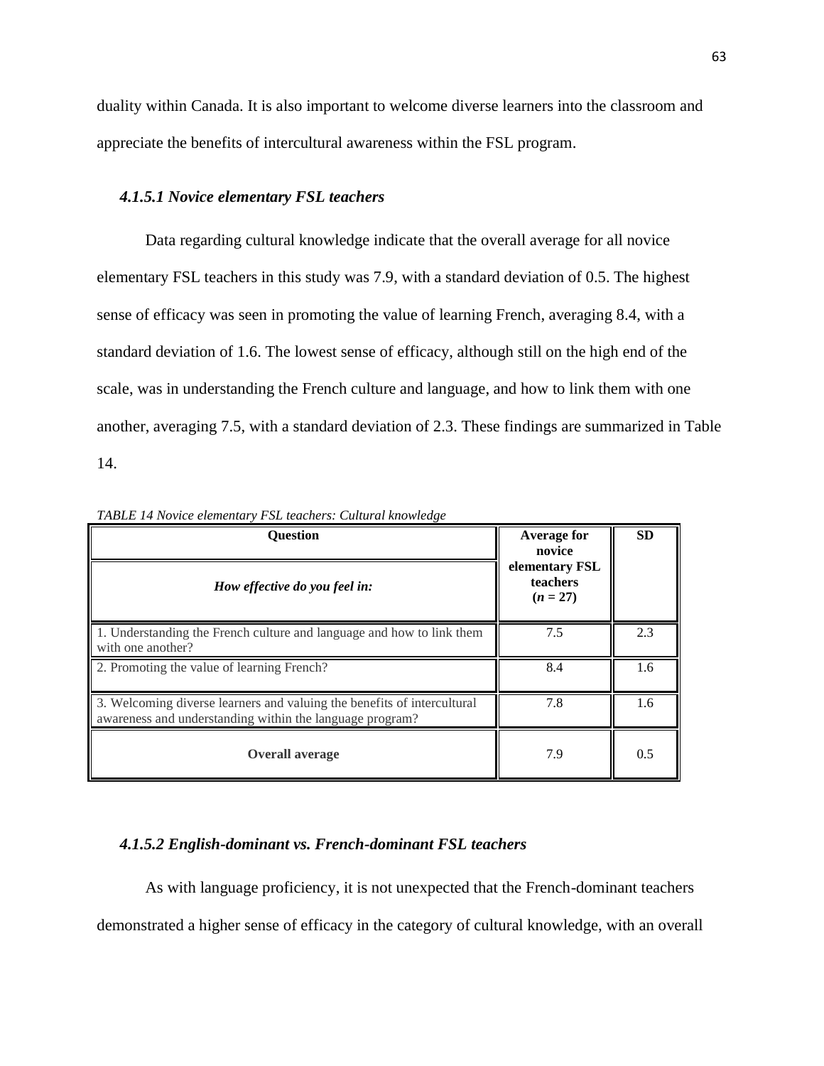duality within Canada. It is also important to welcome diverse learners into the classroom and appreciate the benefits of intercultural awareness within the FSL program.

#### *4.1.5.1 Novice elementary FSL teachers*

Data regarding cultural knowledge indicate that the overall average for all novice elementary FSL teachers in this study was 7.9, with a standard deviation of 0.5. The highest sense of efficacy was seen in promoting the value of learning French, averaging 8.4, with a standard deviation of 1.6. The lowest sense of efficacy, although still on the high end of the scale, was in understanding the French culture and language, and how to link them with one another, averaging 7.5, with a standard deviation of 2.3. These findings are summarized in Table 14.

*TABLE 14 Novice elementary FSL teachers: Cultural knowledge*

| **Question**<br>***How effective do you feel in:*** | **Average for novice elementary FSL teachers ($n$ = 27)** | **SD** |
|---|---|---|
| 1. Understanding the French culture and language and how to link them with one another? | 7.5 | 2.3 |
| 2. Promoting the value of learning French? | 8.4 | 1.6 |
| 3. Welcoming diverse learners and valuing the benefits of intercultural awareness and understanding within the language program? | 7.8 | 1.6 |
| **Overall average** | 7.9 | 0.5 |

#### *4.1.5.2 English-dominant vs. French-dominant FSL teachers*

As with language proficiency, it is not unexpected that the French-dominant teachers demonstrated a higher sense of efficacy in the category of cultural knowledge, with an overall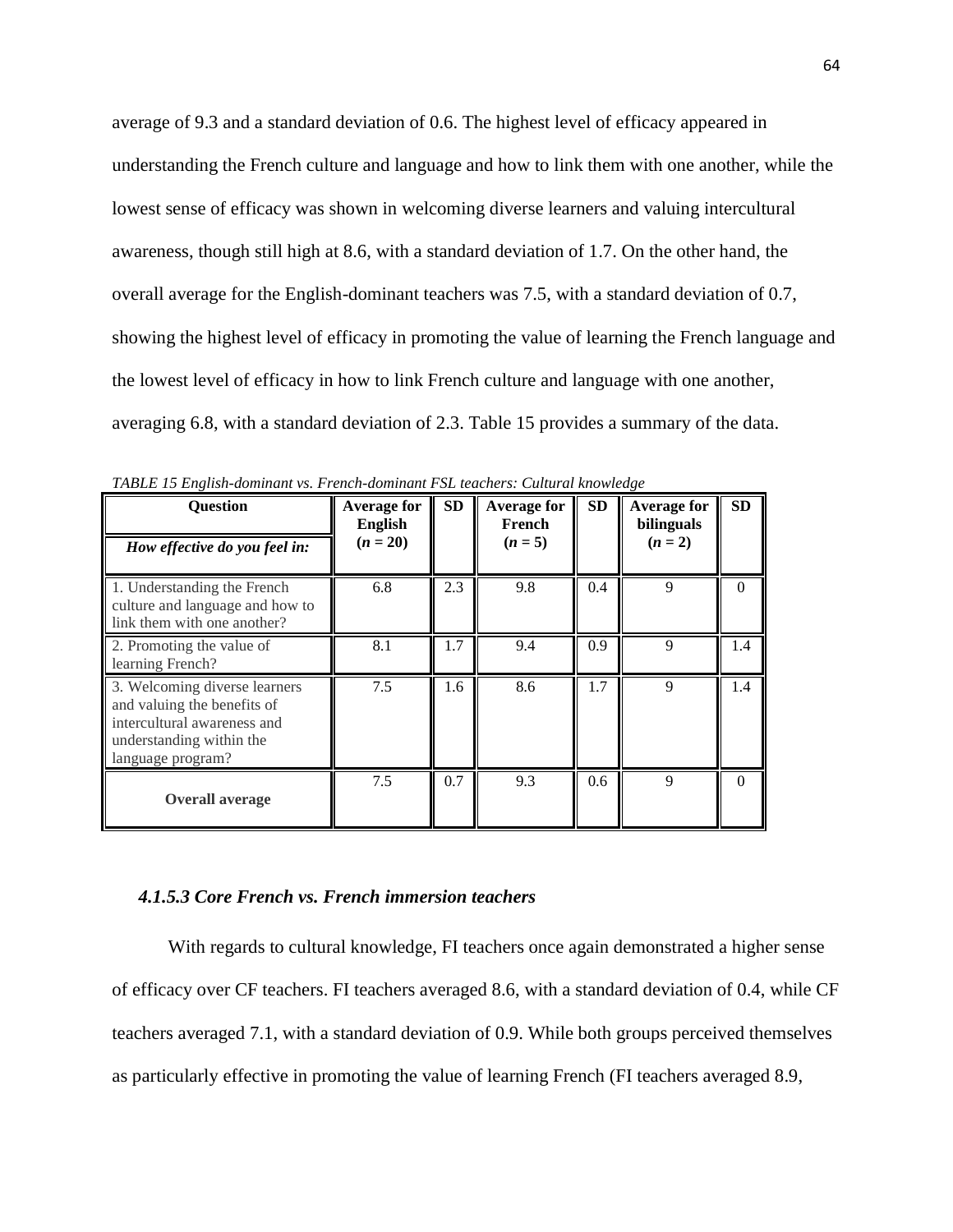average of 9.3 and a standard deviation of 0.6. The highest level of efficacy appeared in understanding the French culture and language and how to link them with one another, while the lowest sense of efficacy was shown in welcoming diverse learners and valuing intercultural awareness, though still high at 8.6, with a standard deviation of 1.7. On the other hand, the overall average for the English-dominant teachers was 7.5, with a standard deviation of 0.7, showing the highest level of efficacy in promoting the value of learning the French language and the lowest level of efficacy in how to link French culture and language with one another, averaging 6.8, with a standard deviation of 2.3. Table 15 provides a summary of the data.

*TABLE 15 English-dominant vs. French-dominant FSL teachers: Cultural knowledge*

| **Question**<br>***How effective do you feel in:*** | **Average for English (*n* = 20)** | **SD** | **Average for French (*n* = 5)** | **SD** | **Average for bilinguals (*n* = 2)** | **SD** |
|---|---|---|---|---|---|---|
| 1. Understanding the French culture and language and how to link them with one another? | 6.8 | 2.3 | 9.8 | 0.4 | 9 | 0 |
| 2. Promoting the value of learning French? | 8.1 | 1.7 | 9.4 | 0.9 | 9 | 1.4 |
| 3. Welcoming diverse learners and valuing the benefits of intercultural awareness and understanding within the language program? | 7.5 | 1.6 | 8.6 | 1.7 | 9 | 1.4 |
| **Overall average** | 7.5 | 0.7 | 9.3 | 0.6 | 9 | 0 |

#### *4.1.5.3 Core French vs. French immersion teachers*

With regards to cultural knowledge, FI teachers once again demonstrated a higher sense of efficacy over CF teachers. FI teachers averaged 8.6, with a standard deviation of 0.4, while CF teachers averaged 7.1, with a standard deviation of 0.9. While both groups perceived themselves as particularly effective in promoting the value of learning French (FI teachers averaged 8.9,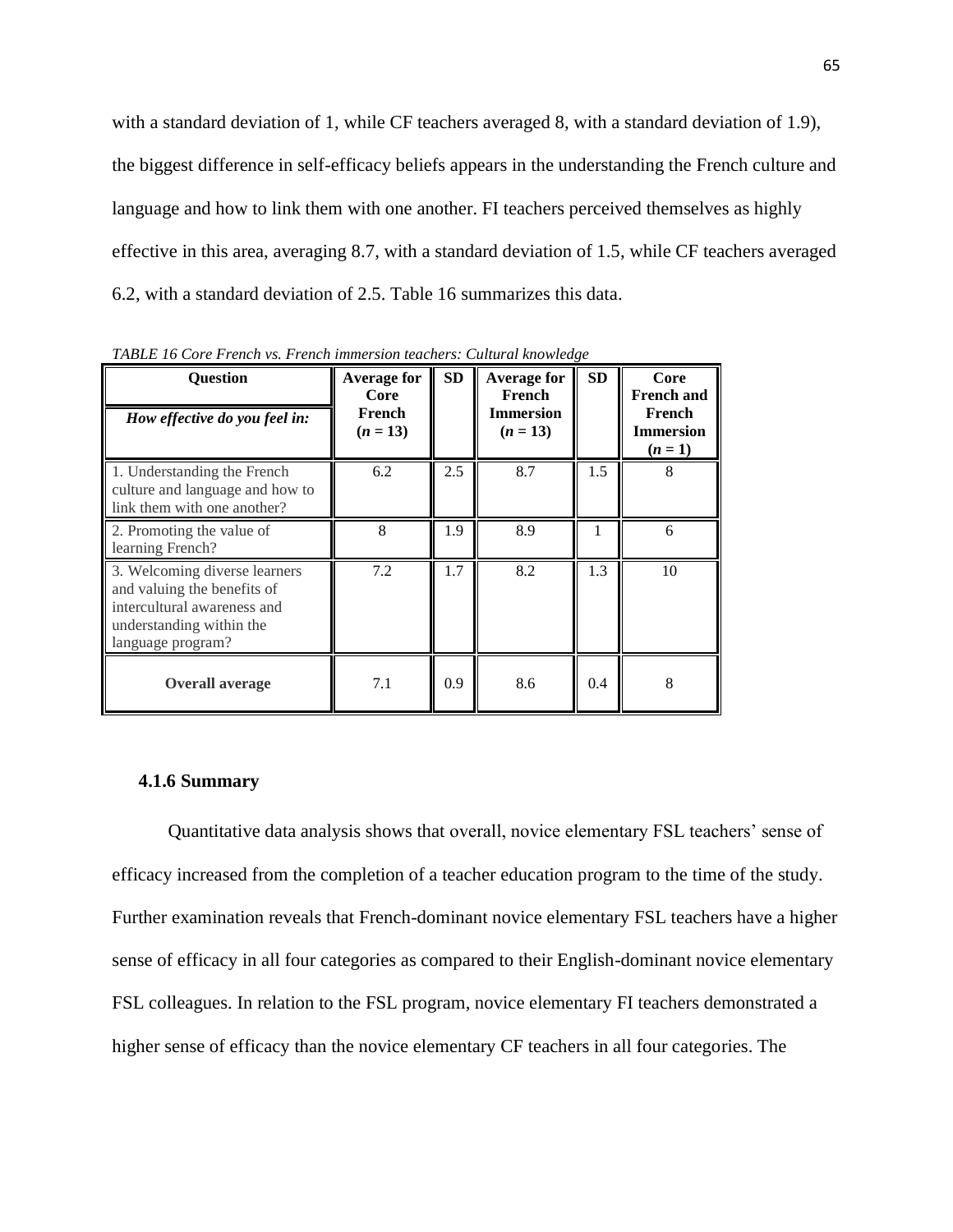with a standard deviation of 1, while CF teachers averaged 8, with a standard deviation of 1.9), the biggest difference in self-efficacy beliefs appears in the understanding the French culture and language and how to link them with one another. FI teachers perceived themselves as highly effective in this area, averaging 8.7, with a standard deviation of 1.5, while CF teachers averaged 6.2, with a standard deviation of 2.5. Table 16 summarizes this data.

*TABLE 16 Core French vs. French immersion teachers: Cultural knowledge*

| **Question**<br>***How effective do you feel in:*** | **Average for Core French (*n* = 13)** | **SD** | **Average for French Immersion (*n* = 13)** | **SD** | **Core French and French Immersion (*n* = 1)** |
|---|---|---|---|---|---|
| 1. Understanding the French culture and language and how to link them with one another? | 6.2 | 2.5 | 8.7 | 1.5 | 8 |
| 2. Promoting the value of learning French? | 8 | 1.9 | 8.9 | 1 | 6 |
| 3. Welcoming diverse learners and valuing the benefits of intercultural awareness and understanding within the language program? | 7.2 | 1.7 | 8.2 | 1.3 | 10 |
| **Overall average** | 7.1 | 0.9 | 8.6 | 0.4 | 8 |

### 4.1.6 Summary

Quantitative data analysis shows that overall, novice elementary FSL teachers' sense of efficacy increased from the completion of a teacher education program to the time of the study. Further examination reveals that French-dominant novice elementary FSL teachers have a higher sense of efficacy in all four categories as compared to their English-dominant novice elementary FSL colleagues. In relation to the FSL program, novice elementary FI teachers demonstrated a higher sense of efficacy than the novice elementary CF teachers in all four categories. The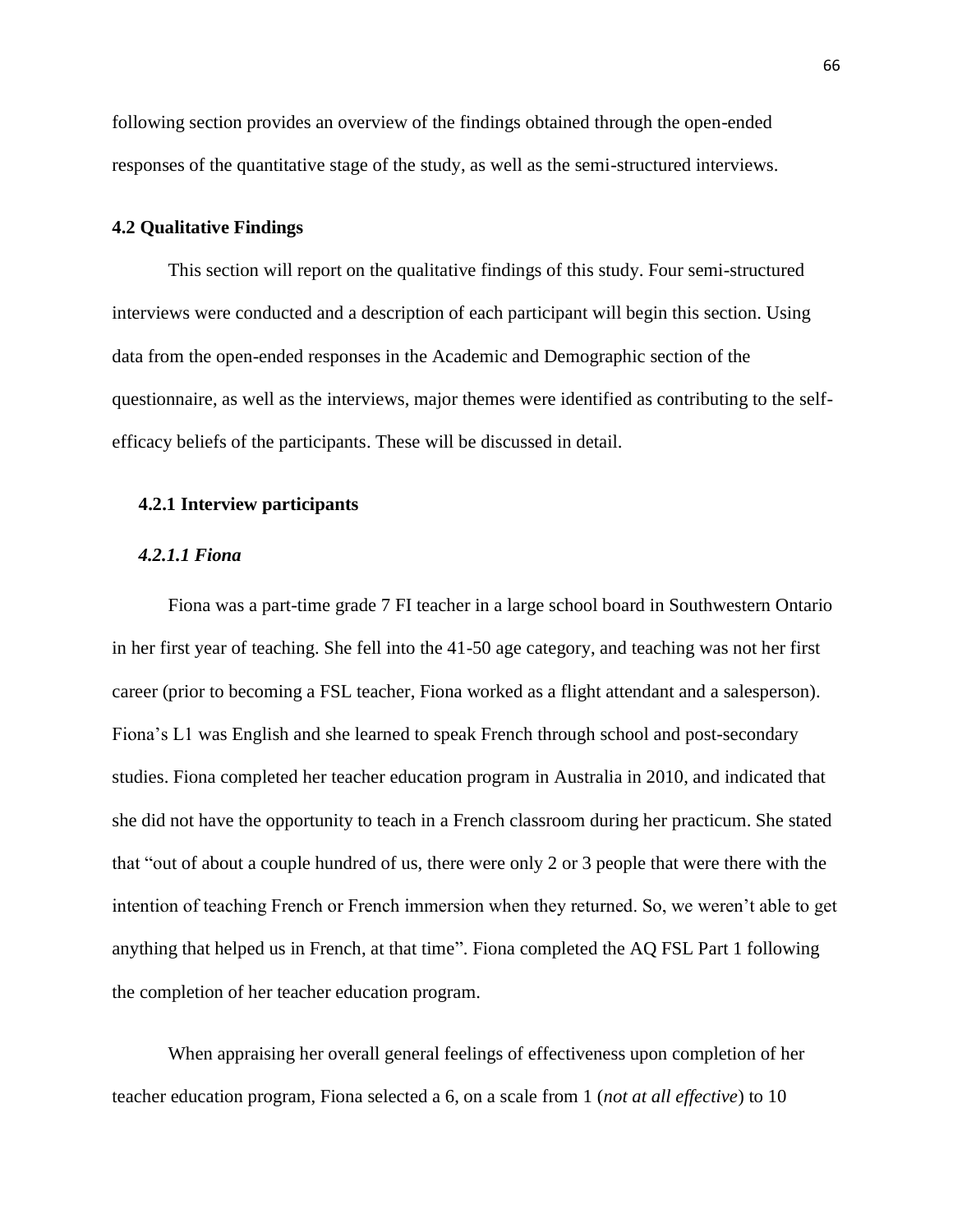following section provides an overview of the findings obtained through the open-ended responses of the quantitative stage of the study, as well as the semi-structured interviews.

## 4.2 Qualitative Findings

This section will report on the qualitative findings of this study. Four semi-structured interviews were conducted and a description of each participant will begin this section. Using data from the open-ended responses in the Academic and Demographic section of the questionnaire, as well as the interviews, major themes were identified as contributing to the self-efficacy beliefs of the participants. These will be discussed in detail.

### 4.2.1 Interview participants

#### *4.2.1.1 Fiona*

Fiona was a part-time grade 7 FI teacher in a large school board in Southwestern Ontario in her first year of teaching. She fell into the 41-50 age category, and teaching was not her first career (prior to becoming a FSL teacher, Fiona worked as a flight attendant and a salesperson). Fiona's L1 was English and she learned to speak French through school and post-secondary studies. Fiona completed her teacher education program in Australia in 2010, and indicated that she did not have the opportunity to teach in a French classroom during her practicum. She stated that "out of about a couple hundred of us, there were only 2 or 3 people that were there with the intention of teaching French or French immersion when they returned. So, we weren't able to get anything that helped us in French, at that time". Fiona completed the AQ FSL Part 1 following the completion of her teacher education program.

When appraising her overall general feelings of effectiveness upon completion of her teacher education program, Fiona selected a 6, on a scale from 1 (*not at all effective*) to 10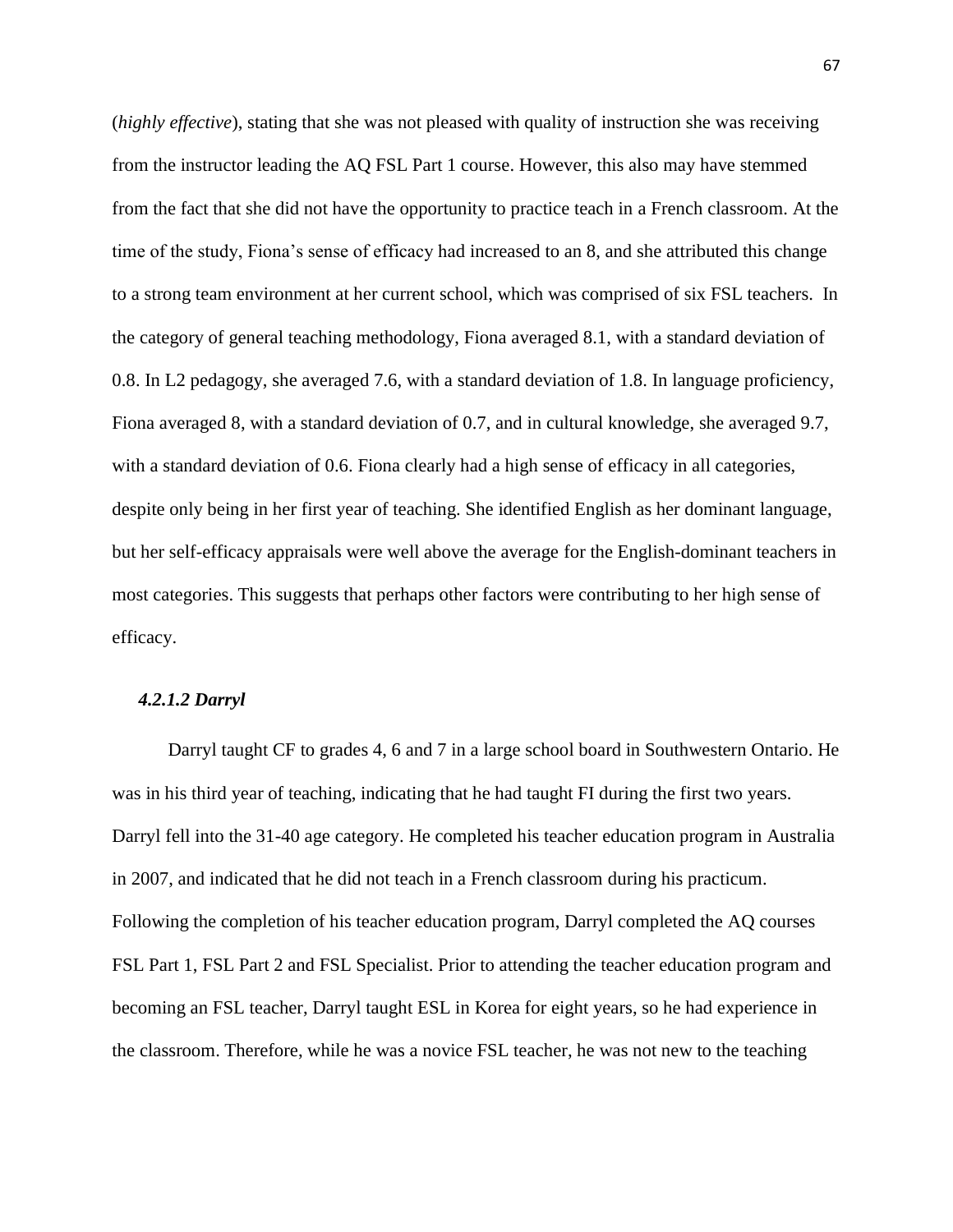(*highly effective*), stating that she was not pleased with quality of instruction she was receiving from the instructor leading the AQ FSL Part 1 course. However, this also may have stemmed from the fact that she did not have the opportunity to practice teach in a French classroom. At the time of the study, Fiona's sense of efficacy had increased to an 8, and she attributed this change to a strong team environment at her current school, which was comprised of six FSL teachers. In the category of general teaching methodology, Fiona averaged 8.1, with a standard deviation of 0.8. In L2 pedagogy, she averaged 7.6, with a standard deviation of 1.8. In language proficiency, Fiona averaged 8, with a standard deviation of 0.7, and in cultural knowledge, she averaged 9.7, with a standard deviation of 0.6. Fiona clearly had a high sense of efficacy in all categories, despite only being in her first year of teaching. She identified English as her dominant language, but her self-efficacy appraisals were well above the average for the English-dominant teachers in most categories. This suggests that perhaps other factors were contributing to her high sense of efficacy.

#### *4.2.1.2 Darryl*

Darryl taught CF to grades 4, 6 and 7 in a large school board in Southwestern Ontario. He was in his third year of teaching, indicating that he had taught FI during the first two years. Darryl fell into the 31-40 age category. He completed his teacher education program in Australia in 2007, and indicated that he did not teach in a French classroom during his practicum. Following the completion of his teacher education program, Darryl completed the AQ courses FSL Part 1, FSL Part 2 and FSL Specialist. Prior to attending the teacher education program and becoming an FSL teacher, Darryl taught ESL in Korea for eight years, so he had experience in the classroom. Therefore, while he was a novice FSL teacher, he was not new to the teaching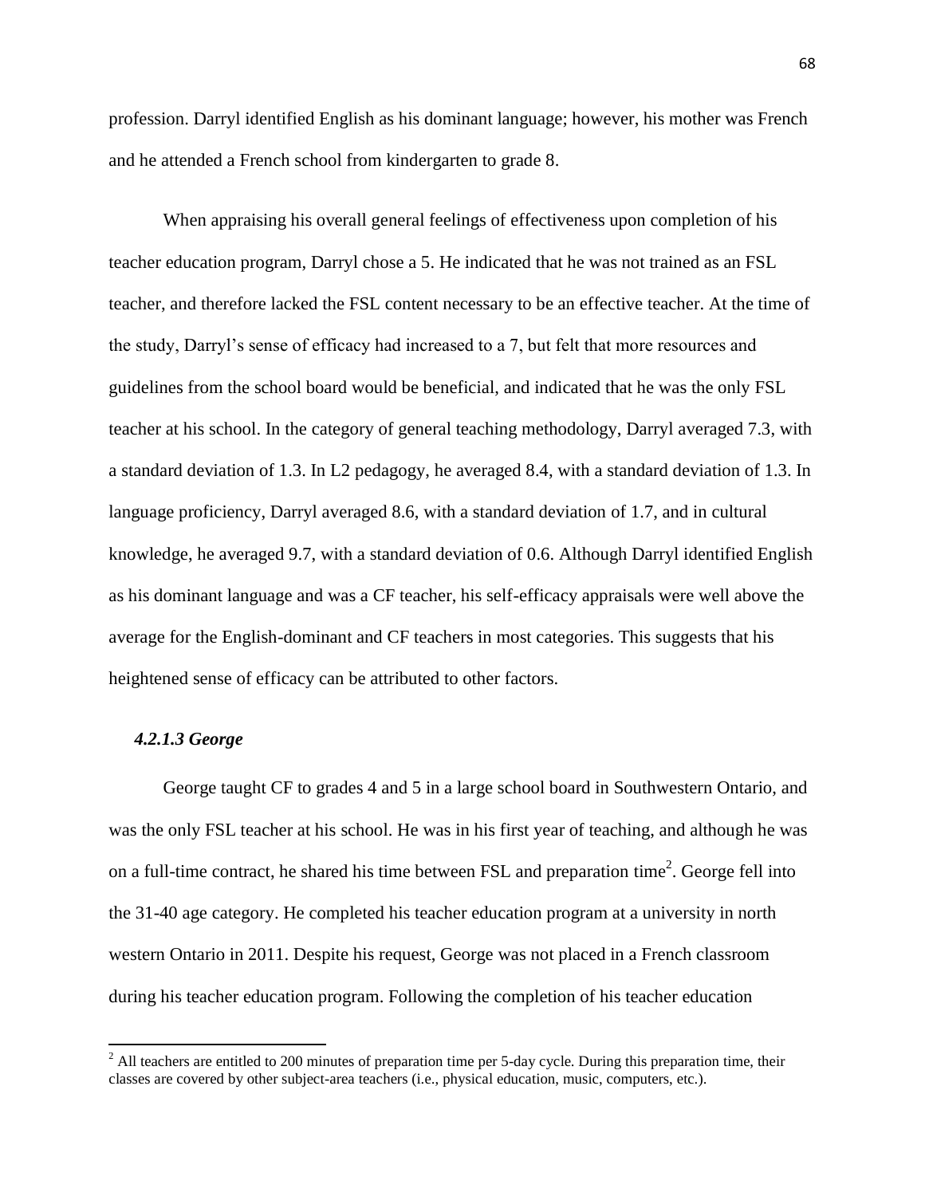profession. Darryl identified English as his dominant language; however, his mother was French and he attended a French school from kindergarten to grade 8.

When appraising his overall general feelings of effectiveness upon completion of his teacher education program, Darryl chose a 5. He indicated that he was not trained as an FSL teacher, and therefore lacked the FSL content necessary to be an effective teacher. At the time of the study, Darryl's sense of efficacy had increased to a 7, but felt that more resources and guidelines from the school board would be beneficial, and indicated that he was the only FSL teacher at his school. In the category of general teaching methodology, Darryl averaged 7.3, with a standard deviation of 1.3. In L2 pedagogy, he averaged 8.4, with a standard deviation of 1.3. In language proficiency, Darryl averaged 8.6, with a standard deviation of 1.7, and in cultural knowledge, he averaged 9.7, with a standard deviation of 0.6. Although Darryl identified English as his dominant language and was a CF teacher, his self-efficacy appraisals were well above the average for the English-dominant and CF teachers in most categories. This suggests that his heightened sense of efficacy can be attributed to other factors.

#### *4.2.1.3 George*

George taught CF to grades 4 and 5 in a large school board in Southwestern Ontario, and was the only FSL teacher at his school. He was in his first year of teaching, and although he was on a full-time contract, he shared his time between FSL and preparation time[2]. George fell into the 31-40 age category. He completed his teacher education program at a university in north western Ontario in 2011. Despite his request, George was not placed in a French classroom during his teacher education program. Following the completion of his teacher education

[2] All teachers are entitled to 200 minutes of preparation time per 5-day cycle. During this preparation time, their classes are covered by other subject-area teachers (i.e., physical education, music, computers, etc.).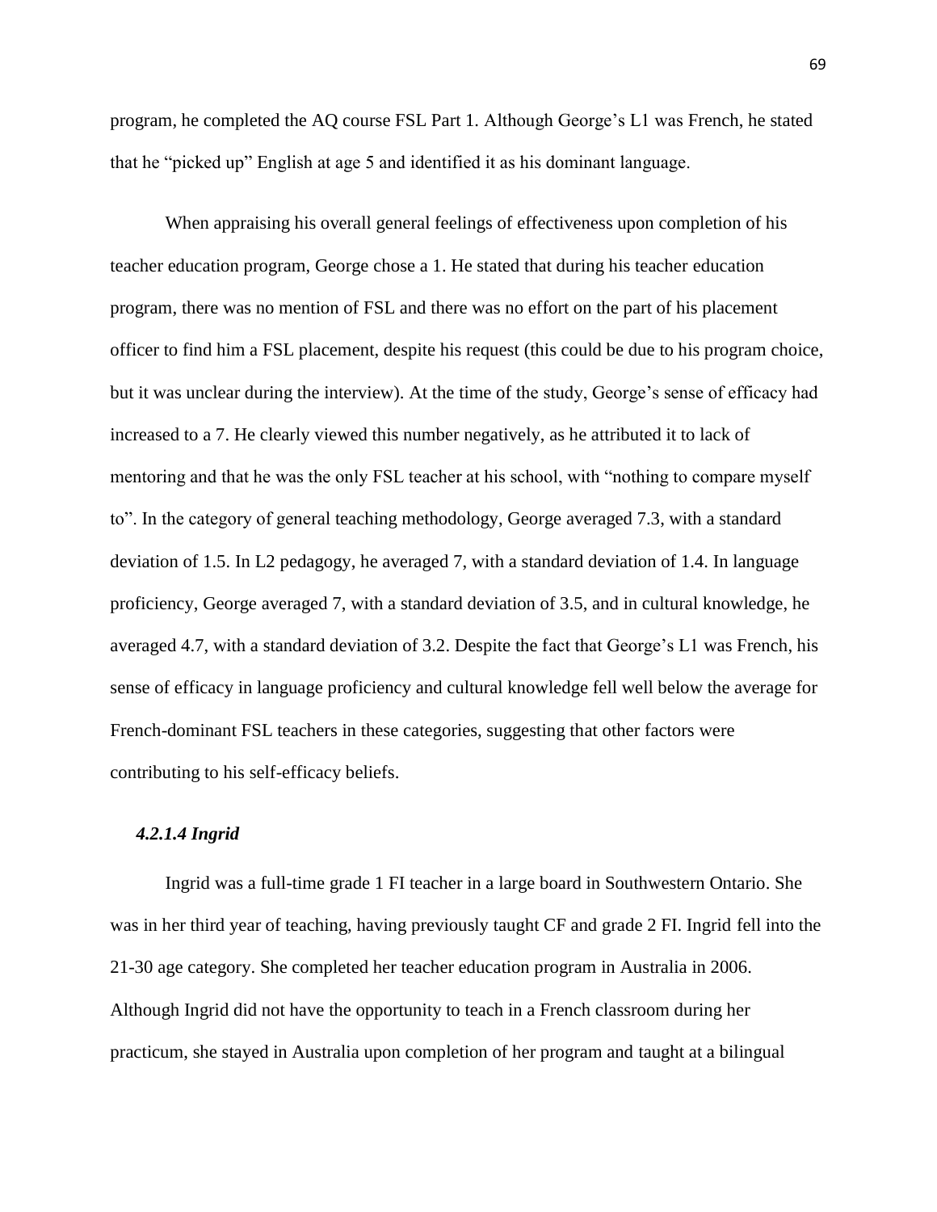program, he completed the AQ course FSL Part 1. Although George's L1 was French, he stated that he "picked up" English at age 5 and identified it as his dominant language.

When appraising his overall general feelings of effectiveness upon completion of his teacher education program, George chose a 1. He stated that during his teacher education program, there was no mention of FSL and there was no effort on the part of his placement officer to find him a FSL placement, despite his request (this could be due to his program choice, but it was unclear during the interview). At the time of the study, George's sense of efficacy had increased to a 7. He clearly viewed this number negatively, as he attributed it to lack of mentoring and that he was the only FSL teacher at his school, with "nothing to compare myself to". In the category of general teaching methodology, George averaged 7.3, with a standard deviation of 1.5. In L2 pedagogy, he averaged 7, with a standard deviation of 1.4. In language proficiency, George averaged 7, with a standard deviation of 3.5, and in cultural knowledge, he averaged 4.7, with a standard deviation of 3.2. Despite the fact that George's L1 was French, his sense of efficacy in language proficiency and cultural knowledge fell well below the average for French-dominant FSL teachers in these categories, suggesting that other factors were contributing to his self-efficacy beliefs.

#### *4.2.1.4 Ingrid*

Ingrid was a full-time grade 1 FI teacher in a large board in Southwestern Ontario. She was in her third year of teaching, having previously taught CF and grade 2 FI. Ingrid fell into the 21-30 age category. She completed her teacher education program in Australia in 2006. Although Ingrid did not have the opportunity to teach in a French classroom during her practicum, she stayed in Australia upon completion of her program and taught at a bilingual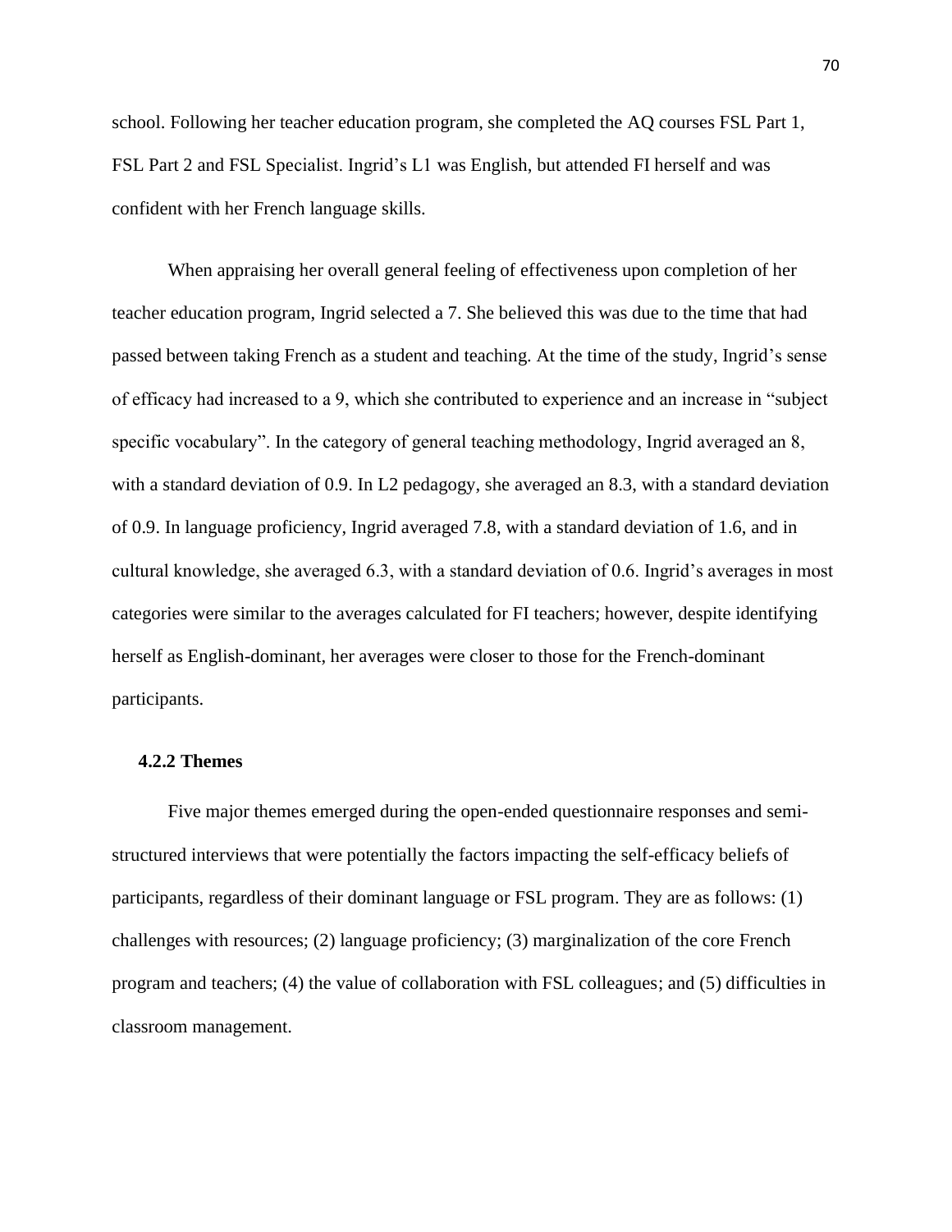school. Following her teacher education program, she completed the AQ courses FSL Part 1, FSL Part 2 and FSL Specialist. Ingrid's L1 was English, but attended FI herself and was confident with her French language skills.

When appraising her overall general feeling of effectiveness upon completion of her teacher education program, Ingrid selected a 7. She believed this was due to the time that had passed between taking French as a student and teaching. At the time of the study, Ingrid's sense of efficacy had increased to a 9, which she contributed to experience and an increase in "subject specific vocabulary". In the category of general teaching methodology, Ingrid averaged an 8, with a standard deviation of 0.9. In L2 pedagogy, she averaged an 8.3, with a standard deviation of 0.9. In language proficiency, Ingrid averaged 7.8, with a standard deviation of 1.6, and in cultural knowledge, she averaged 6.3, with a standard deviation of 0.6. Ingrid's averages in most categories were similar to the averages calculated for FI teachers; however, despite identifying herself as English-dominant, her averages were closer to those for the French-dominant participants.

### 4.2.2 Themes

Five major themes emerged during the open-ended questionnaire responses and semi-structured interviews that were potentially the factors impacting the self-efficacy beliefs of participants, regardless of their dominant language or FSL program. They are as follows: (1) challenges with resources; (2) language proficiency; (3) marginalization of the core French program and teachers; (4) the value of collaboration with FSL colleagues; and (5) difficulties in classroom management.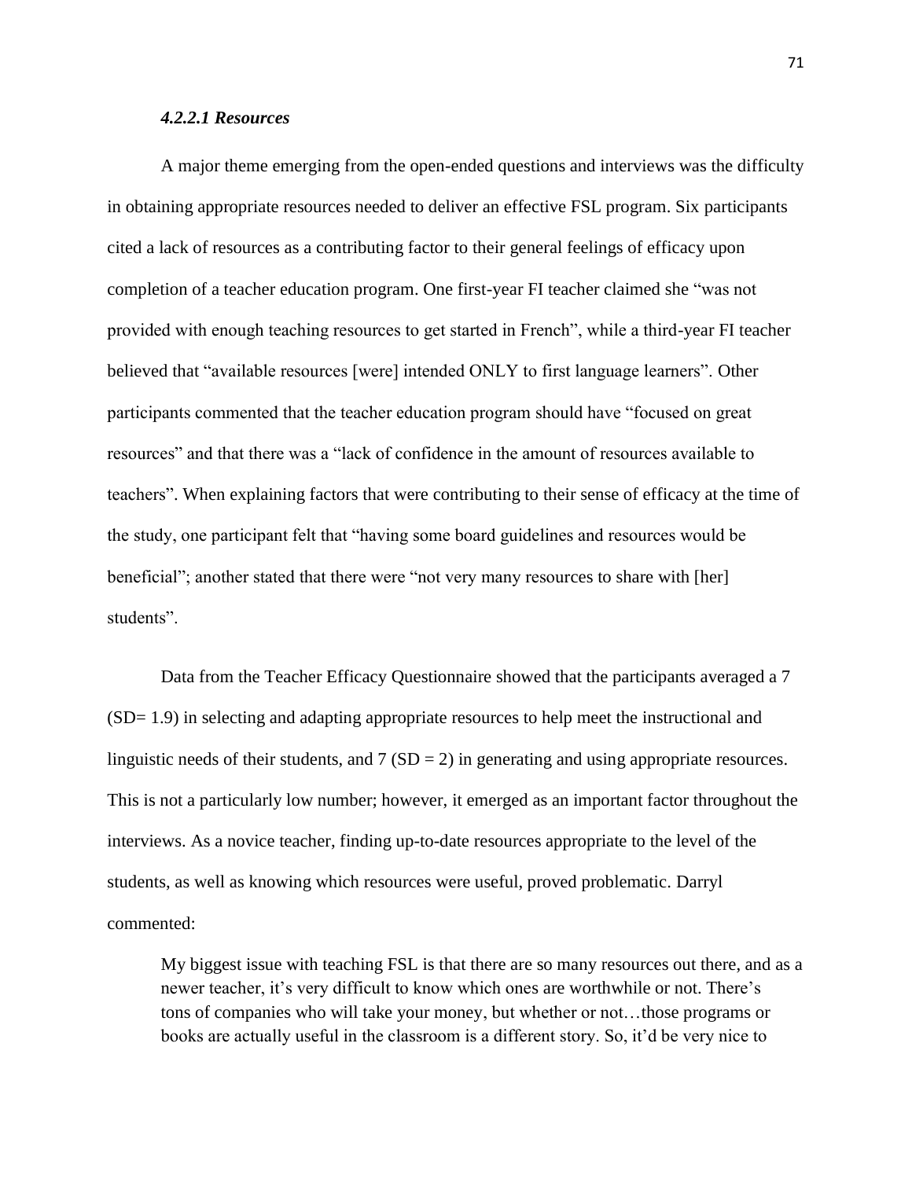#### *4.2.2.1 Resources*

A major theme emerging from the open-ended questions and interviews was the difficulty in obtaining appropriate resources needed to deliver an effective FSL program. Six participants cited a lack of resources as a contributing factor to their general feelings of efficacy upon completion of a teacher education program. One first-year FI teacher claimed she "was not provided with enough teaching resources to get started in French", while a third-year FI teacher believed that "available resources [were] intended ONLY to first language learners". Other participants commented that the teacher education program should have "focused on great resources" and that there was a "lack of confidence in the amount of resources available to teachers". When explaining factors that were contributing to their sense of efficacy at the time of the study, one participant felt that "having some board guidelines and resources would be beneficial"; another stated that there were "not very many resources to share with [her] students".

Data from the Teacher Efficacy Questionnaire showed that the participants averaged a 7 ($SD = 1.9$) in selecting and adapting appropriate resources to help meet the instructional and linguistic needs of their students, and 7 ($SD = 2$) in generating and using appropriate resources. This is not a particularly low number; however, it emerged as an important factor throughout the interviews. As a novice teacher, finding up-to-date resources appropriate to the level of the students, as well as knowing which resources were useful, proved problematic. Darryl commented:

> My biggest issue with teaching FSL is that there are so many resources out there, and as a newer teacher, it's very difficult to know which ones are worthwhile or not. There's tons of companies who will take your money, but whether or not…those programs or books are actually useful in the classroom is a different story. So, it'd be very nice to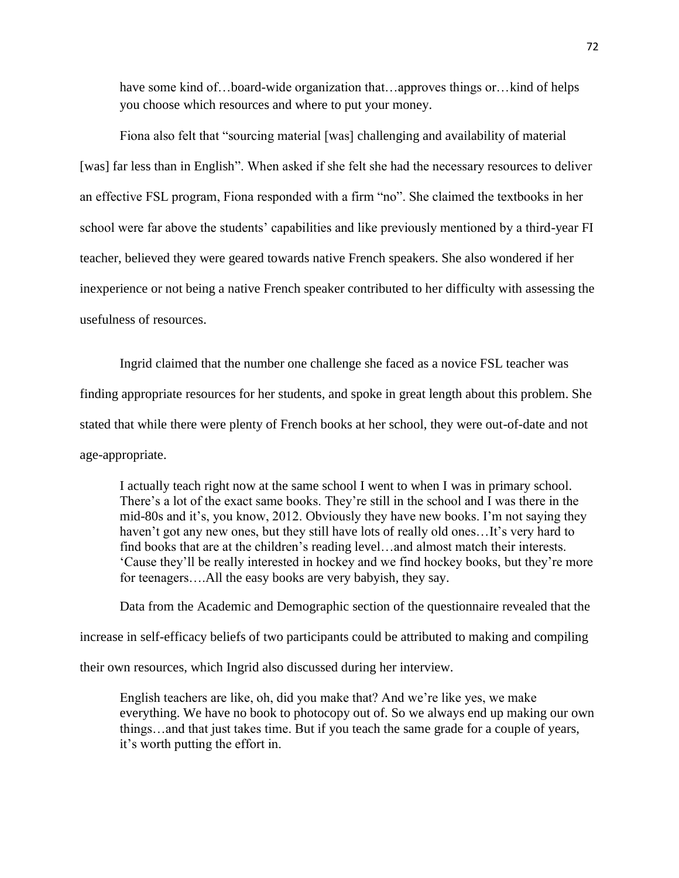> have some kind of…board-wide organization that…approves things or…kind of helps you choose which resources and where to put your money.

Fiona also felt that "sourcing material [was] challenging and availability of material [was] far less than in English". When asked if she felt she had the necessary resources to deliver an effective FSL program, Fiona responded with a firm "no". She claimed the textbooks in her school were far above the students' capabilities and like previously mentioned by a third-year FI teacher, believed they were geared towards native French speakers. She also wondered if her inexperience or not being a native French speaker contributed to her difficulty with assessing the usefulness of resources.

Ingrid claimed that the number one challenge she faced as a novice FSL teacher was finding appropriate resources for her students, and spoke in great length about this problem. She stated that while there were plenty of French books at her school, they were out-of-date and not age-appropriate.

> I actually teach right now at the same school I went to when I was in primary school. There's a lot of the exact same books. They're still in the school and I was there in the mid-80s and it's, you know, 2012. Obviously they have new books. I'm not saying they haven't got any new ones, but they still have lots of really old ones…It's very hard to find books that are at the children's reading level…and almost match their interests. 'Cause they'll be really interested in hockey and we find hockey books, but they're more for teenagers….All the easy books are very babyish, they say.

Data from the Academic and Demographic section of the questionnaire revealed that the increase in self-efficacy beliefs of two participants could be attributed to making and compiling their own resources, which Ingrid also discussed during her interview.

> English teachers are like, oh, did you make that? And we're like yes, we make everything. We have no book to photocopy out of. So we always end up making our own things…and that just takes time. But if you teach the same grade for a couple of years, it's worth putting the effort in.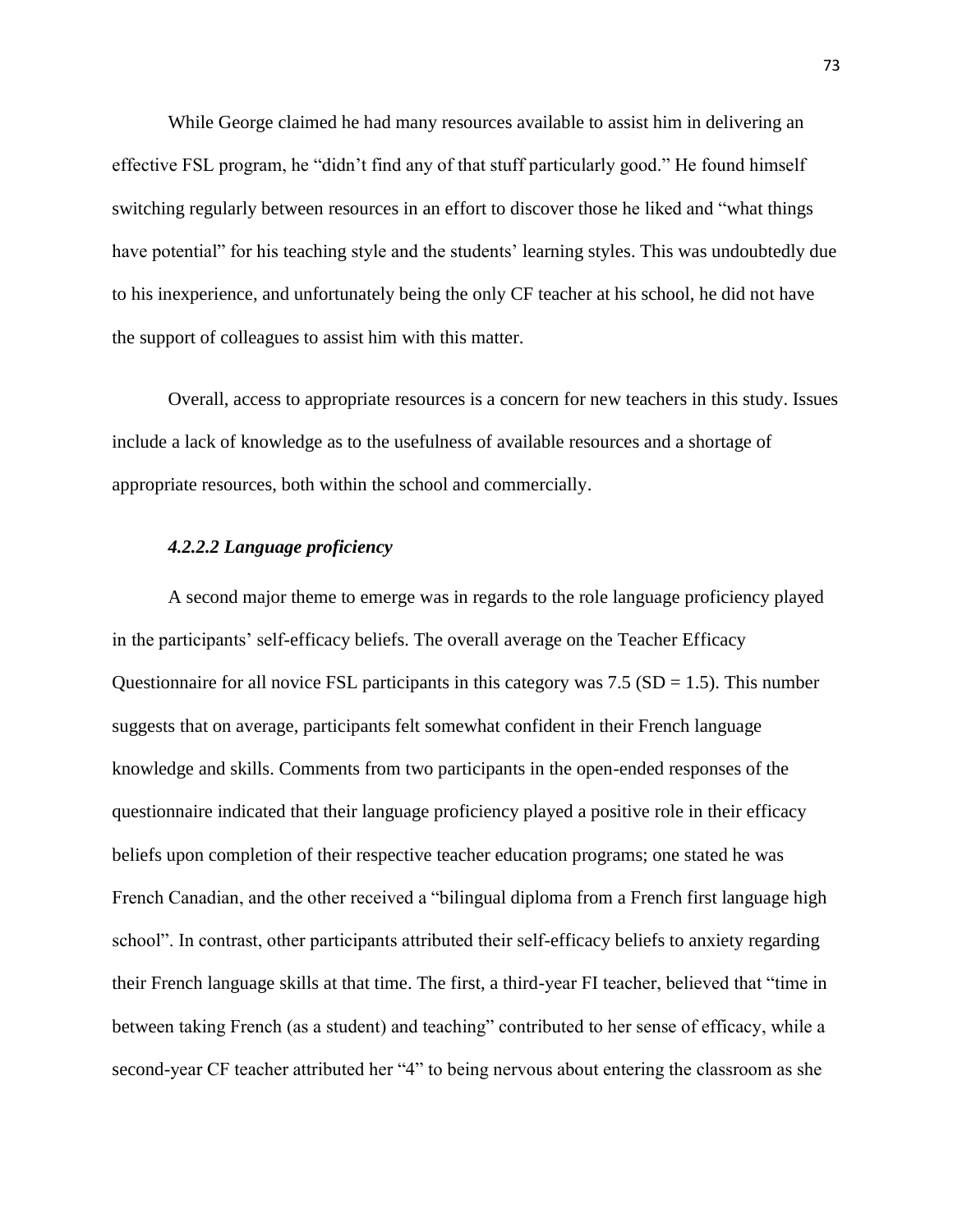While George claimed he had many resources available to assist him in delivering an effective FSL program, he "didn't find any of that stuff particularly good." He found himself switching regularly between resources in an effort to discover those he liked and "what things have potential" for his teaching style and the students' learning styles. This was undoubtedly due to his inexperience, and unfortunately being the only CF teacher at his school, he did not have the support of colleagues to assist him with this matter.

Overall, access to appropriate resources is a concern for new teachers in this study. Issues include a lack of knowledge as to the usefulness of available resources and a shortage of appropriate resources, both within the school and commercially.

#### *4.2.2.2 Language proficiency*

A second major theme to emerge was in regards to the role language proficiency played in the participants' self-efficacy beliefs. The overall average on the Teacher Efficacy Questionnaire for all novice FSL participants in this category was 7.5 (SD = 1.5). This number suggests that on average, participants felt somewhat confident in their French language knowledge and skills. Comments from two participants in the open-ended responses of the questionnaire indicated that their language proficiency played a positive role in their efficacy beliefs upon completion of their respective teacher education programs; one stated he was French Canadian, and the other received a "bilingual diploma from a French first language high school". In contrast, other participants attributed their self-efficacy beliefs to anxiety regarding their French language skills at that time. The first, a third-year FI teacher, believed that "time in between taking French (as a student) and teaching" contributed to her sense of efficacy, while a second-year CF teacher attributed her "4" to being nervous about entering the classroom as she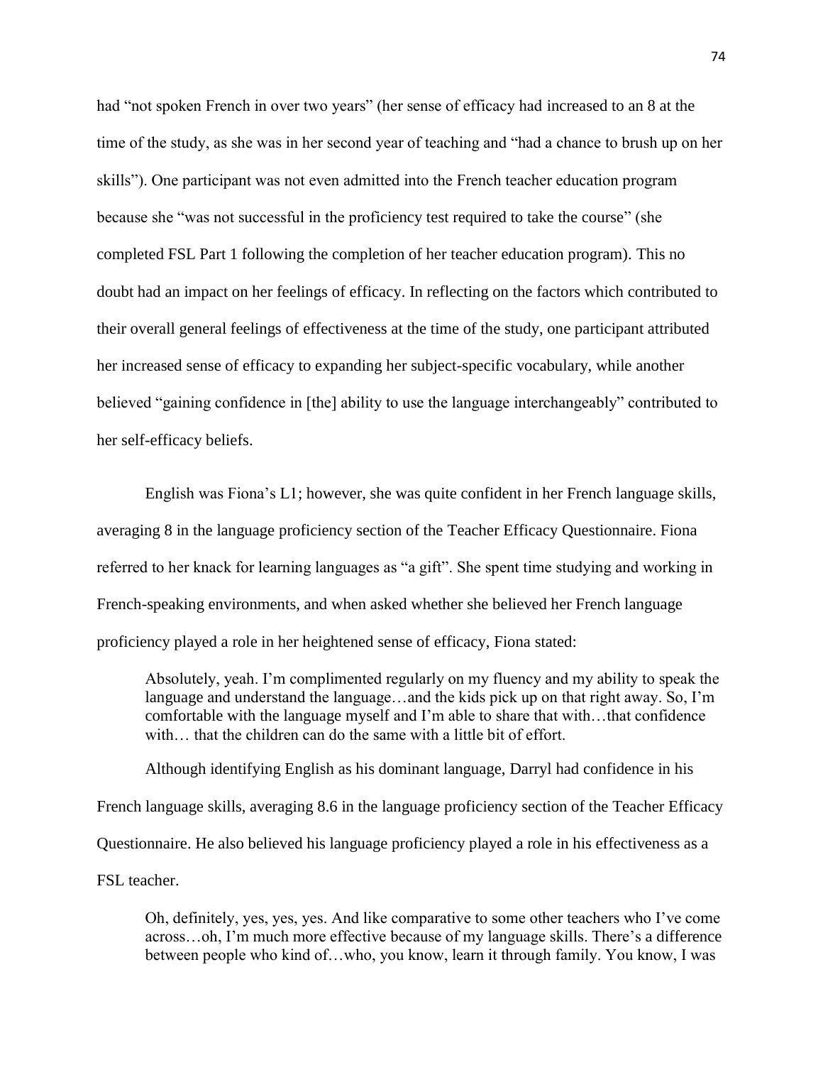had "not spoken French in over two years" (her sense of efficacy had increased to an 8 at the time of the study, as she was in her second year of teaching and "had a chance to brush up on her skills"). One participant was not even admitted into the French teacher education program because she "was not successful in the proficiency test required to take the course" (she completed FSL Part 1 following the completion of her teacher education program). This no doubt had an impact on her feelings of efficacy. In reflecting on the factors which contributed to their overall general feelings of effectiveness at the time of the study, one participant attributed her increased sense of efficacy to expanding her subject-specific vocabulary, while another believed "gaining confidence in [the] ability to use the language interchangeably" contributed to her self-efficacy beliefs.

English was Fiona's L1; however, she was quite confident in her French language skills, averaging 8 in the language proficiency section of the Teacher Efficacy Questionnaire. Fiona referred to her knack for learning languages as "a gift". She spent time studying and working in French-speaking environments, and when asked whether she believed her French language proficiency played a role in her heightened sense of efficacy, Fiona stated:

> Absolutely, yeah. I'm complimented regularly on my fluency and my ability to speak the language and understand the language…and the kids pick up on that right away. So, I'm comfortable with the language myself and I'm able to share that with…that confidence with… that the children can do the same with a little bit of effort.

Although identifying English as his dominant language, Darryl had confidence in his French language skills, averaging 8.6 in the language proficiency section of the Teacher Efficacy Questionnaire. He also believed his language proficiency played a role in his effectiveness as a FSL teacher.

> Oh, definitely, yes, yes, yes. And like comparative to some other teachers who I've come across…oh, I'm much more effective because of my language skills. There's a difference between people who kind of…who, you know, learn it through family. You know, I was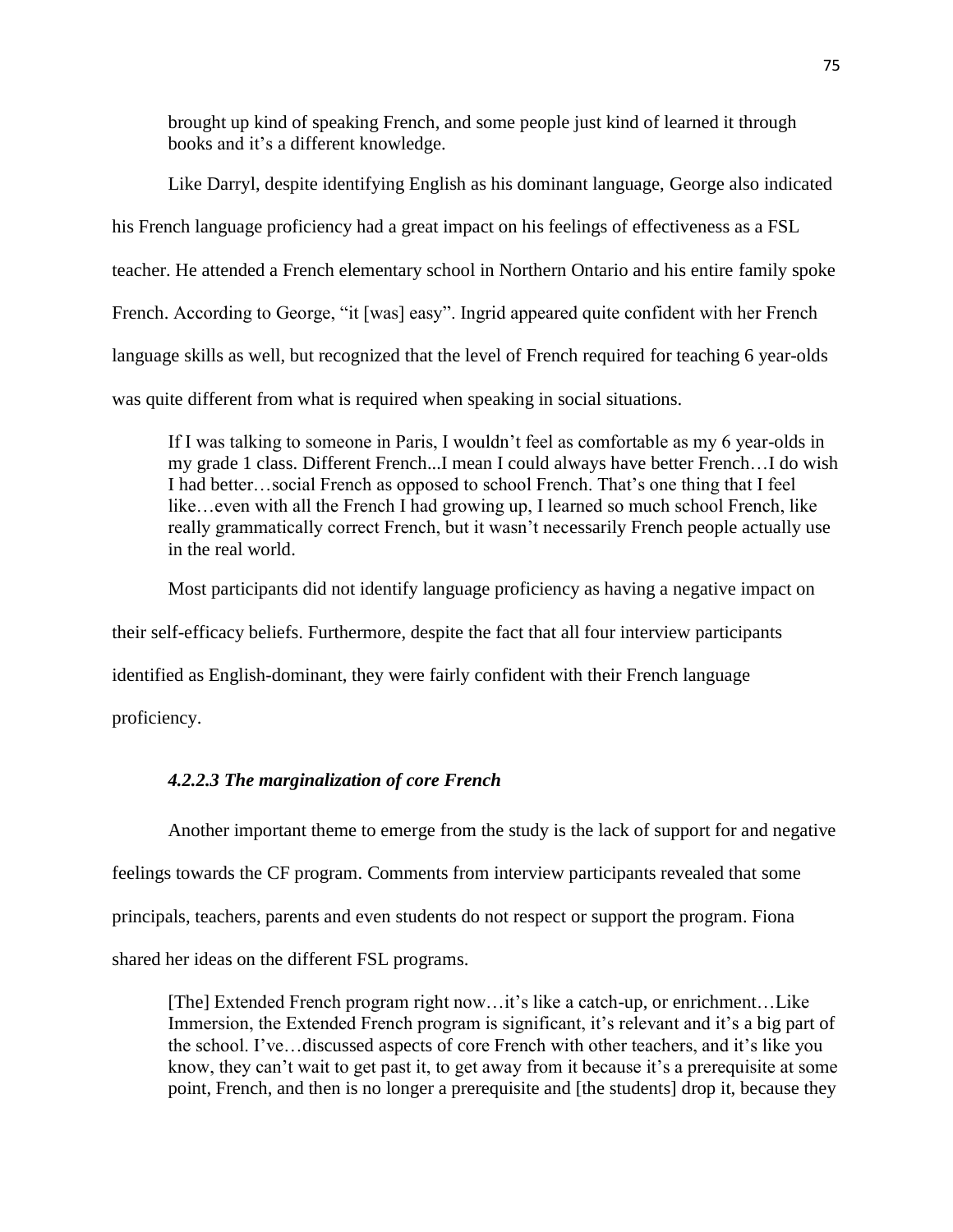> brought up kind of speaking French, and some people just kind of learned it through books and it's a different knowledge.

Like Darryl, despite identifying English as his dominant language, George also indicated his French language proficiency had a great impact on his feelings of effectiveness as a FSL teacher. He attended a French elementary school in Northern Ontario and his entire family spoke French. According to George, "it [was] easy". Ingrid appeared quite confident with her French language skills as well, but recognized that the level of French required for teaching 6 year-olds was quite different from what is required when speaking in social situations.

> If I was talking to someone in Paris, I wouldn't feel as comfortable as my 6 year-olds in my grade 1 class. Different French...I mean I could always have better French…I do wish I had better…social French as opposed to school French. That's one thing that I feel like…even with all the French I had growing up, I learned so much school French, like really grammatically correct French, but it wasn't necessarily French people actually use in the real world.

Most participants did not identify language proficiency as having a negative impact on their self-efficacy beliefs. Furthermore, despite the fact that all four interview participants identified as English-dominant, they were fairly confident with their French language proficiency.

#### *4.2.2.3 The marginalization of core French*

Another important theme to emerge from the study is the lack of support for and negative feelings towards the CF program. Comments from interview participants revealed that some principals, teachers, parents and even students do not respect or support the program. Fiona shared her ideas on the different FSL programs.

> [The] Extended French program right now…it's like a catch-up, or enrichment…Like Immersion, the Extended French program is significant, it's relevant and it's a big part of the school. I've…discussed aspects of core French with other teachers, and it's like you know, they can't wait to get past it, to get away from it because it's a prerequisite at some point, French, and then is no longer a prerequisite and [the students] drop it, because they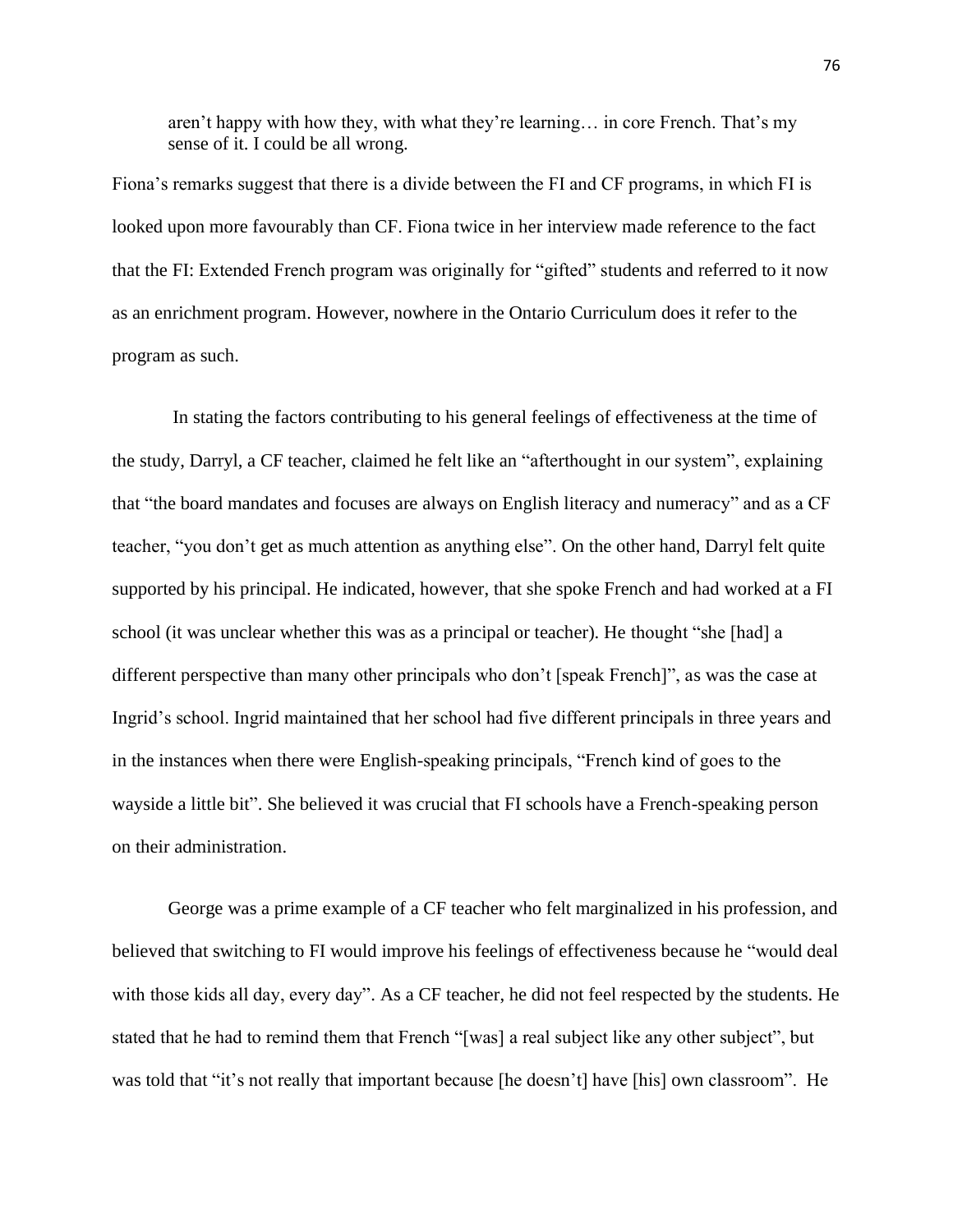> aren't happy with how they, with what they're learning… in core French. That's my sense of it. I could be all wrong.

Fiona's remarks suggest that there is a divide between the FI and CF programs, in which FI is looked upon more favourably than CF. Fiona twice in her interview made reference to the fact that the FI: Extended French program was originally for "gifted" students and referred to it now as an enrichment program. However, nowhere in the Ontario Curriculum does it refer to the program as such.

In stating the factors contributing to his general feelings of effectiveness at the time of the study, Darryl, a CF teacher, claimed he felt like an "afterthought in our system", explaining that "the board mandates and focuses are always on English literacy and numeracy" and as a CF teacher, "you don't get as much attention as anything else". On the other hand, Darryl felt quite supported by his principal. He indicated, however, that she spoke French and had worked at a FI school (it was unclear whether this was as a principal or teacher). He thought "she [had] a different perspective than many other principals who don't [speak French]", as was the case at Ingrid's school. Ingrid maintained that her school had five different principals in three years and in the instances when there were English-speaking principals, "French kind of goes to the wayside a little bit". She believed it was crucial that FI schools have a French-speaking person on their administration.

George was a prime example of a CF teacher who felt marginalized in his profession, and believed that switching to FI would improve his feelings of effectiveness because he "would deal with those kids all day, every day". As a CF teacher, he did not feel respected by the students. He stated that he had to remind them that French "[was] a real subject like any other subject", but was told that "it's not really that important because [he doesn't] have [his] own classroom". He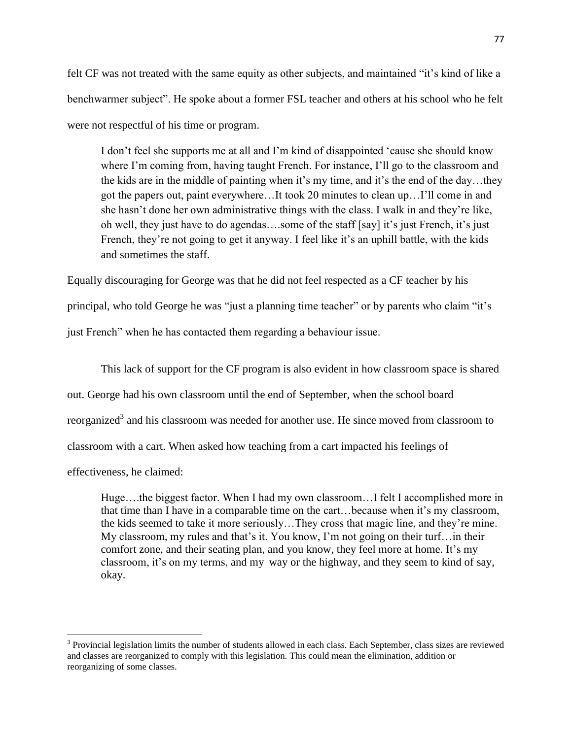felt CF was not treated with the same equity as other subjects, and maintained "it's kind of like a benchwarmer subject". He spoke about a former FSL teacher and others at his school who he felt were not respectful of his time or program.

> I don't feel she supports me at all and I'm kind of disappointed 'cause she should know where I'm coming from, having taught French. For instance, I'll go to the classroom and the kids are in the middle of painting when it's my time, and it's the end of the day…they got the papers out, paint everywhere…It took 20 minutes to clean up…I'll come in and she hasn't done her own administrative things with the class. I walk in and they're like, oh well, they just have to do agendas….some of the staff [say] it's just French, it's just French, they're not going to get it anyway. I feel like it's an uphill battle, with the kids and sometimes the staff.

Equally discouraging for George was that he did not feel respected as a CF teacher by his principal, who told George he was "just a planning time teacher" or by parents who claim "it's just French" when he has contacted them regarding a behaviour issue.

This lack of support for the CF program is also evident in how classroom space is shared out. George had his own classroom until the end of September, when the school board reorganized[3] and his classroom was needed for another use. He since moved from classroom to classroom with a cart. When asked how teaching from a cart impacted his feelings of effectiveness, he claimed:

> Huge….the biggest factor. When I had my own classroom…I felt I accomplished more in that time than I have in a comparable time on the cart…because when it's my classroom, the kids seemed to take it more seriously…They cross that magic line, and they're mine. My classroom, my rules and that's it. You know, I'm not going on their turf…in their comfort zone, and their seating plan, and you know, they feel more at home. It's my classroom, it's on my terms, and my way or the highway, and they seem to kind of say, okay.

---

[3] Provincial legislation limits the number of students allowed in each class. Each September, class sizes are reviewed and classes are reorganized to comply with this legislation. This could mean the elimination, addition or reorganizing of some classes.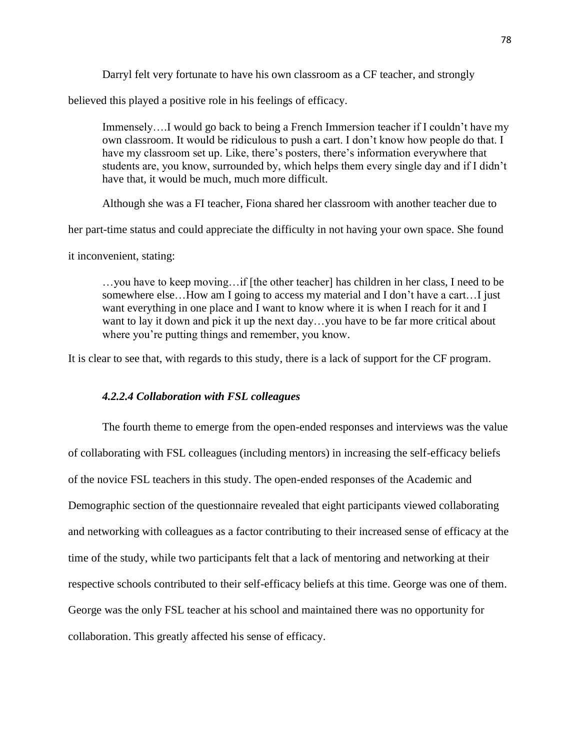Darryl felt very fortunate to have his own classroom as a CF teacher, and strongly believed this played a positive role in his feelings of efficacy.

> Immensely….I would go back to being a French Immersion teacher if I couldn't have my own classroom. It would be ridiculous to push a cart. I don't know how people do that. I have my classroom set up. Like, there's posters, there's information everywhere that students are, you know, surrounded by, which helps them every single day and if I didn't have that, it would be much, much more difficult.

Although she was a FI teacher, Fiona shared her classroom with another teacher due to her part-time status and could appreciate the difficulty in not having your own space. She found it inconvenient, stating:

> …you have to keep moving…if [the other teacher] has children in her class, I need to be somewhere else…How am I going to access my material and I don't have a cart…I just want everything in one place and I want to know where it is when I reach for it and I want to lay it down and pick it up the next day…you have to be far more critical about where you're putting things and remember, you know.

It is clear to see that, with regards to this study, there is a lack of support for the CF program.

#### *4.2.2.4 Collaboration with FSL colleagues*

The fourth theme to emerge from the open-ended responses and interviews was the value of collaborating with FSL colleagues (including mentors) in increasing the self-efficacy beliefs of the novice FSL teachers in this study. The open-ended responses of the Academic and Demographic section of the questionnaire revealed that eight participants viewed collaborating and networking with colleagues as a factor contributing to their increased sense of efficacy at the time of the study, while two participants felt that a lack of mentoring and networking at their respective schools contributed to their self-efficacy beliefs at this time. George was one of them. George was the only FSL teacher at his school and maintained there was no opportunity for collaboration. This greatly affected his sense of efficacy.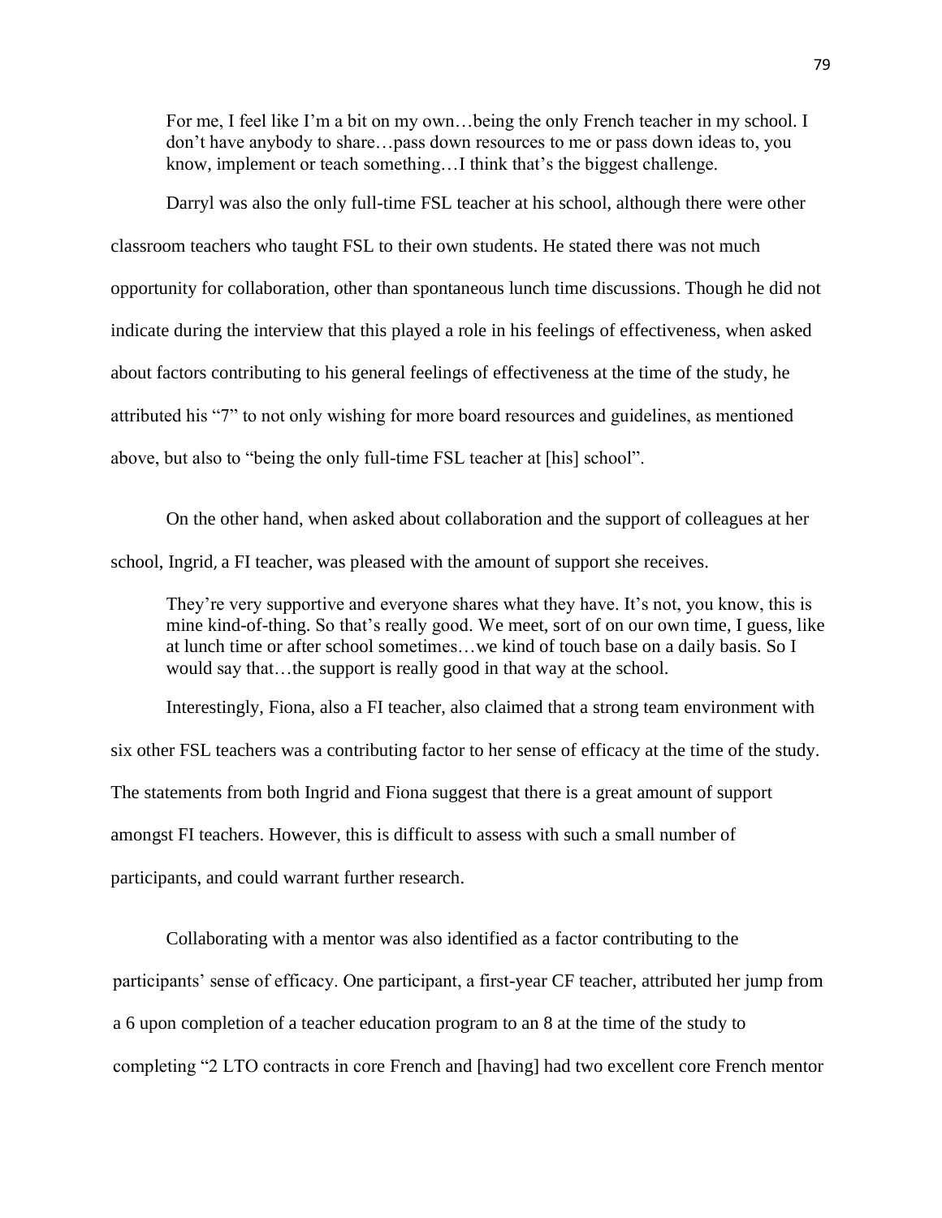> For me, I feel like I'm a bit on my own…being the only French teacher in my school. I don't have anybody to share…pass down resources to me or pass down ideas to, you know, implement or teach something…I think that's the biggest challenge.

Darryl was also the only full-time FSL teacher at his school, although there were other classroom teachers who taught FSL to their own students. He stated there was not much opportunity for collaboration, other than spontaneous lunch time discussions. Though he did not indicate during the interview that this played a role in his feelings of effectiveness, when asked about factors contributing to his general feelings of effectiveness at the time of the study, he attributed his "7" to not only wishing for more board resources and guidelines, as mentioned above, but also to "being the only full-time FSL teacher at [his] school".

On the other hand, when asked about collaboration and the support of colleagues at her school, Ingrid, a FI teacher, was pleased with the amount of support she receives.

> They're very supportive and everyone shares what they have. It's not, you know, this is mine kind-of-thing. So that's really good. We meet, sort of on our own time, I guess, like at lunch time or after school sometimes…we kind of touch base on a daily basis. So I would say that…the support is really good in that way at the school.

Interestingly, Fiona, also a FI teacher, also claimed that a strong team environment with six other FSL teachers was a contributing factor to her sense of efficacy at the time of the study. The statements from both Ingrid and Fiona suggest that there is a great amount of support amongst FI teachers. However, this is difficult to assess with such a small number of participants, and could warrant further research.

Collaborating with a mentor was also identified as a factor contributing to the participants' sense of efficacy. One participant, a first-year CF teacher, attributed her jump from a 6 upon completion of a teacher education program to an 8 at the time of the study to completing "2 LTO contracts in core French and [having] had two excellent core French mentor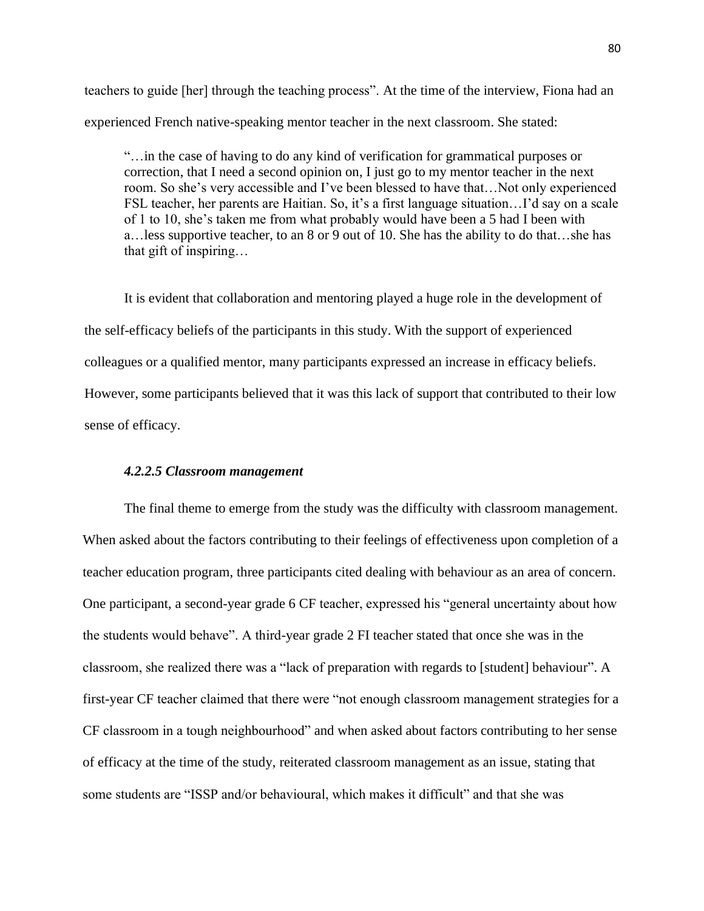teachers to guide [her] through the teaching process". At the time of the interview, Fiona had an experienced French native-speaking mentor teacher in the next classroom. She stated:

> "…in the case of having to do any kind of verification for grammatical purposes or correction, that I need a second opinion on, I just go to my mentor teacher in the next room. So she's very accessible and I've been blessed to have that…Not only experienced FSL teacher, her parents are Haitian. So, it's a first language situation…I'd say on a scale of 1 to 10, she's taken me from what probably would have been a 5 had I been with a…less supportive teacher, to an 8 or 9 out of 10. She has the ability to do that…she has that gift of inspiring…

It is evident that collaboration and mentoring played a huge role in the development of the self-efficacy beliefs of the participants in this study. With the support of experienced colleagues or a qualified mentor, many participants expressed an increase in efficacy beliefs. However, some participants believed that it was this lack of support that contributed to their low sense of efficacy.

#### *4.2.2.5 Classroom management*

The final theme to emerge from the study was the difficulty with classroom management. When asked about the factors contributing to their feelings of effectiveness upon completion of a teacher education program, three participants cited dealing with behaviour as an area of concern. One participant, a second-year grade 6 CF teacher, expressed his "general uncertainty about how the students would behave". A third-year grade 2 FI teacher stated that once she was in the classroom, she realized there was a "lack of preparation with regards to [student] behaviour". A first-year CF teacher claimed that there were "not enough classroom management strategies for a CF classroom in a tough neighbourhood" and when asked about factors contributing to her sense of efficacy at the time of the study, reiterated classroom management as an issue, stating that some students are "ISSP and/or behavioural, which makes it difficult" and that she was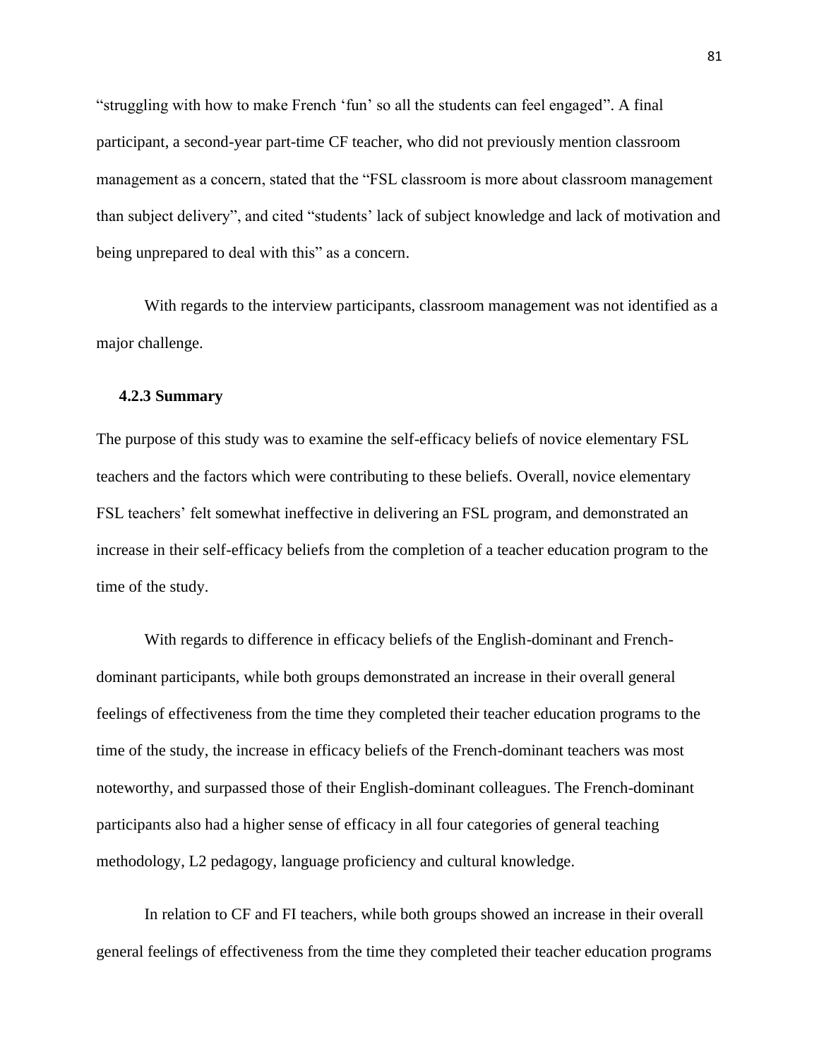"struggling with how to make French 'fun' so all the students can feel engaged". A final participant, a second-year part-time CF teacher, who did not previously mention classroom management as a concern, stated that the "FSL classroom is more about classroom management than subject delivery", and cited "students' lack of subject knowledge and lack of motivation and being unprepared to deal with this" as a concern.

With regards to the interview participants, classroom management was not identified as a major challenge.

### 4.2.3 Summary

The purpose of this study was to examine the self-efficacy beliefs of novice elementary FSL teachers and the factors which were contributing to these beliefs. Overall, novice elementary FSL teachers' felt somewhat ineffective in delivering an FSL program, and demonstrated an increase in their self-efficacy beliefs from the completion of a teacher education program to the time of the study.

With regards to difference in efficacy beliefs of the English-dominant and French-dominant participants, while both groups demonstrated an increase in their overall general feelings of effectiveness from the time they completed their teacher education programs to the time of the study, the increase in efficacy beliefs of the French-dominant teachers was most noteworthy, and surpassed those of their English-dominant colleagues. The French-dominant participants also had a higher sense of efficacy in all four categories of general teaching methodology, L2 pedagogy, language proficiency and cultural knowledge.

In relation to CF and FI teachers, while both groups showed an increase in their overall general feelings of effectiveness from the time they completed their teacher education programs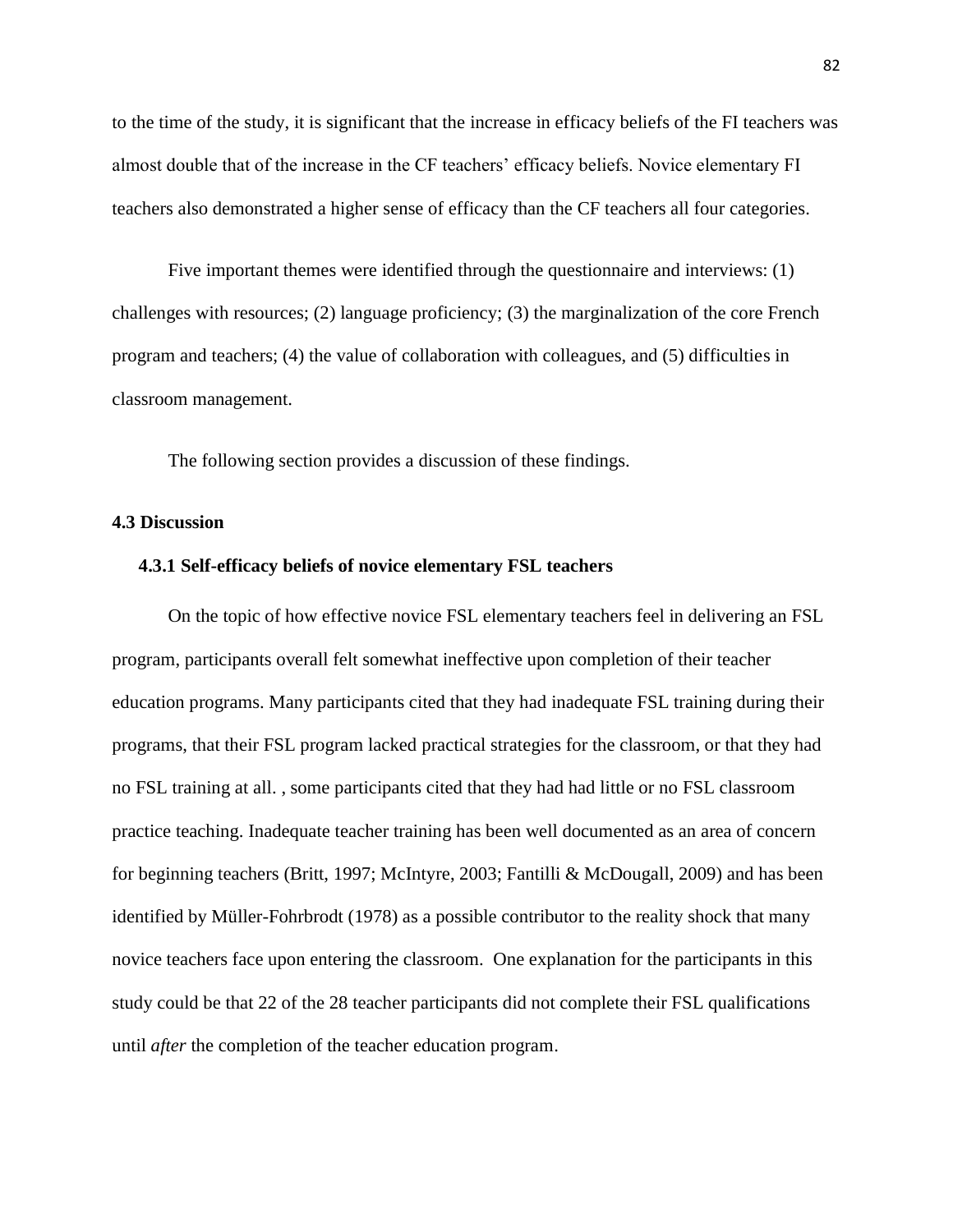to the time of the study, it is significant that the increase in efficacy beliefs of the FI teachers was almost double that of the increase in the CF teachers' efficacy beliefs. Novice elementary FI teachers also demonstrated a higher sense of efficacy than the CF teachers all four categories.

Five important themes were identified through the questionnaire and interviews: (1) challenges with resources; (2) language proficiency; (3) the marginalization of the core French program and teachers; (4) the value of collaboration with colleagues, and (5) difficulties in classroom management.

The following section provides a discussion of these findings.

## 4.3 Discussion

### 4.3.1 Self-efficacy beliefs of novice elementary FSL teachers

On the topic of how effective novice FSL elementary teachers feel in delivering an FSL program, participants overall felt somewhat ineffective upon completion of their teacher education programs. Many participants cited that they had inadequate FSL training during their programs, that their FSL program lacked practical strategies for the classroom, or that they had no FSL training at all. , some participants cited that they had had little or no FSL classroom practice teaching. Inadequate teacher training has been well documented as an area of concern for beginning teachers (Britt, 1997; McIntyre, 2003; Fantilli & McDougall, 2009) and has been identified by Müller-Fohrbrodt (1978) as a possible contributor to the reality shock that many novice teachers face upon entering the classroom. One explanation for the participants in this study could be that 22 of the 28 teacher participants did not complete their FSL qualifications until *after* the completion of the teacher education program.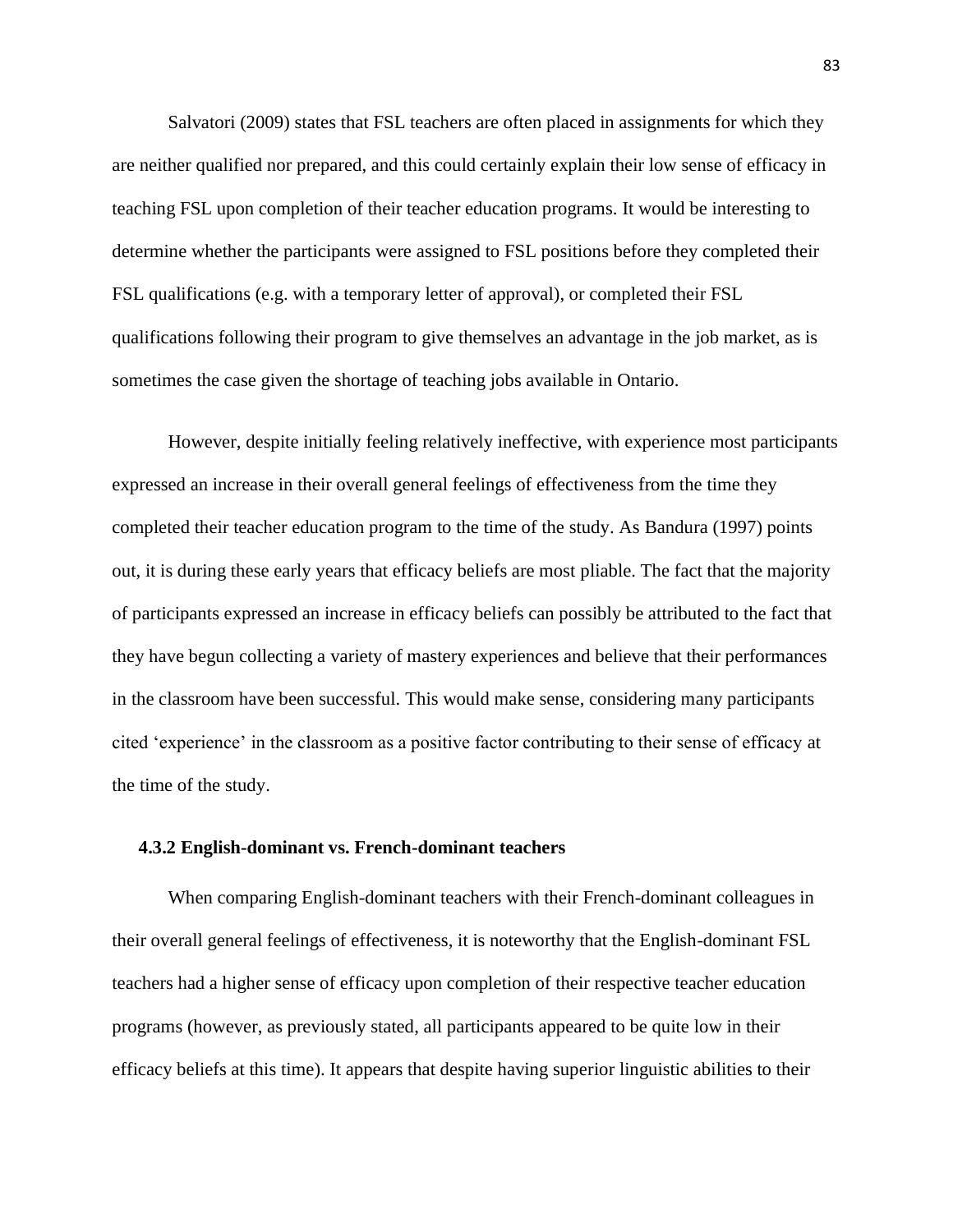Salvatori (2009) states that FSL teachers are often placed in assignments for which they are neither qualified nor prepared, and this could certainly explain their low sense of efficacy in teaching FSL upon completion of their teacher education programs. It would be interesting to determine whether the participants were assigned to FSL positions before they completed their FSL qualifications (e.g. with a temporary letter of approval), or completed their FSL qualifications following their program to give themselves an advantage in the job market, as is sometimes the case given the shortage of teaching jobs available in Ontario.

However, despite initially feeling relatively ineffective, with experience most participants expressed an increase in their overall general feelings of effectiveness from the time they completed their teacher education program to the time of the study. As Bandura (1997) points out, it is during these early years that efficacy beliefs are most pliable. The fact that the majority of participants expressed an increase in efficacy beliefs can possibly be attributed to the fact that they have begun collecting a variety of mastery experiences and believe that their performances in the classroom have been successful. This would make sense, considering many participants cited 'experience' in the classroom as a positive factor contributing to their sense of efficacy at the time of the study.

### 4.3.2 English-dominant vs. French-dominant teachers

When comparing English-dominant teachers with their French-dominant colleagues in their overall general feelings of effectiveness, it is noteworthy that the English-dominant FSL teachers had a higher sense of efficacy upon completion of their respective teacher education programs (however, as previously stated, all participants appeared to be quite low in their efficacy beliefs at this time). It appears that despite having superior linguistic abilities to their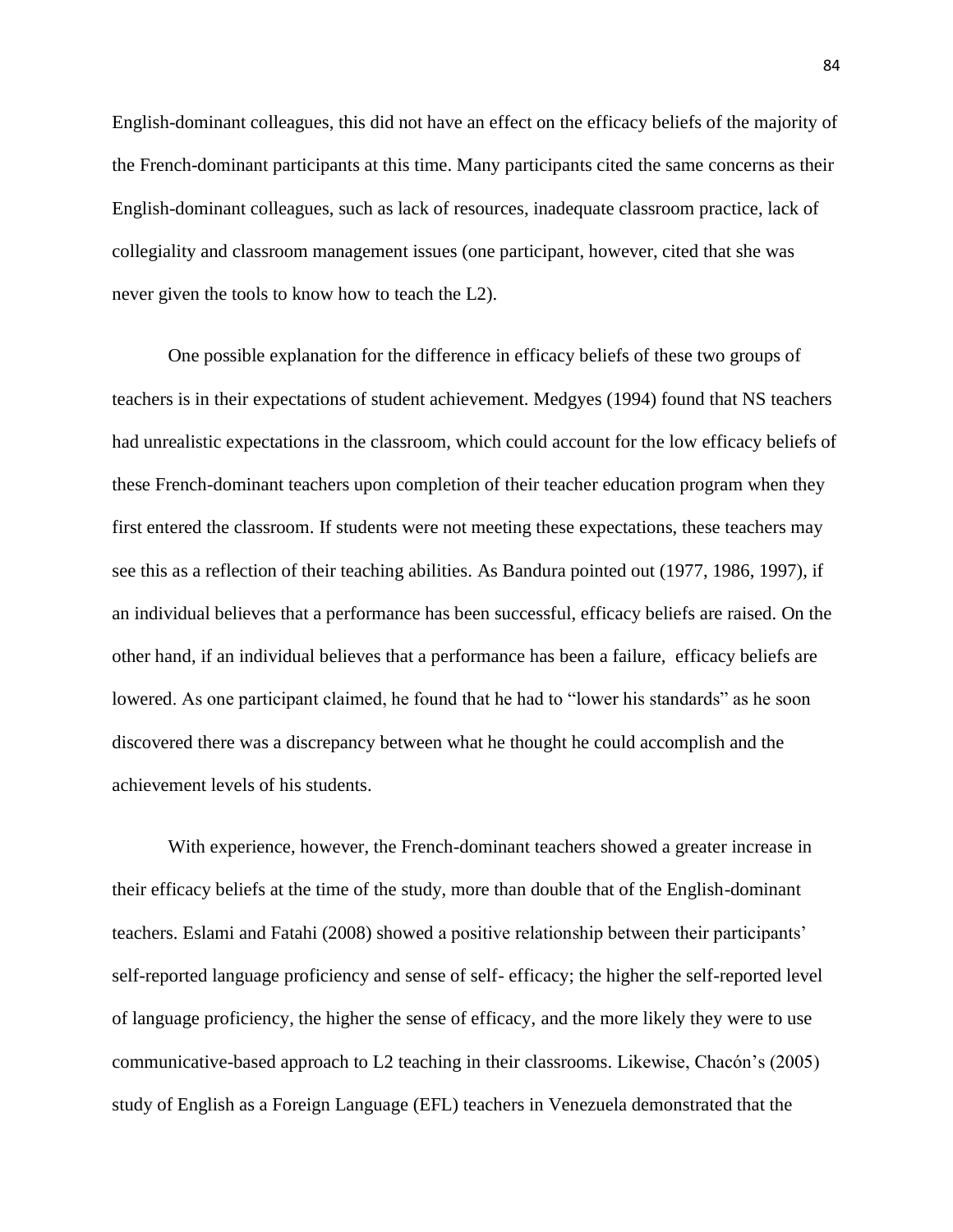English-dominant colleagues, this did not have an effect on the efficacy beliefs of the majority of the French-dominant participants at this time. Many participants cited the same concerns as their English-dominant colleagues, such as lack of resources, inadequate classroom practice, lack of collegiality and classroom management issues (one participant, however, cited that she was never given the tools to know how to teach the L2).

One possible explanation for the difference in efficacy beliefs of these two groups of teachers is in their expectations of student achievement. Medgyes (1994) found that NS teachers had unrealistic expectations in the classroom, which could account for the low efficacy beliefs of these French-dominant teachers upon completion of their teacher education program when they first entered the classroom. If students were not meeting these expectations, these teachers may see this as a reflection of their teaching abilities. As Bandura pointed out (1977, 1986, 1997), if an individual believes that a performance has been successful, efficacy beliefs are raised. On the other hand, if an individual believes that a performance has been a failure, efficacy beliefs are lowered. As one participant claimed, he found that he had to "lower his standards" as he soon discovered there was a discrepancy between what he thought he could accomplish and the achievement levels of his students.

With experience, however, the French-dominant teachers showed a greater increase in their efficacy beliefs at the time of the study, more than double that of the English-dominant teachers. Eslami and Fatahi (2008) showed a positive relationship between their participants' self-reported language proficiency and sense of self- efficacy; the higher the self-reported level of language proficiency, the higher the sense of efficacy, and the more likely they were to use communicative-based approach to L2 teaching in their classrooms. Likewise, Chacón's (2005) study of English as a Foreign Language (EFL) teachers in Venezuela demonstrated that the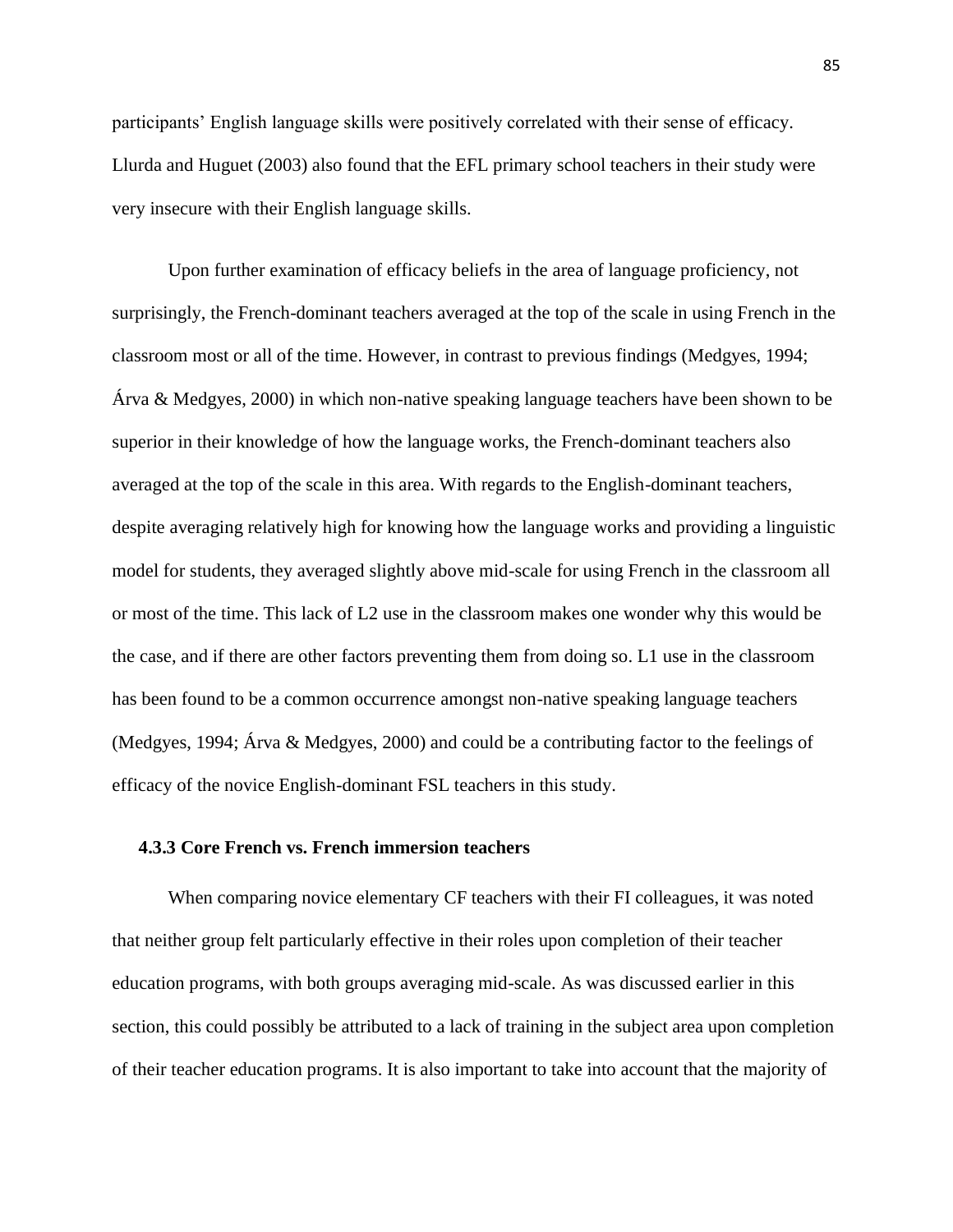participants' English language skills were positively correlated with their sense of efficacy. Llurda and Huguet (2003) also found that the EFL primary school teachers in their study were very insecure with their English language skills.

Upon further examination of efficacy beliefs in the area of language proficiency, not surprisingly, the French-dominant teachers averaged at the top of the scale in using French in the classroom most or all of the time. However, in contrast to previous findings (Medgyes, 1994; Árva & Medgyes, 2000) in which non-native speaking language teachers have been shown to be superior in their knowledge of how the language works, the French-dominant teachers also averaged at the top of the scale in this area. With regards to the English-dominant teachers, despite averaging relatively high for knowing how the language works and providing a linguistic model for students, they averaged slightly above mid-scale for using French in the classroom all or most of the time. This lack of L2 use in the classroom makes one wonder why this would be the case, and if there are other factors preventing them from doing so. L1 use in the classroom has been found to be a common occurrence amongst non-native speaking language teachers (Medgyes, 1994; Árva & Medgyes, 2000) and could be a contributing factor to the feelings of efficacy of the novice English-dominant FSL teachers in this study.

### 4.3.3 Core French vs. French immersion teachers

When comparing novice elementary CF teachers with their FI colleagues, it was noted that neither group felt particularly effective in their roles upon completion of their teacher education programs, with both groups averaging mid-scale. As was discussed earlier in this section, this could possibly be attributed to a lack of training in the subject area upon completion of their teacher education programs. It is also important to take into account that the majority of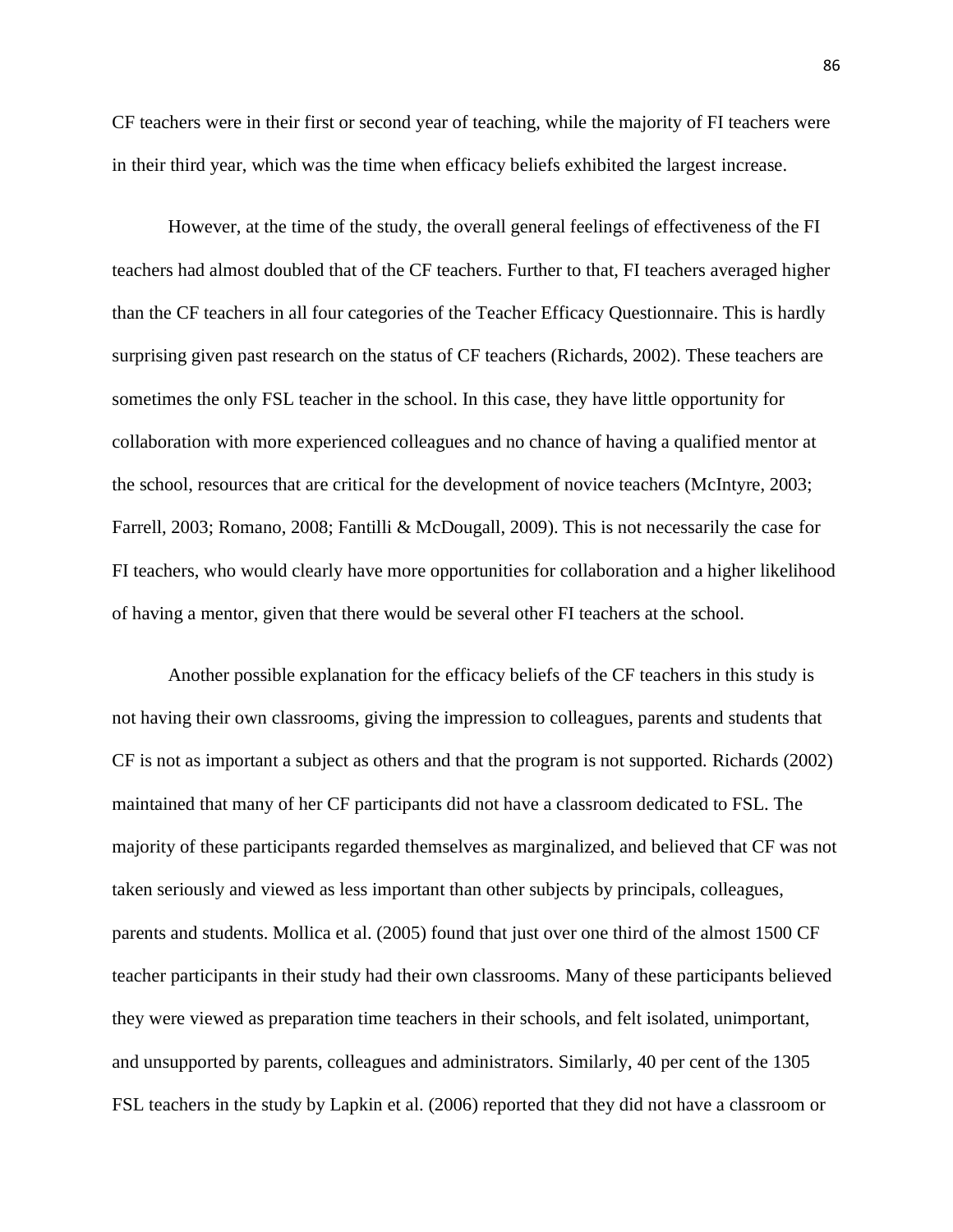CF teachers were in their first or second year of teaching, while the majority of FI teachers were in their third year, which was the time when efficacy beliefs exhibited the largest increase.

However, at the time of the study, the overall general feelings of effectiveness of the FI teachers had almost doubled that of the CF teachers. Further to that, FI teachers averaged higher than the CF teachers in all four categories of the Teacher Efficacy Questionnaire. This is hardly surprising given past research on the status of CF teachers (Richards, 2002). These teachers are sometimes the only FSL teacher in the school. In this case, they have little opportunity for collaboration with more experienced colleagues and no chance of having a qualified mentor at the school, resources that are critical for the development of novice teachers (McIntyre, 2003; Farrell, 2003; Romano, 2008; Fantilli & McDougall, 2009). This is not necessarily the case for FI teachers, who would clearly have more opportunities for collaboration and a higher likelihood of having a mentor, given that there would be several other FI teachers at the school.

Another possible explanation for the efficacy beliefs of the CF teachers in this study is not having their own classrooms, giving the impression to colleagues, parents and students that CF is not as important a subject as others and that the program is not supported. Richards (2002) maintained that many of her CF participants did not have a classroom dedicated to FSL. The majority of these participants regarded themselves as marginalized, and believed that CF was not taken seriously and viewed as less important than other subjects by principals, colleagues, parents and students. Mollica et al. (2005) found that just over one third of the almost 1500 CF teacher participants in their study had their own classrooms. Many of these participants believed they were viewed as preparation time teachers in their schools, and felt isolated, unimportant, and unsupported by parents, colleagues and administrators. Similarly, 40 per cent of the 1305 FSL teachers in the study by Lapkin et al. (2006) reported that they did not have a classroom or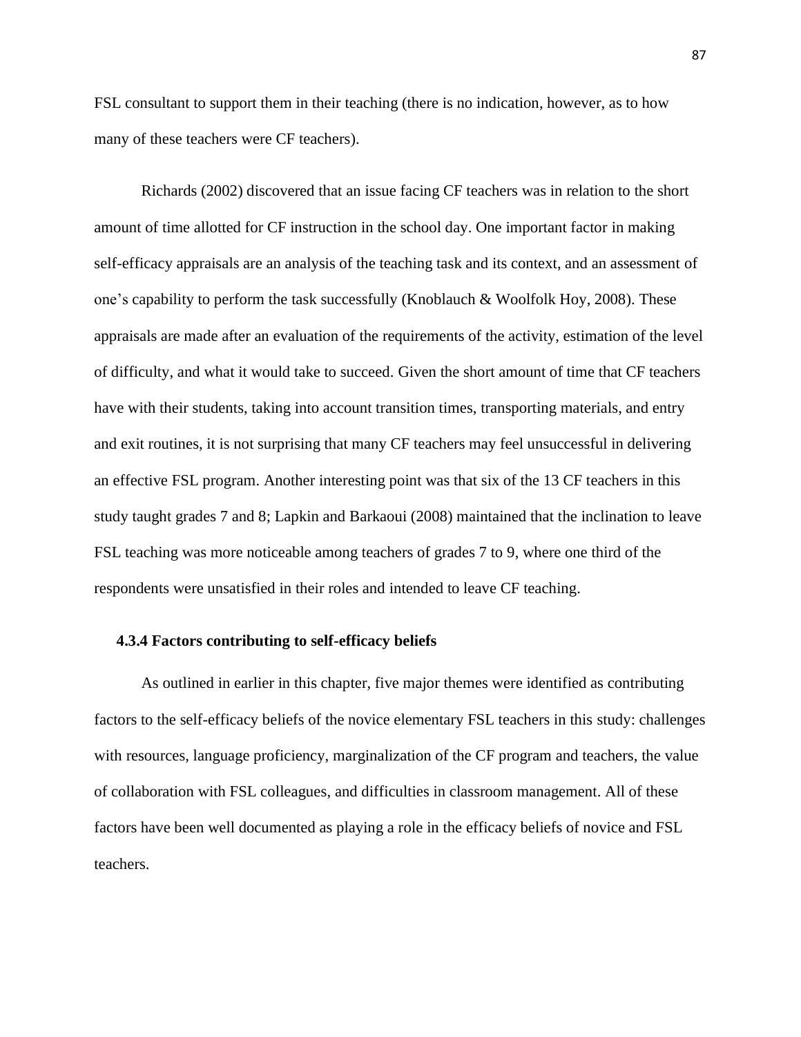FSL consultant to support them in their teaching (there is no indication, however, as to how many of these teachers were CF teachers).

Richards (2002) discovered that an issue facing CF teachers was in relation to the short amount of time allotted for CF instruction in the school day. One important factor in making self-efficacy appraisals are an analysis of the teaching task and its context, and an assessment of one's capability to perform the task successfully (Knoblauch & Woolfolk Hoy, 2008). These appraisals are made after an evaluation of the requirements of the activity, estimation of the level of difficulty, and what it would take to succeed. Given the short amount of time that CF teachers have with their students, taking into account transition times, transporting materials, and entry and exit routines, it is not surprising that many CF teachers may feel unsuccessful in delivering an effective FSL program. Another interesting point was that six of the 13 CF teachers in this study taught grades 7 and 8; Lapkin and Barkaoui (2008) maintained that the inclination to leave FSL teaching was more noticeable among teachers of grades 7 to 9, where one third of the respondents were unsatisfied in their roles and intended to leave CF teaching.

### 4.3.4 Factors contributing to self-efficacy beliefs

As outlined in earlier in this chapter, five major themes were identified as contributing factors to the self-efficacy beliefs of the novice elementary FSL teachers in this study: challenges with resources, language proficiency, marginalization of the CF program and teachers, the value of collaboration with FSL colleagues, and difficulties in classroom management. All of these factors have been well documented as playing a role in the efficacy beliefs of novice and FSL teachers.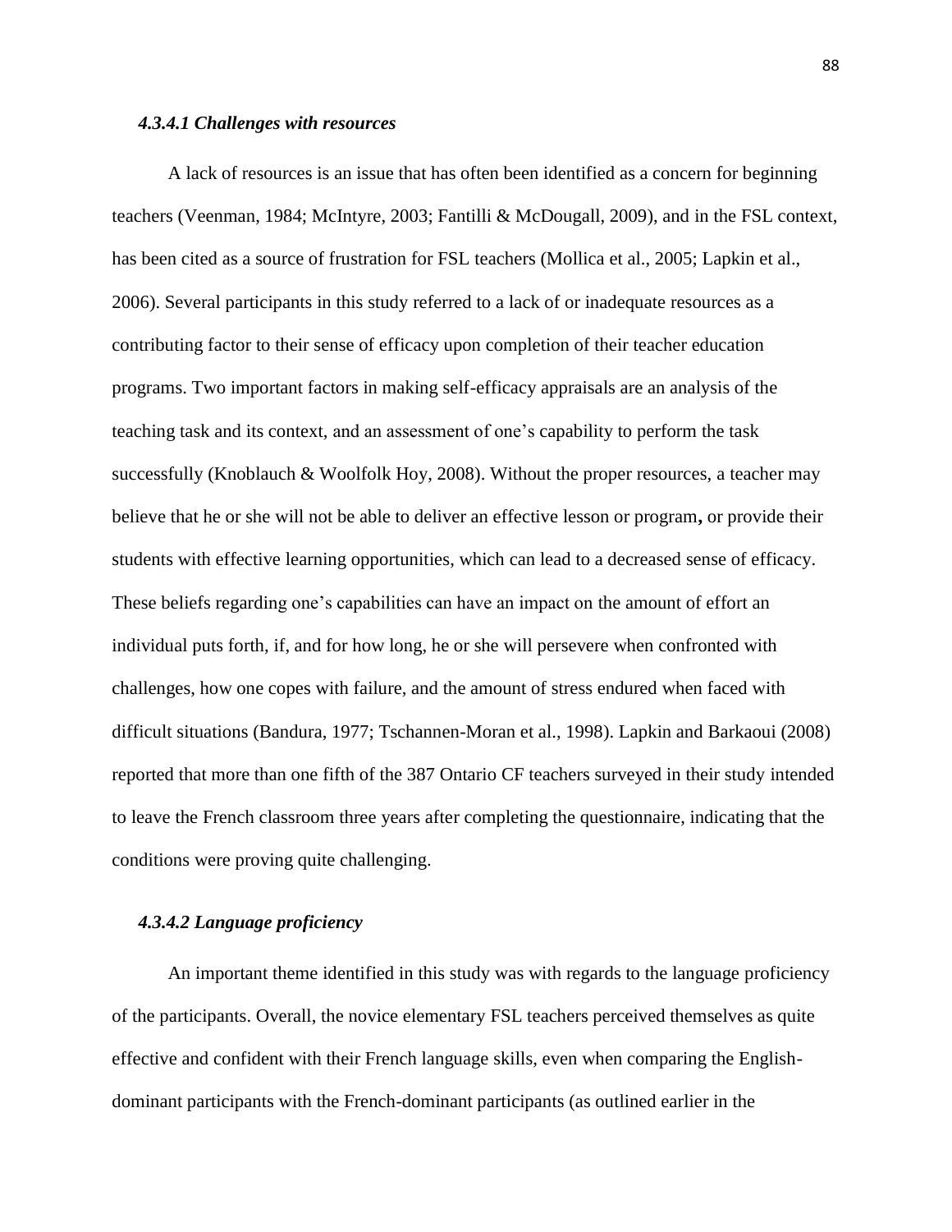#### *4.3.4.1 Challenges with resources*

A lack of resources is an issue that has often been identified as a concern for beginning teachers (Veenman, 1984; McIntyre, 2003; Fantilli & McDougall, 2009), and in the FSL context, has been cited as a source of frustration for FSL teachers (Mollica et al., 2005; Lapkin et al., 2006). Several participants in this study referred to a lack of or inadequate resources as a contributing factor to their sense of efficacy upon completion of their teacher education programs. Two important factors in making self-efficacy appraisals are an analysis of the teaching task and its context, and an assessment of one's capability to perform the task successfully (Knoblauch & Woolfolk Hoy, 2008). Without the proper resources, a teacher may believe that he or she will not be able to deliver an effective lesson or program, or provide their students with effective learning opportunities, which can lead to a decreased sense of efficacy. These beliefs regarding one's capabilities can have an impact on the amount of effort an individual puts forth, if, and for how long, he or she will persevere when confronted with challenges, how one copes with failure, and the amount of stress endured when faced with difficult situations (Bandura, 1977; Tschannen-Moran et al., 1998). Lapkin and Barkaoui (2008) reported that more than one fifth of the 387 Ontario CF teachers surveyed in their study intended to leave the French classroom three years after completing the questionnaire, indicating that the conditions were proving quite challenging.

#### *4.3.4.2 Language proficiency*

An important theme identified in this study was with regards to the language proficiency of the participants. Overall, the novice elementary FSL teachers perceived themselves as quite effective and confident with their French language skills, even when comparing the English-dominant participants with the French-dominant participants (as outlined earlier in the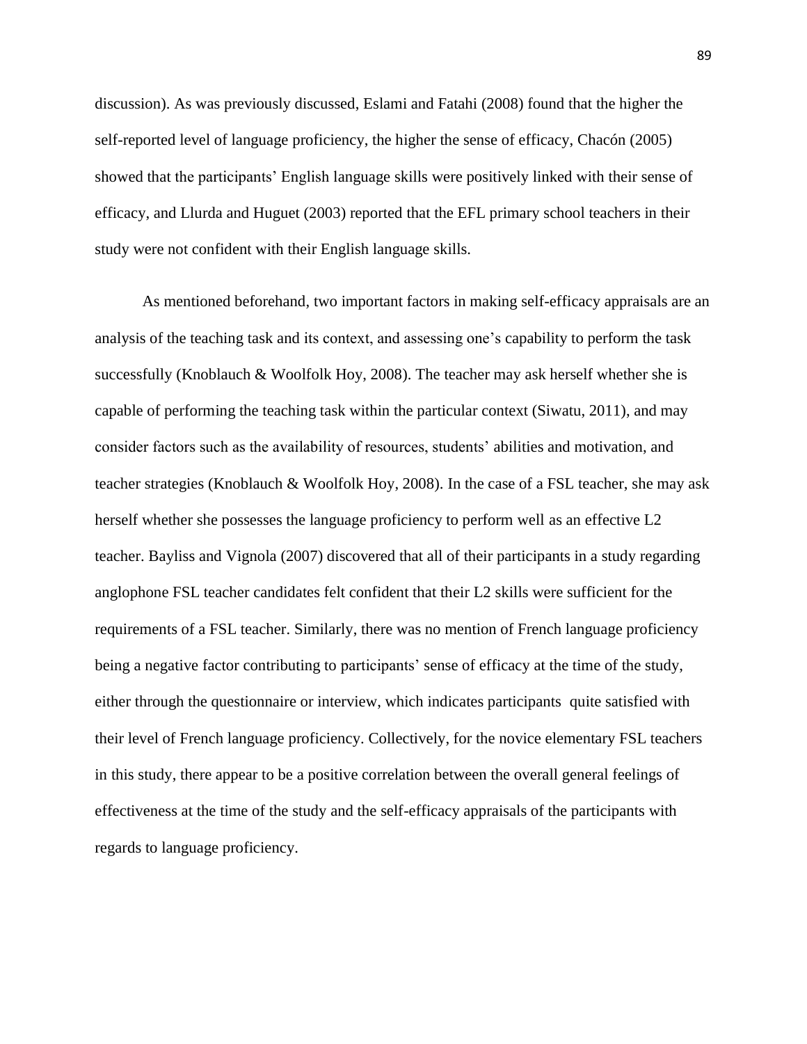discussion). As was previously discussed, Eslami and Fatahi (2008) found that the higher the self-reported level of language proficiency, the higher the sense of efficacy, Chacón (2005) showed that the participants' English language skills were positively linked with their sense of efficacy, and Llurda and Huguet (2003) reported that the EFL primary school teachers in their study were not confident with their English language skills.

As mentioned beforehand, two important factors in making self-efficacy appraisals are an analysis of the teaching task and its context, and assessing one's capability to perform the task successfully (Knoblauch & Woolfolk Hoy, 2008). The teacher may ask herself whether she is capable of performing the teaching task within the particular context (Siwatu, 2011), and may consider factors such as the availability of resources, students' abilities and motivation, and teacher strategies (Knoblauch & Woolfolk Hoy, 2008). In the case of a FSL teacher, she may ask herself whether she possesses the language proficiency to perform well as an effective L2 teacher. Bayliss and Vignola (2007) discovered that all of their participants in a study regarding anglophone FSL teacher candidates felt confident that their L2 skills were sufficient for the requirements of a FSL teacher. Similarly, there was no mention of French language proficiency being a negative factor contributing to participants' sense of efficacy at the time of the study, either through the questionnaire or interview, which indicates participants quite satisfied with their level of French language proficiency. Collectively, for the novice elementary FSL teachers in this study, there appear to be a positive correlation between the overall general feelings of effectiveness at the time of the study and the self-efficacy appraisals of the participants with regards to language proficiency.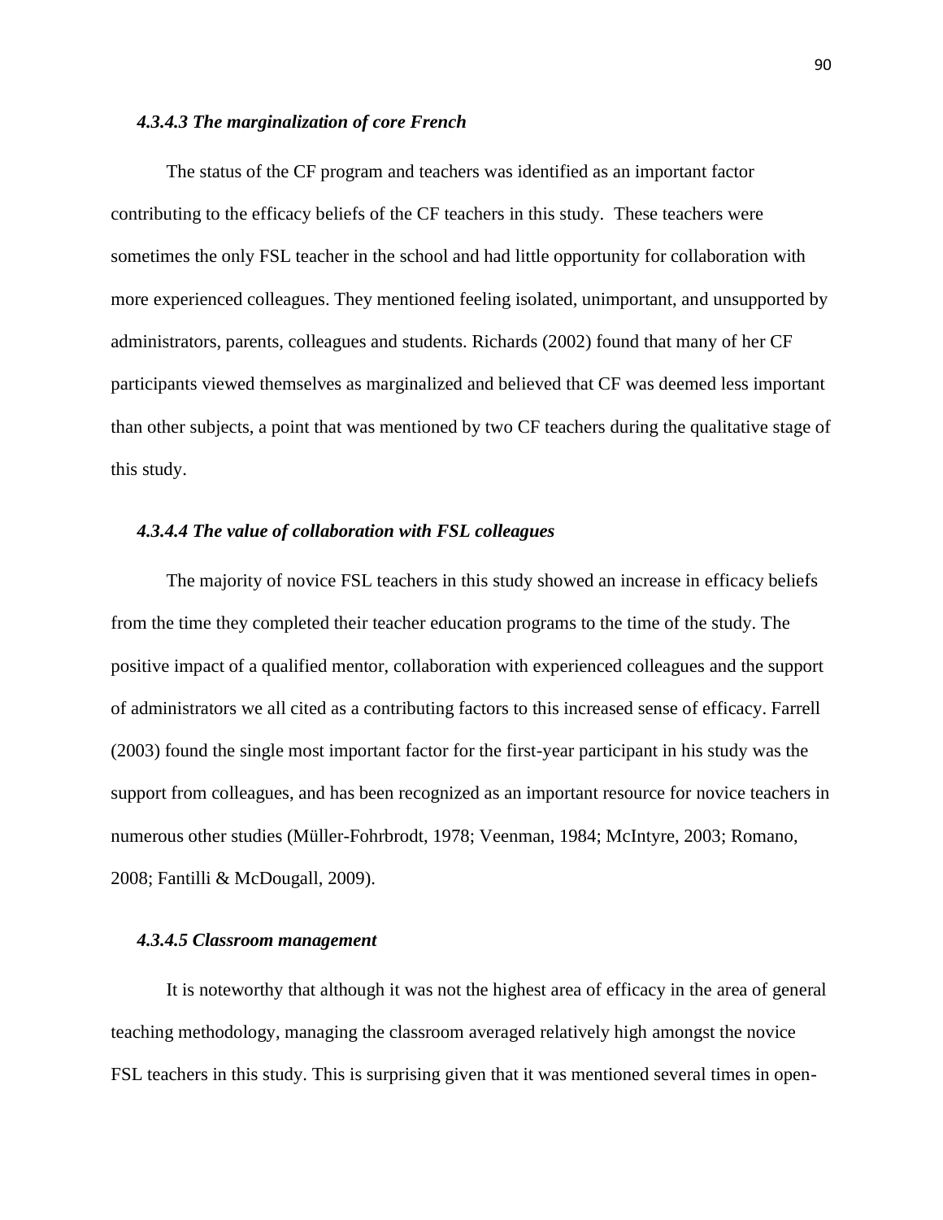#### *4.3.4.3 The marginalization of core French*

The status of the CF program and teachers was identified as an important factor contributing to the efficacy beliefs of the CF teachers in this study. These teachers were sometimes the only FSL teacher in the school and had little opportunity for collaboration with more experienced colleagues. They mentioned feeling isolated, unimportant, and unsupported by administrators, parents, colleagues and students. Richards (2002) found that many of her CF participants viewed themselves as marginalized and believed that CF was deemed less important than other subjects, a point that was mentioned by two CF teachers during the qualitative stage of this study.

#### *4.3.4.4 The value of collaboration with FSL colleagues*

The majority of novice FSL teachers in this study showed an increase in efficacy beliefs from the time they completed their teacher education programs to the time of the study. The positive impact of a qualified mentor, collaboration with experienced colleagues and the support of administrators we all cited as a contributing factors to this increased sense of efficacy. Farrell (2003) found the single most important factor for the first-year participant in his study was the support from colleagues, and has been recognized as an important resource for novice teachers in numerous other studies (Müller-Fohrbrodt, 1978; Veenman, 1984; McIntyre, 2003; Romano, 2008; Fantilli & McDougall, 2009).

#### *4.3.4.5 Classroom management*

It is noteworthy that although it was not the highest area of efficacy in the area of general teaching methodology, managing the classroom averaged relatively high amongst the novice FSL teachers in this study. This is surprising given that it was mentioned several times in open-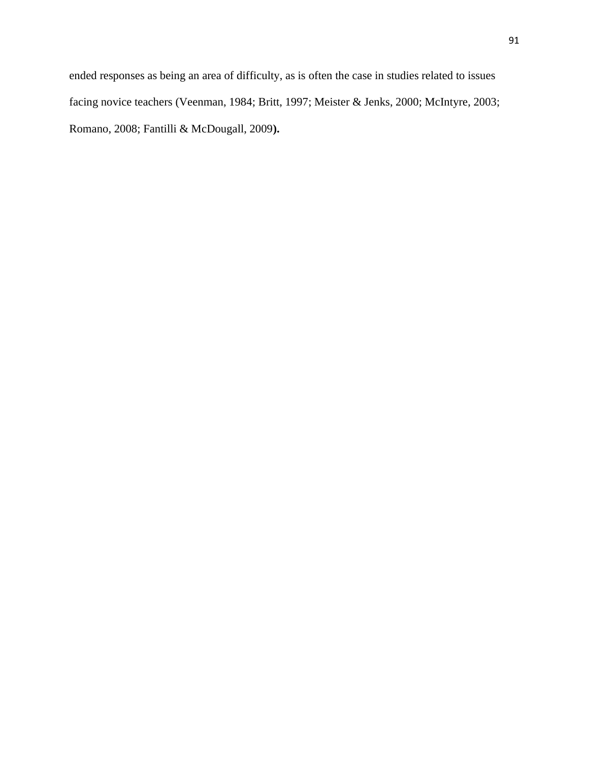ended responses as being an area of difficulty, as is often the case in studies related to issues facing novice teachers (Veenman, 1984; Britt, 1997; Meister & Jenks, 2000; McIntyre, 2003; Romano, 2008; Fantilli & McDougall, 2009**).**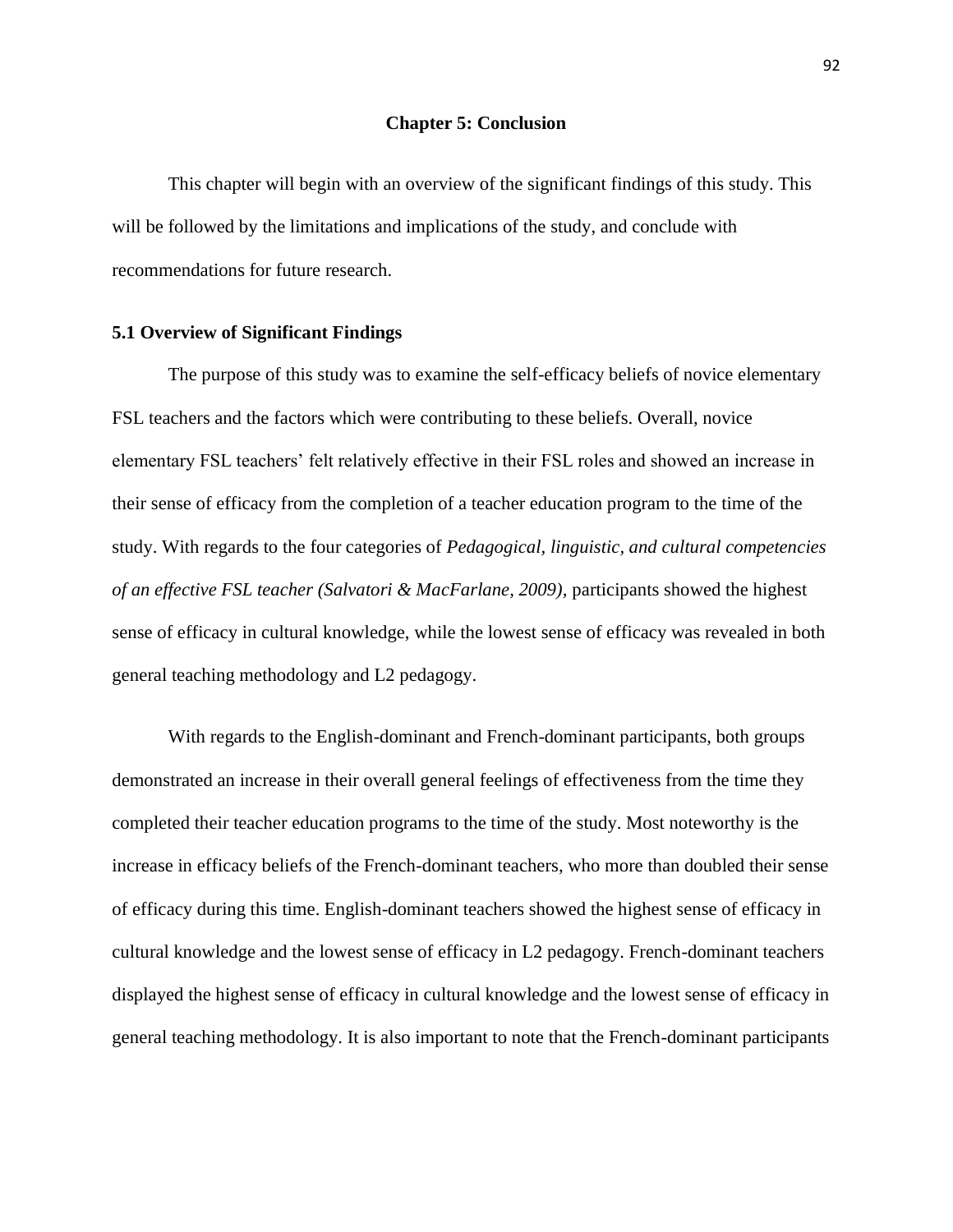# Chapter 5: Conclusion

This chapter will begin with an overview of the significant findings of this study. This will be followed by the limitations and implications of the study, and conclude with recommendations for future research.

## 5.1 Overview of Significant Findings

The purpose of this study was to examine the self-efficacy beliefs of novice elementary FSL teachers and the factors which were contributing to these beliefs. Overall, novice elementary FSL teachers' felt relatively effective in their FSL roles and showed an increase in their sense of efficacy from the completion of a teacher education program to the time of the study. With regards to the four categories of *Pedagogical, linguistic, and cultural competencies of an effective FSL teacher (Salvatori & MacFarlane, 2009),* participants showed the highest sense of efficacy in cultural knowledge, while the lowest sense of efficacy was revealed in both general teaching methodology and L2 pedagogy.

With regards to the English-dominant and French-dominant participants, both groups demonstrated an increase in their overall general feelings of effectiveness from the time they completed their teacher education programs to the time of the study. Most noteworthy is the increase in efficacy beliefs of the French-dominant teachers, who more than doubled their sense of efficacy during this time. English-dominant teachers showed the highest sense of efficacy in cultural knowledge and the lowest sense of efficacy in L2 pedagogy. French-dominant teachers displayed the highest sense of efficacy in cultural knowledge and the lowest sense of efficacy in general teaching methodology. It is also important to note that the French-dominant participants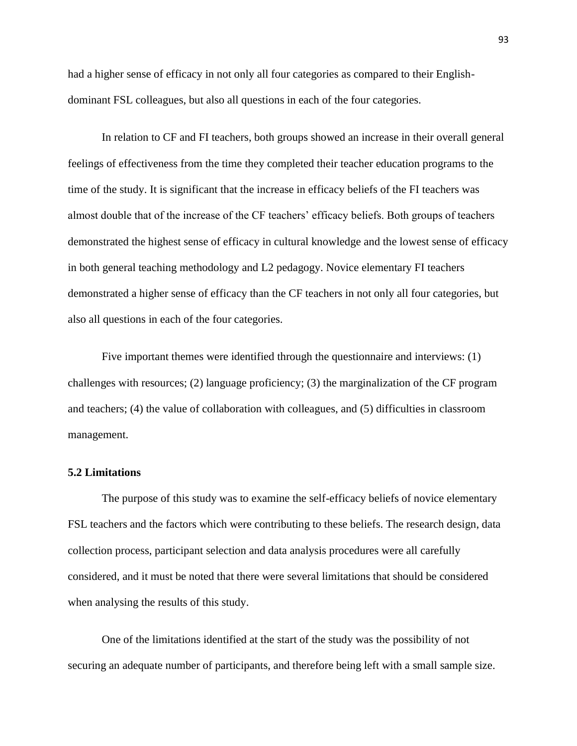had a higher sense of efficacy in not only all four categories as compared to their English-dominant FSL colleagues, but also all questions in each of the four categories.

In relation to CF and FI teachers, both groups showed an increase in their overall general feelings of effectiveness from the time they completed their teacher education programs to the time of the study. It is significant that the increase in efficacy beliefs of the FI teachers was almost double that of the increase of the CF teachers' efficacy beliefs. Both groups of teachers demonstrated the highest sense of efficacy in cultural knowledge and the lowest sense of efficacy in both general teaching methodology and L2 pedagogy. Novice elementary FI teachers demonstrated a higher sense of efficacy than the CF teachers in not only all four categories, but also all questions in each of the four categories.

Five important themes were identified through the questionnaire and interviews: (1) challenges with resources; (2) language proficiency; (3) the marginalization of the CF program and teachers; (4) the value of collaboration with colleagues, and (5) difficulties in classroom management.

## 5.2 Limitations

The purpose of this study was to examine the self-efficacy beliefs of novice elementary FSL teachers and the factors which were contributing to these beliefs. The research design, data collection process, participant selection and data analysis procedures were all carefully considered, and it must be noted that there were several limitations that should be considered when analysing the results of this study.

One of the limitations identified at the start of the study was the possibility of not securing an adequate number of participants, and therefore being left with a small sample size.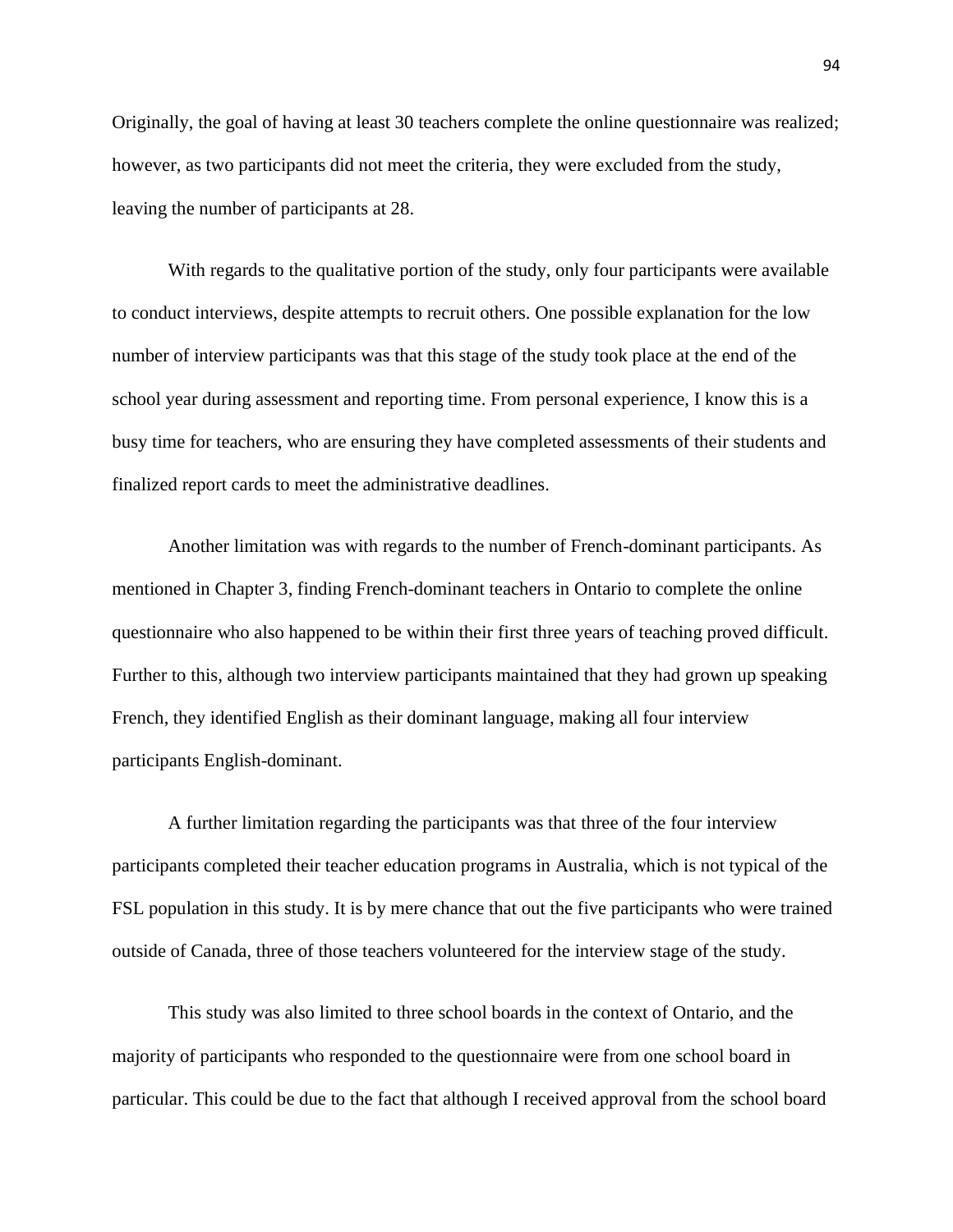Originally, the goal of having at least 30 teachers complete the online questionnaire was realized; however, as two participants did not meet the criteria, they were excluded from the study, leaving the number of participants at 28.

With regards to the qualitative portion of the study, only four participants were available to conduct interviews, despite attempts to recruit others. One possible explanation for the low number of interview participants was that this stage of the study took place at the end of the school year during assessment and reporting time. From personal experience, I know this is a busy time for teachers, who are ensuring they have completed assessments of their students and finalized report cards to meet the administrative deadlines.

Another limitation was with regards to the number of French-dominant participants. As mentioned in Chapter 3, finding French-dominant teachers in Ontario to complete the online questionnaire who also happened to be within their first three years of teaching proved difficult. Further to this, although two interview participants maintained that they had grown up speaking French, they identified English as their dominant language, making all four interview participants English-dominant.

A further limitation regarding the participants was that three of the four interview participants completed their teacher education programs in Australia, which is not typical of the FSL population in this study. It is by mere chance that out the five participants who were trained outside of Canada, three of those teachers volunteered for the interview stage of the study.

This study was also limited to three school boards in the context of Ontario, and the majority of participants who responded to the questionnaire were from one school board in particular. This could be due to the fact that although I received approval from the school board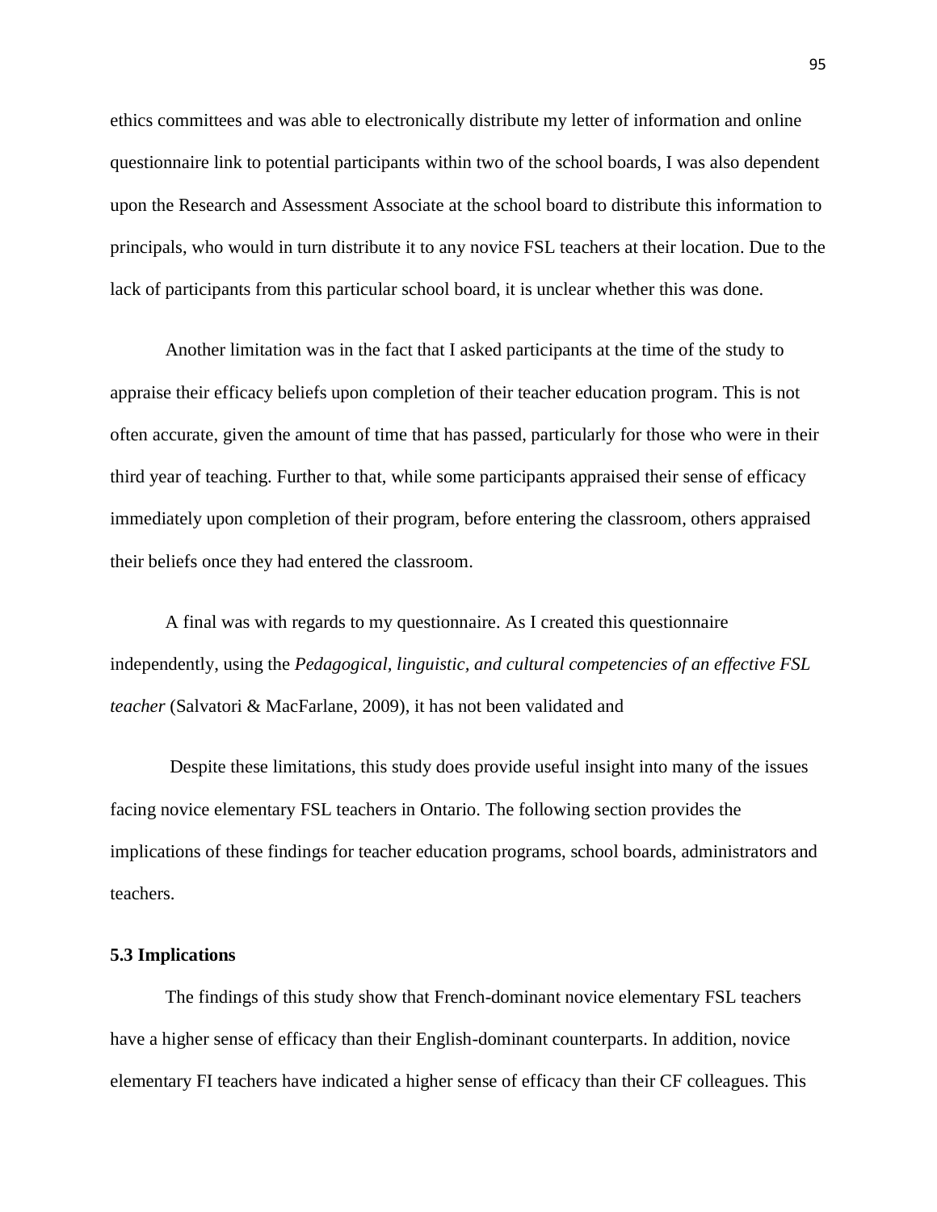ethics committees and was able to electronically distribute my letter of information and online questionnaire link to potential participants within two of the school boards, I was also dependent upon the Research and Assessment Associate at the school board to distribute this information to principals, who would in turn distribute it to any novice FSL teachers at their location. Due to the lack of participants from this particular school board, it is unclear whether this was done.

Another limitation was in the fact that I asked participants at the time of the study to appraise their efficacy beliefs upon completion of their teacher education program. This is not often accurate, given the amount of time that has passed, particularly for those who were in their third year of teaching. Further to that, while some participants appraised their sense of efficacy immediately upon completion of their program, before entering the classroom, others appraised their beliefs once they had entered the classroom.

A final was with regards to my questionnaire. As I created this questionnaire independently, using the *Pedagogical, linguistic, and cultural competencies of an effective FSL teacher* (Salvatori & MacFarlane, 2009), it has not been validated and

Despite these limitations, this study does provide useful insight into many of the issues facing novice elementary FSL teachers in Ontario. The following section provides the implications of these findings for teacher education programs, school boards, administrators and teachers.

### 5.3 Implications

The findings of this study show that French-dominant novice elementary FSL teachers have a higher sense of efficacy than their English-dominant counterparts. In addition, novice elementary FI teachers have indicated a higher sense of efficacy than their CF colleagues. This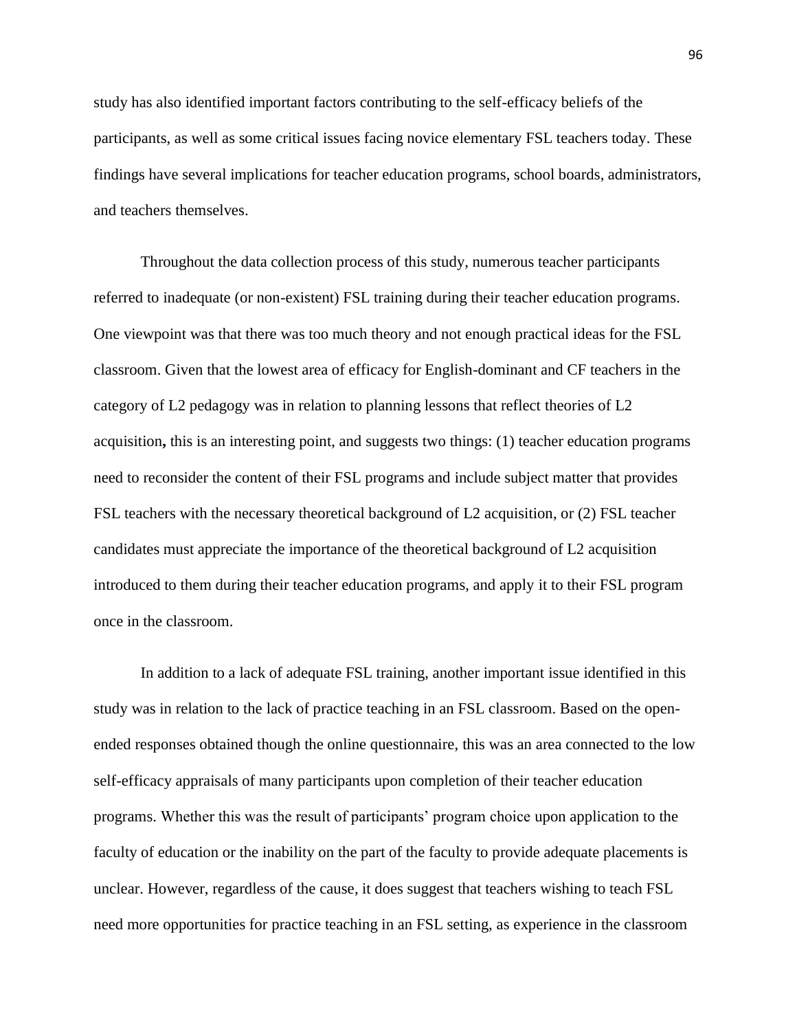study has also identified important factors contributing to the self-efficacy beliefs of the participants, as well as some critical issues facing novice elementary FSL teachers today. These findings have several implications for teacher education programs, school boards, administrators, and teachers themselves.

Throughout the data collection process of this study, numerous teacher participants referred to inadequate (or non-existent) FSL training during their teacher education programs. One viewpoint was that there was too much theory and not enough practical ideas for the FSL classroom. Given that the lowest area of efficacy for English-dominant and CF teachers in the category of L2 pedagogy was in relation to planning lessons that reflect theories of L2 acquisition**,** this is an interesting point, and suggests two things: (1) teacher education programs need to reconsider the content of their FSL programs and include subject matter that provides FSL teachers with the necessary theoretical background of L2 acquisition, or (2) FSL teacher candidates must appreciate the importance of the theoretical background of L2 acquisition introduced to them during their teacher education programs, and apply it to their FSL program once in the classroom.

In addition to a lack of adequate FSL training, another important issue identified in this study was in relation to the lack of practice teaching in an FSL classroom. Based on the open-ended responses obtained though the online questionnaire, this was an area connected to the low self-efficacy appraisals of many participants upon completion of their teacher education programs. Whether this was the result of participants' program choice upon application to the faculty of education or the inability on the part of the faculty to provide adequate placements is unclear. However, regardless of the cause, it does suggest that teachers wishing to teach FSL need more opportunities for practice teaching in an FSL setting, as experience in the classroom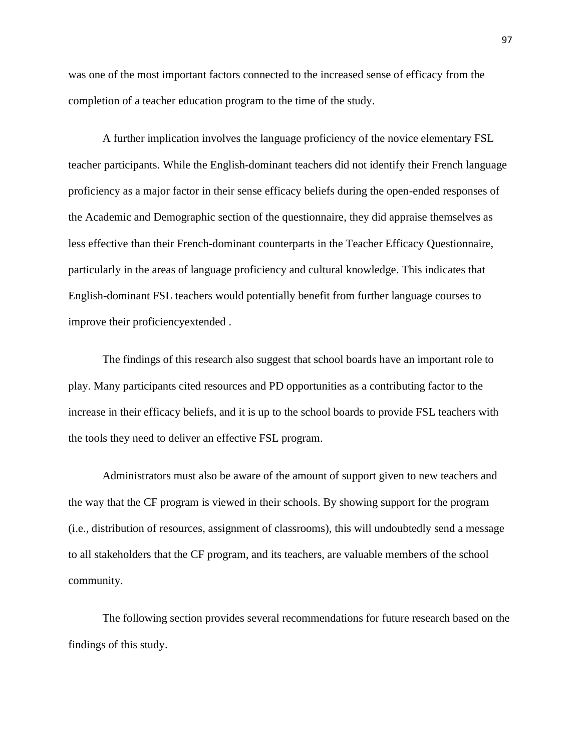was one of the most important factors connected to the increased sense of efficacy from the completion of a teacher education program to the time of the study.

A further implication involves the language proficiency of the novice elementary FSL teacher participants. While the English-dominant teachers did not identify their French language proficiency as a major factor in their sense efficacy beliefs during the open-ended responses of the Academic and Demographic section of the questionnaire, they did appraise themselves as less effective than their French-dominant counterparts in the Teacher Efficacy Questionnaire, particularly in the areas of language proficiency and cultural knowledge. This indicates that English-dominant FSL teachers would potentially benefit from further language courses to improve their proficiencyextended .

The findings of this research also suggest that school boards have an important role to play. Many participants cited resources and PD opportunities as a contributing factor to the increase in their efficacy beliefs, and it is up to the school boards to provide FSL teachers with the tools they need to deliver an effective FSL program.

Administrators must also be aware of the amount of support given to new teachers and the way that the CF program is viewed in their schools. By showing support for the program (i.e., distribution of resources, assignment of classrooms), this will undoubtedly send a message to all stakeholders that the CF program, and its teachers, are valuable members of the school community.

The following section provides several recommendations for future research based on the findings of this study.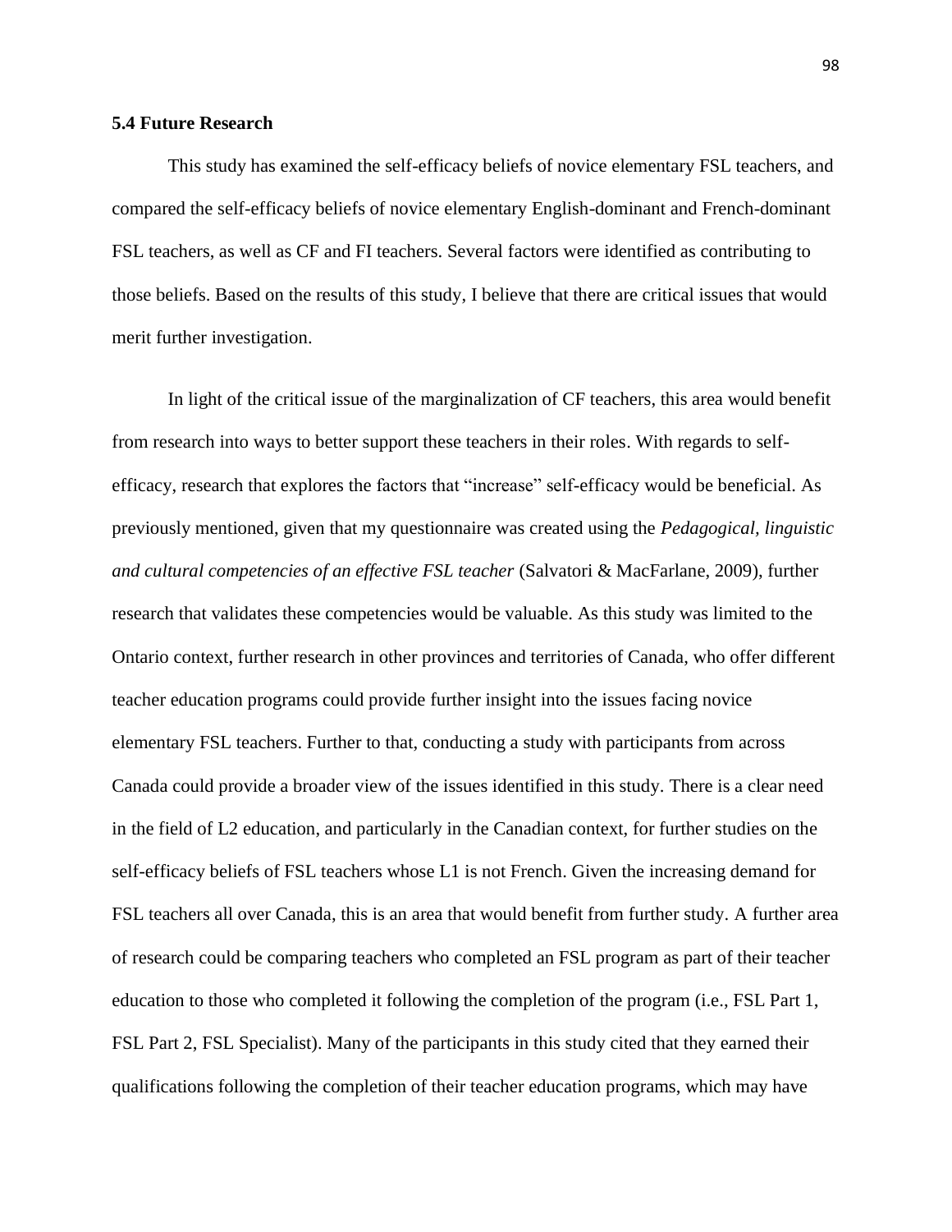### 5.4 Future Research

This study has examined the self-efficacy beliefs of novice elementary FSL teachers, and compared the self-efficacy beliefs of novice elementary English-dominant and French-dominant FSL teachers, as well as CF and FI teachers. Several factors were identified as contributing to those beliefs. Based on the results of this study, I believe that there are critical issues that would merit further investigation.

In light of the critical issue of the marginalization of CF teachers, this area would benefit from research into ways to better support these teachers in their roles. With regards to self-efficacy, research that explores the factors that "increase" self-efficacy would be beneficial. As previously mentioned, given that my questionnaire was created using the *Pedagogical, linguistic and cultural competencies of an effective FSL teacher* (Salvatori & MacFarlane, 2009), further research that validates these competencies would be valuable. As this study was limited to the Ontario context, further research in other provinces and territories of Canada, who offer different teacher education programs could provide further insight into the issues facing novice elementary FSL teachers. Further to that, conducting a study with participants from across Canada could provide a broader view of the issues identified in this study. There is a clear need in the field of L2 education, and particularly in the Canadian context, for further studies on the self-efficacy beliefs of FSL teachers whose L1 is not French. Given the increasing demand for FSL teachers all over Canada, this is an area that would benefit from further study. A further area of research could be comparing teachers who completed an FSL program as part of their teacher education to those who completed it following the completion of the program (i.e., FSL Part 1, FSL Part 2, FSL Specialist). Many of the participants in this study cited that they earned their qualifications following the completion of their teacher education programs, which may have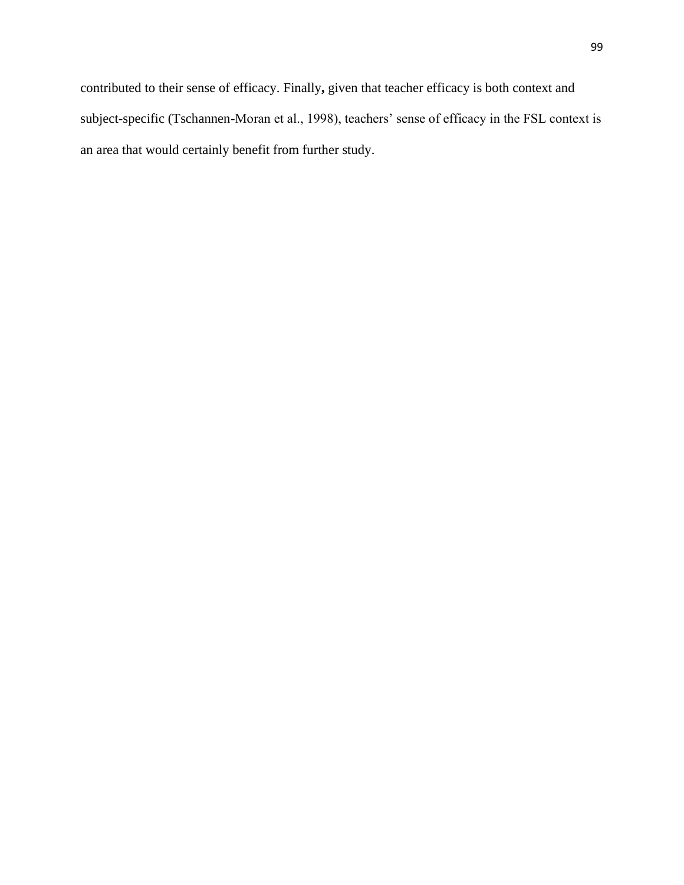contributed to their sense of efficacy. Finally, given that teacher efficacy is both context and subject-specific (Tschannen-Moran et al., 1998), teachers' sense of efficacy in the FSL context is an area that would certainly benefit from further study.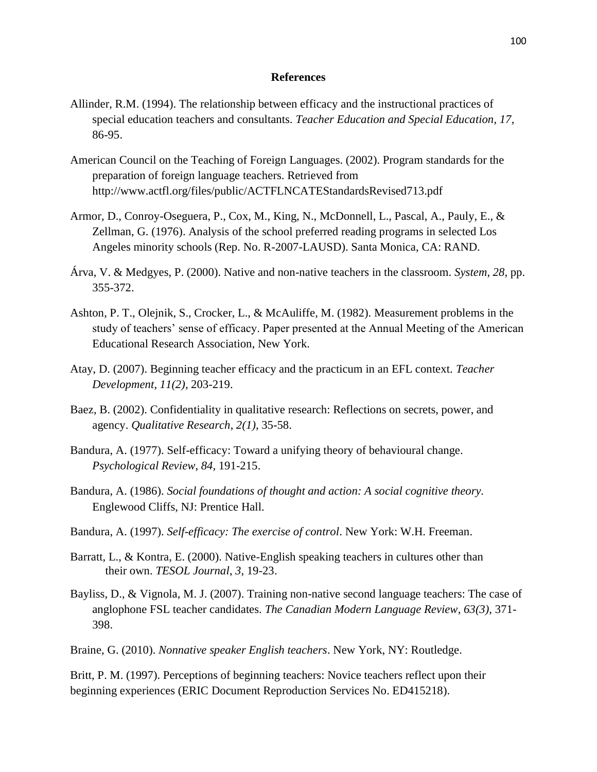## References

Allinder, R.M. (1994). The relationship between efficacy and the instructional practices of special education teachers and consultants. *Teacher Education and Special Education*, *17*, 86-95.

American Council on the Teaching of Foreign Languages. (2002). Program standards for the preparation of foreign language teachers. Retrieved from http://www.actfl.org/files/public/ACTFLNCATEStandardsRevised713.pdf

Armor, D., Conroy-Oseguera, P., Cox, M., King, N., McDonnell, L., Pascal, A., Pauly, E., & Zellman, G. (1976). Analysis of the school preferred reading programs in selected Los Angeles minority schools (Rep. No. R-2007-LAUSD). Santa Monica, CA: RAND.

Árva, V. & Medgyes, P. (2000). Native and non-native teachers in the classroom. *System*, *28*, pp. 355-372.

Ashton, P. T., Olejnik, S., Crocker, L., & McAuliffe, M. (1982). Measurement problems in the study of teachers' sense of efficacy. Paper presented at the Annual Meeting of the American Educational Research Association, New York.

Atay, D. (2007). Beginning teacher efficacy and the practicum in an EFL context. *Teacher Development*, *11(2)*, 203-219.

Baez, B. (2002). Confidentiality in qualitative research: Reflections on secrets, power, and agency. *Qualitative Research*, *2(1)*, 35-58.

Bandura, A. (1977). Self-efficacy: Toward a unifying theory of behavioural change. *Psychological Review*, *84*, 191-215.

Bandura, A. (1986). *Social foundations of thought and action: A social cognitive theory*. Englewood Cliffs, NJ: Prentice Hall.

Bandura, A. (1997). *Self-efficacy: The exercise of control*. New York: W.H. Freeman.

Barratt, L., & Kontra, E. (2000). Native-English speaking teachers in cultures other than their own. *TESOL Journal*, *3*, 19-23.

Bayliss, D., & Vignola, M. J. (2007). Training non-native second language teachers: The case of anglophone FSL teacher candidates. *The Canadian Modern Language Review*, *63(3)*, 371-398.

Braine, G. (2010). *Nonnative speaker English teachers*. New York, NY: Routledge.

Britt, P. M. (1997). Perceptions of beginning teachers: Novice teachers reflect upon their beginning experiences (ERIC Document Reproduction Services No. ED415218).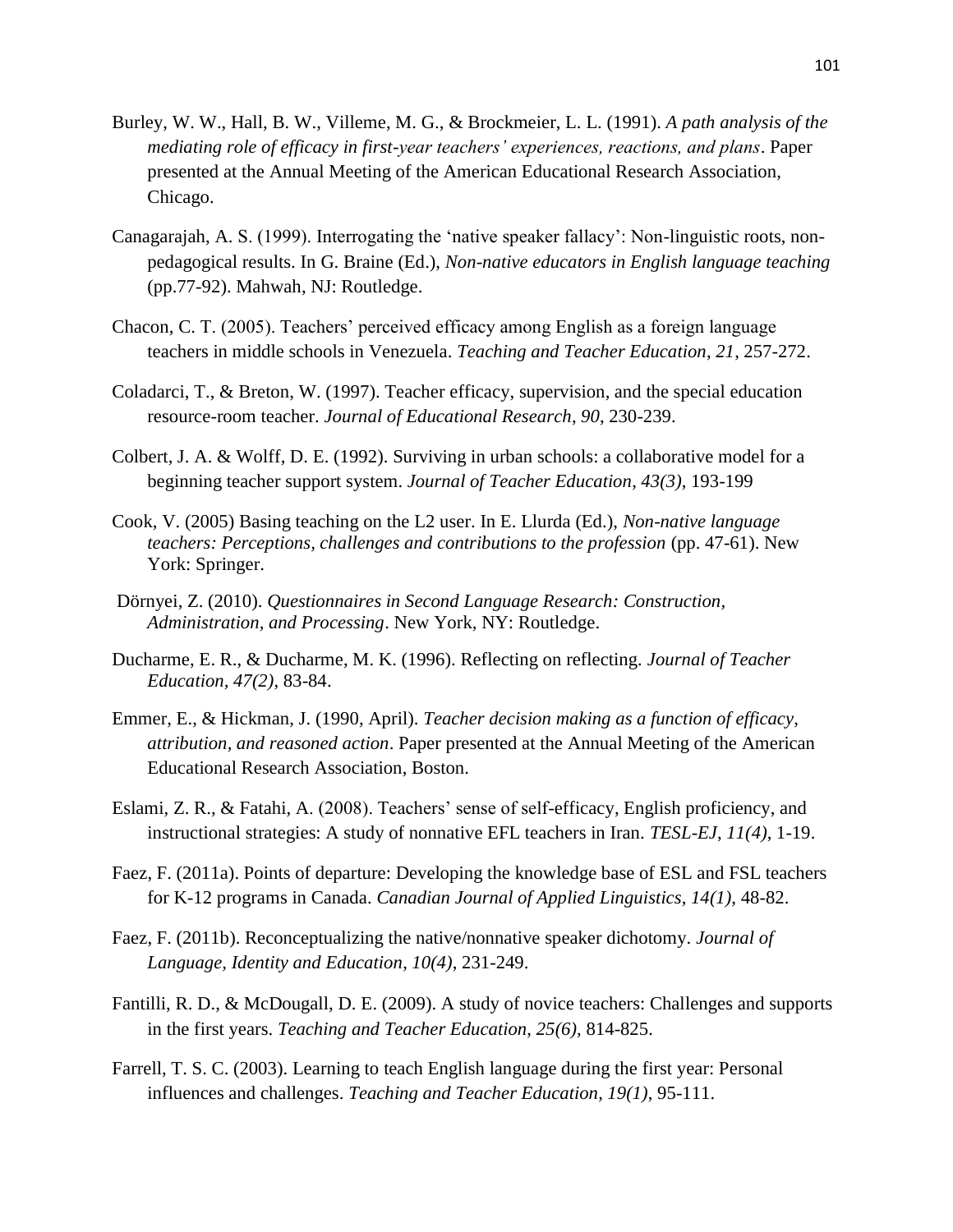Burley, W. W., Hall, B. W., Villeme, M. G., & Brockmeier, L. L. (1991). *A path analysis of the mediating role of efficacy in first-year teachers' experiences, reactions, and plans*. Paper presented at the Annual Meeting of the American Educational Research Association, Chicago.

Canagarajah, A. S. (1999). Interrogating the 'native speaker fallacy': Non-linguistic roots, non-pedagogical results. In G. Braine (Ed.), *Non-native educators in English language teaching* (pp.77-92). Mahwah, NJ: Routledge.

Chacon, C. T. (2005). Teachers' perceived efficacy among English as a foreign language teachers in middle schools in Venezuela. *Teaching and Teacher Education*, *21*, 257-272.

Coladarci, T., & Breton, W. (1997). Teacher efficacy, supervision, and the special education resource-room teacher. *Journal of Educational Research*, *90*, 230-239.

Colbert, J. A. & Wolff, D. E. (1992). Surviving in urban schools: a collaborative model for a beginning teacher support system. *Journal of Teacher Education*, *43(3)*, 193-199

Cook, V. (2005) Basing teaching on the L2 user. In E. Llurda (Ed.), *Non-native language teachers: Perceptions, challenges and contributions to the profession* (pp. 47-61). New York: Springer.

Dörnyei, Z. (2010). *Questionnaires in Second Language Research: Construction, Administration, and Processing*. New York, NY: Routledge.

Ducharme, E. R., & Ducharme, M. K. (1996). Reflecting on reflecting. *Journal of Teacher Education, 47(2)*, 83-84.

Emmer, E., & Hickman, J. (1990, April). *Teacher decision making as a function of efficacy, attribution, and reasoned action*. Paper presented at the Annual Meeting of the American Educational Research Association, Boston.

Eslami, Z. R., & Fatahi, A. (2008). Teachers' sense of self-efficacy, English proficiency, and instructional strategies: A study of nonnative EFL teachers in Iran. *TESL-EJ*, *11(4)*, 1-19.

Faez, F. (2011a). Points of departure: Developing the knowledge base of ESL and FSL teachers for K-12 programs in Canada. *Canadian Journal of Applied Linguistics*, *14(1)*, 48-82.

Faez, F. (2011b). Reconceptualizing the native/nonnative speaker dichotomy. *Journal of Language, Identity and Education*, *10(4)*, 231-249.

Fantilli, R. D., & McDougall, D. E. (2009). A study of novice teachers: Challenges and supports in the first years. *Teaching and Teacher Education*, *25(6)*, 814-825.

Farrell, T. S. C. (2003). Learning to teach English language during the first year: Personal influences and challenges. *Teaching and Teacher Education, 19(1)*, 95-111.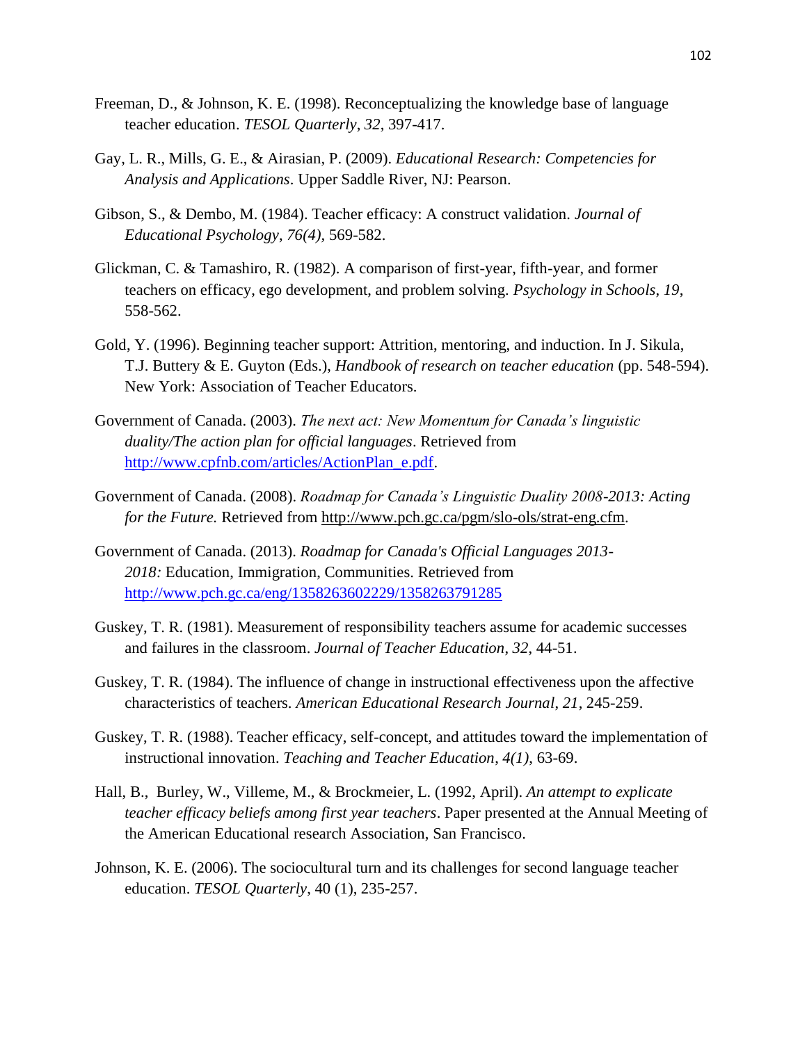Freeman, D., & Johnson, K. E. (1998). Reconceptualizing the knowledge base of language teacher education. *TESOL Quarterly*, *32*, 397-417.

Gay, L. R., Mills, G. E., & Airasian, P. (2009). *Educational Research: Competencies for Analysis and Applications*. Upper Saddle River, NJ: Pearson.

Gibson, S., & Dembo, M. (1984). Teacher efficacy: A construct validation. *Journal of Educational Psychology, 76(4)*, 569-582.

Glickman, C. & Tamashiro, R. (1982). A comparison of first-year, fifth-year, and former teachers on efficacy, ego development, and problem solving. *Psychology in Schools*, *19*, 558-562.

Gold, Y. (1996). Beginning teacher support: Attrition, mentoring, and induction. In J. Sikula, T.J. Buttery & E. Guyton (Eds.), *Handbook of research on teacher education* (pp. 548-594). New York: Association of Teacher Educators.

Government of Canada. (2003). *The next act: New Momentum for Canada's linguistic duality/The action plan for official languages*. Retrieved from http://www.cpfnb.com/articles/ActionPlan_e.pdf.

Government of Canada. (2008). *Roadmap for Canada's Linguistic Duality 2008-2013: Acting for the Future.* Retrieved from http://www.pch.gc.ca/pgm/slo-ols/strat-eng.cfm.

Government of Canada. (2013). *Roadmap for Canada's Official Languages 2013-2018:* Education, Immigration, Communities. Retrieved from http://www.pch.gc.ca/eng/1358263602229/1358263791285

Guskey, T. R. (1981). Measurement of responsibility teachers assume for academic successes and failures in the classroom. *Journal of Teacher Education*, *32*, 44-51.

Guskey, T. R. (1984). The influence of change in instructional effectiveness upon the affective characteristics of teachers. *American Educational Research Journal*, *21*, 245-259.

Guskey, T. R. (1988). Teacher efficacy, self-concept, and attitudes toward the implementation of instructional innovation. *Teaching and Teacher Education, 4(1)*, 63-69.

Hall, B., Burley, W., Villeme, M., & Brockmeier, L. (1992, April). *An attempt to explicate teacher efficacy beliefs among first year teachers*. Paper presented at the Annual Meeting of the American Educational research Association, San Francisco.

Johnson, K. E. (2006). The sociocultural turn and its challenges for second language teacher education. *TESOL Quarterly*, 40 (1), 235-257.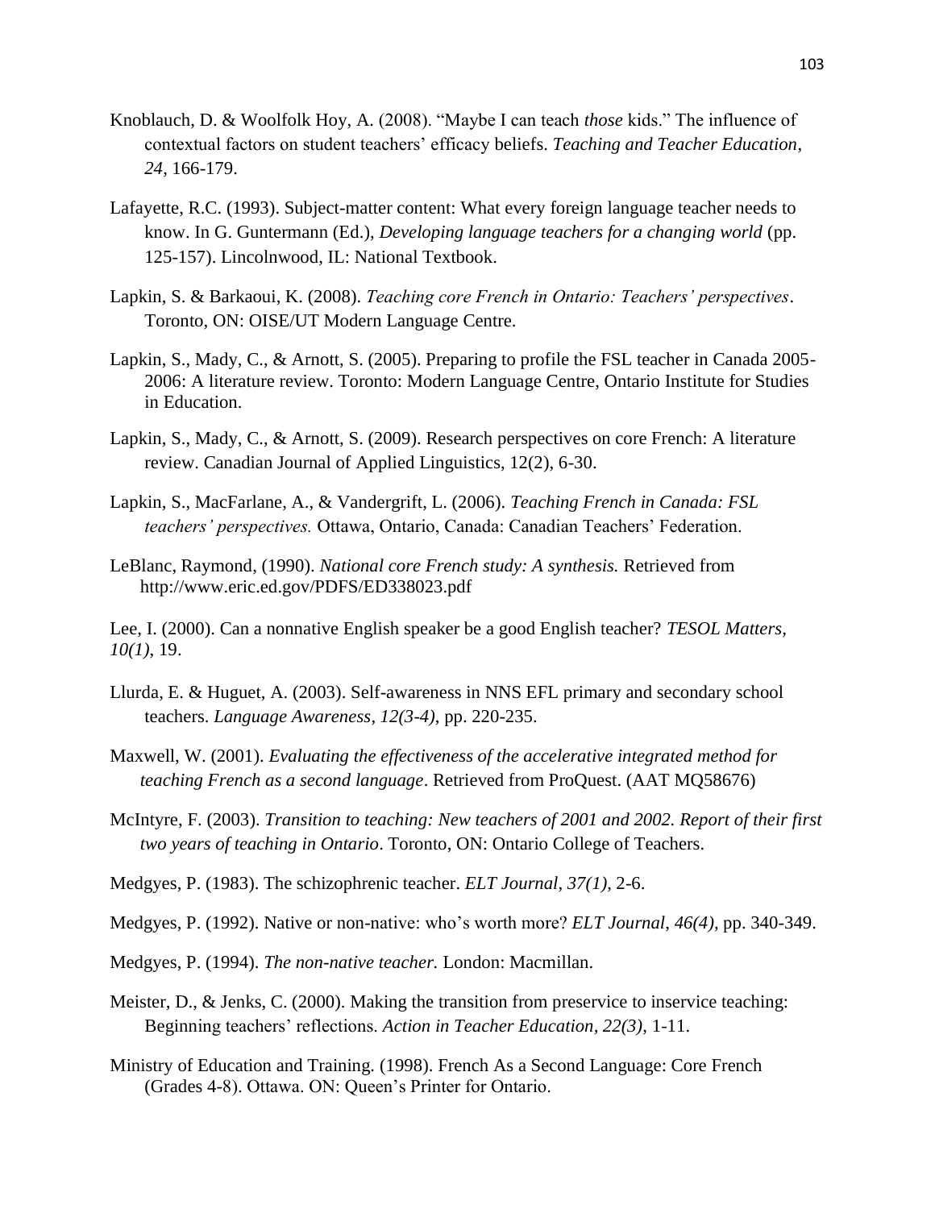Knoblauch, D. & Woolfolk Hoy, A. (2008). "Maybe I can teach *those* kids." The influence of contextual factors on student teachers' efficacy beliefs. *Teaching and Teacher Education*, *24*, 166-179.

Lafayette, R.C. (1993). Subject-matter content: What every foreign language teacher needs to know. In G. Guntermann (Ed.), *Developing language teachers for a changing world* (pp. 125-157). Lincolnwood, IL: National Textbook.

Lapkin, S. & Barkaoui, K. (2008). *Teaching core French in Ontario: Teachers' perspectives*. Toronto, ON: OISE/UT Modern Language Centre.

Lapkin, S., Mady, C., & Arnott, S. (2005). Preparing to profile the FSL teacher in Canada 2005-2006: A literature review. Toronto: Modern Language Centre, Ontario Institute for Studies in Education.

Lapkin, S., Mady, C., & Arnott, S. (2009). Research perspectives on core French: A literature review. Canadian Journal of Applied Linguistics, 12(2), 6-30.

Lapkin, S., MacFarlane, A., & Vandergrift, L. (2006). *Teaching French in Canada: FSL teachers' perspectives.* Ottawa, Ontario, Canada: Canadian Teachers' Federation.

LeBlanc, Raymond, (1990). *National core French study: A synthesis.* Retrieved from http://www.eric.ed.gov/PDFS/ED338023.pdf

Lee, I. (2000). Can a nonnative English speaker be a good English teacher? *TESOL Matters, 10(1)*, 19.

Llurda, E. & Huguet, A. (2003). Self-awareness in NNS EFL primary and secondary school teachers. *Language Awareness, 12(3-4)*, pp. 220-235.

Maxwell, W. (2001). *Evaluating the effectiveness of the accelerative integrated method for teaching French as a second language*. Retrieved from ProQuest. (AAT MQ58676)

McIntyre, F. (2003). *Transition to teaching: New teachers of 2001 and 2002. Report of their first two years of teaching in Ontario*. Toronto, ON: Ontario College of Teachers.

Medgyes, P. (1983). The schizophrenic teacher. *ELT Journal, 37(1)*, 2-6.

Medgyes, P. (1992). Native or non-native: who's worth more? *ELT Journal, 46(4)*, pp. 340-349.

Medgyes, P. (1994). *The non-native teacher.* London: Macmillan.

Meister, D., & Jenks, C. (2000). Making the transition from preservice to inservice teaching: Beginning teachers' reflections. *Action in Teacher Education, 22(3)*, 1-11.

Ministry of Education and Training. (1998). French As a Second Language: Core French (Grades 4-8). Ottawa. ON: Queen's Printer for Ontario.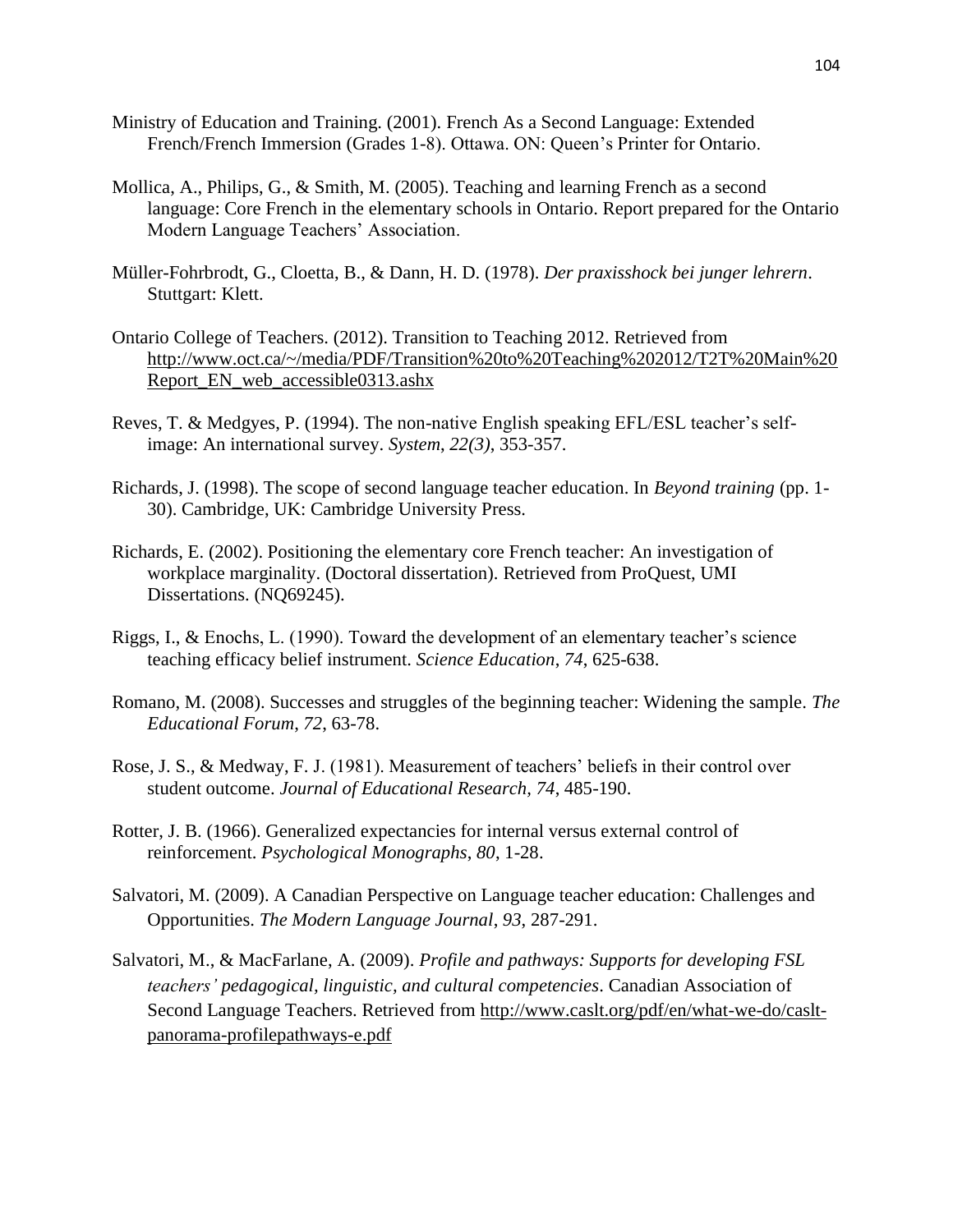Ministry of Education and Training. (2001). French As a Second Language: Extended French/French Immersion (Grades 1-8). Ottawa. ON: Queen's Printer for Ontario.

Mollica, A., Philips, G., & Smith, M. (2005). Teaching and learning French as a second language: Core French in the elementary schools in Ontario. Report prepared for the Ontario Modern Language Teachers' Association.

Müller-Fohrbrodt, G., Cloetta, B., & Dann, H. D. (1978). *Der praxisshock bei junger lehrern*. Stuttgart: Klett.

Ontario College of Teachers. (2012). Transition to Teaching 2012. Retrieved from http://www.oct.ca/~/media/PDF/Transition%20to%20Teaching%202012/T2T%20Main%20Report_EN_web_accessible0313.ashx

Reves, T. & Medgyes, P. (1994). The non-native English speaking EFL/ESL teacher's self-image: An international survey. *System*, *22(3)*, 353-357.

Richards, J. (1998). The scope of second language teacher education. In *Beyond training* (pp. 1-30). Cambridge, UK: Cambridge University Press.

Richards, E. (2002). Positioning the elementary core French teacher: An investigation of workplace marginality. (Doctoral dissertation). Retrieved from ProQuest, UMI Dissertations. (NQ69245).

Riggs, I., & Enochs, L. (1990). Toward the development of an elementary teacher's science teaching efficacy belief instrument. *Science Education*, *74*, 625-638.

Romano, M. (2008). Successes and struggles of the beginning teacher: Widening the sample. *The Educational Forum*, *72*, 63-78.

Rose, J. S., & Medway, F. J. (1981). Measurement of teachers' beliefs in their control over student outcome. *Journal of Educational Research*, *74*, 485-190.

Rotter, J. B. (1966). Generalized expectancies for internal versus external control of reinforcement. *Psychological Monographs*, *80*, 1-28.

Salvatori, M. (2009). A Canadian Perspective on Language teacher education: Challenges and Opportunities. *The Modern Language Journal*, *93*, 287-291.

Salvatori, M., & MacFarlane, A. (2009). *Profile and pathways: Supports for developing FSL teachers' pedagogical, linguistic, and cultural competencies*. Canadian Association of Second Language Teachers. Retrieved from http://www.caslt.org/pdf/en/what-we-do/caslt-panorama-profilepathways-e.pdf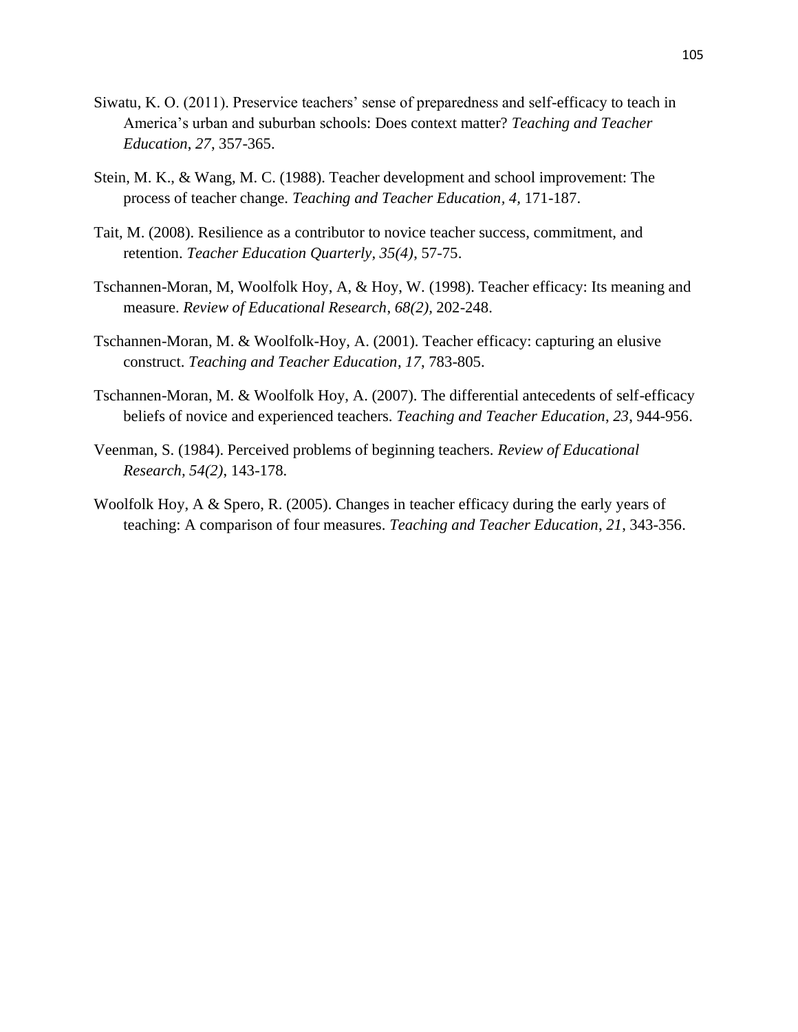Siwatu, K. O. (2011). Preservice teachers' sense of preparedness and self-efficacy to teach in America's urban and suburban schools: Does context matter? *Teaching and Teacher Education*, *27*, 357-365.

Stein, M. K., & Wang, M. C. (1988). Teacher development and school improvement: The process of teacher change. *Teaching and Teacher Education*, *4*, 171-187.

Tait, M. (2008). Resilience as a contributor to novice teacher success, commitment, and retention. *Teacher Education Quarterly, 35(4)*, 57-75.

Tschannen-Moran, M, Woolfolk Hoy, A, & Hoy, W. (1998). Teacher efficacy: Its meaning and measure. *Review of Educational Research*, *68(2)*, 202-248.

Tschannen-Moran, M. & Woolfolk-Hoy, A. (2001). Teacher efficacy: capturing an elusive construct. *Teaching and Teacher Education*, *17*, 783-805.

Tschannen-Moran, M. & Woolfolk Hoy, A. (2007). The differential antecedents of self-efficacy beliefs of novice and experienced teachers. *Teaching and Teacher Education*, *23*, 944-956.

Veenman, S. (1984). Perceived problems of beginning teachers. *Review of Educational Research*, *54(2)*, 143-178.

Woolfolk Hoy, A & Spero, R. (2005). Changes in teacher efficacy during the early years of teaching: A comparison of four measures. *Teaching and Teacher Education*, *21*, 343-356.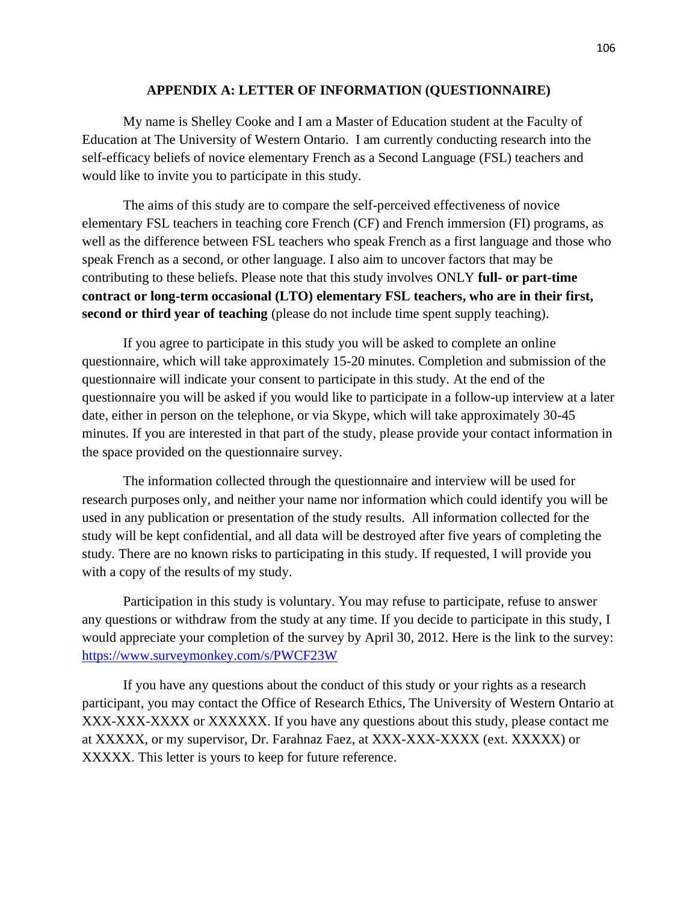## APPENDIX A: LETTER OF INFORMATION (QUESTIONNAIRE)

My name is Shelley Cooke and I am a Master of Education student at the Faculty of Education at The University of Western Ontario. I am currently conducting research into the self-efficacy beliefs of novice elementary French as a Second Language (FSL) teachers and would like to invite you to participate in this study.

The aims of this study are to compare the self-perceived effectiveness of novice elementary FSL teachers in teaching core French (CF) and French immersion (FI) programs, as well as the difference between FSL teachers who speak French as a first language and those who speak French as a second, or other language. I also aim to uncover factors that may be contributing to these beliefs. Please note that this study involves ONLY **full- or part-time contract or long-term occasional (LTO) elementary FSL teachers, who are in their first, second or third year of teaching** (please do not include time spent supply teaching).

If you agree to participate in this study you will be asked to complete an online questionnaire, which will take approximately 15-20 minutes. Completion and submission of the questionnaire will indicate your consent to participate in this study. At the end of the questionnaire you will be asked if you would like to participate in a follow-up interview at a later date, either in person on the telephone, or via Skype, which will take approximately 30-45 minutes. If you are interested in that part of the study, please provide your contact information in the space provided on the questionnaire survey.

The information collected through the questionnaire and interview will be used for research purposes only, and neither your name nor information which could identify you will be used in any publication or presentation of the study results. All information collected for the study will be kept confidential, and all data will be destroyed after five years of completing the study. There are no known risks to participating in this study. If requested, I will provide you with a copy of the results of my study.

Participation in this study is voluntary. You may refuse to participate, refuse to answer any questions or withdraw from the study at any time. If you decide to participate in this study, I would appreciate your completion of the survey by April 30, 2012. Here is the link to the survey: https://www.surveymonkey.com/s/PWCF23W

If you have any questions about the conduct of this study or your rights as a research participant, you may contact the Office of Research Ethics, The University of Western Ontario at XXX-XXX-XXXX or XXXXXX. If you have any questions about this study, please contact me at XXXXX, or my supervisor, Dr. Farahnaz Faez, at XXX-XXX-XXXX (ext. XXXXX) or XXXXX. This letter is yours to keep for future reference.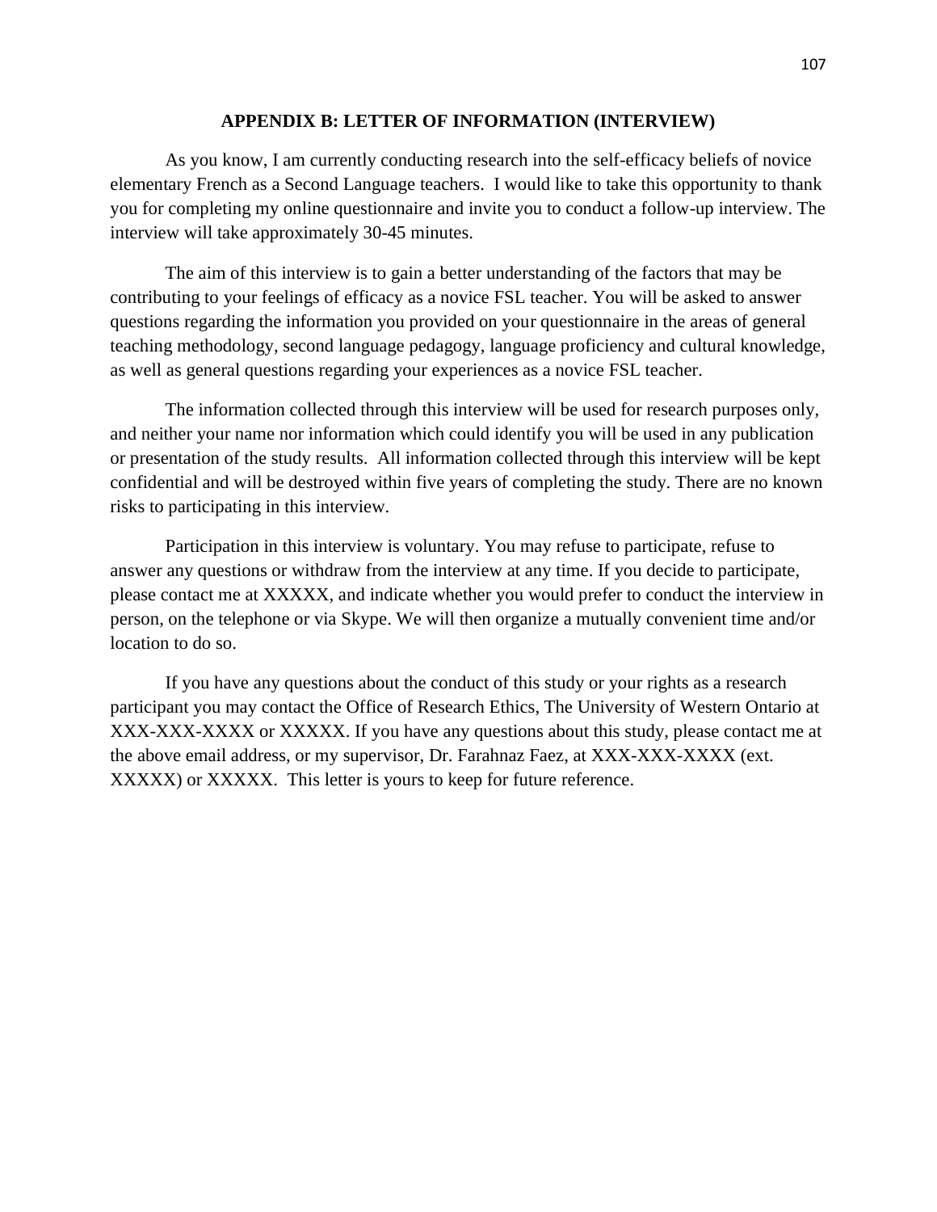## APPENDIX B: LETTER OF INFORMATION (INTERVIEW)

As you know, I am currently conducting research into the self-efficacy beliefs of novice elementary French as a Second Language teachers. I would like to take this opportunity to thank you for completing my online questionnaire and invite you to conduct a follow-up interview. The interview will take approximately 30-45 minutes.

The aim of this interview is to gain a better understanding of the factors that may be contributing to your feelings of efficacy as a novice FSL teacher. You will be asked to answer questions regarding the information you provided on your questionnaire in the areas of general teaching methodology, second language pedagogy, language proficiency and cultural knowledge, as well as general questions regarding your experiences as a novice FSL teacher.

The information collected through this interview will be used for research purposes only, and neither your name nor information which could identify you will be used in any publication or presentation of the study results. All information collected through this interview will be kept confidential and will be destroyed within five years of completing the study. There are no known risks to participating in this interview.

Participation in this interview is voluntary. You may refuse to participate, refuse to answer any questions or withdraw from the interview at any time. If you decide to participate, please contact me at XXXXX, and indicate whether you would prefer to conduct the interview in person, on the telephone or via Skype. We will then organize a mutually convenient time and/or location to do so.

If you have any questions about the conduct of this study or your rights as a research participant you may contact the Office of Research Ethics, The University of Western Ontario at XXX-XXX-XXXX or XXXXX. If you have any questions about this study, please contact me at the above email address, or my supervisor, Dr. Farahnaz Faez, at XXX-XXX-XXXX (ext. XXXXX) or XXXXX. This letter is yours to keep for future reference.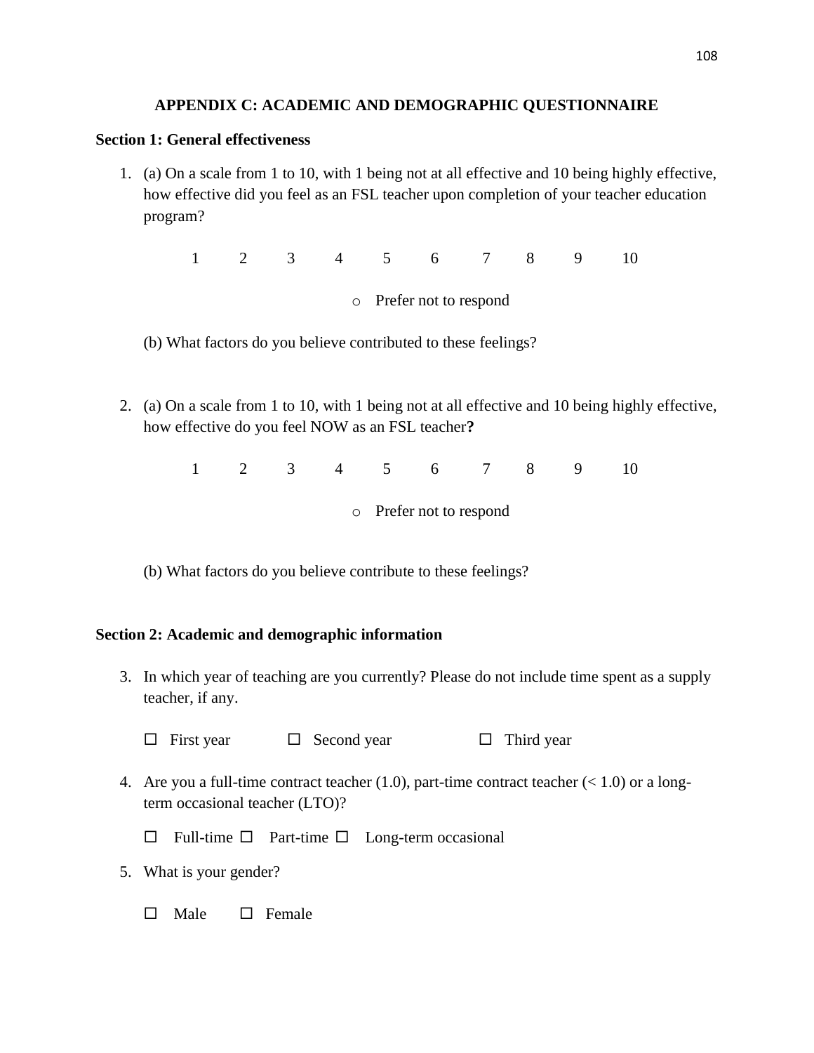# APPENDIX C: ACADEMIC AND DEMOGRAPHIC QUESTIONNAIRE

**Section 1: General effectiveness**

1. (a) On a scale from 1 to 10, with 1 being not at all effective and 10 being highly effective, how effective did you feel as an FSL teacher upon completion of your teacher education program?

   1 2 3 4 5 6 7 8 9 10

   - Prefer not to respond

   (b) What factors do you believe contributed to these feelings?

2. (a) On a scale from 1 to 10, with 1 being not at all effective and 10 being highly effective, how effective do you feel NOW as an FSL teacher**?**

   1 2 3 4 5 6 7 8 9 10

   - Prefer not to respond

   (b) What factors do you believe contribute to these feelings?

**Section 2: Academic and demographic information**

3. In which year of teaching are you currently? Please do not include time spent as a supply teacher, if any.

   ☐ First year ☐ Second year ☐ Third year

4. Are you a full-time contract teacher (1.0), part-time contract teacher (< 1.0) or a long-term occasional teacher (LTO)?

   ☐ Full-time ☐ Part-time ☐ Long-term occasional

5. What is your gender?

   ☐ Male ☐ Female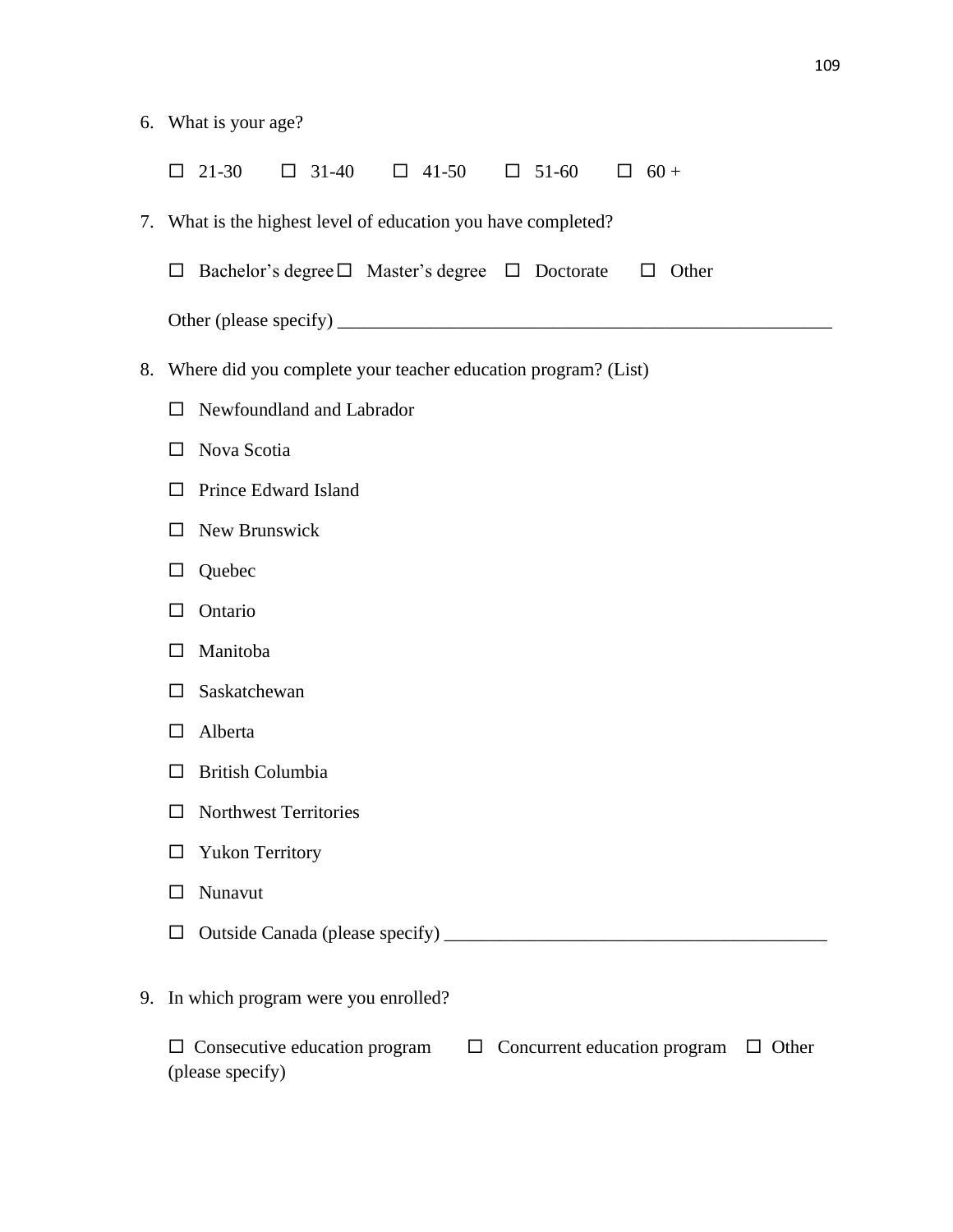6. What is your age?

   ☐ 21-30 ☐ 31-40 ☐ 41-50 ☐ 51-60 ☐ 60 +

7. What is the highest level of education you have completed?

   ☐ Bachelor's degree ☐ Master's degree ☐ Doctorate ☐ Other

   Other (please specify) _____________________________________________________

8. Where did you complete your teacher education program? (List)

   ☐ Newfoundland and Labrador

   ☐ Nova Scotia

   ☐ Prince Edward Island

   ☐ New Brunswick

   ☐ Quebec

   ☐ Ontario

   ☐ Manitoba

   ☐ Saskatchewan

   ☐ Alberta

   ☐ British Columbia

   ☐ Northwest Territories

   ☐ Yukon Territory

   ☐ Nunavut

   ☐ Outside Canada (please specify) _________________________________________

9. In which program were you enrolled?

   ☐ Consecutive education program ☐ Concurrent education program ☐ Other (please specify)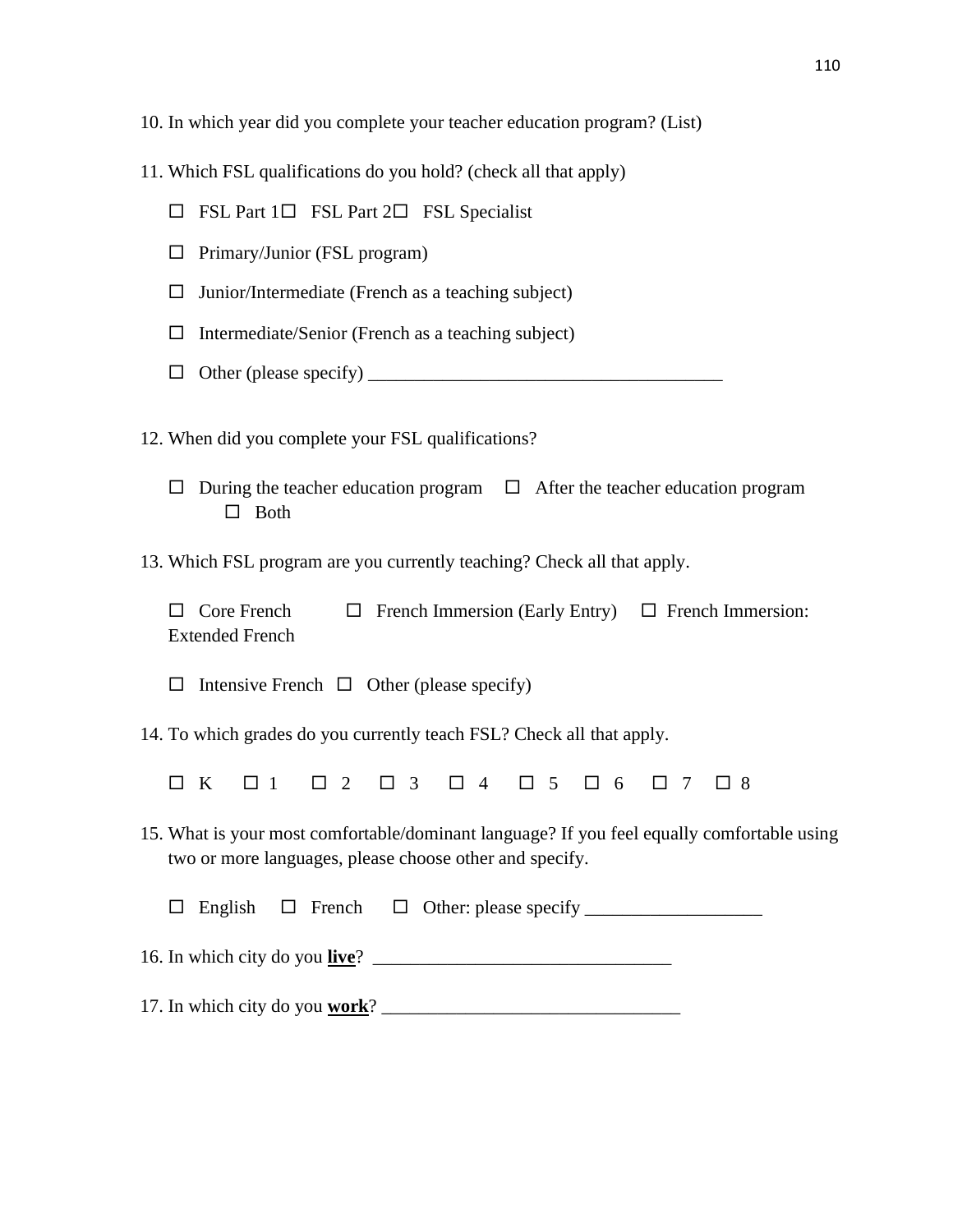10. In which year did you complete your teacher education program? (List)

11. Which FSL qualifications do you hold? (check all that apply)

    ☐ FSL Part 1 ☐ FSL Part 2 ☐ FSL Specialist

    ☐ Primary/Junior (FSL program)

    ☐ Junior/Intermediate (French as a teaching subject)

    ☐ Intermediate/Senior (French as a teaching subject)

    ☐ Other (please specify) _______________________________________

12. When did you complete your FSL qualifications?

    ☐ During the teacher education program ☐ After the teacher education program ☐ Both

13. Which FSL program are you currently teaching? Check all that apply.

    ☐ Core French ☐ French Immersion (Early Entry) ☐ French Immersion: Extended French

    ☐ Intensive French ☐ Other (please specify)

14. To which grades do you currently teach FSL? Check all that apply.

    ☐ K ☐ 1 ☐ 2 ☐ 3 ☐ 4 ☐ 5 ☐ 6 ☐ 7 ☐ 8

15. What is your most comfortable/dominant language? If you feel equally comfortable using two or more languages, please choose other and specify.

    ☐ English ☐ French ☐ Other: please specify ___________________

16. In which city do you **<u>live</u>**? _______________________________

17. In which city do you **<u>work</u>**? _______________________________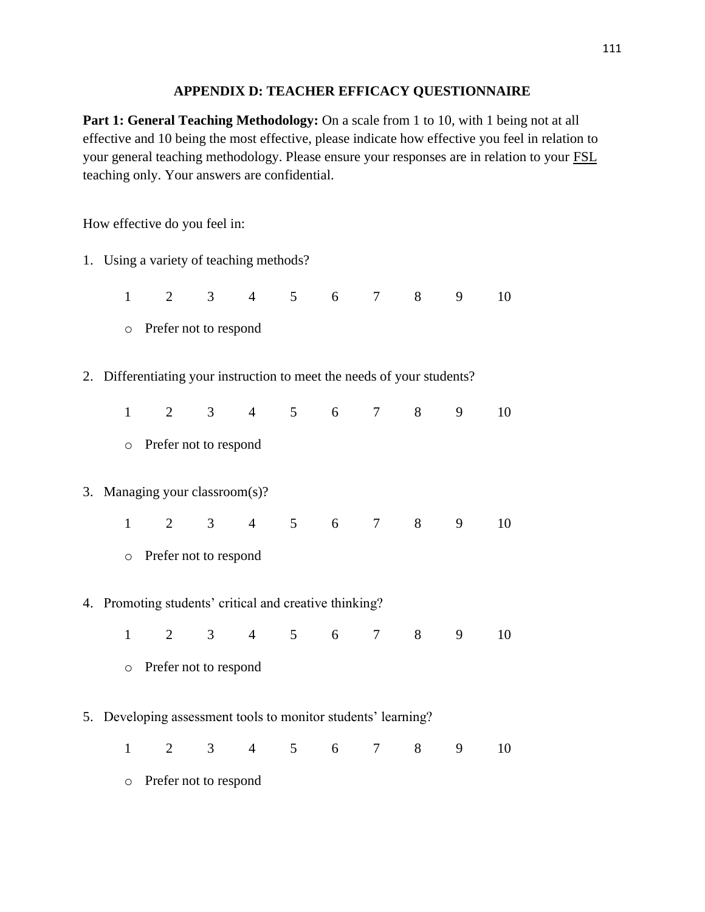## APPENDIX D: TEACHER EFFICACY QUESTIONNAIRE

**Part 1: General Teaching Methodology:** On a scale from 1 to 10, with 1 being not at all effective and 10 being the most effective, please indicate how effective you feel in relation to your general teaching methodology. Please ensure your responses are in relation to your <u>FSL</u> teaching only. Your answers are confidential.

How effective do you feel in:

1. Using a variety of teaching methods?

   1 2 3 4 5 6 7 8 9 10

   - Prefer not to respond

2. Differentiating your instruction to meet the needs of your students?

   1 2 3 4 5 6 7 8 9 10

   - Prefer not to respond

3. Managing your classroom(s)?

   1 2 3 4 5 6 7 8 9 10

   - Prefer not to respond

4. Promoting students' critical and creative thinking?

   1 2 3 4 5 6 7 8 9 10

   - Prefer not to respond

5. Developing assessment tools to monitor students' learning?

   1 2 3 4 5 6 7 8 9 10

   - Prefer not to respond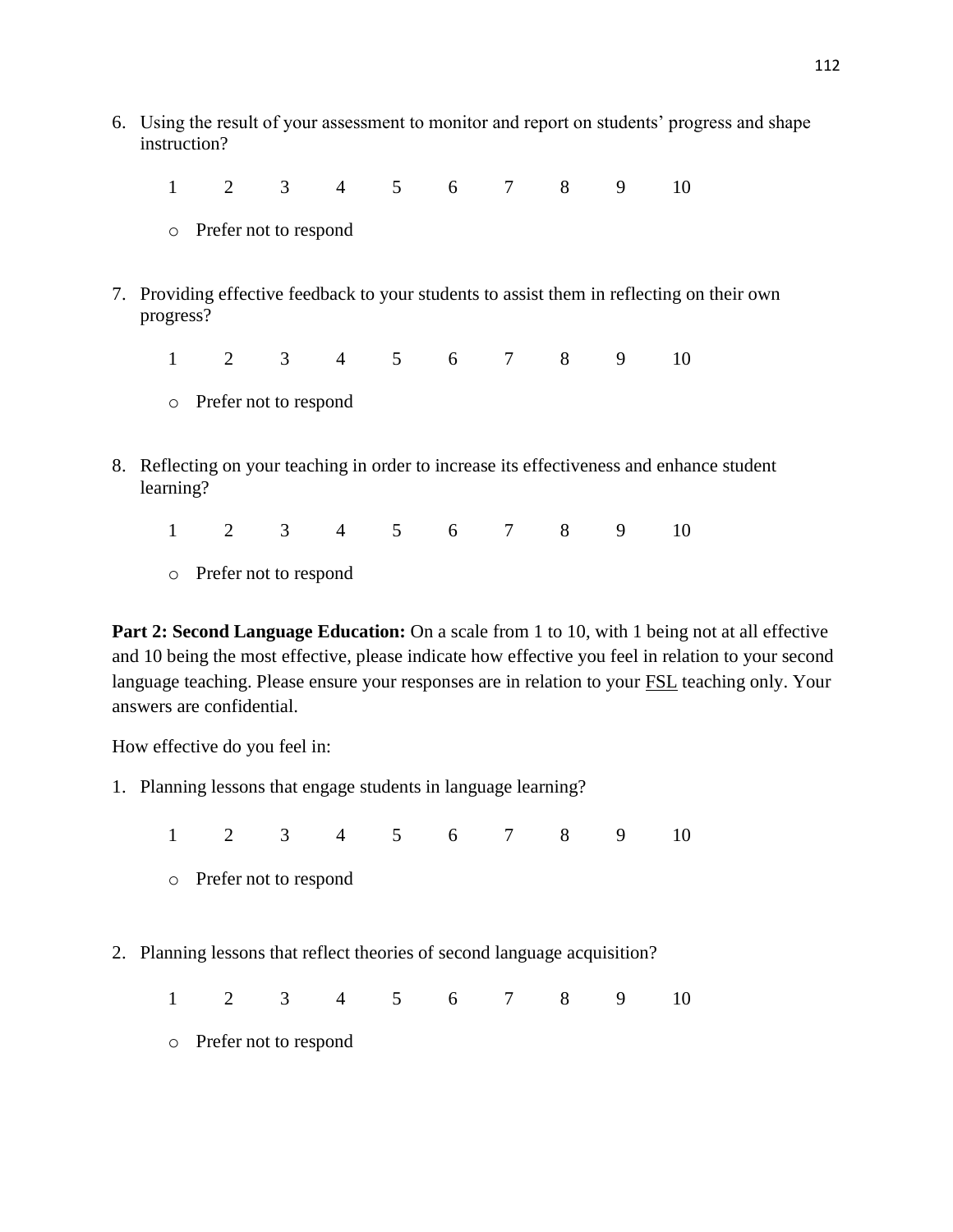6. Using the result of your assessment to monitor and report on students' progress and shape instruction?

   1 2 3 4 5 6 7 8 9 10

   - Prefer not to respond

7. Providing effective feedback to your students to assist them in reflecting on their own progress?

   1 2 3 4 5 6 7 8 9 10

   - Prefer not to respond

8. Reflecting on your teaching in order to increase its effectiveness and enhance student learning?

   1 2 3 4 5 6 7 8 9 10

   - Prefer not to respond

**Part 2: Second Language Education:** On a scale from 1 to 10, with 1 being not at all effective and 10 being the most effective, please indicate how effective you feel in relation to your second language teaching. Please ensure your responses are in relation to your <u>FSL</u> teaching only. Your answers are confidential.

How effective do you feel in:

1. Planning lessons that engage students in language learning?

   1 2 3 4 5 6 7 8 9 10

   - Prefer not to respond

2. Planning lessons that reflect theories of second language acquisition?

   1 2 3 4 5 6 7 8 9 10

   - Prefer not to respond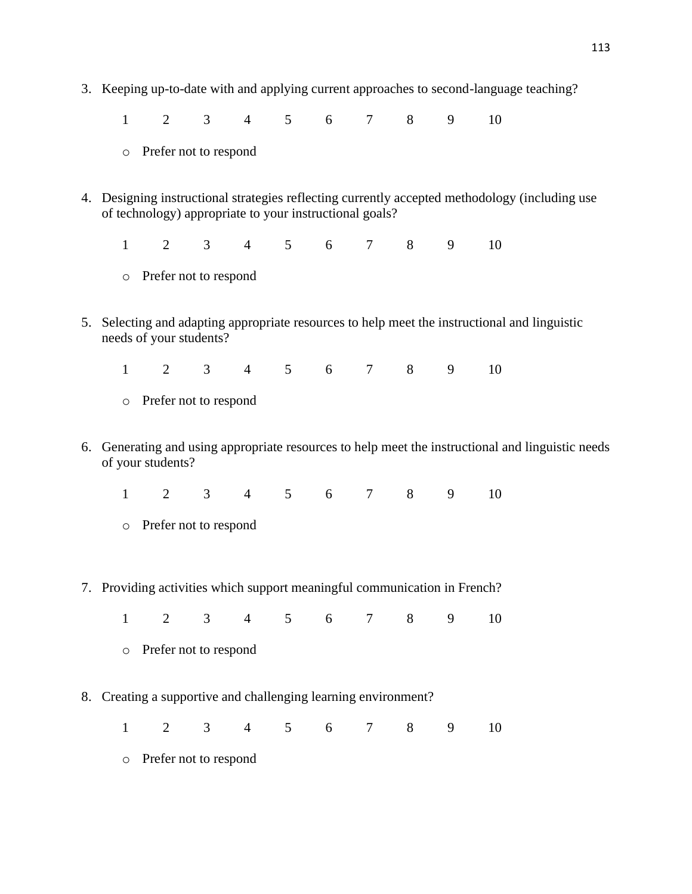3. Keeping up-to-date with and applying current approaches to second-language teaching?

   1 2 3 4 5 6 7 8 9 10

   - Prefer not to respond

4. Designing instructional strategies reflecting currently accepted methodology (including use of technology) appropriate to your instructional goals?

   1 2 3 4 5 6 7 8 9 10

   - Prefer not to respond

5. Selecting and adapting appropriate resources to help meet the instructional and linguistic needs of your students?

   1 2 3 4 5 6 7 8 9 10

   - Prefer not to respond

6. Generating and using appropriate resources to help meet the instructional and linguistic needs of your students?

   1 2 3 4 5 6 7 8 9 10

   - Prefer not to respond

7. Providing activities which support meaningful communication in French?

   1 2 3 4 5 6 7 8 9 10

   - Prefer not to respond

8. Creating a supportive and challenging learning environment?

   1 2 3 4 5 6 7 8 9 10

   - Prefer not to respond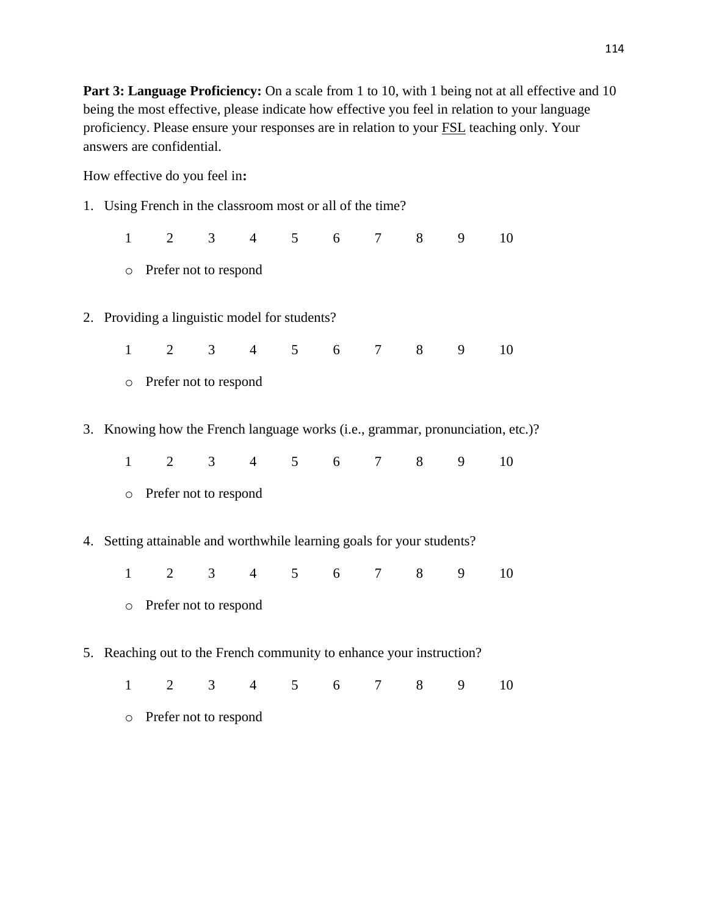**Part 3: Language Proficiency:** On a scale from 1 to 10, with 1 being not at all effective and 10 being the most effective, please indicate how effective you feel in relation to your language proficiency. Please ensure your responses are in relation to your FSL teaching only. Your answers are confidential.

How effective do you feel in**:**

1. Using French in the classroom most or all of the time?

   1 2 3 4 5 6 7 8 9 10

   - Prefer not to respond

2. Providing a linguistic model for students?

   1 2 3 4 5 6 7 8 9 10

   - Prefer not to respond

3. Knowing how the French language works (i.e., grammar, pronunciation, etc.)?

   1 2 3 4 5 6 7 8 9 10

   - Prefer not to respond

4. Setting attainable and worthwhile learning goals for your students?

   1 2 3 4 5 6 7 8 9 10

   - Prefer not to respond

5. Reaching out to the French community to enhance your instruction?

   1 2 3 4 5 6 7 8 9 10

   - Prefer not to respond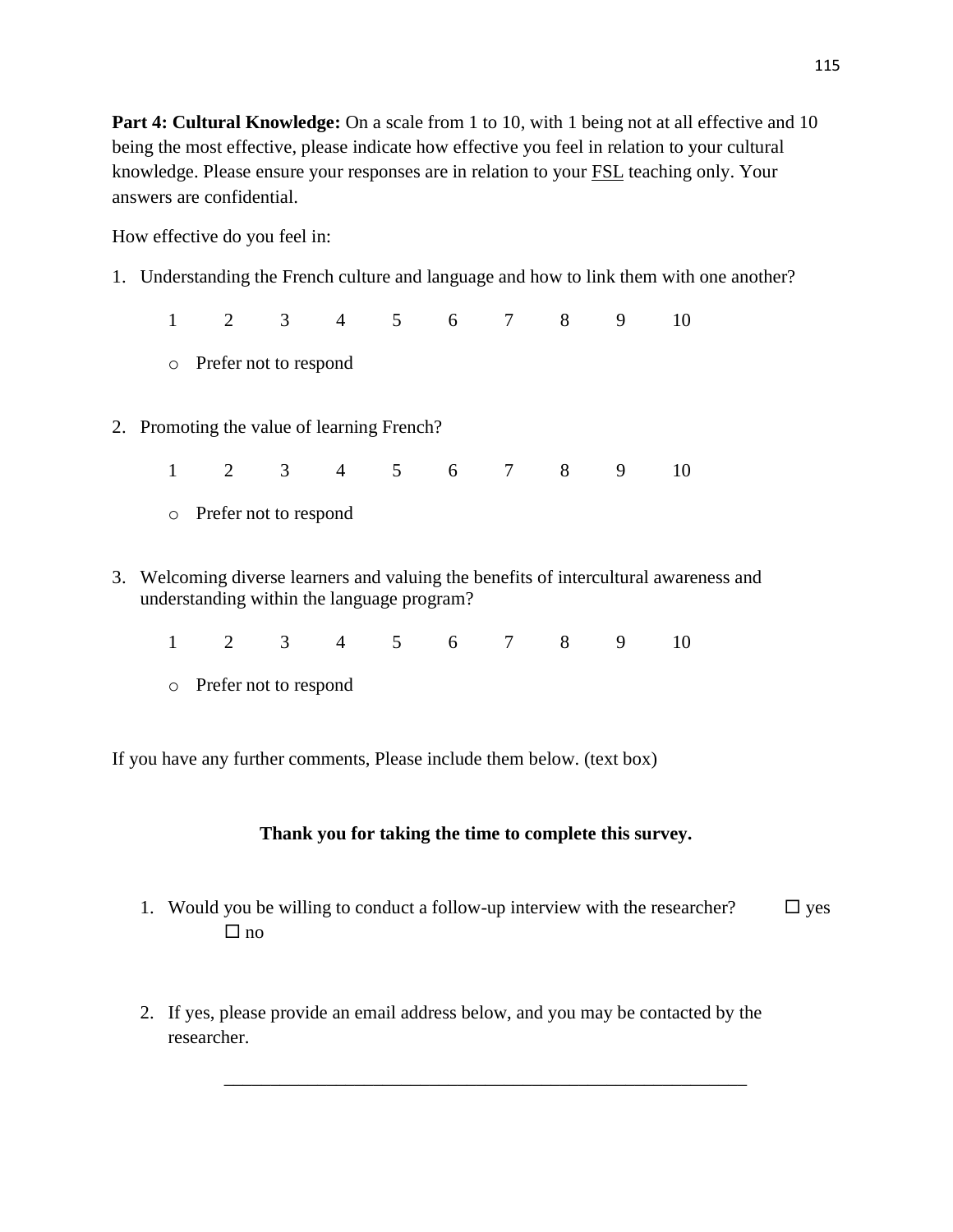**Part 4: Cultural Knowledge:** On a scale from 1 to 10, with 1 being not at all effective and 10 being the most effective, please indicate how effective you feel in relation to your cultural knowledge. Please ensure your responses are in relation to your <u>FSL</u> teaching only. Your answers are confidential.

How effective do you feel in:

1. Understanding the French culture and language and how to link them with one another?

   1 2 3 4 5 6 7 8 9 10

   - Prefer not to respond

2. Promoting the value of learning French?

   1 2 3 4 5 6 7 8 9 10

   - Prefer not to respond

3. Welcoming diverse learners and valuing the benefits of intercultural awareness and understanding within the language program?

   1 2 3 4 5 6 7 8 9 10

   - Prefer not to respond

If you have any further comments, Please include them below. (text box)

**Thank you for taking the time to complete this survey.**

1. Would you be willing to conduct a follow-up interview with the researcher? ☐ yes ☐ no

2. If yes, please provide an email address below, and you may be contacted by the researcher.

   ________________________________________________________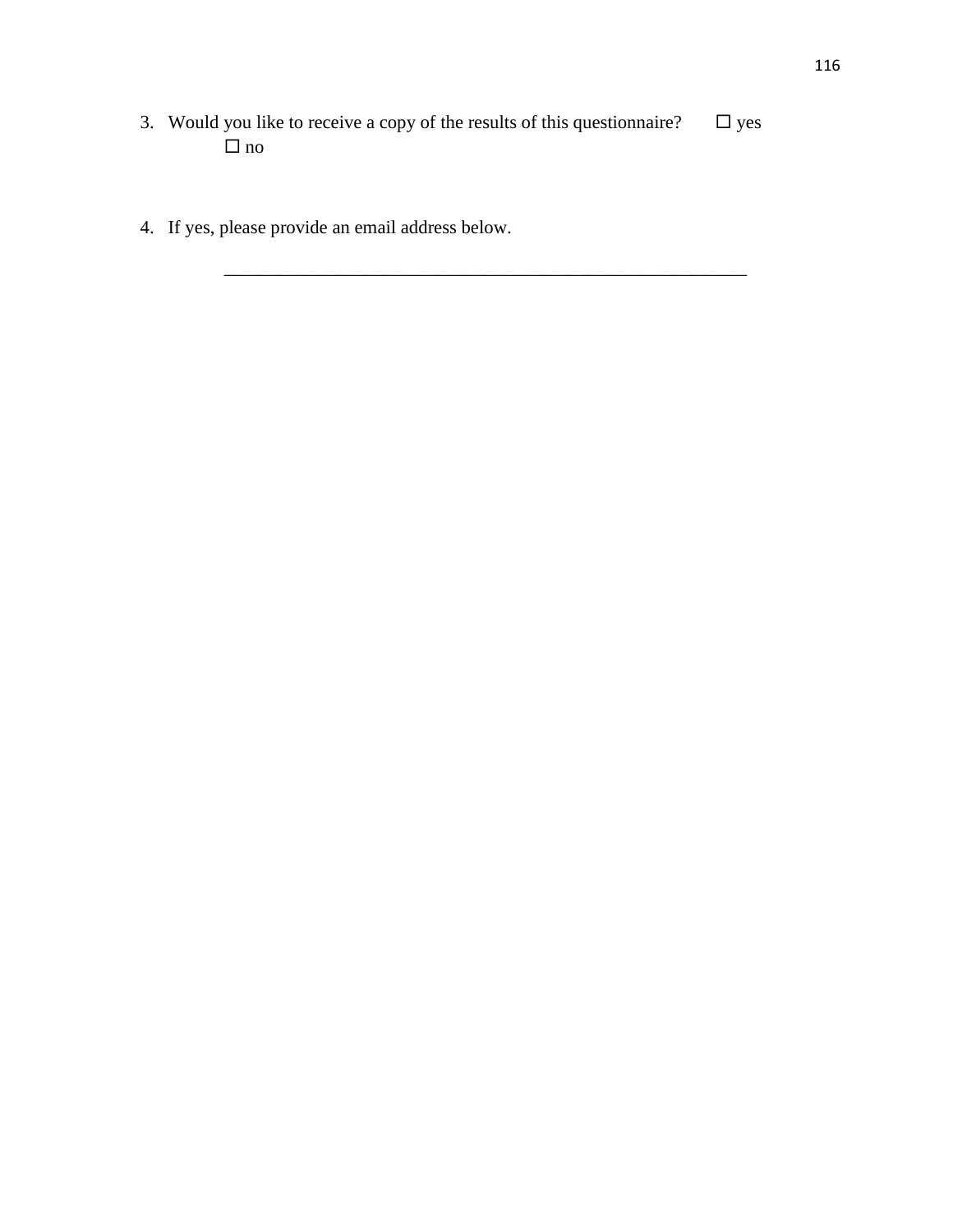3. Would you like to receive a copy of the results of this questionnaire? ☐ yes ☐ no

4. If yes, please provide an email address below.

    ___________________________________________________________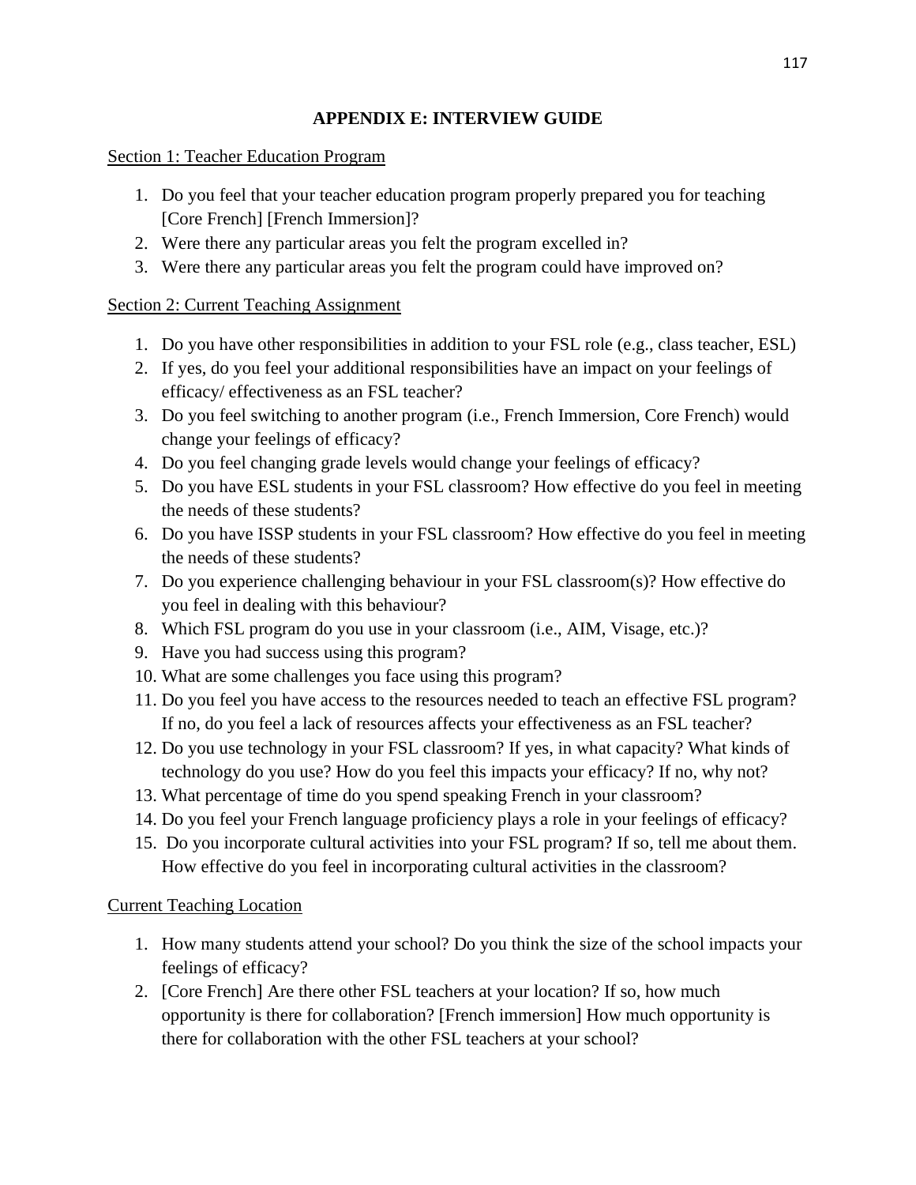# APPENDIX E: INTERVIEW GUIDE

Section 1: Teacher Education Program

1. Do you feel that your teacher education program properly prepared you for teaching [Core French] [French Immersion]?
2. Were there any particular areas you felt the program excelled in?
3. Were there any particular areas you felt the program could have improved on?

Section 2: Current Teaching Assignment

1. Do you have other responsibilities in addition to your FSL role (e.g., class teacher, ESL)
2. If yes, do you feel your additional responsibilities have an impact on your feelings of efficacy/ effectiveness as an FSL teacher?
3. Do you feel switching to another program (i.e., French Immersion, Core French) would change your feelings of efficacy?
4. Do you feel changing grade levels would change your feelings of efficacy?
5. Do you have ESL students in your FSL classroom? How effective do you feel in meeting the needs of these students?
6. Do you have ISSP students in your FSL classroom? How effective do you feel in meeting the needs of these students?
7. Do you experience challenging behaviour in your FSL classroom(s)? How effective do you feel in dealing with this behaviour?
8. Which FSL program do you use in your classroom (i.e., AIM, Visage, etc.)?
9. Have you had success using this program?
10. What are some challenges you face using this program?
11. Do you feel you have access to the resources needed to teach an effective FSL program? If no, do you feel a lack of resources affects your effectiveness as an FSL teacher?
12. Do you use technology in your FSL classroom? If yes, in what capacity? What kinds of technology do you use? How do you feel this impacts your efficacy? If no, why not?
13. What percentage of time do you spend speaking French in your classroom?
14. Do you feel your French language proficiency plays a role in your feelings of efficacy?
15. Do you incorporate cultural activities into your FSL program? If so, tell me about them. How effective do you feel in incorporating cultural activities in the classroom?

Current Teaching Location

1. How many students attend your school? Do you think the size of the school impacts your feelings of efficacy?
2. [Core French] Are there other FSL teachers at your location? If so, how much opportunity is there for collaboration? [French immersion] How much opportunity is there for collaboration with the other FSL teachers at your school?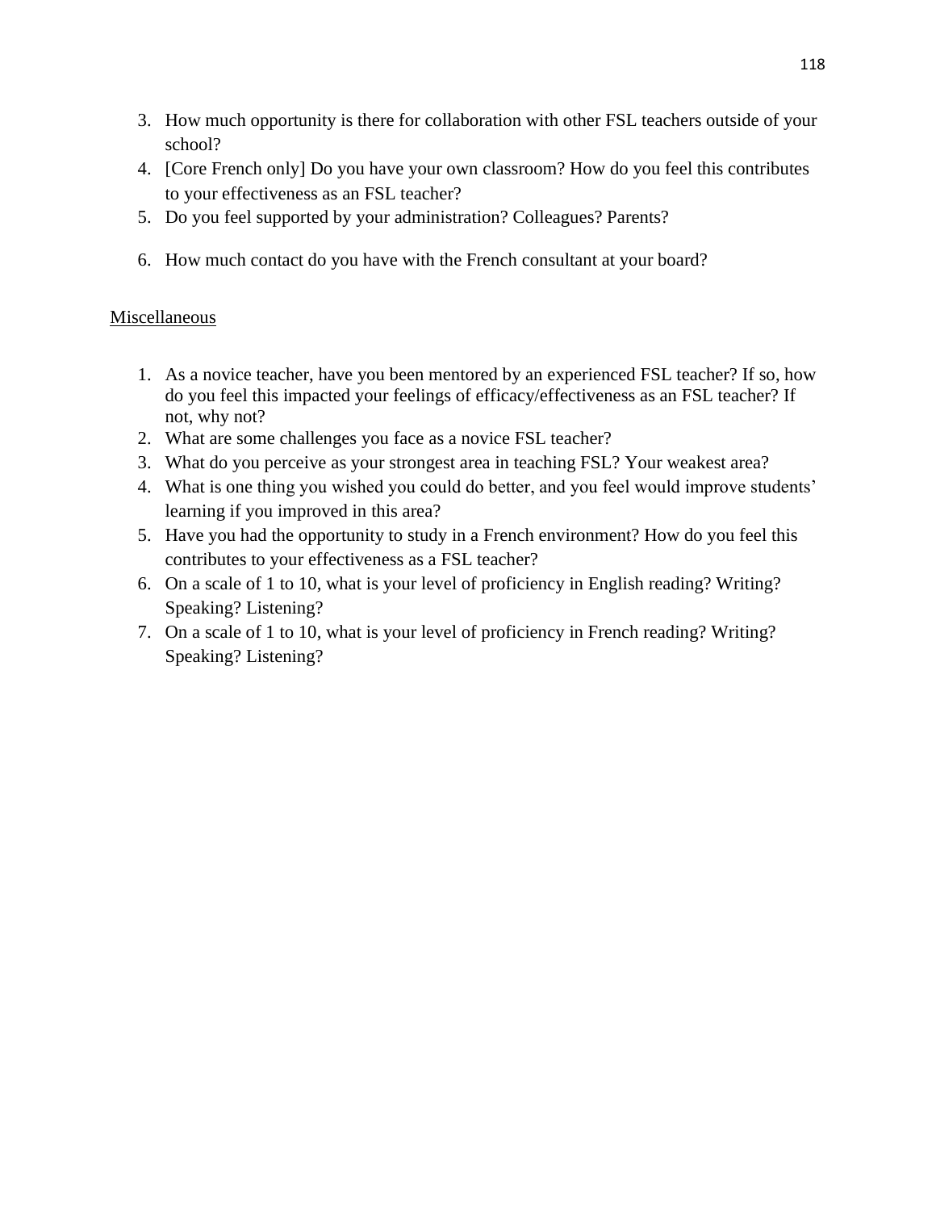3. How much opportunity is there for collaboration with other FSL teachers outside of your school?
4. [Core French only] Do you have your own classroom? How do you feel this contributes to your effectiveness as an FSL teacher?
5. Do you feel supported by your administration? Colleagues? Parents?
6. How much contact do you have with the French consultant at your board?

Miscellaneous

1. As a novice teacher, have you been mentored by an experienced FSL teacher? If so, how do you feel this impacted your feelings of efficacy/effectiveness as an FSL teacher? If not, why not?
2. What are some challenges you face as a novice FSL teacher?
3. What do you perceive as your strongest area in teaching FSL? Your weakest area?
4. What is one thing you wished you could do better, and you feel would improve students' learning if you improved in this area?
5. Have you had the opportunity to study in a French environment? How do you feel this contributes to your effectiveness as a FSL teacher?
6. On a scale of 1 to 10, what is your level of proficiency in English reading? Writing? Speaking? Listening?
7. On a scale of 1 to 10, what is your level of proficiency in French reading? Writing? Speaking? Listening?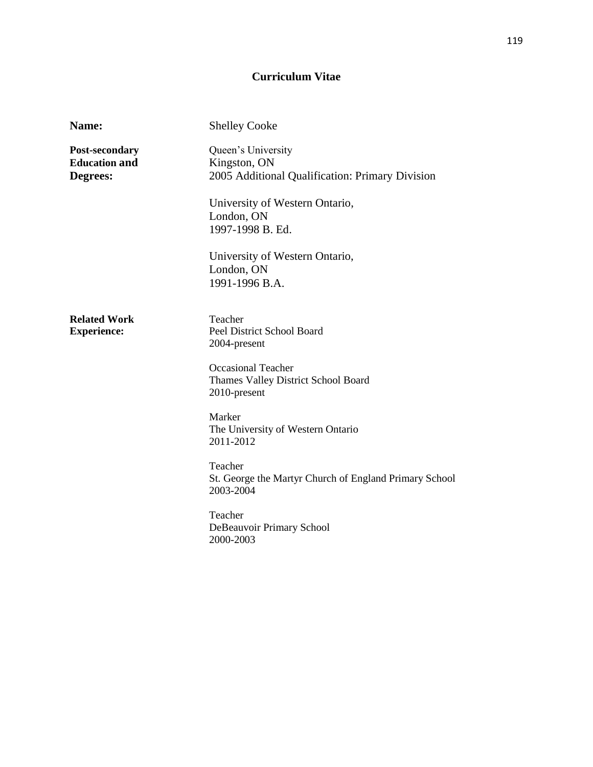# Curriculum Vitae

**Name:** Shelley Cooke

**Post-secondary Education and Degrees:**

Queen's University
Kingston, ON
2005 Additional Qualification: Primary Division

University of Western Ontario,
London, ON
1997-1998 B. Ed.

University of Western Ontario,
London, ON
1991-1996 B.A.

**Related Work Experience:**

Teacher
Peel District School Board
2004-present

Occasional Teacher
Thames Valley District School Board
2010-present

Marker
The University of Western Ontario
2011-2012

Teacher
St. George the Martyr Church of England Primary School
2003-2004

Teacher
DeBeauvoir Primary School
2000-2003